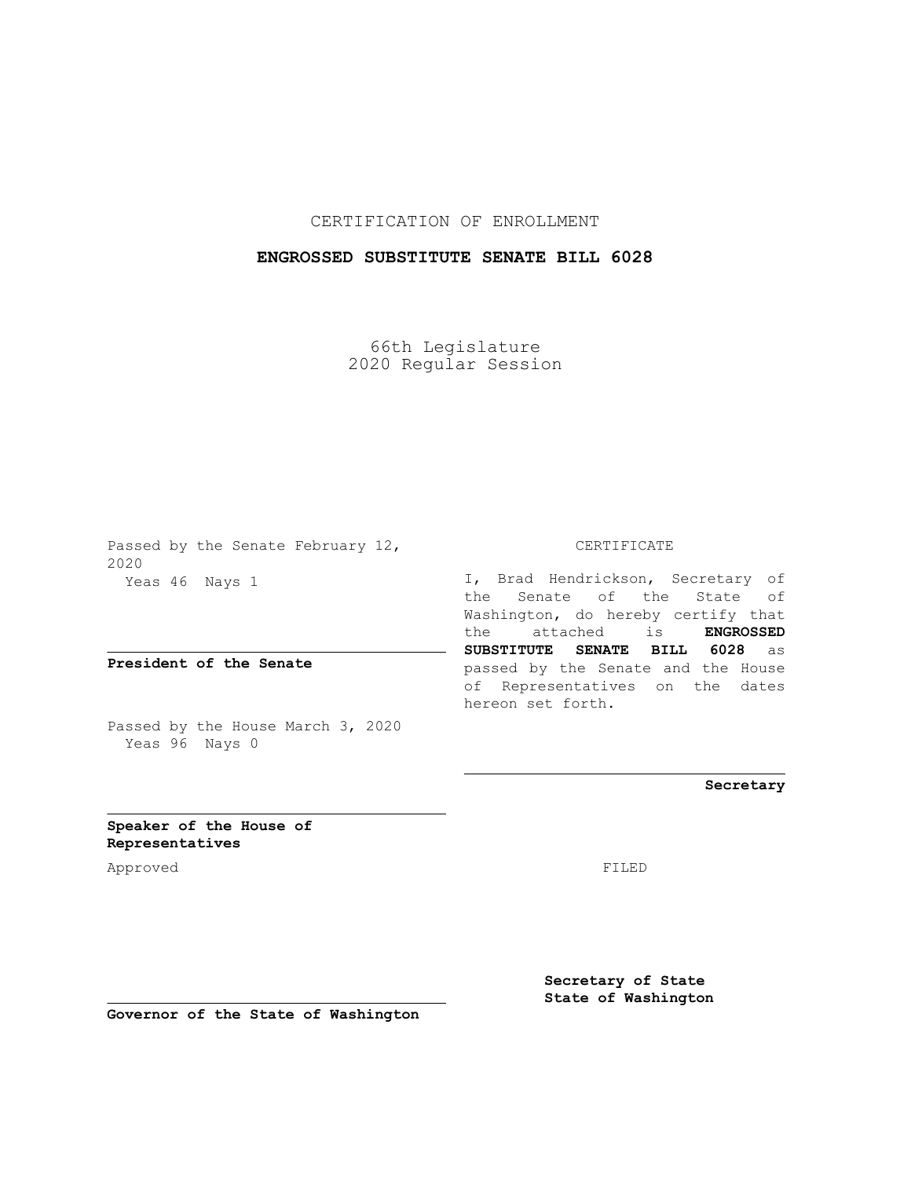CERTIFICATION OF ENROLLMENT

# ENGROSSED SUBSTITUTE SENATE BILL 6028

66th Legislature
2020 Regular Session

Passed by the Senate February 12, 2020
Yeas 46 Nays 1

**President of the Senate**

Passed by the House March 3, 2020
Yeas 96 Nays 0

**Speaker of the House of Representatives**

Approved

**Governor of the State of Washington**

CERTIFICATE

I, Brad Hendrickson, Secretary of the Senate of the State of Washington, do hereby certify that the attached is **ENGROSSED SUBSTITUTE SENATE BILL 6028** as passed by the Senate and the House of Representatives on the dates hereon set forth.

**Secretary**

FILED

**Secretary of State**
**State of Washington**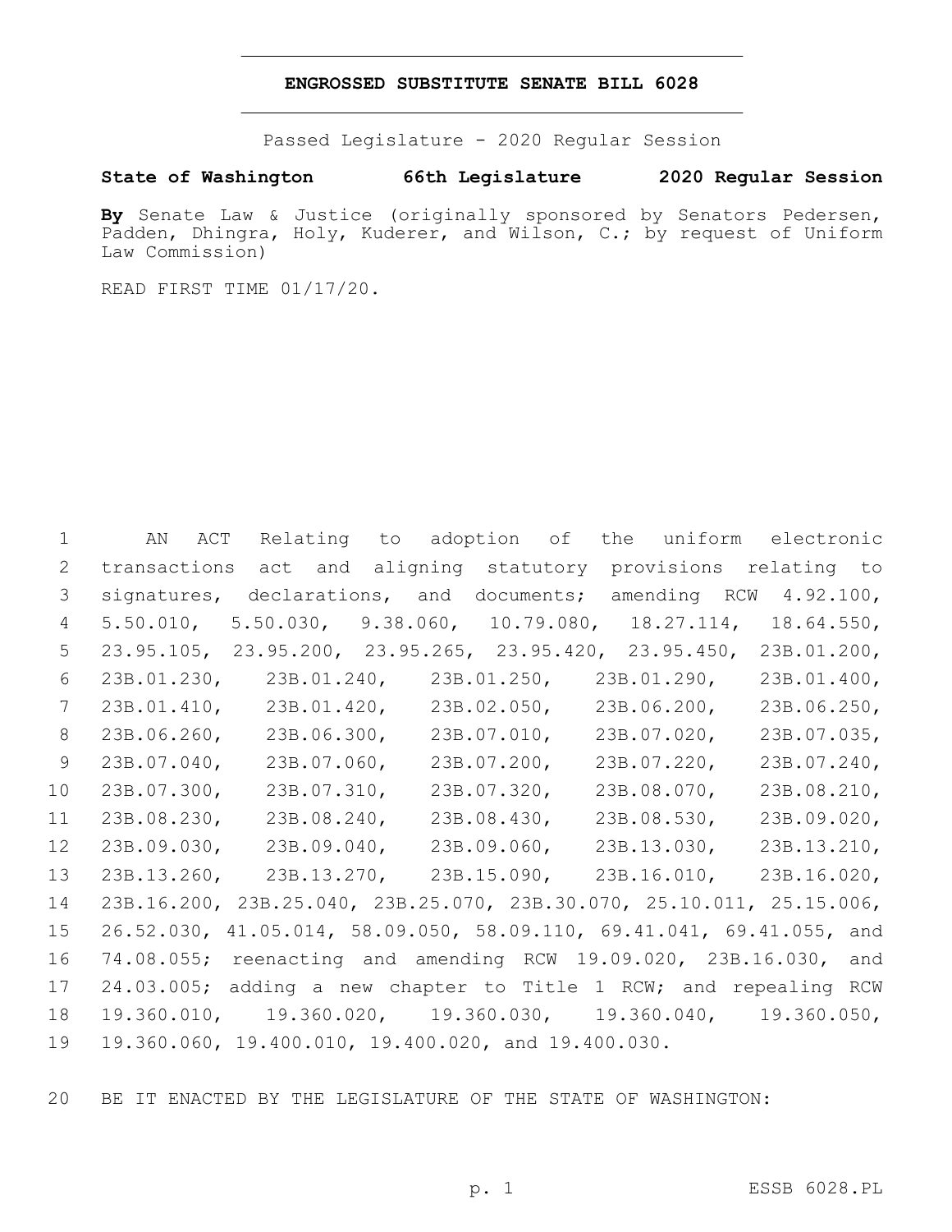# ENGROSSED SUBSTITUTE SENATE BILL 6028

Passed Legislature - 2020 Regular Session

**State of Washington 66th Legislature 2020 Regular Session**

**By** Senate Law & Justice (originally sponsored by Senators Pedersen, Padden, Dhingra, Holy, Kuderer, and Wilson, C.; by request of Uniform Law Commission)

READ FIRST TIME 01/17/20.

AN ACT Relating to adoption of the uniform electronic transactions act and aligning statutory provisions relating to signatures, declarations, and documents; amending RCW 4.92.100, 5.50.010, 5.50.030, 9.38.060, 10.79.080, 18.27.114, 18.64.550, 23.95.105, 23.95.200, 23.95.265, 23.95.420, 23.95.450, 23B.01.200, 23B.01.230, 23B.01.240, 23B.01.250, 23B.01.290, 23B.01.400, 23B.01.410, 23B.01.420, 23B.02.050, 23B.06.200, 23B.06.250, 23B.06.260, 23B.06.300, 23B.07.010, 23B.07.020, 23B.07.035, 23B.07.040, 23B.07.060, 23B.07.200, 23B.07.220, 23B.07.240, 23B.07.300, 23B.07.310, 23B.07.320, 23B.08.070, 23B.08.210, 23B.08.230, 23B.08.240, 23B.08.430, 23B.08.530, 23B.09.020, 23B.09.030, 23B.09.040, 23B.09.060, 23B.13.030, 23B.13.210, 23B.13.260, 23B.13.270, 23B.15.090, 23B.16.010, 23B.16.020, 23B.16.200, 23B.25.040, 23B.25.070, 23B.30.070, 25.10.011, 25.15.006, 26.52.030, 41.05.014, 58.09.050, 58.09.110, 69.41.041, 69.41.055, and 74.08.055; reenacting and amending RCW 19.09.020, 23B.16.030, and 24.03.005; adding a new chapter to Title 1 RCW; and repealing RCW 19.360.010, 19.360.020, 19.360.030, 19.360.040, 19.360.050, 19.360.060, 19.400.010, 19.400.020, and 19.400.030.

BE IT ENACTED BY THE LEGISLATURE OF THE STATE OF WASHINGTON: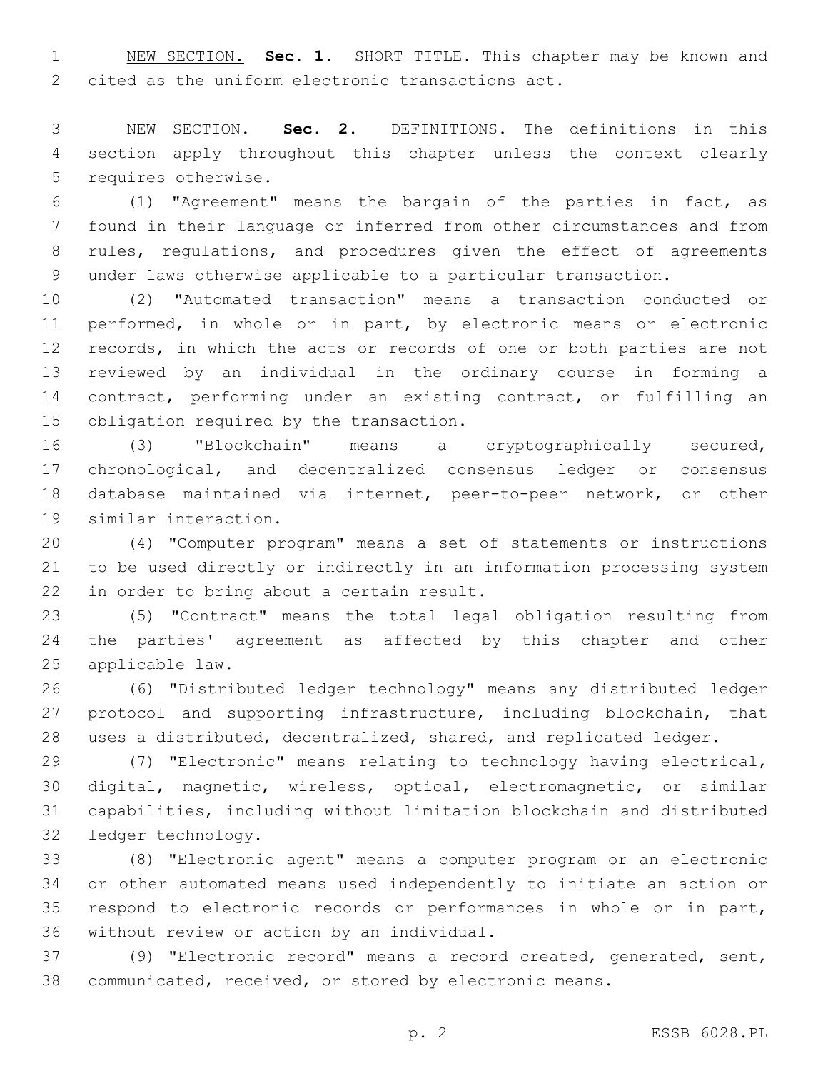NEW SECTION. **Sec. 1.** SHORT TITLE. This chapter may be known and cited as the uniform electronic transactions act.

NEW SECTION. **Sec. 2.** DEFINITIONS. The definitions in this section apply throughout this chapter unless the context clearly requires otherwise.

(1) "Agreement" means the bargain of the parties in fact, as found in their language or inferred from other circumstances and from rules, regulations, and procedures given the effect of agreements under laws otherwise applicable to a particular transaction.

(2) "Automated transaction" means a transaction conducted or performed, in whole or in part, by electronic means or electronic records, in which the acts or records of one or both parties are not reviewed by an individual in the ordinary course in forming a contract, performing under an existing contract, or fulfilling an obligation required by the transaction.

(3) "Blockchain" means a cryptographically secured, chronological, and decentralized consensus ledger or consensus database maintained via internet, peer-to-peer network, or other similar interaction.

(4) "Computer program" means a set of statements or instructions to be used directly or indirectly in an information processing system in order to bring about a certain result.

(5) "Contract" means the total legal obligation resulting from the parties' agreement as affected by this chapter and other applicable law.

(6) "Distributed ledger technology" means any distributed ledger protocol and supporting infrastructure, including blockchain, that uses a distributed, decentralized, shared, and replicated ledger.

(7) "Electronic" means relating to technology having electrical, digital, magnetic, wireless, optical, electromagnetic, or similar capabilities, including without limitation blockchain and distributed ledger technology.

(8) "Electronic agent" means a computer program or an electronic or other automated means used independently to initiate an action or respond to electronic records or performances in whole or in part, without review or action by an individual.

(9) "Electronic record" means a record created, generated, sent, communicated, received, or stored by electronic means.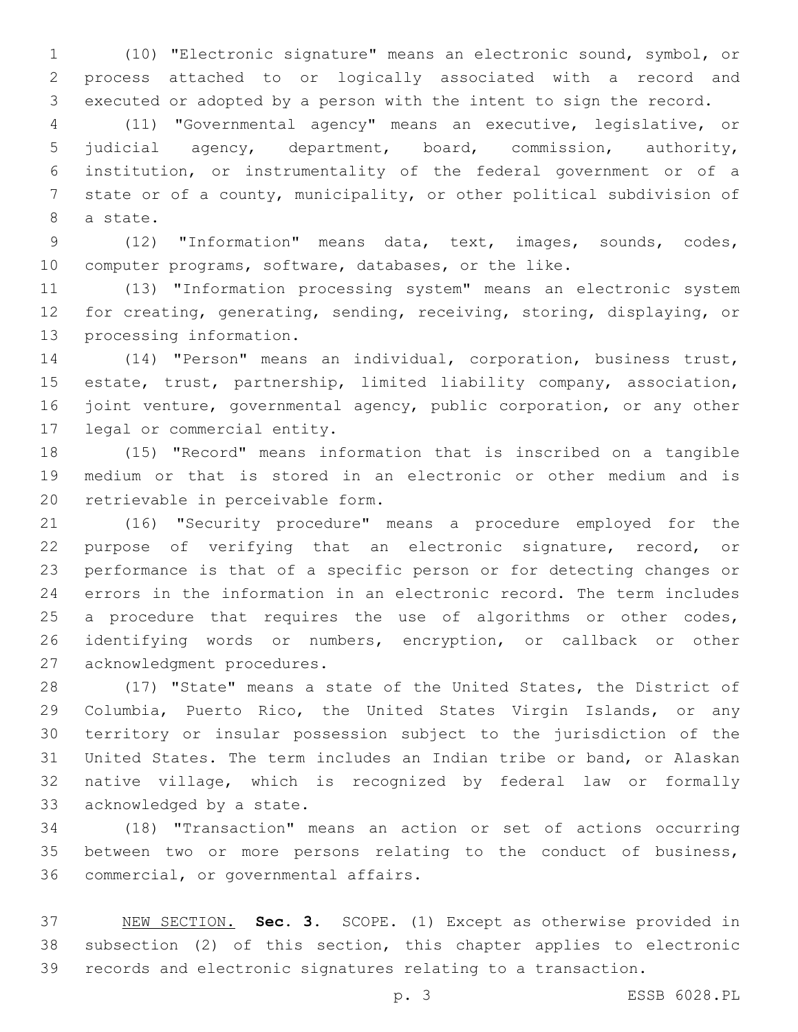(10) "Electronic signature" means an electronic sound, symbol, or process attached to or logically associated with a record and executed or adopted by a person with the intent to sign the record.

(11) "Governmental agency" means an executive, legislative, or judicial agency, department, board, commission, authority, institution, or instrumentality of the federal government or of a state or of a county, municipality, or other political subdivision of a state.

(12) "Information" means data, text, images, sounds, codes, computer programs, software, databases, or the like.

(13) "Information processing system" means an electronic system for creating, generating, sending, receiving, storing, displaying, or processing information.

(14) "Person" means an individual, corporation, business trust, estate, trust, partnership, limited liability company, association, joint venture, governmental agency, public corporation, or any other legal or commercial entity.

(15) "Record" means information that is inscribed on a tangible medium or that is stored in an electronic or other medium and is retrievable in perceivable form.

(16) "Security procedure" means a procedure employed for the purpose of verifying that an electronic signature, record, or performance is that of a specific person or for detecting changes or errors in the information in an electronic record. The term includes a procedure that requires the use of algorithms or other codes, identifying words or numbers, encryption, or callback or other acknowledgment procedures.

(17) "State" means a state of the United States, the District of Columbia, Puerto Rico, the United States Virgin Islands, or any territory or insular possession subject to the jurisdiction of the United States. The term includes an Indian tribe or band, or Alaskan native village, which is recognized by federal law or formally acknowledged by a state.

(18) "Transaction" means an action or set of actions occurring between two or more persons relating to the conduct of business, commercial, or governmental affairs.

NEW SECTION. **Sec. 3.** SCOPE. (1) Except as otherwise provided in subsection (2) of this section, this chapter applies to electronic records and electronic signatures relating to a transaction.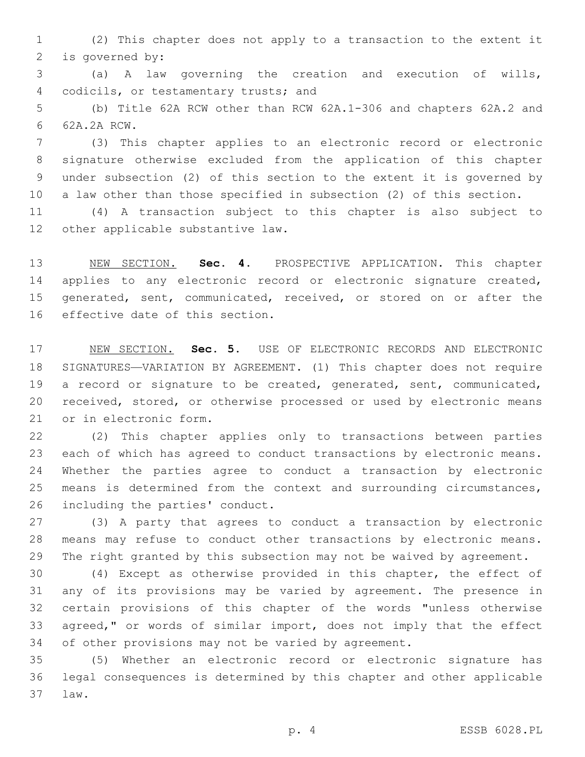(2) This chapter does not apply to a transaction to the extent it is governed by:

(a) A law governing the creation and execution of wills, codicils, or testamentary trusts; and

(b) Title 62A RCW other than RCW 62A.1-306 and chapters 62A.2 and 62A.2A RCW.

(3) This chapter applies to an electronic record or electronic signature otherwise excluded from the application of this chapter under subsection (2) of this section to the extent it is governed by a law other than those specified in subsection (2) of this section.

(4) A transaction subject to this chapter is also subject to other applicable substantive law.

NEW SECTION. **Sec. 4.** PROSPECTIVE APPLICATION. This chapter applies to any electronic record or electronic signature created, generated, sent, communicated, received, or stored on or after the effective date of this section.

NEW SECTION. **Sec. 5.** USE OF ELECTRONIC RECORDS AND ELECTRONIC SIGNATURES—VARIATION BY AGREEMENT. (1) This chapter does not require a record or signature to be created, generated, sent, communicated, received, stored, or otherwise processed or used by electronic means or in electronic form.

(2) This chapter applies only to transactions between parties each of which has agreed to conduct transactions by electronic means. Whether the parties agree to conduct a transaction by electronic means is determined from the context and surrounding circumstances, including the parties' conduct.

(3) A party that agrees to conduct a transaction by electronic means may refuse to conduct other transactions by electronic means. The right granted by this subsection may not be waived by agreement.

(4) Except as otherwise provided in this chapter, the effect of any of its provisions may be varied by agreement. The presence in certain provisions of this chapter of the words "unless otherwise agreed," or words of similar import, does not imply that the effect of other provisions may not be varied by agreement.

(5) Whether an electronic record or electronic signature has legal consequences is determined by this chapter and other applicable law.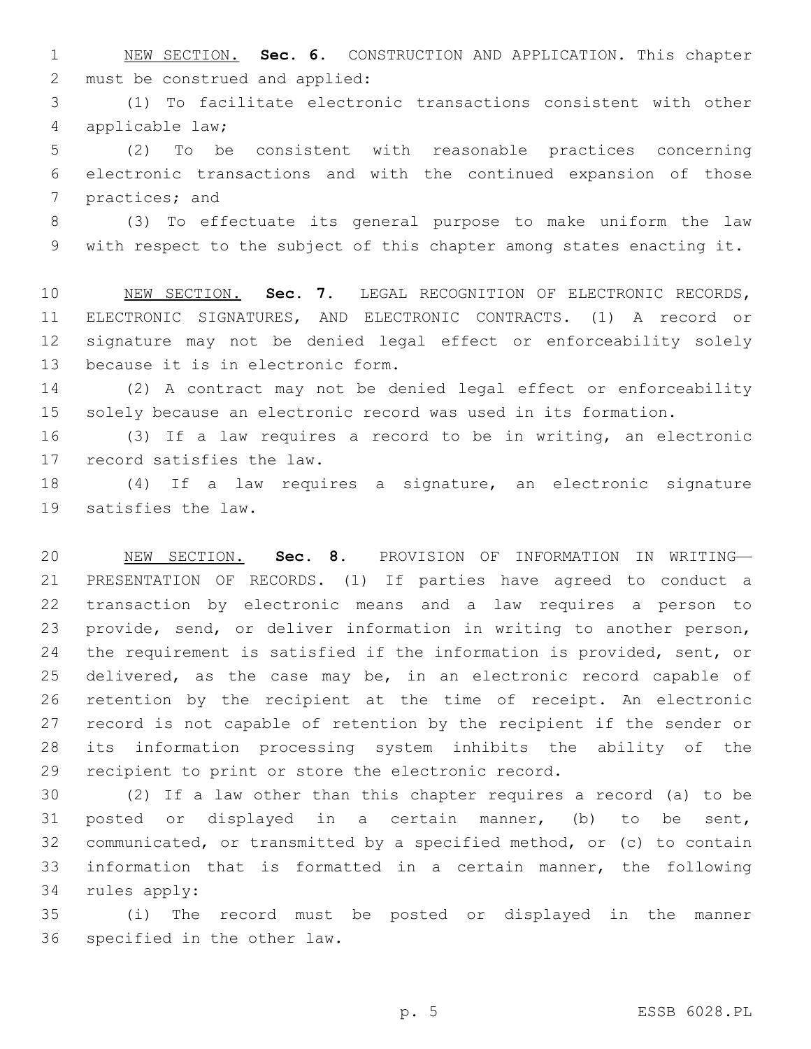NEW SECTION. **Sec. 6.** CONSTRUCTION AND APPLICATION. This chapter must be construed and applied:

(1) To facilitate electronic transactions consistent with other applicable law;

(2) To be consistent with reasonable practices concerning electronic transactions and with the continued expansion of those practices; and

(3) To effectuate its general purpose to make uniform the law with respect to the subject of this chapter among states enacting it.

NEW SECTION. **Sec. 7.** LEGAL RECOGNITION OF ELECTRONIC RECORDS, ELECTRONIC SIGNATURES, AND ELECTRONIC CONTRACTS. (1) A record or signature may not be denied legal effect or enforceability solely because it is in electronic form.

(2) A contract may not be denied legal effect or enforceability solely because an electronic record was used in its formation.

(3) If a law requires a record to be in writing, an electronic record satisfies the law.

(4) If a law requires a signature, an electronic signature satisfies the law.

NEW SECTION. **Sec. 8.** PROVISION OF INFORMATION IN WRITING—PRESENTATION OF RECORDS. (1) If parties have agreed to conduct a transaction by electronic means and a law requires a person to provide, send, or deliver information in writing to another person, the requirement is satisfied if the information is provided, sent, or delivered, as the case may be, in an electronic record capable of retention by the recipient at the time of receipt. An electronic record is not capable of retention by the recipient if the sender or its information processing system inhibits the ability of the recipient to print or store the electronic record.

(2) If a law other than this chapter requires a record (a) to be posted or displayed in a certain manner, (b) to be sent, communicated, or transmitted by a specified method, or (c) to contain information that is formatted in a certain manner, the following rules apply:

(i) The record must be posted or displayed in the manner specified in the other law.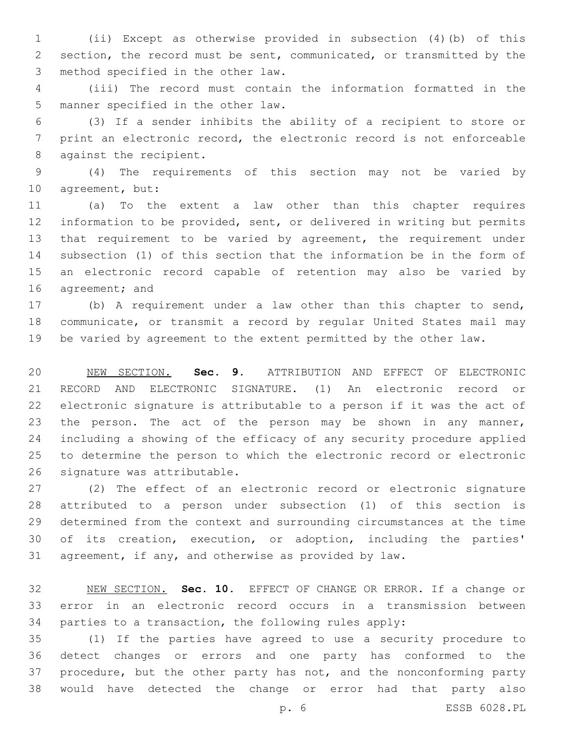(ii) Except as otherwise provided in subsection (4)(b) of this section, the record must be sent, communicated, or transmitted by the method specified in the other law.

(iii) The record must contain the information formatted in the manner specified in the other law.

(3) If a sender inhibits the ability of a recipient to store or print an electronic record, the electronic record is not enforceable against the recipient.

(4) The requirements of this section may not be varied by agreement, but:

(a) To the extent a law other than this chapter requires information to be provided, sent, or delivered in writing but permits that requirement to be varied by agreement, the requirement under subsection (1) of this section that the information be in the form of an electronic record capable of retention may also be varied by agreement; and

(b) A requirement under a law other than this chapter to send, communicate, or transmit a record by regular United States mail may be varied by agreement to the extent permitted by the other law.

NEW SECTION. **Sec. 9.** ATTRIBUTION AND EFFECT OF ELECTRONIC RECORD AND ELECTRONIC SIGNATURE. (1) An electronic record or electronic signature is attributable to a person if it was the act of the person. The act of the person may be shown in any manner, including a showing of the efficacy of any security procedure applied to determine the person to which the electronic record or electronic signature was attributable.

(2) The effect of an electronic record or electronic signature attributed to a person under subsection (1) of this section is determined from the context and surrounding circumstances at the time of its creation, execution, or adoption, including the parties' agreement, if any, and otherwise as provided by law.

NEW SECTION. **Sec. 10.** EFFECT OF CHANGE OR ERROR. If a change or error in an electronic record occurs in a transmission between parties to a transaction, the following rules apply:

(1) If the parties have agreed to use a security procedure to detect changes or errors and one party has conformed to the procedure, but the other party has not, and the nonconforming party would have detected the change or error had that party also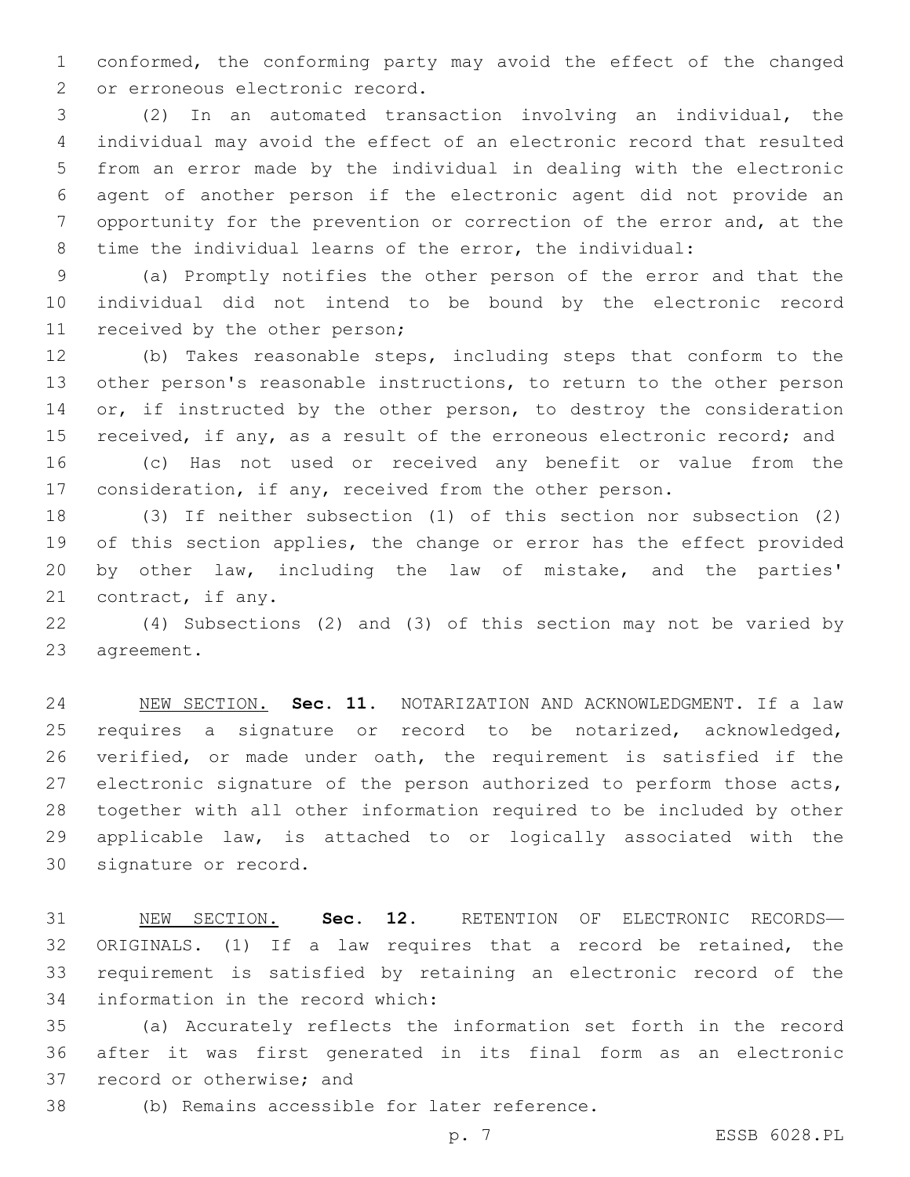conformed, the conforming party may avoid the effect of the changed or erroneous electronic record.

(2) In an automated transaction involving an individual, the individual may avoid the effect of an electronic record that resulted from an error made by the individual in dealing with the electronic agent of another person if the electronic agent did not provide an opportunity for the prevention or correction of the error and, at the time the individual learns of the error, the individual:

(a) Promptly notifies the other person of the error and that the individual did not intend to be bound by the electronic record received by the other person;

(b) Takes reasonable steps, including steps that conform to the other person's reasonable instructions, to return to the other person or, if instructed by the other person, to destroy the consideration received, if any, as a result of the erroneous electronic record; and

(c) Has not used or received any benefit or value from the consideration, if any, received from the other person.

(3) If neither subsection (1) of this section nor subsection (2) of this section applies, the change or error has the effect provided by other law, including the law of mistake, and the parties' contract, if any.

(4) Subsections (2) and (3) of this section may not be varied by agreement.

NEW SECTION. **Sec. 11.** NOTARIZATION AND ACKNOWLEDGMENT. If a law requires a signature or record to be notarized, acknowledged, verified, or made under oath, the requirement is satisfied if the electronic signature of the person authorized to perform those acts, together with all other information required to be included by other applicable law, is attached to or logically associated with the signature or record.

NEW SECTION. **Sec. 12.** RETENTION OF ELECTRONIC RECORDS—ORIGINALS. (1) If a law requires that a record be retained, the requirement is satisfied by retaining an electronic record of the information in the record which:

(a) Accurately reflects the information set forth in the record after it was first generated in its final form as an electronic record or otherwise; and

(b) Remains accessible for later reference.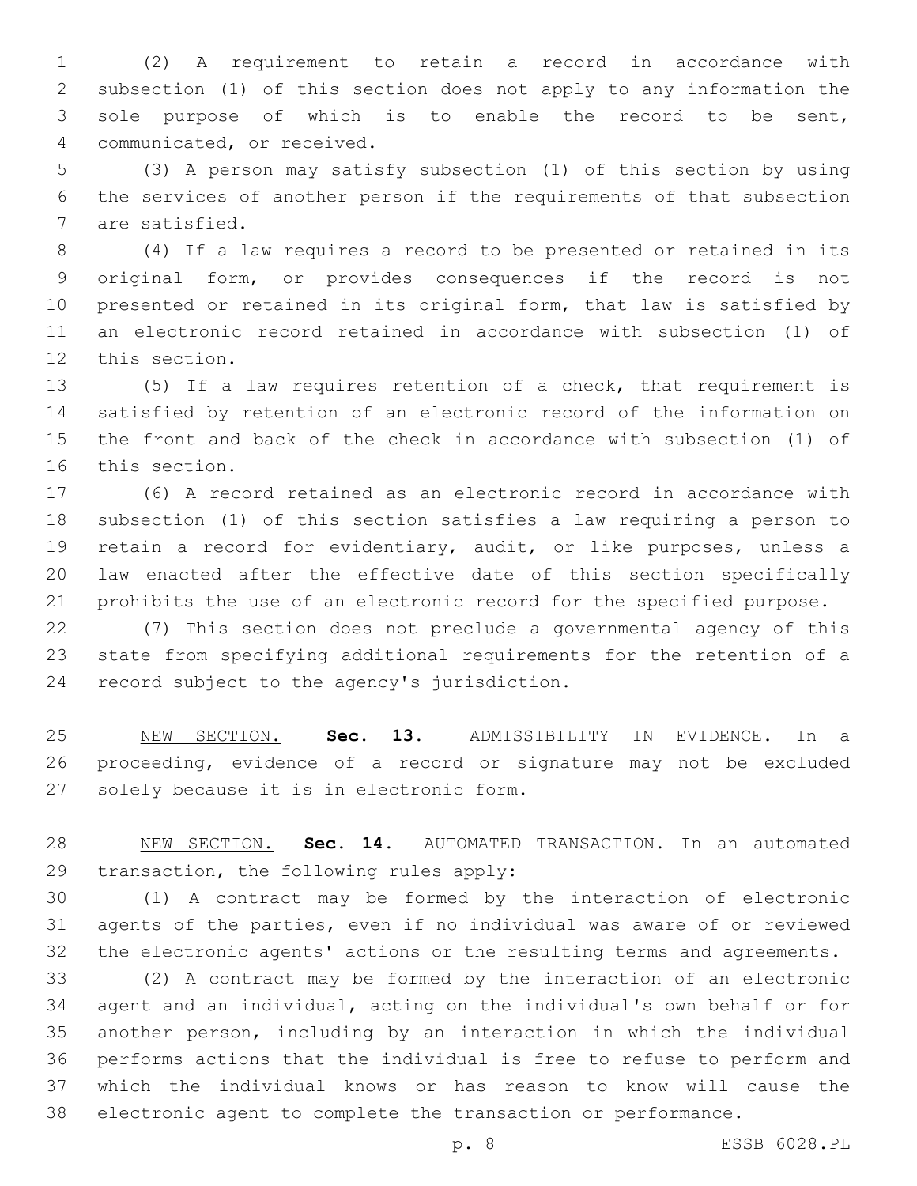(2) A requirement to retain a record in accordance with subsection (1) of this section does not apply to any information the sole purpose of which is to enable the record to be sent, communicated, or received.

(3) A person may satisfy subsection (1) of this section by using the services of another person if the requirements of that subsection are satisfied.

(4) If a law requires a record to be presented or retained in its original form, or provides consequences if the record is not presented or retained in its original form, that law is satisfied by an electronic record retained in accordance with subsection (1) of this section.

(5) If a law requires retention of a check, that requirement is satisfied by retention of an electronic record of the information on the front and back of the check in accordance with subsection (1) of this section.

(6) A record retained as an electronic record in accordance with subsection (1) of this section satisfies a law requiring a person to retain a record for evidentiary, audit, or like purposes, unless a law enacted after the effective date of this section specifically prohibits the use of an electronic record for the specified purpose.

(7) This section does not preclude a governmental agency of this state from specifying additional requirements for the retention of a record subject to the agency's jurisdiction.

NEW SECTION. **Sec. 13.** ADMISSIBILITY IN EVIDENCE. In a proceeding, evidence of a record or signature may not be excluded solely because it is in electronic form.

NEW SECTION. **Sec. 14.** AUTOMATED TRANSACTION. In an automated transaction, the following rules apply:

(1) A contract may be formed by the interaction of electronic agents of the parties, even if no individual was aware of or reviewed the electronic agents' actions or the resulting terms and agreements.

(2) A contract may be formed by the interaction of an electronic agent and an individual, acting on the individual's own behalf or for another person, including by an interaction in which the individual performs actions that the individual is free to refuse to perform and which the individual knows or has reason to know will cause the electronic agent to complete the transaction or performance.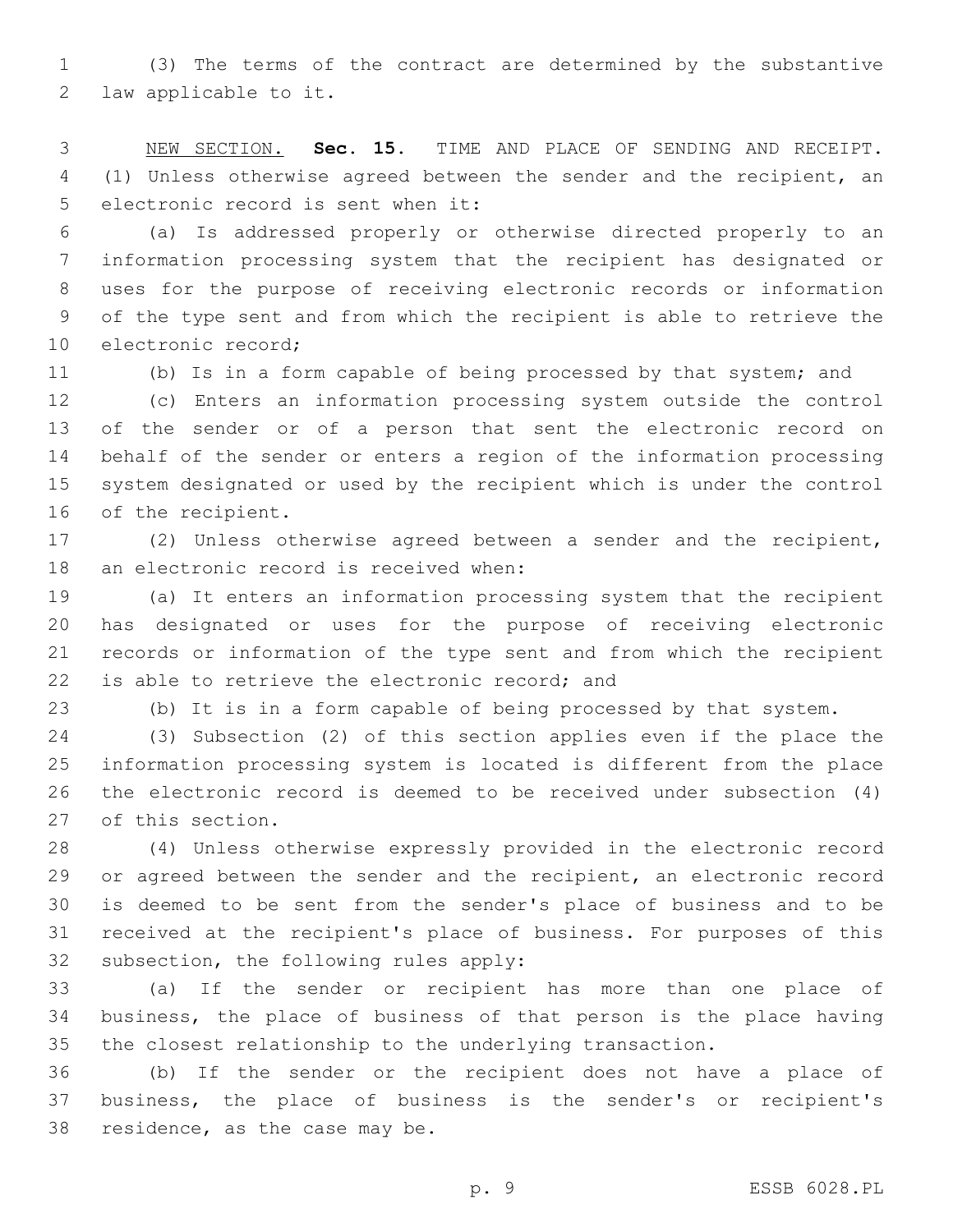(3) The terms of the contract are determined by the substantive law applicable to it.

NEW SECTION. **Sec. 15.** TIME AND PLACE OF SENDING AND RECEIPT. (1) Unless otherwise agreed between the sender and the recipient, an electronic record is sent when it:

(a) Is addressed properly or otherwise directed properly to an information processing system that the recipient has designated or uses for the purpose of receiving electronic records or information of the type sent and from which the recipient is able to retrieve the electronic record;

(b) Is in a form capable of being processed by that system; and

(c) Enters an information processing system outside the control of the sender or of a person that sent the electronic record on behalf of the sender or enters a region of the information processing system designated or used by the recipient which is under the control of the recipient.

(2) Unless otherwise agreed between a sender and the recipient, an electronic record is received when:

(a) It enters an information processing system that the recipient has designated or uses for the purpose of receiving electronic records or information of the type sent and from which the recipient is able to retrieve the electronic record; and

(b) It is in a form capable of being processed by that system.

(3) Subsection (2) of this section applies even if the place the information processing system is located is different from the place the electronic record is deemed to be received under subsection (4) of this section.

(4) Unless otherwise expressly provided in the electronic record or agreed between the sender and the recipient, an electronic record is deemed to be sent from the sender's place of business and to be received at the recipient's place of business. For purposes of this subsection, the following rules apply:

(a) If the sender or recipient has more than one place of business, the place of business of that person is the place having the closest relationship to the underlying transaction.

(b) If the sender or the recipient does not have a place of business, the place of business is the sender's or recipient's residence, as the case may be.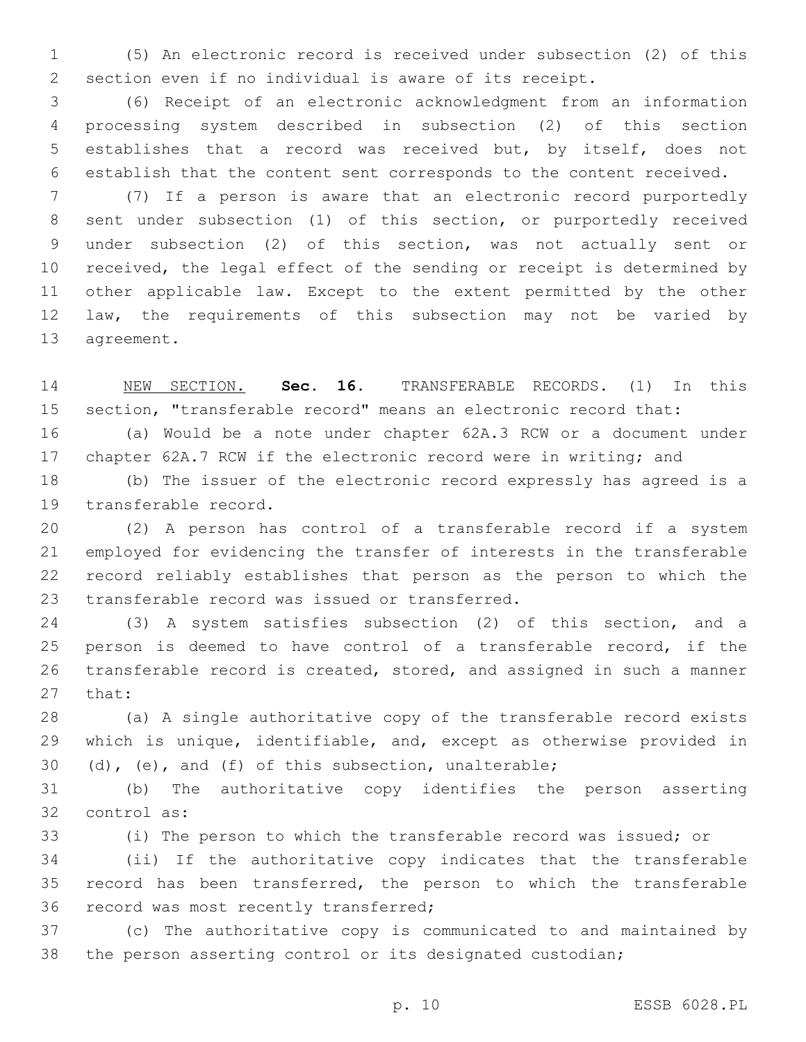(5) An electronic record is received under subsection (2) of this section even if no individual is aware of its receipt.

(6) Receipt of an electronic acknowledgment from an information processing system described in subsection (2) of this section establishes that a record was received but, by itself, does not establish that the content sent corresponds to the content received.

(7) If a person is aware that an electronic record purportedly sent under subsection (1) of this section, or purportedly received under subsection (2) of this section, was not actually sent or received, the legal effect of the sending or receipt is determined by other applicable law. Except to the extent permitted by the other law, the requirements of this subsection may not be varied by agreement.

NEW SECTION. **Sec. 16.** TRANSFERABLE RECORDS. (1) In this section, "transferable record" means an electronic record that:

(a) Would be a note under chapter 62A.3 RCW or a document under chapter 62A.7 RCW if the electronic record were in writing; and

(b) The issuer of the electronic record expressly has agreed is a transferable record.

(2) A person has control of a transferable record if a system employed for evidencing the transfer of interests in the transferable record reliably establishes that person as the person to which the transferable record was issued or transferred.

(3) A system satisfies subsection (2) of this section, and a person is deemed to have control of a transferable record, if the transferable record is created, stored, and assigned in such a manner that:

(a) A single authoritative copy of the transferable record exists which is unique, identifiable, and, except as otherwise provided in (d), (e), and (f) of this subsection, unalterable;

(b) The authoritative copy identifies the person asserting control as:

(i) The person to which the transferable record was issued; or

(ii) If the authoritative copy indicates that the transferable record has been transferred, the person to which the transferable record was most recently transferred;

(c) The authoritative copy is communicated to and maintained by the person asserting control or its designated custodian;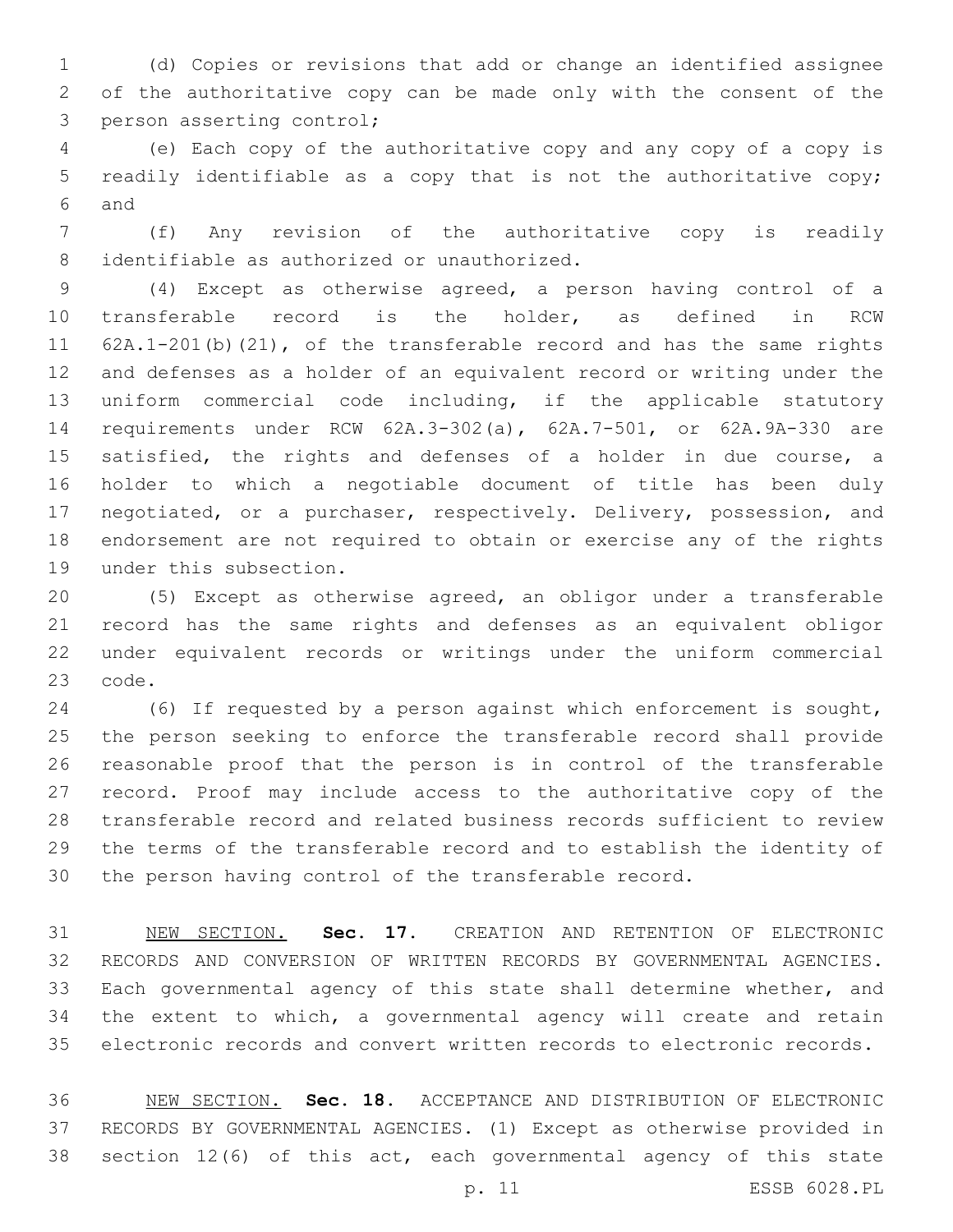(d) Copies or revisions that add or change an identified assignee of the authoritative copy can be made only with the consent of the person asserting control;

(e) Each copy of the authoritative copy and any copy of a copy is readily identifiable as a copy that is not the authoritative copy; and

(f) Any revision of the authoritative copy is readily identifiable as authorized or unauthorized.

(4) Except as otherwise agreed, a person having control of a transferable record is the holder, as defined in RCW 62A.1-201(b)(21), of the transferable record and has the same rights and defenses as a holder of an equivalent record or writing under the uniform commercial code including, if the applicable statutory requirements under RCW 62A.3-302(a), 62A.7-501, or 62A.9A-330 are satisfied, the rights and defenses of a holder in due course, a holder to which a negotiable document of title has been duly negotiated, or a purchaser, respectively. Delivery, possession, and endorsement are not required to obtain or exercise any of the rights under this subsection.

(5) Except as otherwise agreed, an obligor under a transferable record has the same rights and defenses as an equivalent obligor under equivalent records or writings under the uniform commercial code.

(6) If requested by a person against which enforcement is sought, the person seeking to enforce the transferable record shall provide reasonable proof that the person is in control of the transferable record. Proof may include access to the authoritative copy of the transferable record and related business records sufficient to review the terms of the transferable record and to establish the identity of the person having control of the transferable record.

NEW SECTION. **Sec. 17.** CREATION AND RETENTION OF ELECTRONIC RECORDS AND CONVERSION OF WRITTEN RECORDS BY GOVERNMENTAL AGENCIES. Each governmental agency of this state shall determine whether, and the extent to which, a governmental agency will create and retain electronic records and convert written records to electronic records.

NEW SECTION. **Sec. 18.** ACCEPTANCE AND DISTRIBUTION OF ELECTRONIC RECORDS BY GOVERNMENTAL AGENCIES. (1) Except as otherwise provided in section 12(6) of this act, each governmental agency of this state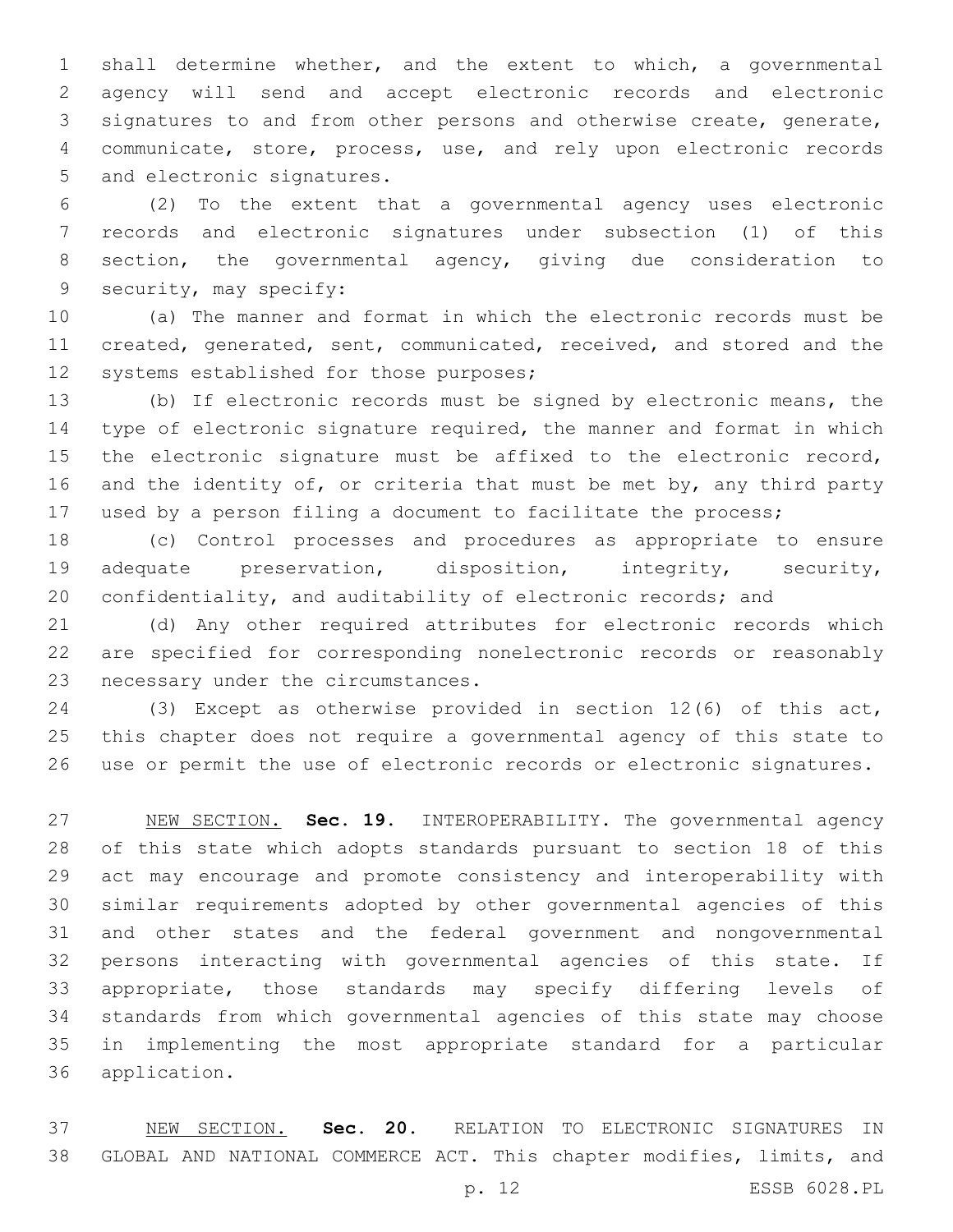shall determine whether, and the extent to which, a governmental agency will send and accept electronic records and electronic signatures to and from other persons and otherwise create, generate, communicate, store, process, use, and rely upon electronic records and electronic signatures.

(2) To the extent that a governmental agency uses electronic records and electronic signatures under subsection (1) of this section, the governmental agency, giving due consideration to security, may specify:

(a) The manner and format in which the electronic records must be created, generated, sent, communicated, received, and stored and the systems established for those purposes;

(b) If electronic records must be signed by electronic means, the type of electronic signature required, the manner and format in which the electronic signature must be affixed to the electronic record, and the identity of, or criteria that must be met by, any third party used by a person filing a document to facilitate the process;

(c) Control processes and procedures as appropriate to ensure adequate preservation, disposition, integrity, security, confidentiality, and auditability of electronic records; and

(d) Any other required attributes for electronic records which are specified for corresponding nonelectronic records or reasonably necessary under the circumstances.

(3) Except as otherwise provided in section 12(6) of this act, this chapter does not require a governmental agency of this state to use or permit the use of electronic records or electronic signatures.

NEW SECTION. **Sec. 19.** INTEROPERABILITY. The governmental agency of this state which adopts standards pursuant to section 18 of this act may encourage and promote consistency and interoperability with similar requirements adopted by other governmental agencies of this and other states and the federal government and nongovernmental persons interacting with governmental agencies of this state. If appropriate, those standards may specify differing levels of standards from which governmental agencies of this state may choose in implementing the most appropriate standard for a particular application.

NEW SECTION. **Sec. 20.** RELATION TO ELECTRONIC SIGNATURES IN GLOBAL AND NATIONAL COMMERCE ACT. This chapter modifies, limits, and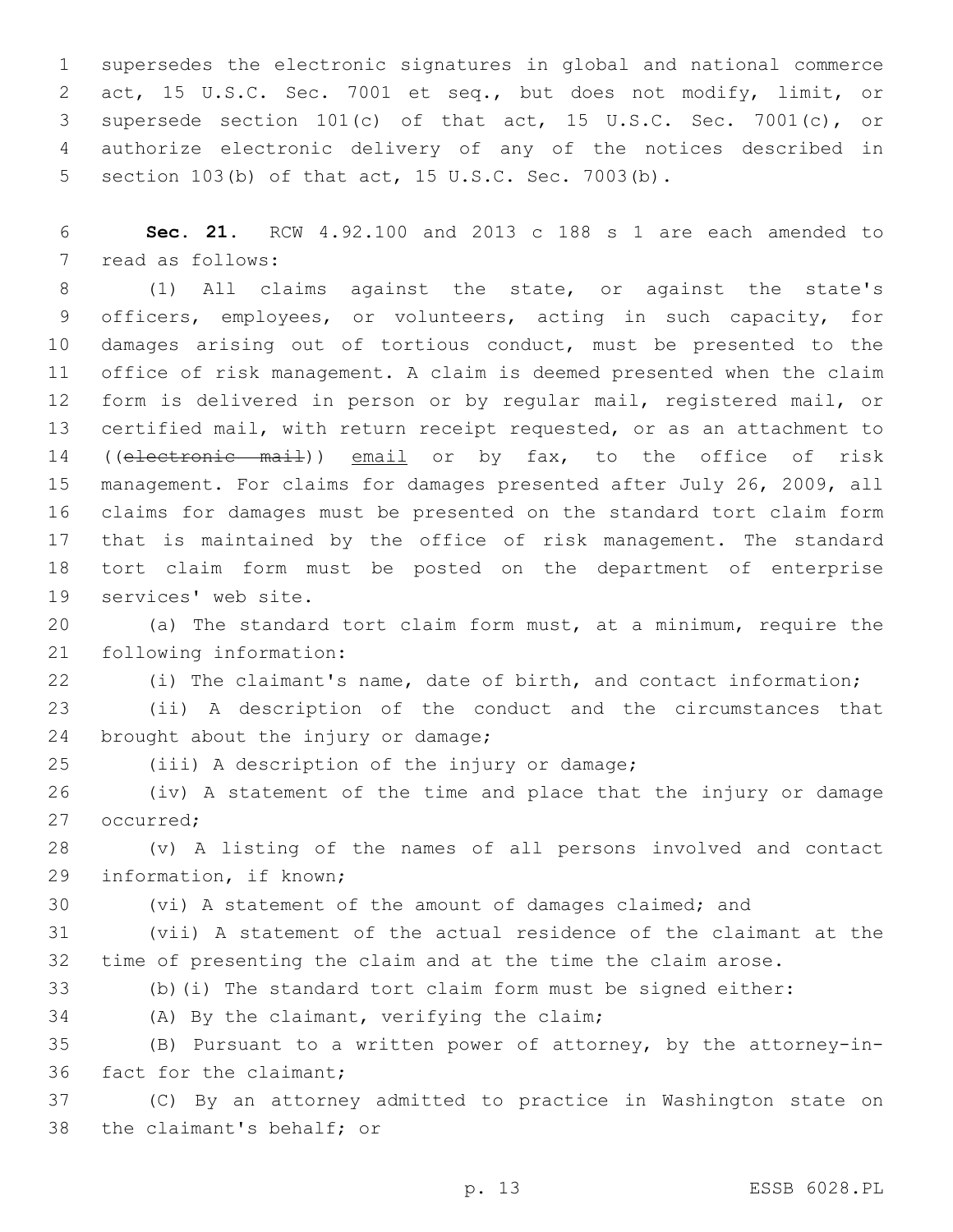supersedes the electronic signatures in global and national commerce act, 15 U.S.C. Sec. 7001 et seq., but does not modify, limit, or supersede section 101(c) of that act, 15 U.S.C. Sec. 7001(c), or authorize electronic delivery of any of the notices described in section 103(b) of that act, 15 U.S.C. Sec. 7003(b).

**Sec. 21.** RCW 4.92.100 and 2013 c 188 s 1 are each amended to read as follows:

(1) All claims against the state, or against the state's officers, employees, or volunteers, acting in such capacity, for damages arising out of tortious conduct, must be presented to the office of risk management. A claim is deemed presented when the claim form is delivered in person or by regular mail, registered mail, or certified mail, with return receipt requested, or as an attachment to ((~~electronic mail~~)) <u>email</u> or by fax, to the office of risk management. For claims for damages presented after July 26, 2009, all claims for damages must be presented on the standard tort claim form that is maintained by the office of risk management. The standard tort claim form must be posted on the department of enterprise services' web site.

(a) The standard tort claim form must, at a minimum, require the following information:

(i) The claimant's name, date of birth, and contact information;

(ii) A description of the conduct and the circumstances that brought about the injury or damage;

(iii) A description of the injury or damage;

(iv) A statement of the time and place that the injury or damage occurred;

(v) A listing of the names of all persons involved and contact information, if known;

(vi) A statement of the amount of damages claimed; and

(vii) A statement of the actual residence of the claimant at the time of presenting the claim and at the time the claim arose.

(b)(i) The standard tort claim form must be signed either:

(A) By the claimant, verifying the claim;

(B) Pursuant to a written power of attorney, by the attorney-in-fact for the claimant;

(C) By an attorney admitted to practice in Washington state on the claimant's behalf; or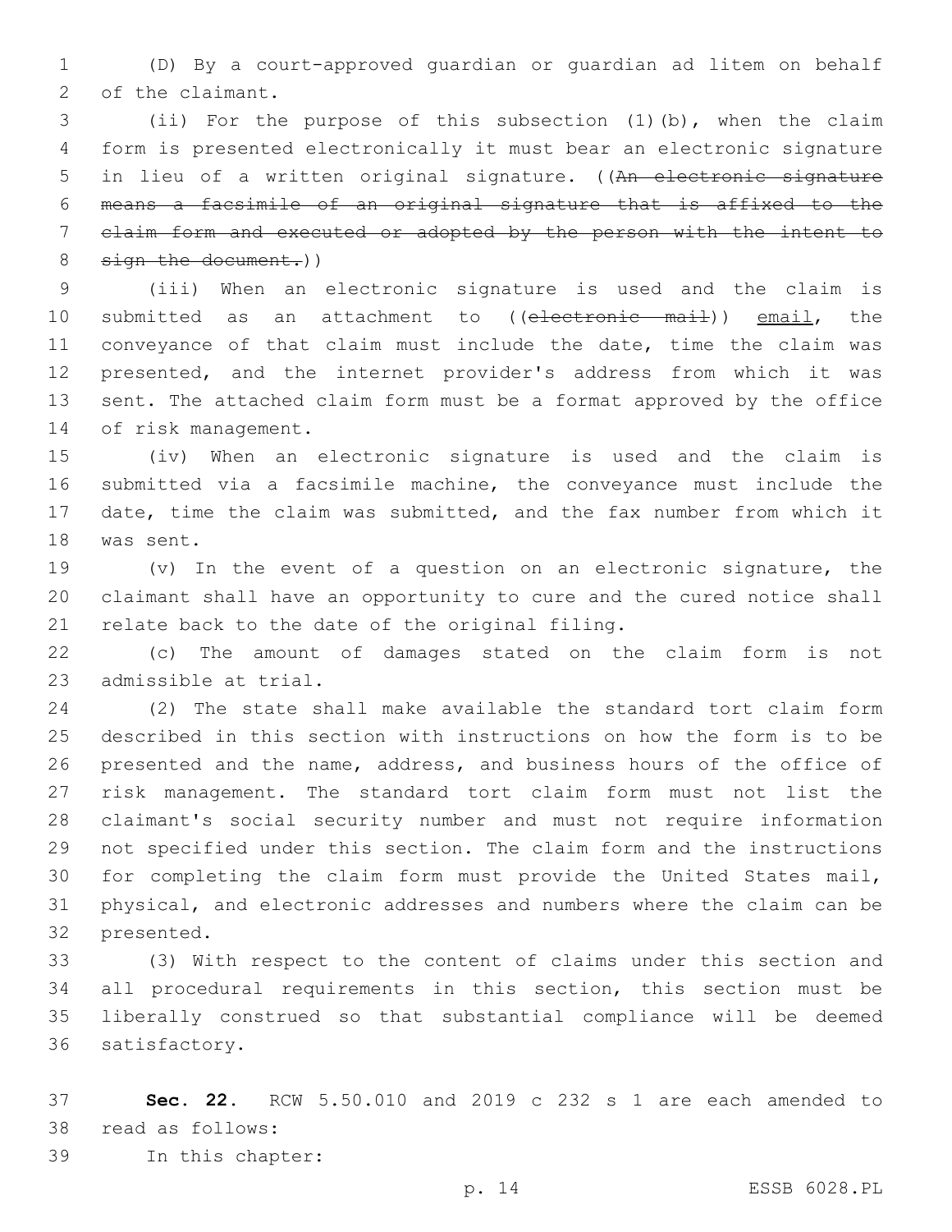(D) By a court-approved guardian or guardian ad litem on behalf of the claimant.

(ii) For the purpose of this subsection (1)(b), when the claim form is presented electronically it must bear an electronic signature in lieu of a written original signature. ((~~An electronic signature means a facsimile of an original signature that is affixed to the claim form and executed or adopted by the person with the intent to sign the document.~~))

(iii) When an electronic signature is used and the claim is submitted as an attachment to ((~~electronic mail~~)) <u>email</u>, the conveyance of that claim must include the date, time the claim was presented, and the internet provider's address from which it was sent. The attached claim form must be a format approved by the office of risk management.

(iv) When an electronic signature is used and the claim is submitted via a facsimile machine, the conveyance must include the date, time the claim was submitted, and the fax number from which it was sent.

(v) In the event of a question on an electronic signature, the claimant shall have an opportunity to cure and the cured notice shall relate back to the date of the original filing.

(c) The amount of damages stated on the claim form is not admissible at trial.

(2) The state shall make available the standard tort claim form described in this section with instructions on how the form is to be presented and the name, address, and business hours of the office of risk management. The standard tort claim form must not list the claimant's social security number and must not require information not specified under this section. The claim form and the instructions for completing the claim form must provide the United States mail, physical, and electronic addresses and numbers where the claim can be presented.

(3) With respect to the content of claims under this section and all procedural requirements in this section, this section must be liberally construed so that substantial compliance will be deemed satisfactory.

**Sec. 22.** RCW 5.50.010 and 2019 c 232 s 1 are each amended to read as follows:

In this chapter: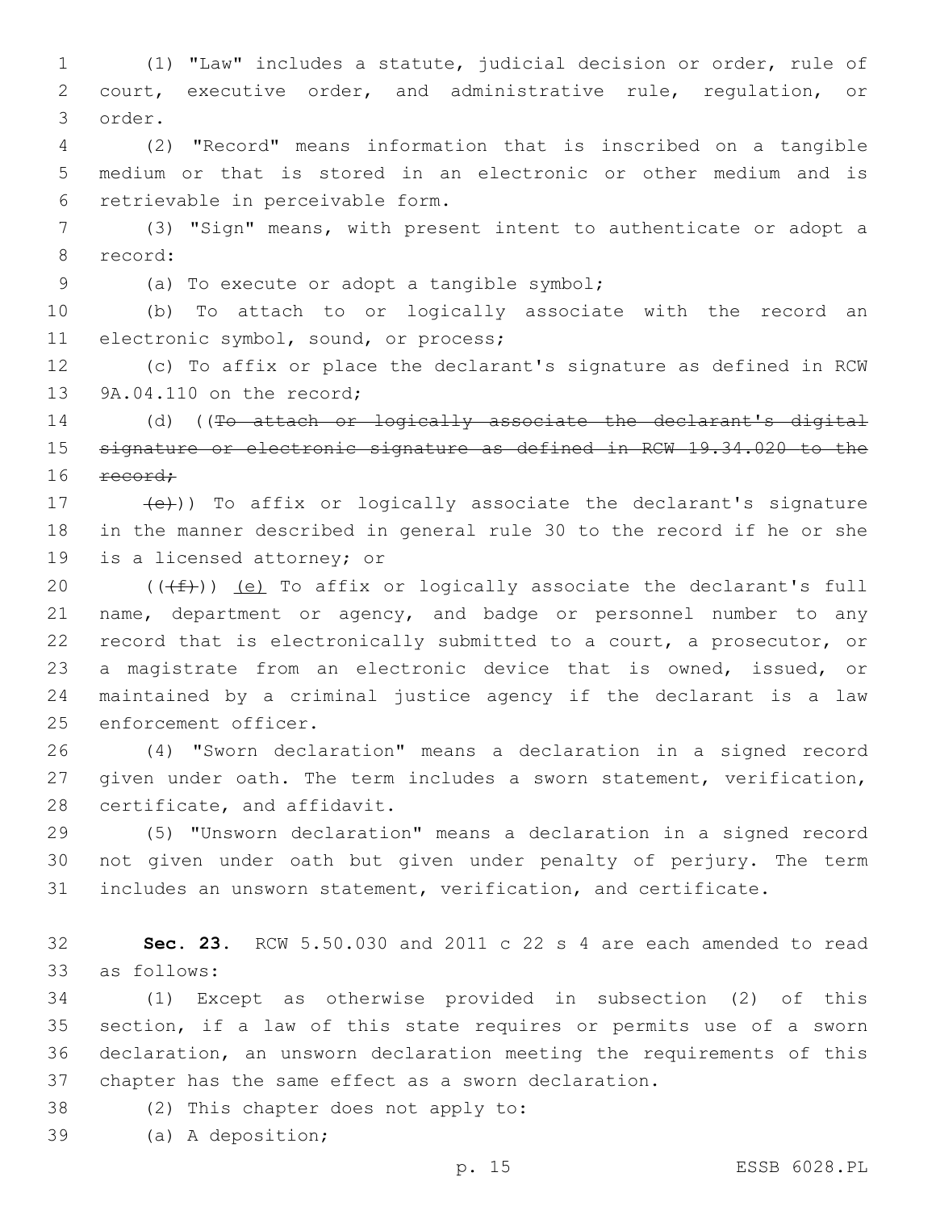(1) "Law" includes a statute, judicial decision or order, rule of court, executive order, and administrative rule, regulation, or order.

(2) "Record" means information that is inscribed on a tangible medium or that is stored in an electronic or other medium and is retrievable in perceivable form.

(3) "Sign" means, with present intent to authenticate or adopt a record:

(a) To execute or adopt a tangible symbol;

(b) To attach to or logically associate with the record an electronic symbol, sound, or process;

(c) To affix or place the declarant's signature as defined in RCW 9A.04.110 on the record;

(d) ((~~To attach or logically associate the declarant's digital signature or electronic signature as defined in RCW 19.34.020 to the record;~~

~~(e)~~)) To affix or logically associate the declarant's signature in the manner described in general rule 30 to the record if he or she is a licensed attorney; or

((~~(f)~~)) <u>(e)</u> To affix or logically associate the declarant's full name, department or agency, and badge or personnel number to any record that is electronically submitted to a court, a prosecutor, or a magistrate from an electronic device that is owned, issued, or maintained by a criminal justice agency if the declarant is a law enforcement officer.

(4) "Sworn declaration" means a declaration in a signed record given under oath. The term includes a sworn statement, verification, certificate, and affidavit.

(5) "Unsworn declaration" means a declaration in a signed record not given under oath but given under penalty of perjury. The term includes an unsworn statement, verification, and certificate.

**Sec. 23.** RCW 5.50.030 and 2011 c 22 s 4 are each amended to read as follows:

(1) Except as otherwise provided in subsection (2) of this section, if a law of this state requires or permits use of a sworn declaration, an unsworn declaration meeting the requirements of this chapter has the same effect as a sworn declaration.

(2) This chapter does not apply to:

(a) A deposition;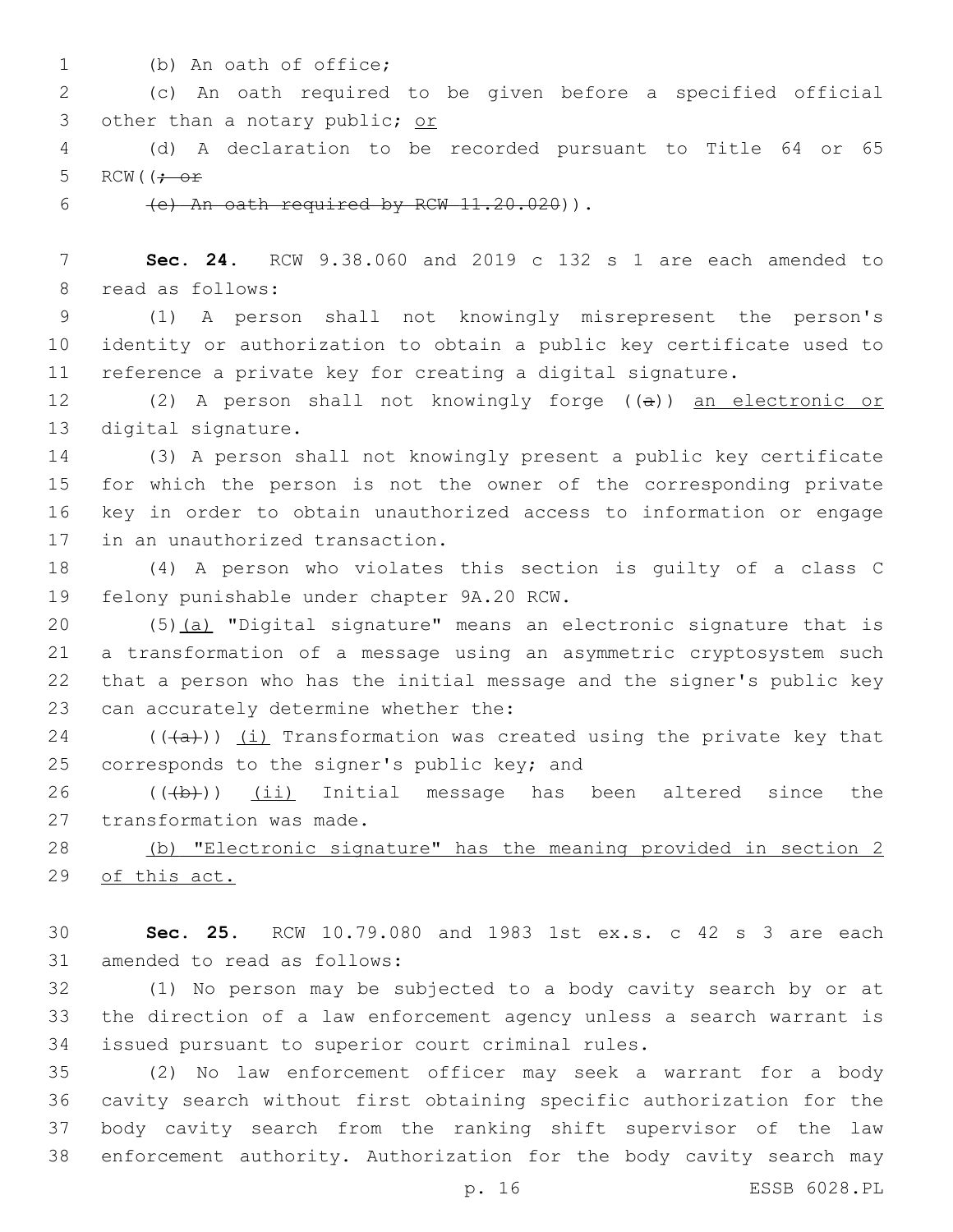(b) An oath of office;

(c) An oath required to be given before a specified official other than a notary public; <u>or</u>

(d) A declaration to be recorded pursuant to Title 64 or 65 RCW((~~; or~~

~~(e) An oath required by RCW 11.20.020~~)).

**Sec. 24.** RCW 9.38.060 and 2019 c 132 s 1 are each amended to read as follows:

(1) A person shall not knowingly misrepresent the person's identity or authorization to obtain a public key certificate used to reference a private key for creating a digital signature.

(2) A person shall not knowingly forge ((~~a~~)) <u>an electronic or</u> digital signature.

(3) A person shall not knowingly present a public key certificate for which the person is not the owner of the corresponding private key in order to obtain unauthorized access to information or engage in an unauthorized transaction.

(4) A person who violates this section is guilty of a class C felony punishable under chapter 9A.20 RCW.

(5)<u>(a)</u> "Digital signature" means an electronic signature that is a transformation of a message using an asymmetric cryptosystem such that a person who has the initial message and the signer's public key can accurately determine whether the:

((~~(a)~~)) <u>(i)</u> Transformation was created using the private key that corresponds to the signer's public key; and

((~~(b)~~)) <u>(ii)</u> Initial message has been altered since the transformation was made.

<u>(b) "Electronic signature" has the meaning provided in section 2 of this act.</u>

**Sec. 25.** RCW 10.79.080 and 1983 1st ex.s. c 42 s 3 are each amended to read as follows:

(1) No person may be subjected to a body cavity search by or at the direction of a law enforcement agency unless a search warrant is issued pursuant to superior court criminal rules.

(2) No law enforcement officer may seek a warrant for a body cavity search without first obtaining specific authorization for the body cavity search from the ranking shift supervisor of the law enforcement authority. Authorization for the body cavity search may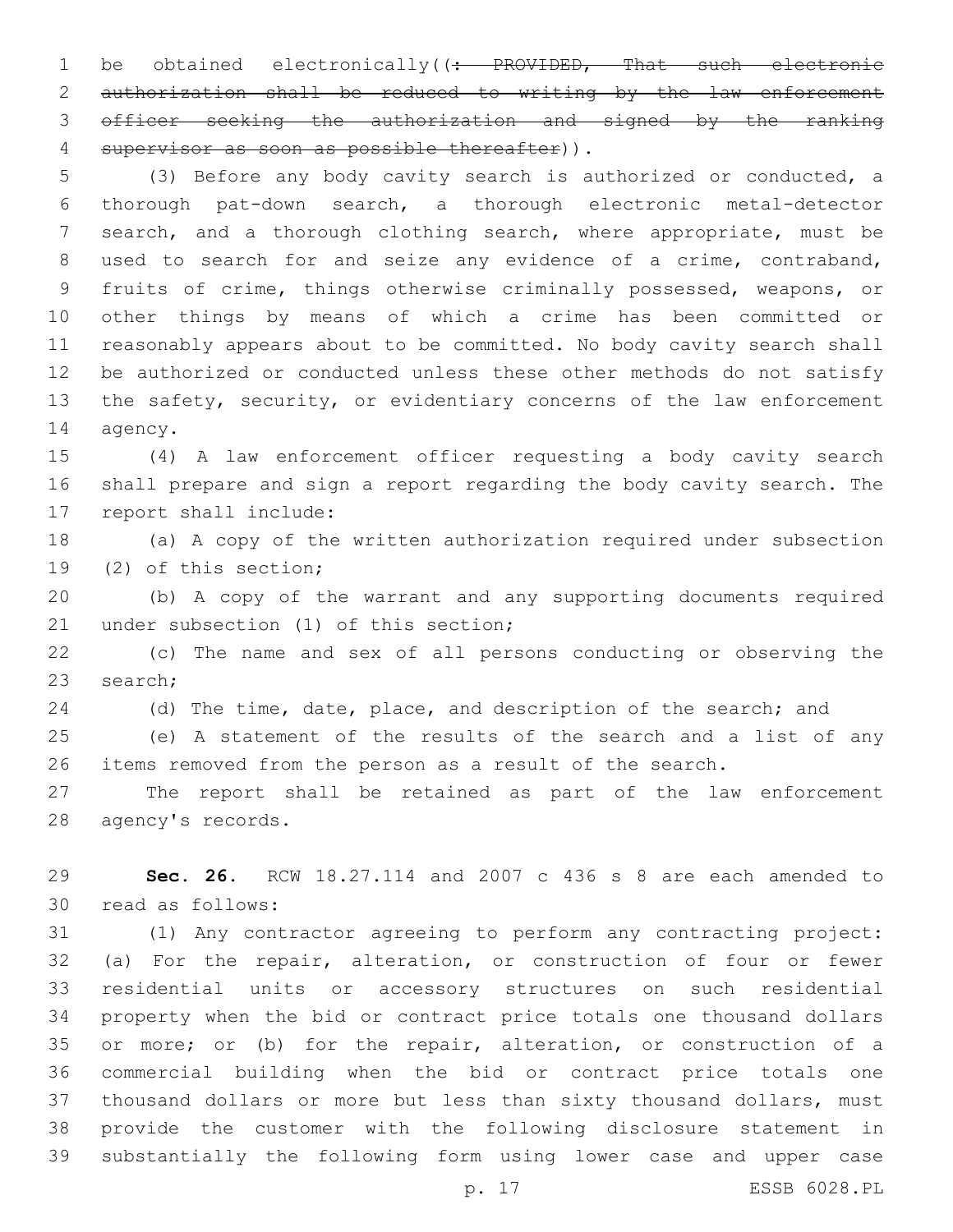be obtained electronically((~~: PROVIDED, That such electronic authorization shall be reduced to writing by the law enforcement officer seeking the authorization and signed by the ranking supervisor as soon as possible thereafter~~)).

(3) Before any body cavity search is authorized or conducted, a thorough pat-down search, a thorough electronic metal-detector search, and a thorough clothing search, where appropriate, must be used to search for and seize any evidence of a crime, contraband, fruits of crime, things otherwise criminally possessed, weapons, or other things by means of which a crime has been committed or reasonably appears about to be committed. No body cavity search shall be authorized or conducted unless these other methods do not satisfy the safety, security, or evidentiary concerns of the law enforcement agency.

(4) A law enforcement officer requesting a body cavity search shall prepare and sign a report regarding the body cavity search. The report shall include:

(a) A copy of the written authorization required under subsection (2) of this section;

(b) A copy of the warrant and any supporting documents required under subsection (1) of this section;

(c) The name and sex of all persons conducting or observing the search;

(d) The time, date, place, and description of the search; and

(e) A statement of the results of the search and a list of any items removed from the person as a result of the search.

The report shall be retained as part of the law enforcement agency's records.

**Sec. 26.** RCW 18.27.114 and 2007 c 436 s 8 are each amended to read as follows:

(1) Any contractor agreeing to perform any contracting project: (a) For the repair, alteration, or construction of four or fewer residential units or accessory structures on such residential property when the bid or contract price totals one thousand dollars or more; or (b) for the repair, alteration, or construction of a commercial building when the bid or contract price totals one thousand dollars or more but less than sixty thousand dollars, must provide the customer with the following disclosure statement in substantially the following form using lower case and upper case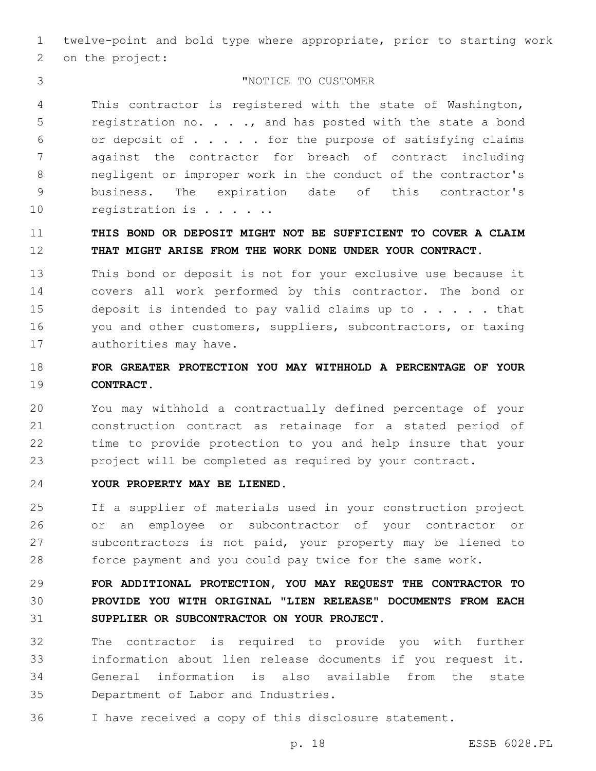twelve-point and bold type where appropriate, prior to starting work on the project:

"NOTICE TO CUSTOMER

This contractor is registered with the state of Washington, registration no. . . ., and has posted with the state a bond or deposit of . . . . . for the purpose of satisfying claims against the contractor for breach of contract including negligent or improper work in the conduct of the contractor's business. The expiration date of this contractor's registration is . . . . ..

**THIS BOND OR DEPOSIT MIGHT NOT BE SUFFICIENT TO COVER A CLAIM THAT MIGHT ARISE FROM THE WORK DONE UNDER YOUR CONTRACT.**

This bond or deposit is not for your exclusive use because it covers all work performed by this contractor. The bond or deposit is intended to pay valid claims up to . . . . . that you and other customers, suppliers, subcontractors, or taxing authorities may have.

**FOR GREATER PROTECTION YOU MAY WITHHOLD A PERCENTAGE OF YOUR CONTRACT.**

You may withhold a contractually defined percentage of your construction contract as retainage for a stated period of time to provide protection to you and help insure that your project will be completed as required by your contract.

**YOUR PROPERTY MAY BE LIENED.**

If a supplier of materials used in your construction project or an employee or subcontractor of your contractor or subcontractors is not paid, your property may be liened to force payment and you could pay twice for the same work.

**FOR ADDITIONAL PROTECTION, YOU MAY REQUEST THE CONTRACTOR TO PROVIDE YOU WITH ORIGINAL "LIEN RELEASE" DOCUMENTS FROM EACH SUPPLIER OR SUBCONTRACTOR ON YOUR PROJECT.**

The contractor is required to provide you with further information about lien release documents if you request it. General information is also available from the state Department of Labor and Industries.

I have received a copy of this disclosure statement.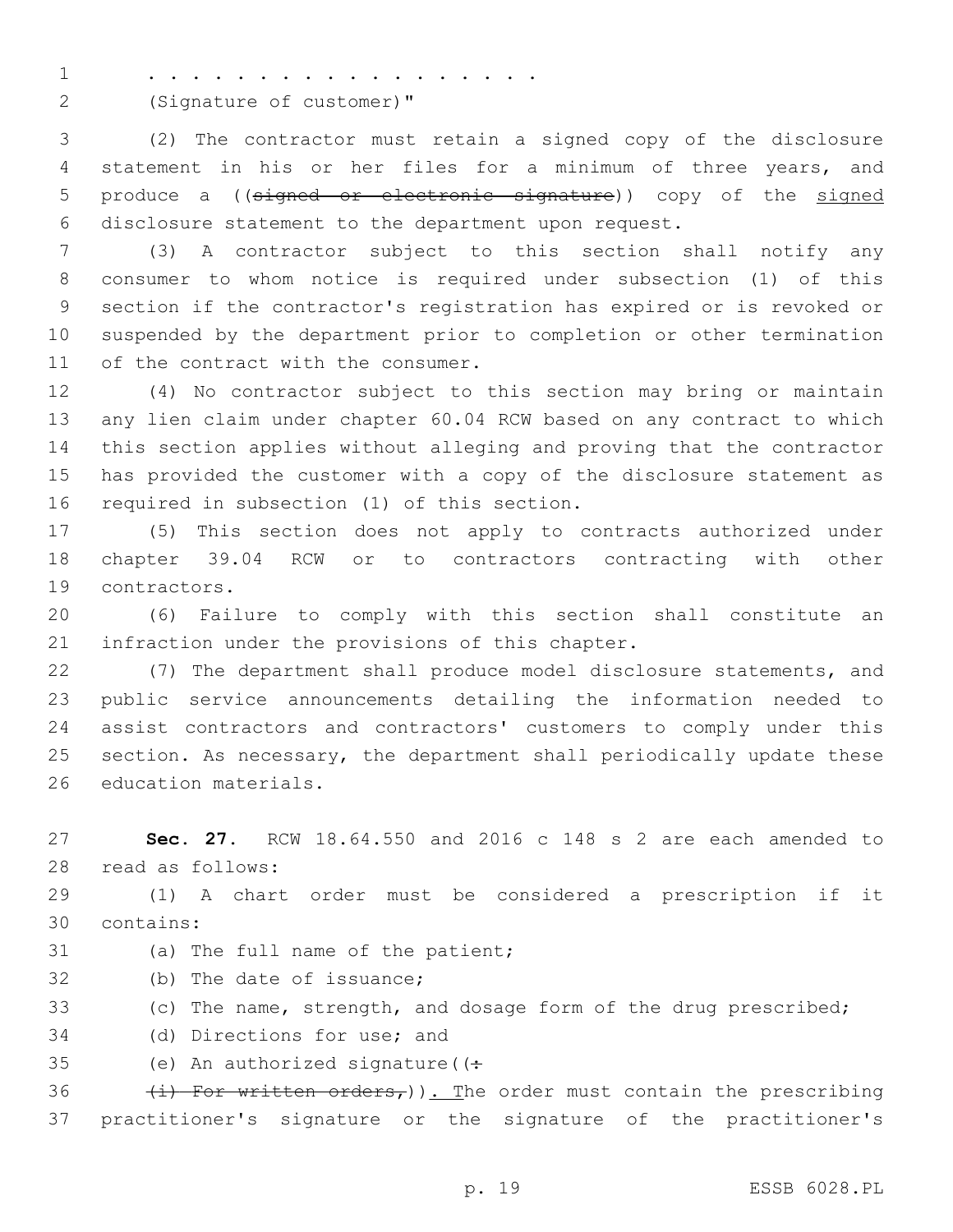. . . . . . . . . . . . . . . . . . .

(Signature of customer)"

(2) The contractor must retain a signed copy of the disclosure statement in his or her files for a minimum of three years, and produce a ((~~signed or electronic signature~~)) copy of the <u>signed</u> disclosure statement to the department upon request.

(3) A contractor subject to this section shall notify any consumer to whom notice is required under subsection (1) of this section if the contractor's registration has expired or is revoked or suspended by the department prior to completion or other termination of the contract with the consumer.

(4) No contractor subject to this section may bring or maintain any lien claim under chapter 60.04 RCW based on any contract to which this section applies without alleging and proving that the contractor has provided the customer with a copy of the disclosure statement as required in subsection (1) of this section.

(5) This section does not apply to contracts authorized under chapter 39.04 RCW or to contractors contracting with other contractors.

(6) Failure to comply with this section shall constitute an infraction under the provisions of this chapter.

(7) The department shall produce model disclosure statements, and public service announcements detailing the information needed to assist contractors and contractors' customers to comply under this section. As necessary, the department shall periodically update these education materials.

**Sec. 27.** RCW 18.64.550 and 2016 c 148 s 2 are each amended to read as follows:

(1) A chart order must be considered a prescription if it contains:

(a) The full name of the patient;

(b) The date of issuance;

(c) The name, strength, and dosage form of the drug prescribed;

(d) Directions for use; and

(e) An authorized signature((~~:~~

~~(i) For written orders,~~))<u>. T</u>he order must contain the prescribing practitioner's signature or the signature of the practitioner's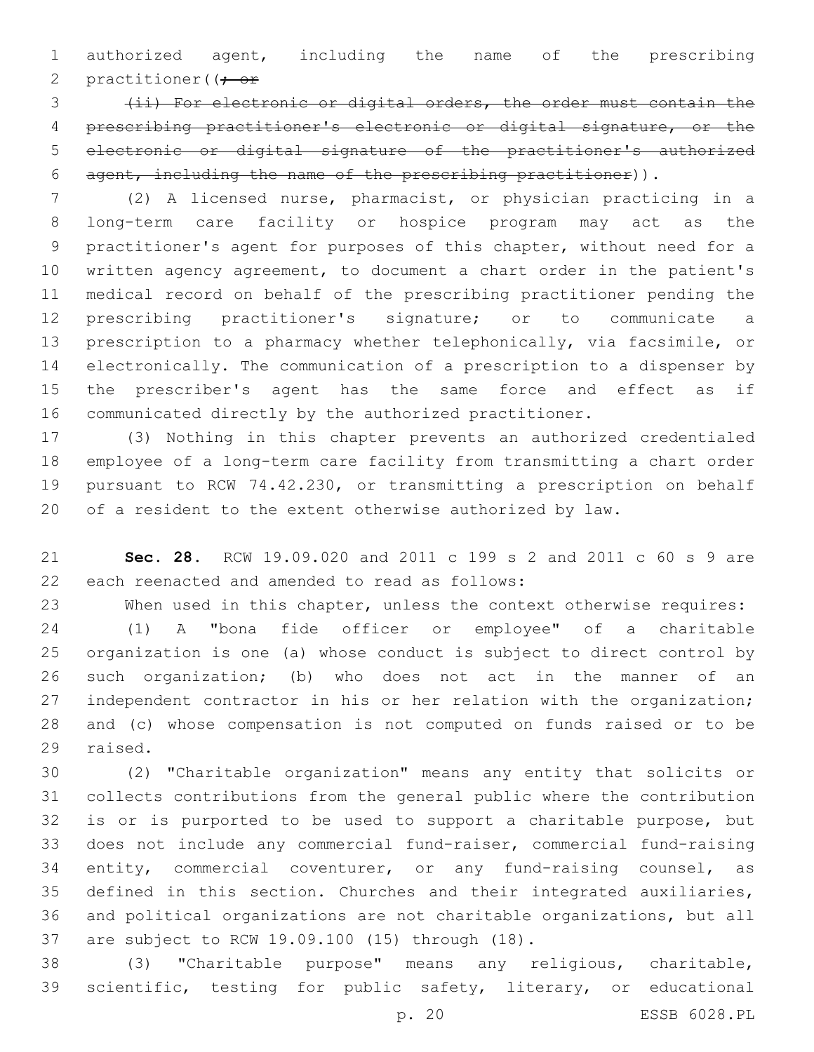authorized agent, including the name of the prescribing practitioner((~~; or~~

~~(ii) For electronic or digital orders, the order must contain the prescribing practitioner's electronic or digital signature, or the electronic or digital signature of the practitioner's authorized agent, including the name of the prescribing practitioner~~)).

(2) A licensed nurse, pharmacist, or physician practicing in a long-term care facility or hospice program may act as the practitioner's agent for purposes of this chapter, without need for a written agency agreement, to document a chart order in the patient's medical record on behalf of the prescribing practitioner pending the prescribing practitioner's signature; or to communicate a prescription to a pharmacy whether telephonically, via facsimile, or electronically. The communication of a prescription to a dispenser by the prescriber's agent has the same force and effect as if communicated directly by the authorized practitioner.

(3) Nothing in this chapter prevents an authorized credentialed employee of a long-term care facility from transmitting a chart order pursuant to RCW 74.42.230, or transmitting a prescription on behalf of a resident to the extent otherwise authorized by law.

**Sec. 28.** RCW 19.09.020 and 2011 c 199 s 2 and 2011 c 60 s 9 are each reenacted and amended to read as follows:

When used in this chapter, unless the context otherwise requires:

(1) A "bona fide officer or employee" of a charitable organization is one (a) whose conduct is subject to direct control by such organization; (b) who does not act in the manner of an independent contractor in his or her relation with the organization; and (c) whose compensation is not computed on funds raised or to be raised.

(2) "Charitable organization" means any entity that solicits or collects contributions from the general public where the contribution is or is purported to be used to support a charitable purpose, but does not include any commercial fund-raiser, commercial fund-raising entity, commercial coventurer, or any fund-raising counsel, as defined in this section. Churches and their integrated auxiliaries, and political organizations are not charitable organizations, but all are subject to RCW 19.09.100 (15) through (18).

(3) "Charitable purpose" means any religious, charitable, scientific, testing for public safety, literary, or educational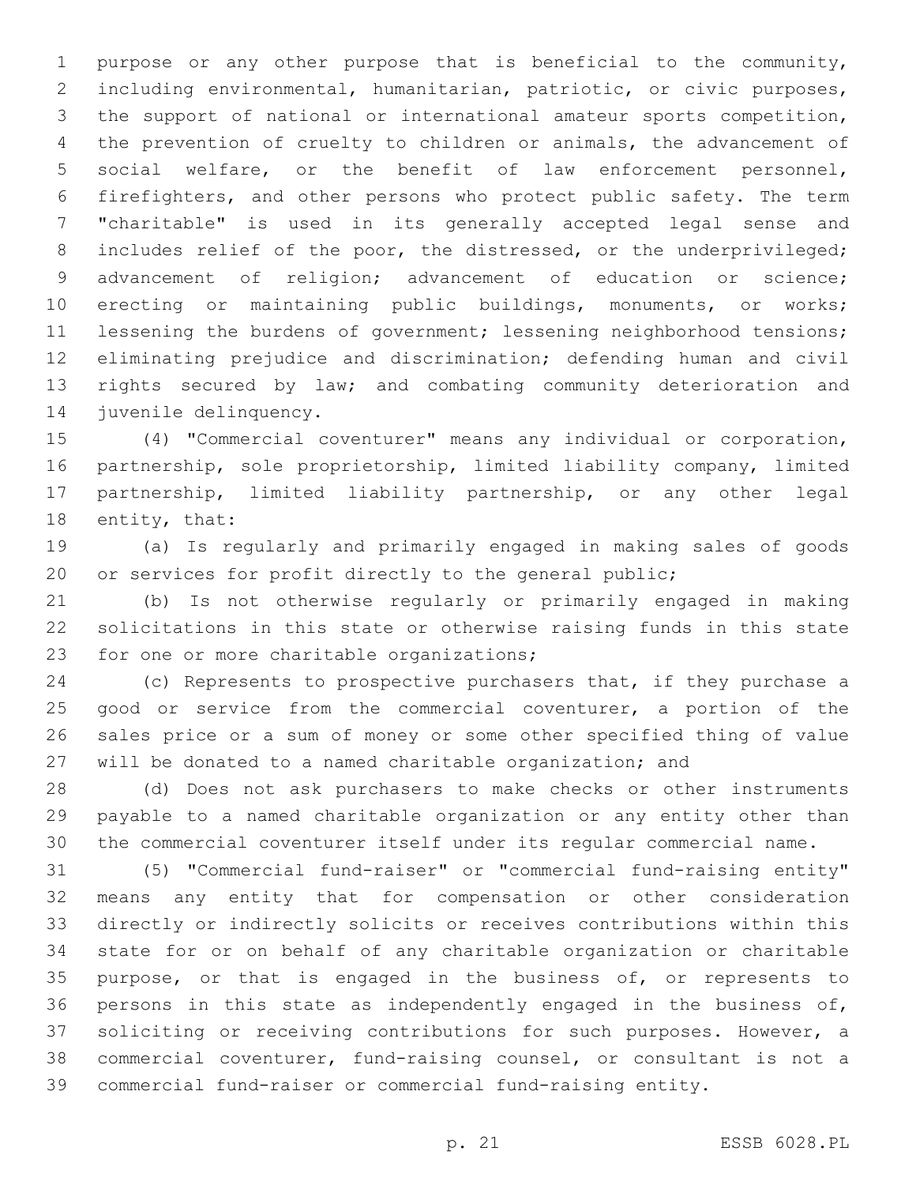purpose or any other purpose that is beneficial to the community, including environmental, humanitarian, patriotic, or civic purposes, the support of national or international amateur sports competition, the prevention of cruelty to children or animals, the advancement of social welfare, or the benefit of law enforcement personnel, firefighters, and other persons who protect public safety. The term "charitable" is used in its generally accepted legal sense and includes relief of the poor, the distressed, or the underprivileged; advancement of religion; advancement of education or science; erecting or maintaining public buildings, monuments, or works; lessening the burdens of government; lessening neighborhood tensions; eliminating prejudice and discrimination; defending human and civil rights secured by law; and combating community deterioration and juvenile delinquency.

(4) "Commercial coventurer" means any individual or corporation, partnership, sole proprietorship, limited liability company, limited partnership, limited liability partnership, or any other legal entity, that:

(a) Is regularly and primarily engaged in making sales of goods or services for profit directly to the general public;

(b) Is not otherwise regularly or primarily engaged in making solicitations in this state or otherwise raising funds in this state for one or more charitable organizations;

(c) Represents to prospective purchasers that, if they purchase a good or service from the commercial coventurer, a portion of the sales price or a sum of money or some other specified thing of value will be donated to a named charitable organization; and

(d) Does not ask purchasers to make checks or other instruments payable to a named charitable organization or any entity other than the commercial coventurer itself under its regular commercial name.

(5) "Commercial fund-raiser" or "commercial fund-raising entity" means any entity that for compensation or other consideration directly or indirectly solicits or receives contributions within this state for or on behalf of any charitable organization or charitable purpose, or that is engaged in the business of, or represents to persons in this state as independently engaged in the business of, soliciting or receiving contributions for such purposes. However, a commercial coventurer, fund-raising counsel, or consultant is not a commercial fund-raiser or commercial fund-raising entity.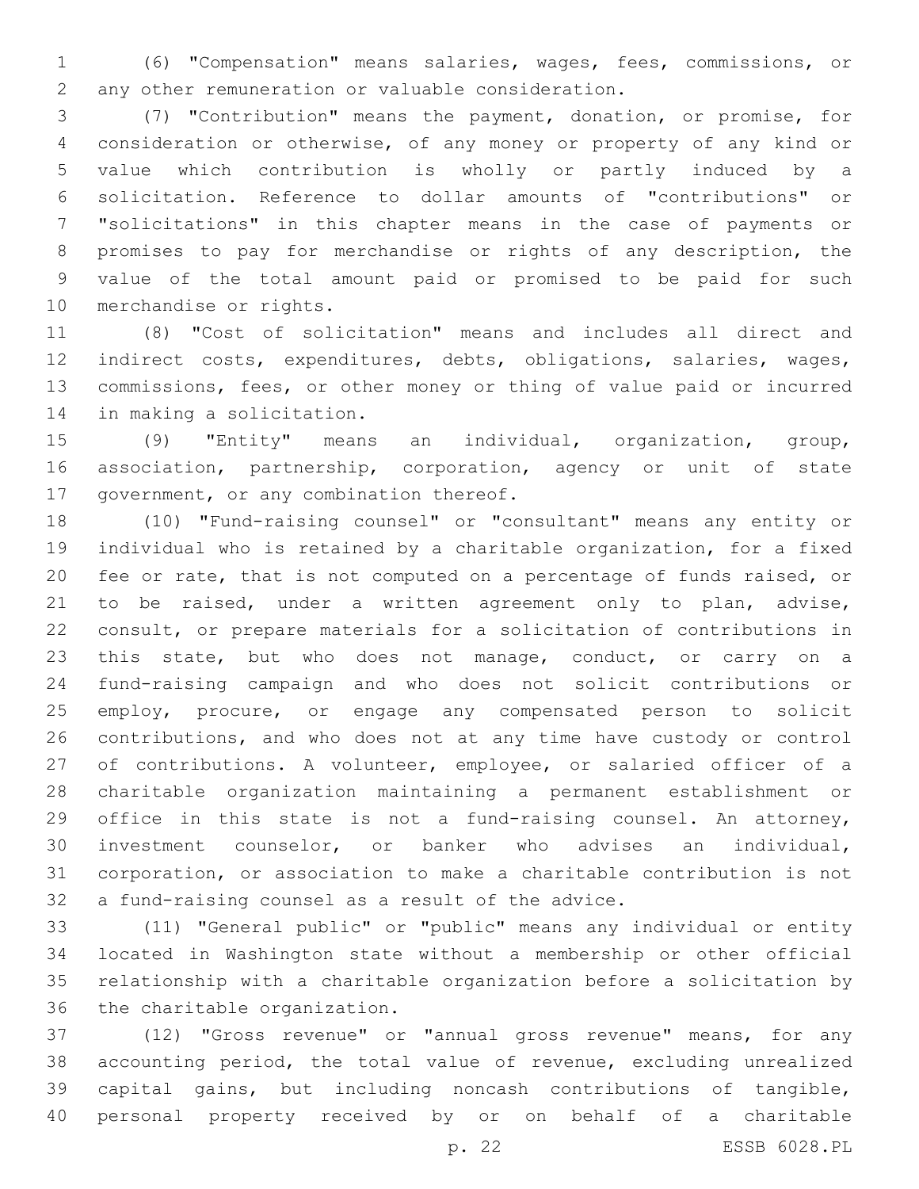(6) "Compensation" means salaries, wages, fees, commissions, or any other remuneration or valuable consideration.

(7) "Contribution" means the payment, donation, or promise, for consideration or otherwise, of any money or property of any kind or value which contribution is wholly or partly induced by a solicitation. Reference to dollar amounts of "contributions" or "solicitations" in this chapter means in the case of payments or promises to pay for merchandise or rights of any description, the value of the total amount paid or promised to be paid for such merchandise or rights.

(8) "Cost of solicitation" means and includes all direct and indirect costs, expenditures, debts, obligations, salaries, wages, commissions, fees, or other money or thing of value paid or incurred in making a solicitation.

(9) "Entity" means an individual, organization, group, association, partnership, corporation, agency or unit of state government, or any combination thereof.

(10) "Fund-raising counsel" or "consultant" means any entity or individual who is retained by a charitable organization, for a fixed fee or rate, that is not computed on a percentage of funds raised, or to be raised, under a written agreement only to plan, advise, consult, or prepare materials for a solicitation of contributions in this state, but who does not manage, conduct, or carry on a fund-raising campaign and who does not solicit contributions or employ, procure, or engage any compensated person to solicit contributions, and who does not at any time have custody or control of contributions. A volunteer, employee, or salaried officer of a charitable organization maintaining a permanent establishment or office in this state is not a fund-raising counsel. An attorney, investment counselor, or banker who advises an individual, corporation, or association to make a charitable contribution is not a fund-raising counsel as a result of the advice.

(11) "General public" or "public" means any individual or entity located in Washington state without a membership or other official relationship with a charitable organization before a solicitation by the charitable organization.

(12) "Gross revenue" or "annual gross revenue" means, for any accounting period, the total value of revenue, excluding unrealized capital gains, but including noncash contributions of tangible, personal property received by or on behalf of a charitable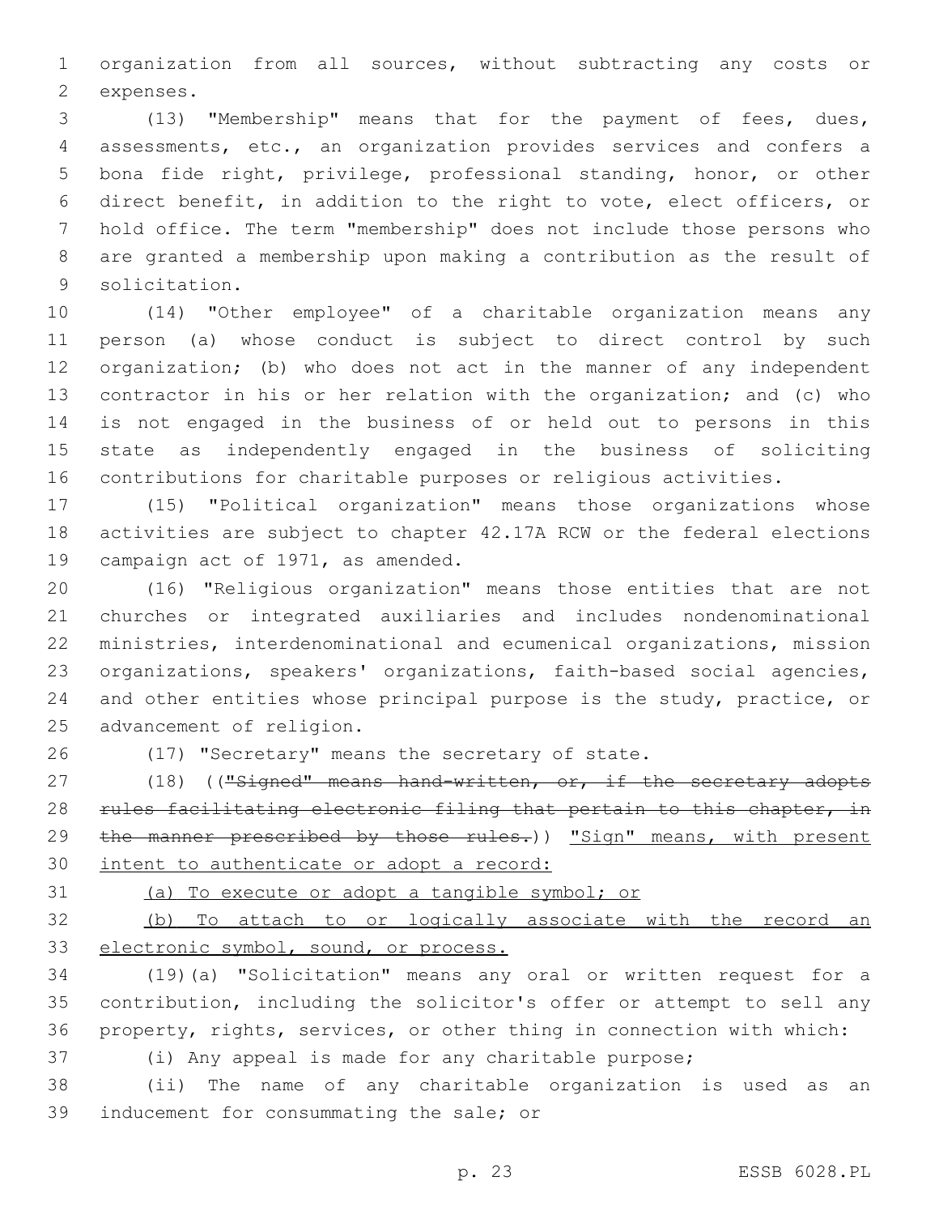organization from all sources, without subtracting any costs or expenses.

(13) "Membership" means that for the payment of fees, dues, assessments, etc., an organization provides services and confers a bona fide right, privilege, professional standing, honor, or other direct benefit, in addition to the right to vote, elect officers, or hold office. The term "membership" does not include those persons who are granted a membership upon making a contribution as the result of solicitation.

(14) "Other employee" of a charitable organization means any person (a) whose conduct is subject to direct control by such organization; (b) who does not act in the manner of any independent contractor in his or her relation with the organization; and (c) who is not engaged in the business of or held out to persons in this state as independently engaged in the business of soliciting contributions for charitable purposes or religious activities.

(15) "Political organization" means those organizations whose activities are subject to chapter 42.17A RCW or the federal elections campaign act of 1971, as amended.

(16) "Religious organization" means those entities that are not churches or integrated auxiliaries and includes nondenominational ministries, interdenominational and ecumenical organizations, mission organizations, speakers' organizations, faith-based social agencies, and other entities whose principal purpose is the study, practice, or advancement of religion.

(17) "Secretary" means the secretary of state.

(18) ((~~"Signed" means hand-written, or, if the secretary adopts rules facilitating electronic filing that pertain to this chapter, in the manner prescribed by those rules.~~)) <u>"Sign" means, with present intent to authenticate or adopt a record:</u>

<u>(a) To execute or adopt a tangible symbol; or</u>

<u>(b) To attach to or logically associate with the record an electronic symbol, sound, or process.</u>

(19)(a) "Solicitation" means any oral or written request for a contribution, including the solicitor's offer or attempt to sell any property, rights, services, or other thing in connection with which:

(i) Any appeal is made for any charitable purpose;

(ii) The name of any charitable organization is used as an inducement for consummating the sale; or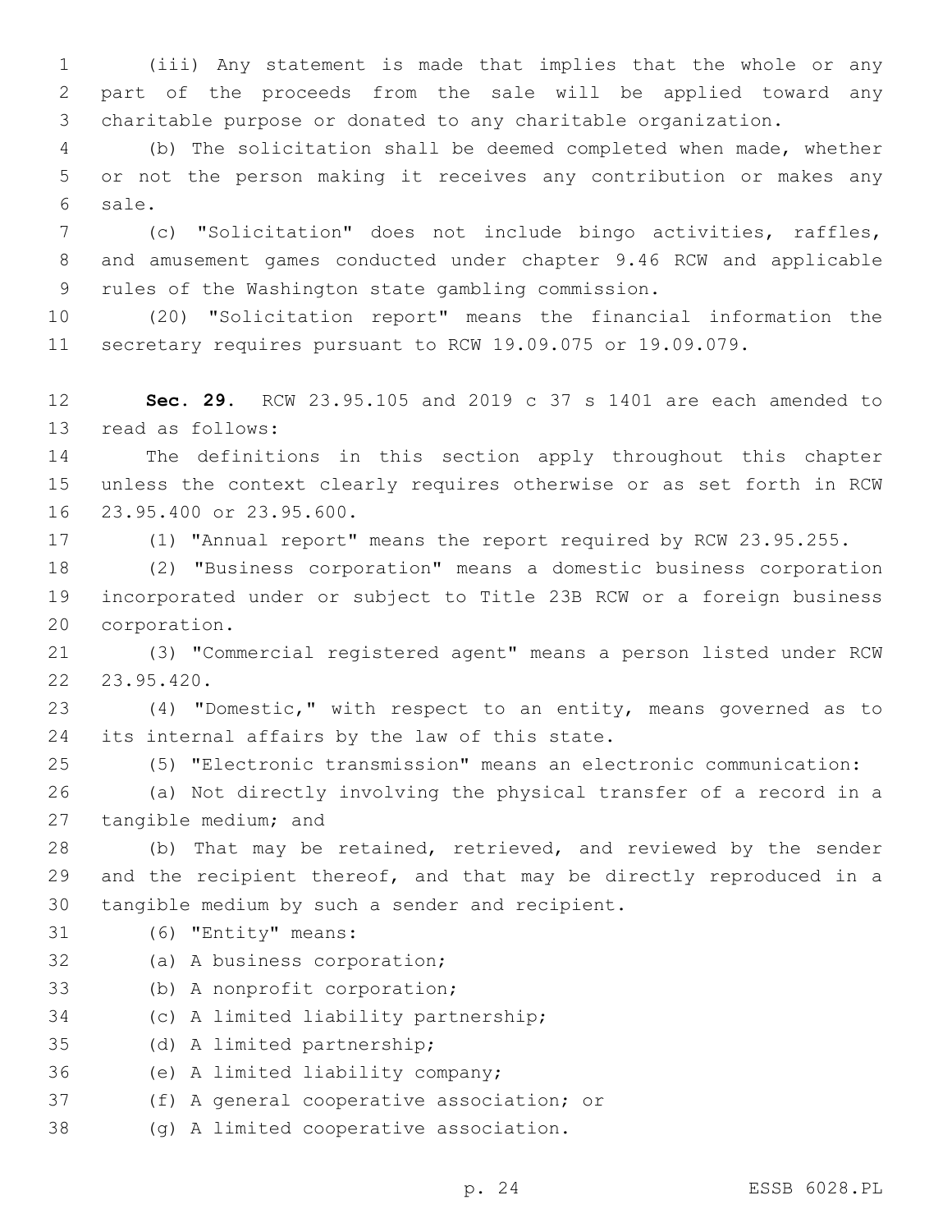(iii) Any statement is made that implies that the whole or any part of the proceeds from the sale will be applied toward any charitable purpose or donated to any charitable organization.

(b) The solicitation shall be deemed completed when made, whether or not the person making it receives any contribution or makes any sale.

(c) "Solicitation" does not include bingo activities, raffles, and amusement games conducted under chapter 9.46 RCW and applicable rules of the Washington state gambling commission.

(20) "Solicitation report" means the financial information the secretary requires pursuant to RCW 19.09.075 or 19.09.079.

**Sec. 29.** RCW 23.95.105 and 2019 c 37 s 1401 are each amended to read as follows:

The definitions in this section apply throughout this chapter unless the context clearly requires otherwise or as set forth in RCW 23.95.400 or 23.95.600.

(1) "Annual report" means the report required by RCW 23.95.255.

(2) "Business corporation" means a domestic business corporation incorporated under or subject to Title 23B RCW or a foreign business corporation.

(3) "Commercial registered agent" means a person listed under RCW 23.95.420.

(4) "Domestic," with respect to an entity, means governed as to its internal affairs by the law of this state.

(5) "Electronic transmission" means an electronic communication:

(a) Not directly involving the physical transfer of a record in a tangible medium; and

(b) That may be retained, retrieved, and reviewed by the sender and the recipient thereof, and that may be directly reproduced in a tangible medium by such a sender and recipient.

(6) "Entity" means:

(a) A business corporation;

(b) A nonprofit corporation;

(c) A limited liability partnership;

(d) A limited partnership;

(e) A limited liability company;

(f) A general cooperative association; or

(g) A limited cooperative association.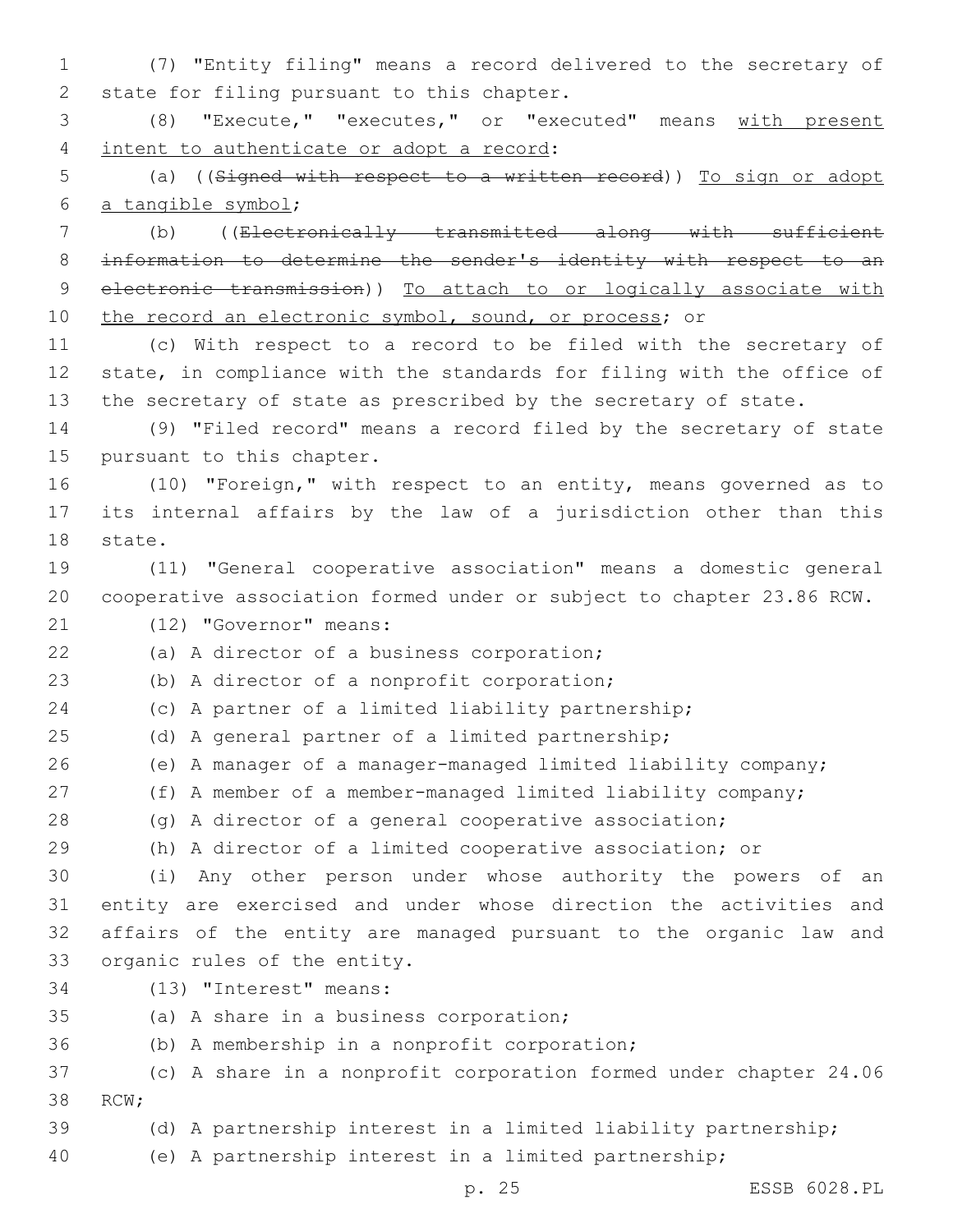(7) "Entity filing" means a record delivered to the secretary of state for filing pursuant to this chapter.

(8) "Execute," "executes," or "executed" means with present intent to authenticate or adopt a record:

(a) ((~~Signed with respect to a written record~~)) To sign or adopt a tangible symbol;

(b) ((~~Electronically transmitted along with sufficient information to determine the sender's identity with respect to an electronic transmission~~)) To attach to or logically associate with the record an electronic symbol, sound, or process; or

(c) With respect to a record to be filed with the secretary of state, in compliance with the standards for filing with the office of the secretary of state as prescribed by the secretary of state.

(9) "Filed record" means a record filed by the secretary of state pursuant to this chapter.

(10) "Foreign," with respect to an entity, means governed as to its internal affairs by the law of a jurisdiction other than this state.

(11) "General cooperative association" means a domestic general cooperative association formed under or subject to chapter 23.86 RCW.

(12) "Governor" means:

(a) A director of a business corporation;

(b) A director of a nonprofit corporation;

(c) A partner of a limited liability partnership;

(d) A general partner of a limited partnership;

(e) A manager of a manager-managed limited liability company;

(f) A member of a member-managed limited liability company;

(g) A director of a general cooperative association;

(h) A director of a limited cooperative association; or

(i) Any other person under whose authority the powers of an entity are exercised and under whose direction the activities and affairs of the entity are managed pursuant to the organic law and organic rules of the entity.

(13) "Interest" means:

(a) A share in a business corporation;

(b) A membership in a nonprofit corporation;

(c) A share in a nonprofit corporation formed under chapter 24.06 RCW;

(d) A partnership interest in a limited liability partnership;

(e) A partnership interest in a limited partnership;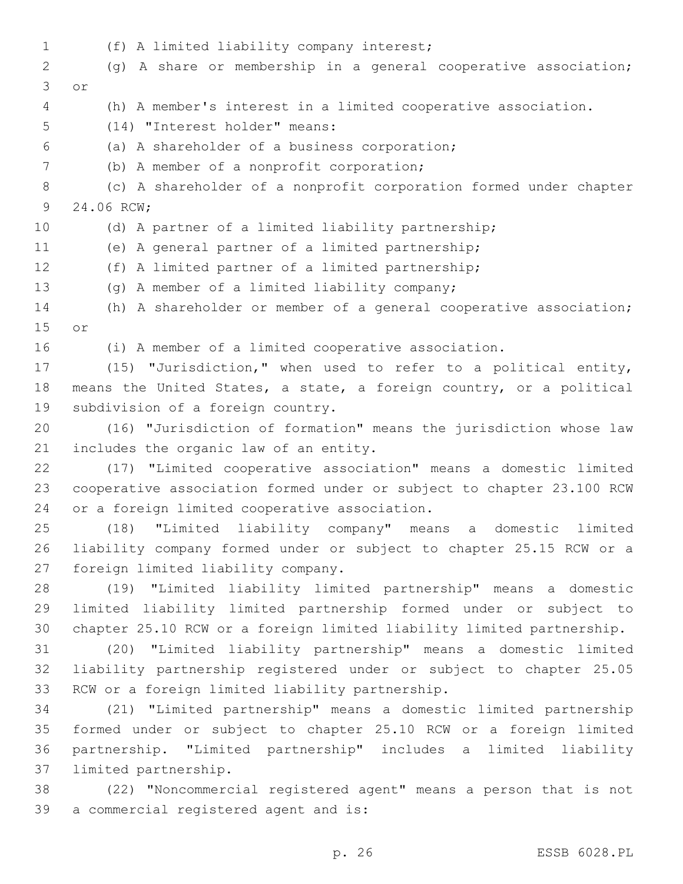(f) A limited liability company interest;

(g) A share or membership in a general cooperative association; or

(h) A member's interest in a limited cooperative association.

(14) "Interest holder" means:

(a) A shareholder of a business corporation;

(b) A member of a nonprofit corporation;

(c) A shareholder of a nonprofit corporation formed under chapter 24.06 RCW;

(d) A partner of a limited liability partnership;

(e) A general partner of a limited partnership;

(f) A limited partner of a limited partnership;

(g) A member of a limited liability company;

(h) A shareholder or member of a general cooperative association; or

(i) A member of a limited cooperative association.

(15) "Jurisdiction," when used to refer to a political entity, means the United States, a state, a foreign country, or a political subdivision of a foreign country.

(16) "Jurisdiction of formation" means the jurisdiction whose law includes the organic law of an entity.

(17) "Limited cooperative association" means a domestic limited cooperative association formed under or subject to chapter 23.100 RCW or a foreign limited cooperative association.

(18) "Limited liability company" means a domestic limited liability company formed under or subject to chapter 25.15 RCW or a foreign limited liability company.

(19) "Limited liability limited partnership" means a domestic limited liability limited partnership formed under or subject to chapter 25.10 RCW or a foreign limited liability limited partnership.

(20) "Limited liability partnership" means a domestic limited liability partnership registered under or subject to chapter 25.05 RCW or a foreign limited liability partnership.

(21) "Limited partnership" means a domestic limited partnership formed under or subject to chapter 25.10 RCW or a foreign limited partnership. "Limited partnership" includes a limited liability limited partnership.

(22) "Noncommercial registered agent" means a person that is not a commercial registered agent and is: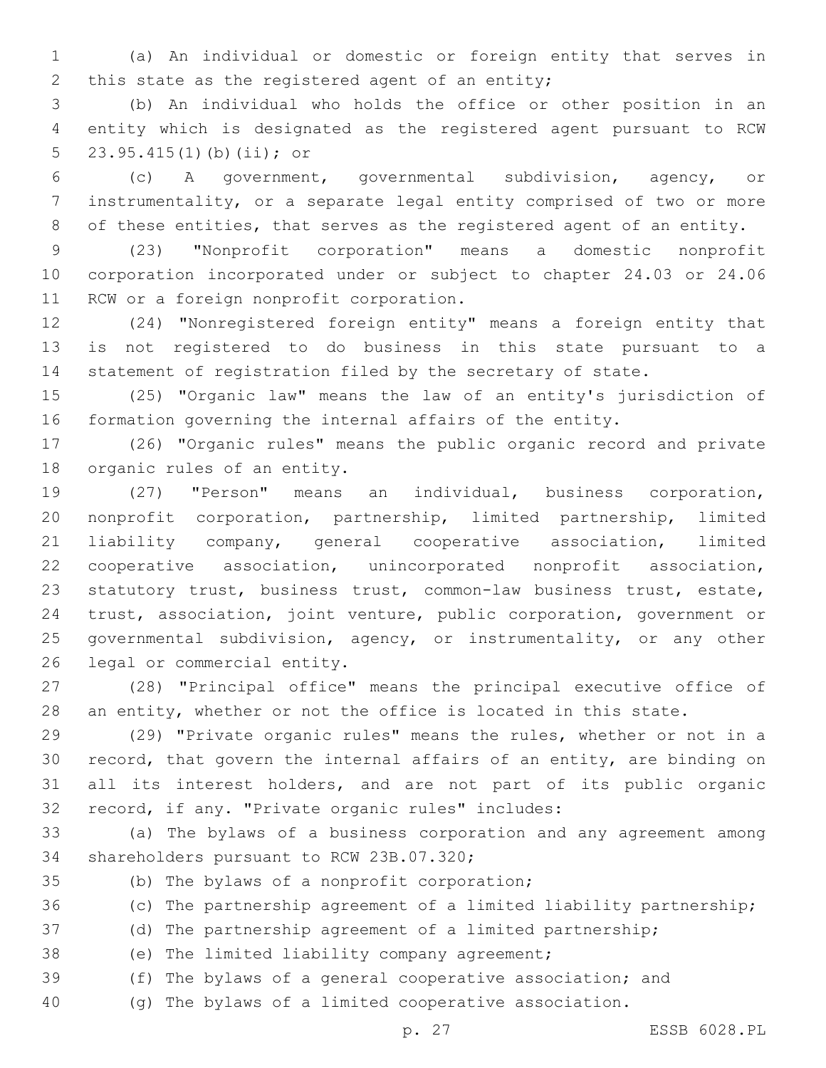(a) An individual or domestic or foreign entity that serves in this state as the registered agent of an entity;

(b) An individual who holds the office or other position in an entity which is designated as the registered agent pursuant to RCW 23.95.415(1)(b)(ii); or

(c) A government, governmental subdivision, agency, or instrumentality, or a separate legal entity comprised of two or more of these entities, that serves as the registered agent of an entity.

(23) "Nonprofit corporation" means a domestic nonprofit corporation incorporated under or subject to chapter 24.03 or 24.06 RCW or a foreign nonprofit corporation.

(24) "Nonregistered foreign entity" means a foreign entity that is not registered to do business in this state pursuant to a statement of registration filed by the secretary of state.

(25) "Organic law" means the law of an entity's jurisdiction of formation governing the internal affairs of the entity.

(26) "Organic rules" means the public organic record and private organic rules of an entity.

(27) "Person" means an individual, business corporation, nonprofit corporation, partnership, limited partnership, limited liability company, general cooperative association, limited cooperative association, unincorporated nonprofit association, statutory trust, business trust, common-law business trust, estate, trust, association, joint venture, public corporation, government or governmental subdivision, agency, or instrumentality, or any other legal or commercial entity.

(28) "Principal office" means the principal executive office of an entity, whether or not the office is located in this state.

(29) "Private organic rules" means the rules, whether or not in a record, that govern the internal affairs of an entity, are binding on all its interest holders, and are not part of its public organic record, if any. "Private organic rules" includes:

(a) The bylaws of a business corporation and any agreement among shareholders pursuant to RCW 23B.07.320;

(b) The bylaws of a nonprofit corporation;

(c) The partnership agreement of a limited liability partnership;

(d) The partnership agreement of a limited partnership;

(e) The limited liability company agreement;

(f) The bylaws of a general cooperative association; and

(g) The bylaws of a limited cooperative association.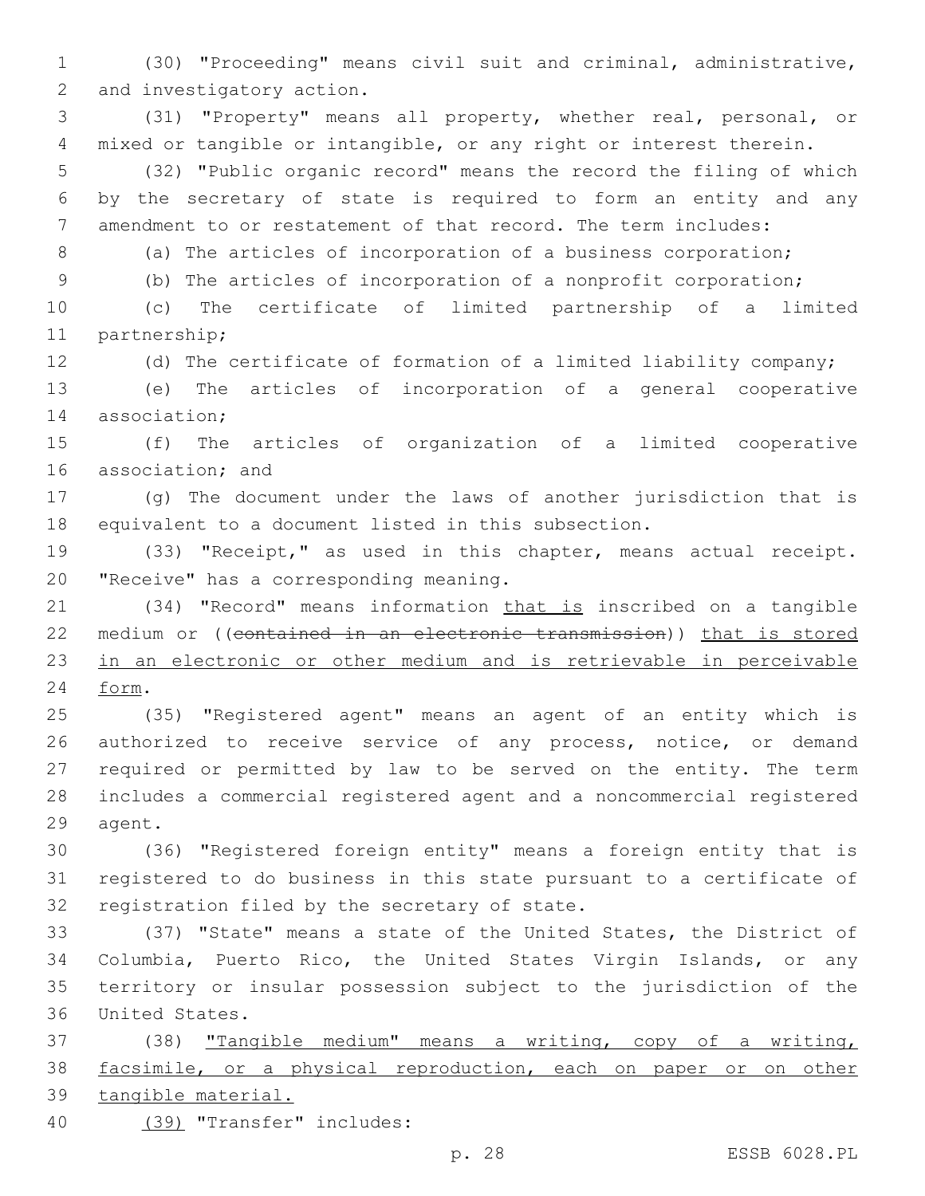(30) "Proceeding" means civil suit and criminal, administrative, and investigatory action.

(31) "Property" means all property, whether real, personal, or mixed or tangible or intangible, or any right or interest therein.

(32) "Public organic record" means the record the filing of which by the secretary of state is required to form an entity and any amendment to or restatement of that record. The term includes:

(a) The articles of incorporation of a business corporation;

(b) The articles of incorporation of a nonprofit corporation;

(c) The certificate of limited partnership of a limited partnership;

(d) The certificate of formation of a limited liability company;

(e) The articles of incorporation of a general cooperative association;

(f) The articles of organization of a limited cooperative association; and

(g) The document under the laws of another jurisdiction that is equivalent to a document listed in this subsection.

(33) "Receipt," as used in this chapter, means actual receipt. "Receive" has a corresponding meaning.

(34) "Record" means information <u>that is</u> inscribed on a tangible medium or ((~~contained in an electronic transmission~~)) <u>that is stored in an electronic or other medium and is retrievable in perceivable form</u>.

(35) "Registered agent" means an agent of an entity which is authorized to receive service of any process, notice, or demand required or permitted by law to be served on the entity. The term includes a commercial registered agent and a noncommercial registered agent.

(36) "Registered foreign entity" means a foreign entity that is registered to do business in this state pursuant to a certificate of registration filed by the secretary of state.

(37) "State" means a state of the United States, the District of Columbia, Puerto Rico, the United States Virgin Islands, or any territory or insular possession subject to the jurisdiction of the United States.

(38) <u>"Tangible medium" means a writing, copy of a writing, facsimile, or a physical reproduction, each on paper or on other tangible material.</u>

<u>(39)</u> "Transfer" includes: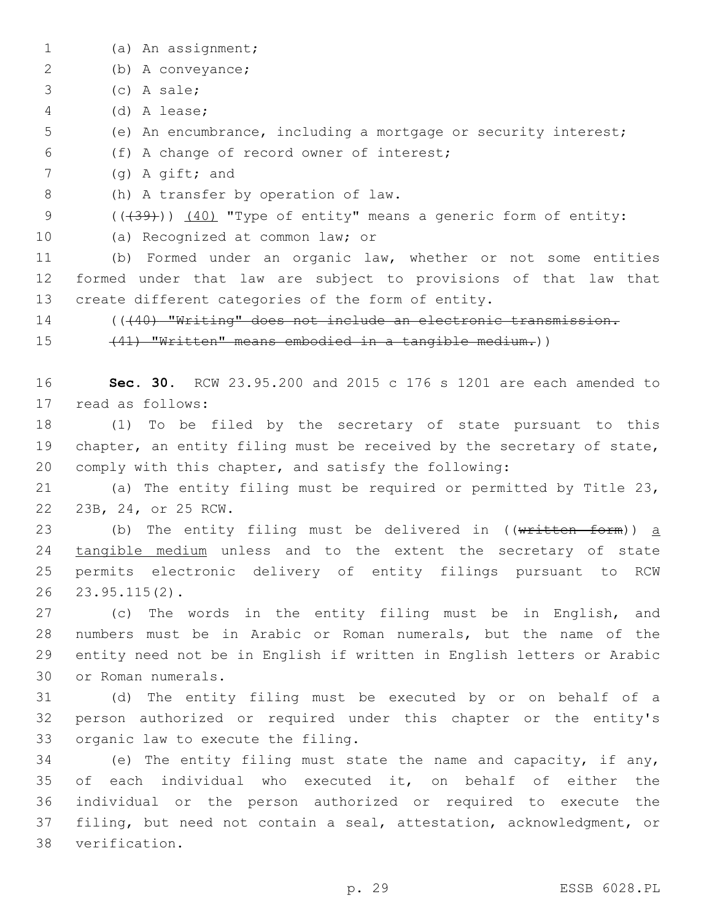(a) An assignment;

(b) A conveyance;

(c) A sale;

(d) A lease;

(e) An encumbrance, including a mortgage or security interest;

(f) A change of record owner of interest;

(g) A gift; and

(h) A transfer by operation of law.

(((~~39~~))) <u>(40)</u> "Type of entity" means a generic form of entity:

(a) Recognized at common law; or

(b) Formed under an organic law, whether or not some entities formed under that law are subject to provisions of that law that create different categories of the form of entity.

((~~(40) "Writing" does not include an electronic transmission.~~

~~(41) "Written" means embodied in a tangible medium.~~))

**Sec. 30.** RCW 23.95.200 and 2015 c 176 s 1201 are each amended to read as follows:

(1) To be filed by the secretary of state pursuant to this chapter, an entity filing must be received by the secretary of state, comply with this chapter, and satisfy the following:

(a) The entity filing must be required or permitted by Title 23, 23B, 24, or 25 RCW.

(b) The entity filing must be delivered in ((~~written form~~)) <u>a tangible medium</u> unless and to the extent the secretary of state permits electronic delivery of entity filings pursuant to RCW 23.95.115(2).

(c) The words in the entity filing must be in English, and numbers must be in Arabic or Roman numerals, but the name of the entity need not be in English if written in English letters or Arabic or Roman numerals.

(d) The entity filing must be executed by or on behalf of a person authorized or required under this chapter or the entity's organic law to execute the filing.

(e) The entity filing must state the name and capacity, if any, of each individual who executed it, on behalf of either the individual or the person authorized or required to execute the filing, but need not contain a seal, attestation, acknowledgment, or verification.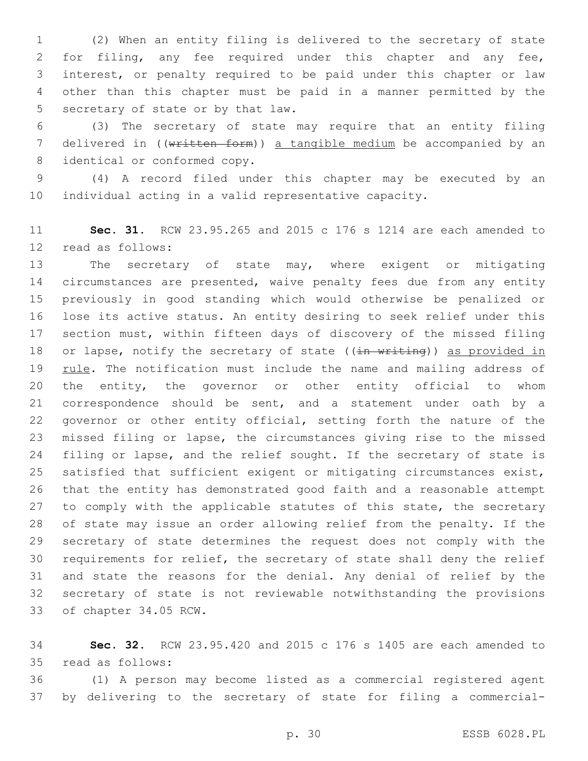(2) When an entity filing is delivered to the secretary of state for filing, any fee required under this chapter and any fee, interest, or penalty required to be paid under this chapter or law other than this chapter must be paid in a manner permitted by the secretary of state or by that law.

(3) The secretary of state may require that an entity filing delivered in ((~~written form~~)) <u>a tangible medium</u> be accompanied by an identical or conformed copy.

(4) A record filed under this chapter may be executed by an individual acting in a valid representative capacity.

**Sec. 31.** RCW 23.95.265 and 2015 c 176 s 1214 are each amended to read as follows:

The secretary of state may, where exigent or mitigating circumstances are presented, waive penalty fees due from any entity previously in good standing which would otherwise be penalized or lose its active status. An entity desiring to seek relief under this section must, within fifteen days of discovery of the missed filing or lapse, notify the secretary of state ((~~in writing~~)) <u>as provided in rule</u>. The notification must include the name and mailing address of the entity, the governor or other entity official to whom correspondence should be sent, and a statement under oath by a governor or other entity official, setting forth the nature of the missed filing or lapse, the circumstances giving rise to the missed filing or lapse, and the relief sought. If the secretary of state is satisfied that sufficient exigent or mitigating circumstances exist, that the entity has demonstrated good faith and a reasonable attempt to comply with the applicable statutes of this state, the secretary of state may issue an order allowing relief from the penalty. If the secretary of state determines the request does not comply with the requirements for relief, the secretary of state shall deny the relief and state the reasons for the denial. Any denial of relief by the secretary of state is not reviewable notwithstanding the provisions of chapter 34.05 RCW.

**Sec. 32.** RCW 23.95.420 and 2015 c 176 s 1405 are each amended to read as follows:

(1) A person may become listed as a commercial registered agent by delivering to the secretary of state for filing a commercial-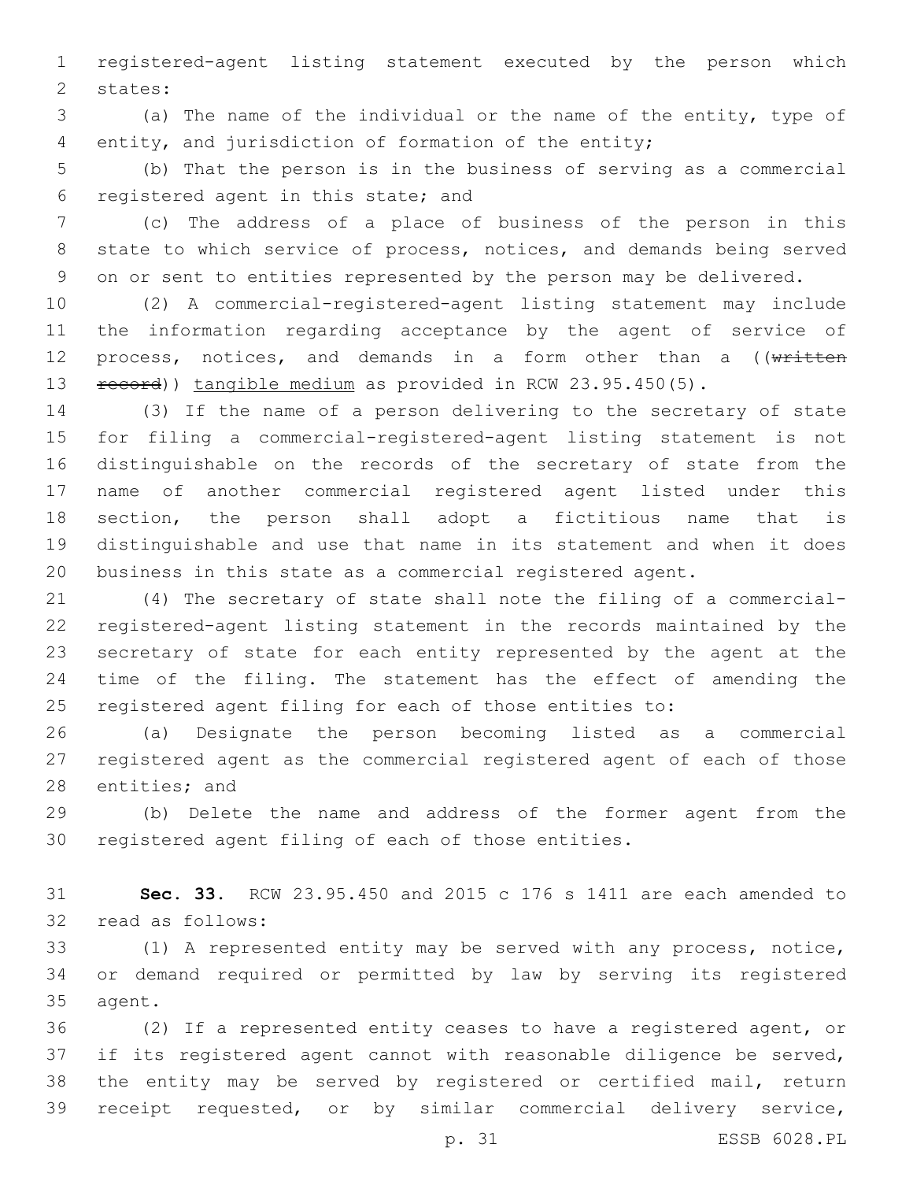registered-agent listing statement executed by the person which states:

(a) The name of the individual or the name of the entity, type of entity, and jurisdiction of formation of the entity;

(b) That the person is in the business of serving as a commercial registered agent in this state; and

(c) The address of a place of business of the person in this state to which service of process, notices, and demands being served on or sent to entities represented by the person may be delivered.

(2) A commercial-registered-agent listing statement may include the information regarding acceptance by the agent of service of process, notices, and demands in a form other than a ((~~written record~~)) <u>tangible medium</u> as provided in RCW 23.95.450(5).

(3) If the name of a person delivering to the secretary of state for filing a commercial-registered-agent listing statement is not distinguishable on the records of the secretary of state from the name of another commercial registered agent listed under this section, the person shall adopt a fictitious name that is distinguishable and use that name in its statement and when it does business in this state as a commercial registered agent.

(4) The secretary of state shall note the filing of a commercial-registered-agent listing statement in the records maintained by the secretary of state for each entity represented by the agent at the time of the filing. The statement has the effect of amending the registered agent filing for each of those entities to:

(a) Designate the person becoming listed as a commercial registered agent as the commercial registered agent of each of those entities; and

(b) Delete the name and address of the former agent from the registered agent filing of each of those entities.

**Sec. 33.** RCW 23.95.450 and 2015 c 176 s 1411 are each amended to read as follows:

(1) A represented entity may be served with any process, notice, or demand required or permitted by law by serving its registered agent.

(2) If a represented entity ceases to have a registered agent, or if its registered agent cannot with reasonable diligence be served, the entity may be served by registered or certified mail, return receipt requested, or by similar commercial delivery service,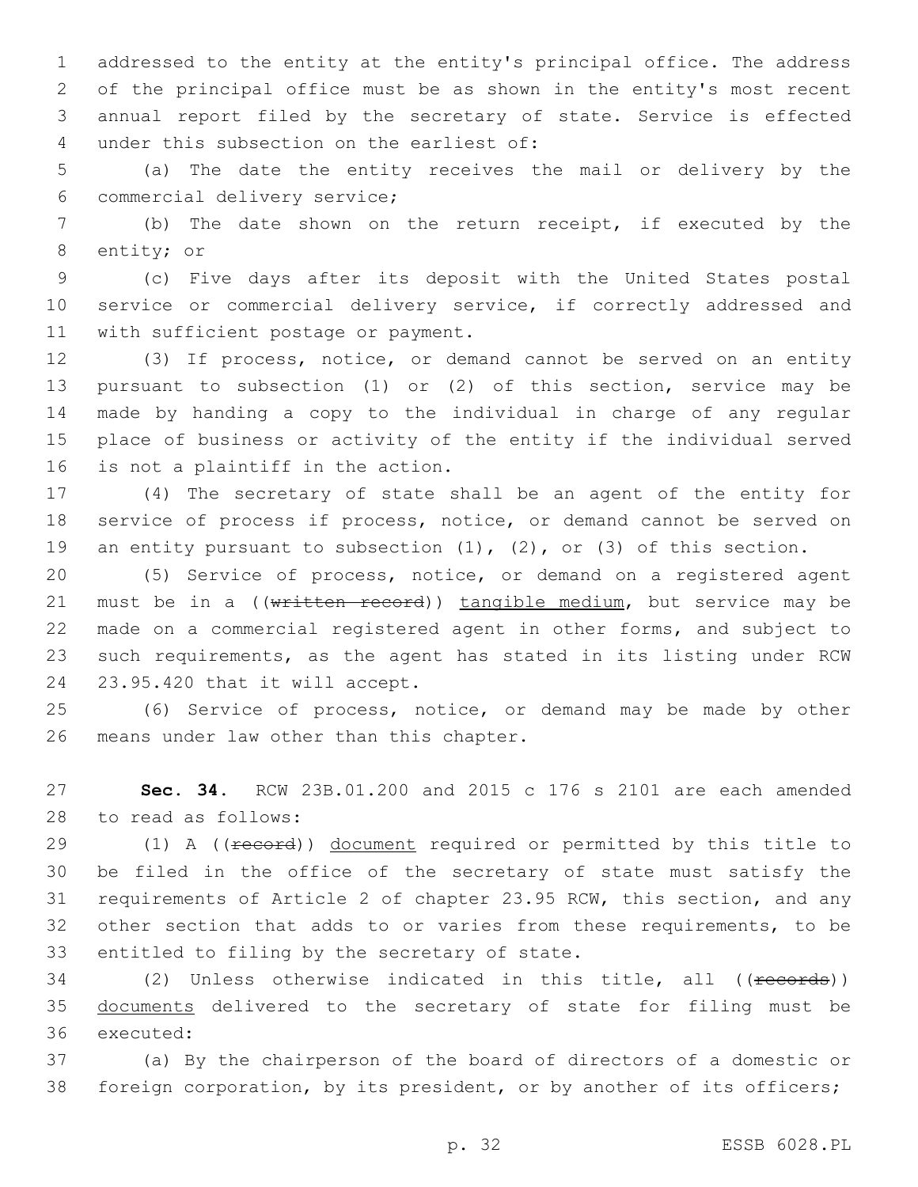addressed to the entity at the entity's principal office. The address of the principal office must be as shown in the entity's most recent annual report filed by the secretary of state. Service is effected under this subsection on the earliest of:

(a) The date the entity receives the mail or delivery by the commercial delivery service;

(b) The date shown on the return receipt, if executed by the entity; or

(c) Five days after its deposit with the United States postal service or commercial delivery service, if correctly addressed and with sufficient postage or payment.

(3) If process, notice, or demand cannot be served on an entity pursuant to subsection (1) or (2) of this section, service may be made by handing a copy to the individual in charge of any regular place of business or activity of the entity if the individual served is not a plaintiff in the action.

(4) The secretary of state shall be an agent of the entity for service of process if process, notice, or demand cannot be served on an entity pursuant to subsection (1), (2), or (3) of this section.

(5) Service of process, notice, or demand on a registered agent must be in a ((~~written record~~)) <u>tangible medium</u>, but service may be made on a commercial registered agent in other forms, and subject to such requirements, as the agent has stated in its listing under RCW 23.95.420 that it will accept.

(6) Service of process, notice, or demand may be made by other means under law other than this chapter.

**Sec. 34.** RCW 23B.01.200 and 2015 c 176 s 2101 are each amended to read as follows:

(1) A ((~~record~~)) <u>document</u> required or permitted by this title to be filed in the office of the secretary of state must satisfy the requirements of Article 2 of chapter 23.95 RCW, this section, and any other section that adds to or varies from these requirements, to be entitled to filing by the secretary of state.

(2) Unless otherwise indicated in this title, all ((~~records~~)) <u>documents</u> delivered to the secretary of state for filing must be executed:

(a) By the chairperson of the board of directors of a domestic or foreign corporation, by its president, or by another of its officers;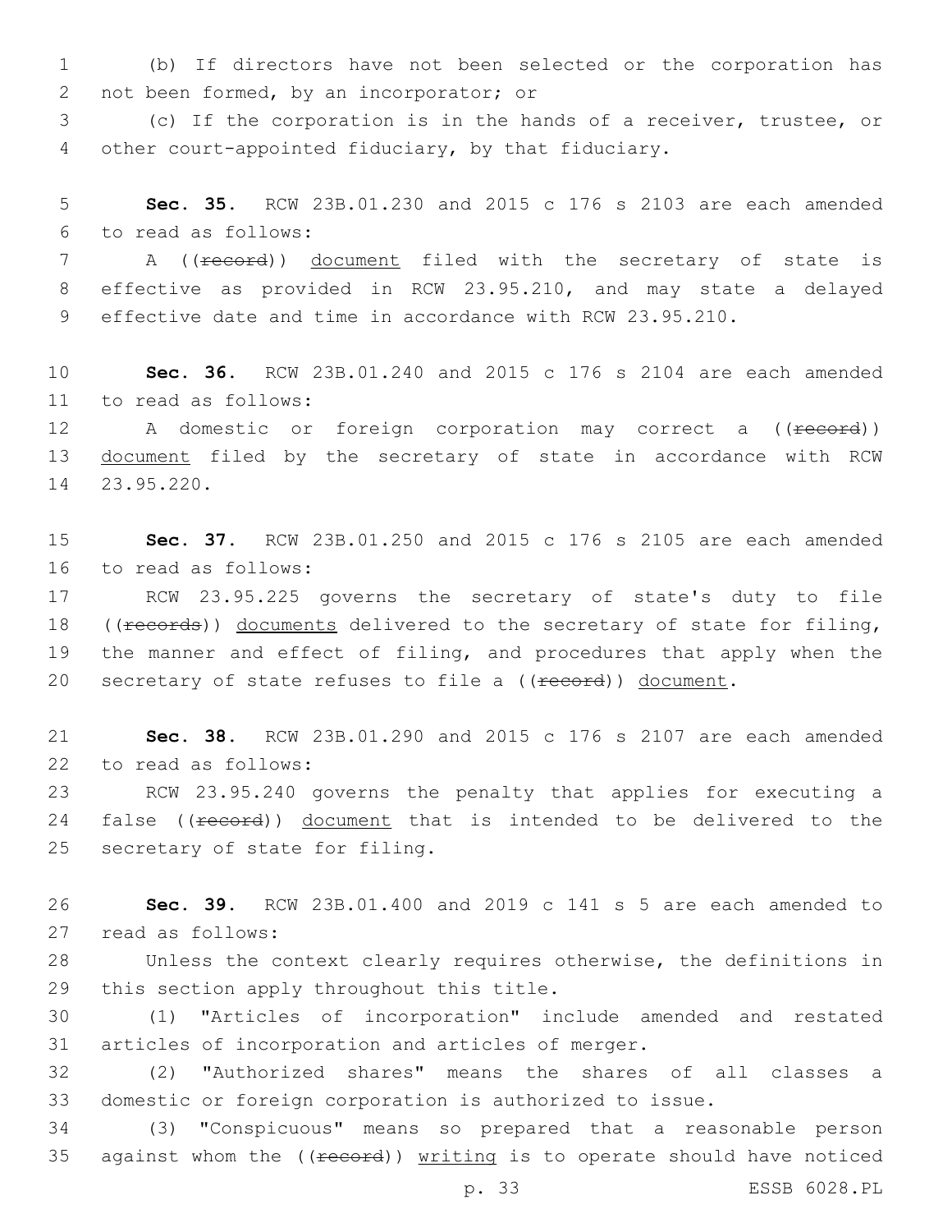(b) If directors have not been selected or the corporation has not been formed, by an incorporator; or

(c) If the corporation is in the hands of a receiver, trustee, or other court-appointed fiduciary, by that fiduciary.

**Sec. 35.** RCW 23B.01.230 and 2015 c 176 s 2103 are each amended to read as follows:

A ((~~record~~)) <u>document</u> filed with the secretary of state is effective as provided in RCW 23.95.210, and may state a delayed effective date and time in accordance with RCW 23.95.210.

**Sec. 36.** RCW 23B.01.240 and 2015 c 176 s 2104 are each amended to read as follows:

A domestic or foreign corporation may correct a ((~~record~~)) <u>document</u> filed by the secretary of state in accordance with RCW 23.95.220.

**Sec. 37.** RCW 23B.01.250 and 2015 c 176 s 2105 are each amended to read as follows:

RCW 23.95.225 governs the secretary of state's duty to file ((~~records~~)) <u>documents</u> delivered to the secretary of state for filing, the manner and effect of filing, and procedures that apply when the secretary of state refuses to file a ((~~record~~)) <u>document</u>.

**Sec. 38.** RCW 23B.01.290 and 2015 c 176 s 2107 are each amended to read as follows:

RCW 23.95.240 governs the penalty that applies for executing a false ((~~record~~)) <u>document</u> that is intended to be delivered to the secretary of state for filing.

**Sec. 39.** RCW 23B.01.400 and 2019 c 141 s 5 are each amended to read as follows:

Unless the context clearly requires otherwise, the definitions in this section apply throughout this title.

(1) "Articles of incorporation" include amended and restated articles of incorporation and articles of merger.

(2) "Authorized shares" means the shares of all classes a domestic or foreign corporation is authorized to issue.

(3) "Conspicuous" means so prepared that a reasonable person against whom the ((~~record~~)) <u>writing</u> is to operate should have noticed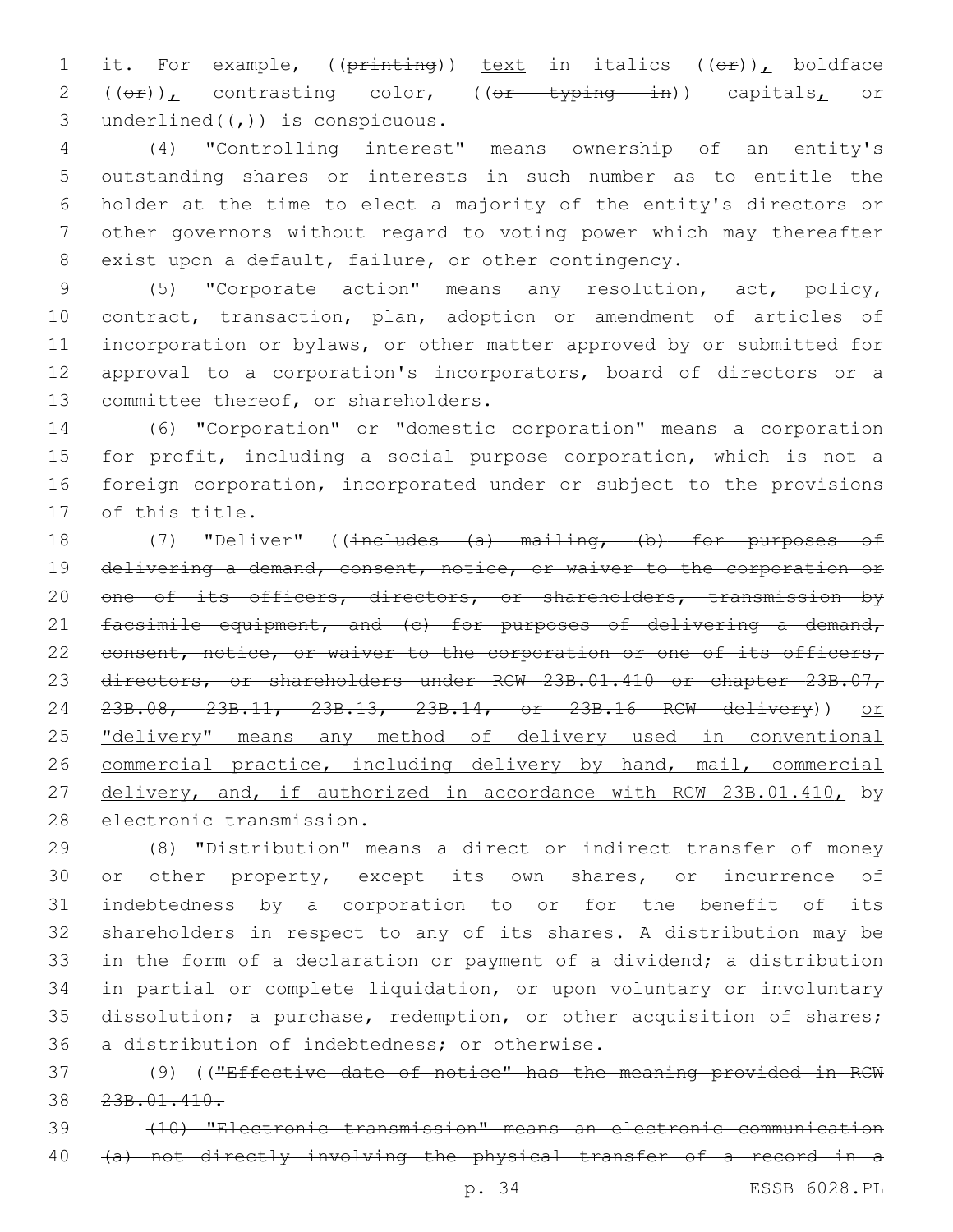it. For example, ((~~printing~~)) <u>text</u> in italics ((~~or~~))<u>,</u> boldface ((~~or~~))<u>,</u> contrasting color, ((~~or typing in~~)) capitals<u>,</u> or underlined((~~,~~)) is conspicuous.

(4) "Controlling interest" means ownership of an entity's outstanding shares or interests in such number as to entitle the holder at the time to elect a majority of the entity's directors or other governors without regard to voting power which may thereafter exist upon a default, failure, or other contingency.

(5) "Corporate action" means any resolution, act, policy, contract, transaction, plan, adoption or amendment of articles of incorporation or bylaws, or other matter approved by or submitted for approval to a corporation's incorporators, board of directors or a committee thereof, or shareholders.

(6) "Corporation" or "domestic corporation" means a corporation for profit, including a social purpose corporation, which is not a foreign corporation, incorporated under or subject to the provisions of this title.

(7) "Deliver" ((~~includes (a) mailing, (b) for purposes of delivering a demand, consent, notice, or waiver to the corporation or one of its officers, directors, or shareholders, transmission by facsimile equipment, and (c) for purposes of delivering a demand, consent, notice, or waiver to the corporation or one of its officers, directors, or shareholders under RCW 23B.01.410 or chapter 23B.07, 23B.08, 23B.11, 23B.13, 23B.14, or 23B.16 RCW delivery~~)) <u>or "delivery" means any method of delivery used in conventional commercial practice, including delivery by hand, mail, commercial delivery, and, if authorized in accordance with RCW 23B.01.410,</u> by electronic transmission.

(8) "Distribution" means a direct or indirect transfer of money or other property, except its own shares, or incurrence of indebtedness by a corporation to or for the benefit of its shareholders in respect to any of its shares. A distribution may be in the form of a declaration or payment of a dividend; a distribution in partial or complete liquidation, or upon voluntary or involuntary dissolution; a purchase, redemption, or other acquisition of shares; a distribution of indebtedness; or otherwise.

(9) ((~~"Effective date of notice" has the meaning provided in RCW 23B.01.410.~~

~~(10) "Electronic transmission" means an electronic communication (a) not directly involving the physical transfer of a record in a~~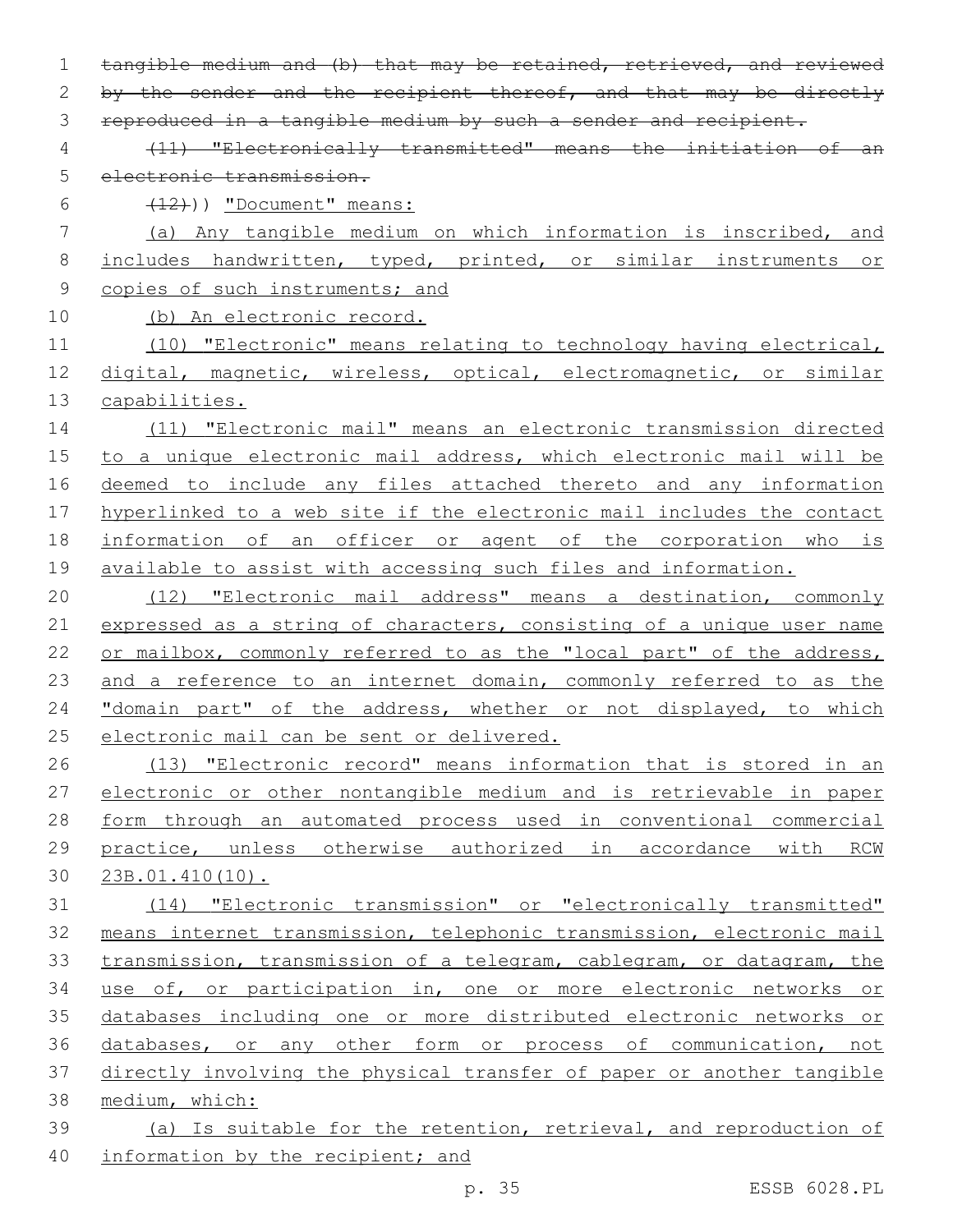~~tangible medium and (b) that may be retained, retrieved, and reviewed by the sender and the recipient thereof, and that may be directly reproduced in a tangible medium by such a sender and recipient.~~

~~(11) "Electronically transmitted" means the initiation of an electronic transmission.~~

~~(12)~~)) "Document" means:

<u>(a) Any tangible medium on which information is inscribed, and includes handwritten, typed, printed, or similar instruments or copies of such instruments; and</u>

<u>(b) An electronic record.</u>

<u>(10) "Electronic" means relating to technology having electrical, digital, magnetic, wireless, optical, electromagnetic, or similar capabilities.</u>

<u>(11) "Electronic mail" means an electronic transmission directed to a unique electronic mail address, which electronic mail will be deemed to include any files attached thereto and any information hyperlinked to a web site if the electronic mail includes the contact information of an officer or agent of the corporation who is available to assist with accessing such files and information.</u>

<u>(12) "Electronic mail address" means a destination, commonly expressed as a string of characters, consisting of a unique user name or mailbox, commonly referred to as the "local part" of the address, and a reference to an internet domain, commonly referred to as the "domain part" of the address, whether or not displayed, to which electronic mail can be sent or delivered.</u>

<u>(13) "Electronic record" means information that is stored in an electronic or other nontangible medium and is retrievable in paper form through an automated process used in conventional commercial practice, unless otherwise authorized in accordance with RCW 23B.01.410(10).</u>

<u>(14) "Electronic transmission" or "electronically transmitted" means internet transmission, telephonic transmission, electronic mail transmission, transmission of a telegram, cablegram, or datagram, the use of, or participation in, one or more electronic networks or databases including one or more distributed electronic networks or databases, or any other form or process of communication, not directly involving the physical transfer of paper or another tangible medium, which:</u>

<u>(a) Is suitable for the retention, retrieval, and reproduction of information by the recipient; and</u>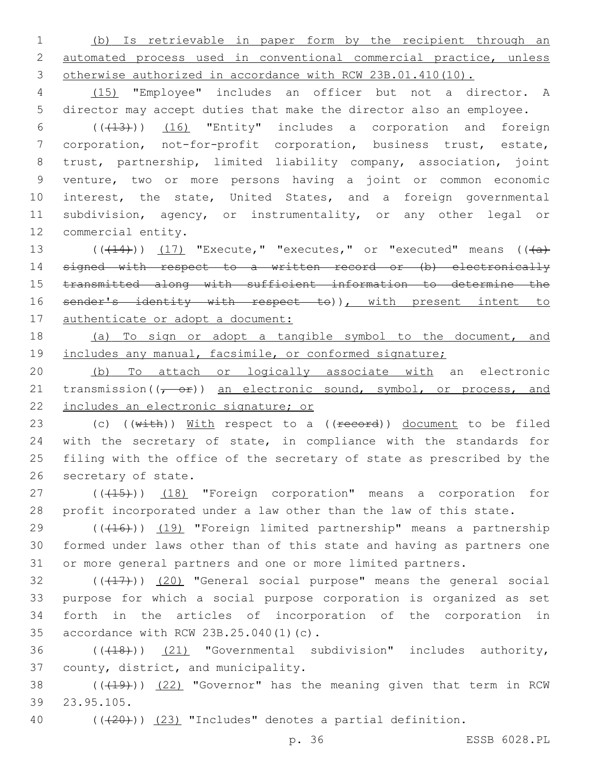(b) Is retrievable in paper form by the recipient through an automated process used in conventional commercial practice, unless otherwise authorized in accordance with RCW 23B.01.410(10).

(15) "Employee" includes an officer but not a director. A director may accept duties that make the director also an employee.

(((13))) (16) "Entity" includes a corporation and foreign corporation, not-for-profit corporation, business trust, estate, trust, partnership, limited liability company, association, joint venture, two or more persons having a joint or common economic interest, the state, United States, and a foreign governmental subdivision, agency, or instrumentality, or any other legal or commercial entity.

(((14))) (17) "Execute," "executes," or "executed" means (((a) signed with respect to a written record or (b) electronically transmitted along with sufficient information to determine the sender's identity with respect to)), with present intent to authenticate or adopt a document:

(a) To sign or adopt a tangible symbol to the document, and includes any manual, facsimile, or conformed signature;

(b) To attach or logically associate with an electronic transmission((, or)) an electronic sound, symbol, or process, and includes an electronic signature; or

(c) ((with)) With respect to a ((record)) document to be filed with the secretary of state, in compliance with the standards for filing with the office of the secretary of state as prescribed by the secretary of state.

(((15))) (18) "Foreign corporation" means a corporation for profit incorporated under a law other than the law of this state.

(((16))) (19) "Foreign limited partnership" means a partnership formed under laws other than of this state and having as partners one or more general partners and one or more limited partners.

(((17))) (20) "General social purpose" means the general social purpose for which a social purpose corporation is organized as set forth in the articles of incorporation of the corporation in accordance with RCW 23B.25.040(1)(c).

(((18))) (21) "Governmental subdivision" includes authority, county, district, and municipality.

(((19))) (22) "Governor" has the meaning given that term in RCW 23.95.105.

(((20))) (23) "Includes" denotes a partial definition.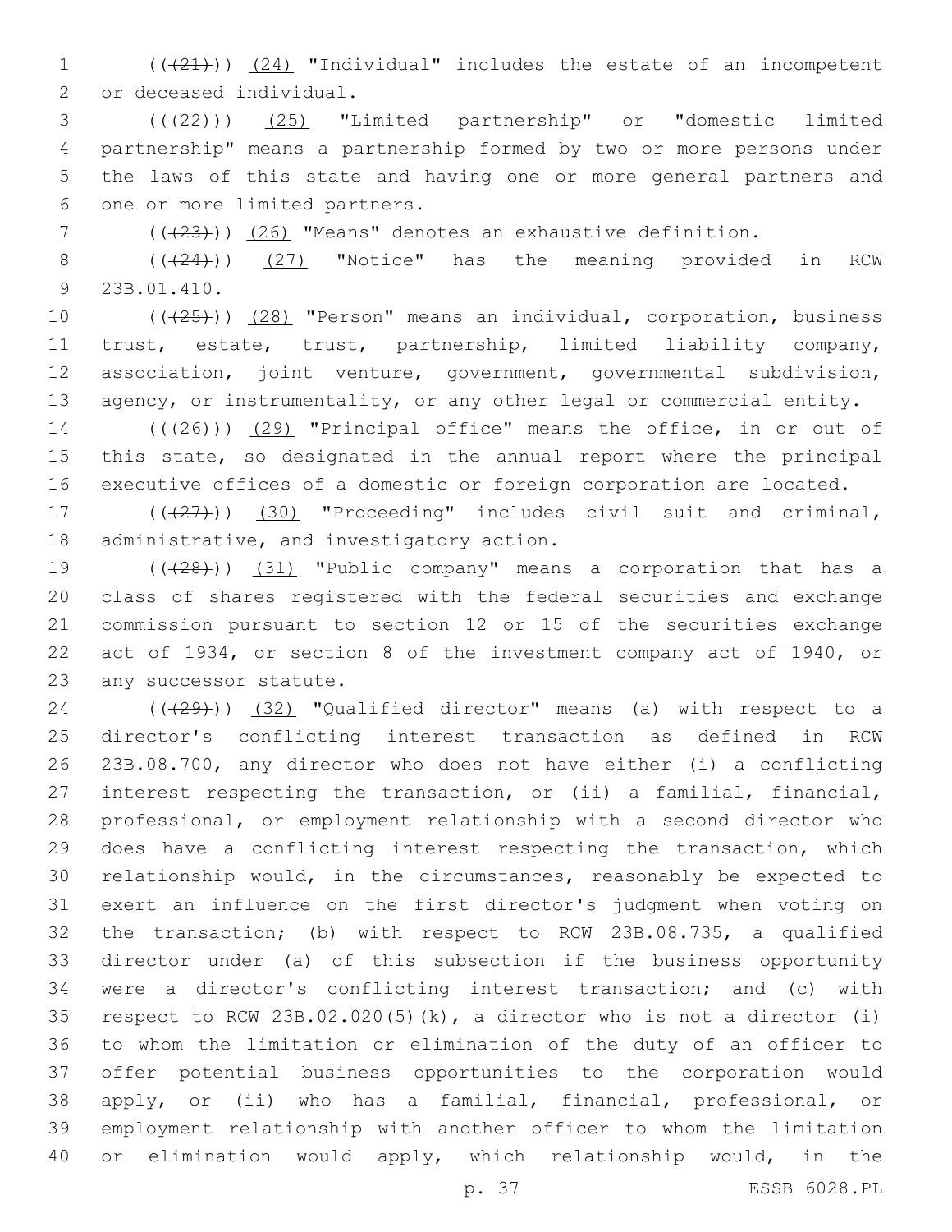(((21))) (24) "Individual" includes the estate of an incompetent or deceased individual.

(((22))) (25) "Limited partnership" or "domestic limited partnership" means a partnership formed by two or more persons under the laws of this state and having one or more general partners and one or more limited partners.

(((23))) (26) "Means" denotes an exhaustive definition.

(((24))) (27) "Notice" has the meaning provided in RCW 23B.01.410.

(((25))) (28) "Person" means an individual, corporation, business trust, estate, trust, partnership, limited liability company, association, joint venture, government, governmental subdivision, agency, or instrumentality, or any other legal or commercial entity.

(((26))) (29) "Principal office" means the office, in or out of this state, so designated in the annual report where the principal executive offices of a domestic or foreign corporation are located.

(((27))) (30) "Proceeding" includes civil suit and criminal, administrative, and investigatory action.

(((28))) (31) "Public company" means a corporation that has a class of shares registered with the federal securities and exchange commission pursuant to section 12 or 15 of the securities exchange act of 1934, or section 8 of the investment company act of 1940, or any successor statute.

(((29))) (32) "Qualified director" means (a) with respect to a director's conflicting interest transaction as defined in RCW 23B.08.700, any director who does not have either (i) a conflicting interest respecting the transaction, or (ii) a familial, financial, professional, or employment relationship with a second director who does have a conflicting interest respecting the transaction, which relationship would, in the circumstances, reasonably be expected to exert an influence on the first director's judgment when voting on the transaction; (b) with respect to RCW 23B.08.735, a qualified director under (a) of this subsection if the business opportunity were a director's conflicting interest transaction; and (c) with respect to RCW 23B.02.020(5)(k), a director who is not a director (i) to whom the limitation or elimination of the duty of an officer to offer potential business opportunities to the corporation would apply, or (ii) who has a familial, financial, professional, or employment relationship with another officer to whom the limitation or elimination would apply, which relationship would, in the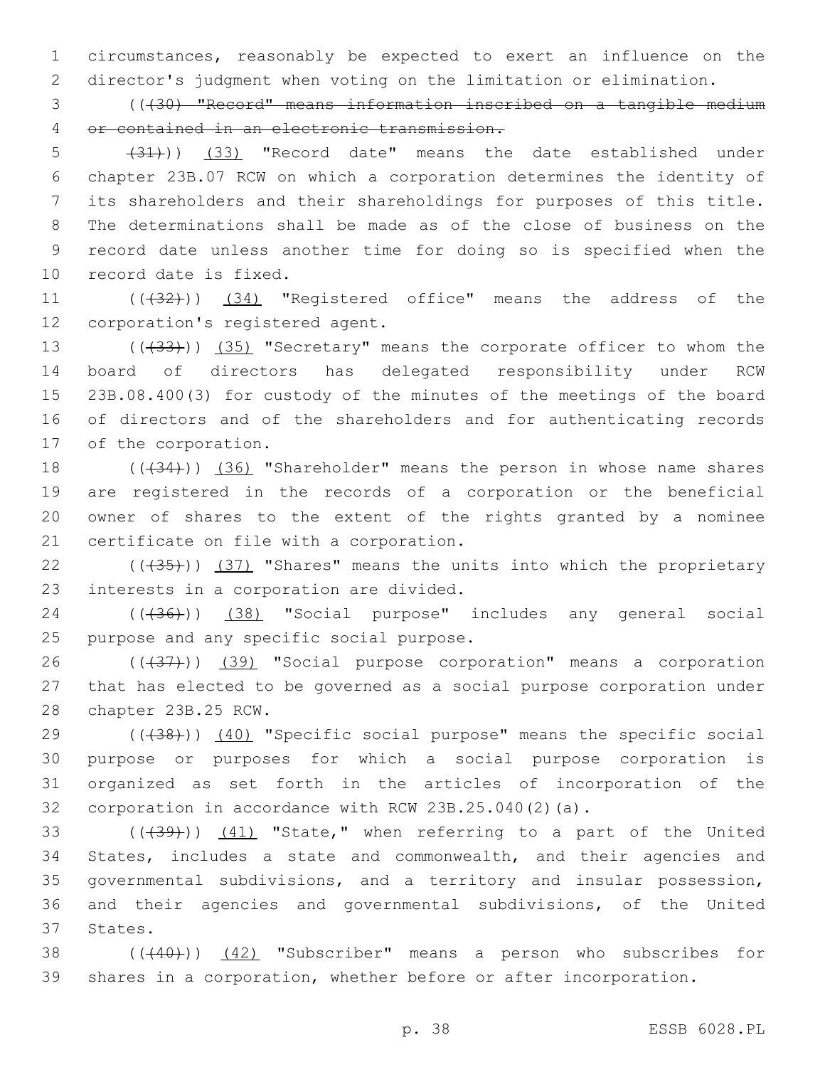circumstances, reasonably be expected to exert an influence on the director's judgment when voting on the limitation or elimination.

(( ~~(30) "Record" means information inscribed on a tangible medium or contained in an electronic transmission.~~

~~(31)~~ )) (33) "Record date" means the date established under chapter 23B.07 RCW on which a corporation determines the identity of its shareholders and their shareholdings for purposes of this title. The determinations shall be made as of the close of business on the record date unless another time for doing so is specified when the record date is fixed.

(( ~~(32)~~ )) (34) "Registered office" means the address of the corporation's registered agent.

(( ~~(33)~~ )) (35) "Secretary" means the corporate officer to whom the board of directors has delegated responsibility under RCW 23B.08.400(3) for custody of the minutes of the meetings of the board of directors and of the shareholders and for authenticating records of the corporation.

(( ~~(34)~~ )) (36) "Shareholder" means the person in whose name shares are registered in the records of a corporation or the beneficial owner of shares to the extent of the rights granted by a nominee certificate on file with a corporation.

(( ~~(35)~~ )) (37) "Shares" means the units into which the proprietary interests in a corporation are divided.

(( ~~(36)~~ )) (38) "Social purpose" includes any general social purpose and any specific social purpose.

(( ~~(37)~~ )) (39) "Social purpose corporation" means a corporation that has elected to be governed as a social purpose corporation under chapter 23B.25 RCW.

(( ~~(38)~~ )) (40) "Specific social purpose" means the specific social purpose or purposes for which a social purpose corporation is organized as set forth in the articles of incorporation of the corporation in accordance with RCW 23B.25.040(2)(a).

(( ~~(39)~~ )) (41) "State," when referring to a part of the United States, includes a state and commonwealth, and their agencies and governmental subdivisions, and a territory and insular possession, and their agencies and governmental subdivisions, of the United States.

(( ~~(40)~~ )) (42) "Subscriber" means a person who subscribes for shares in a corporation, whether before or after incorporation.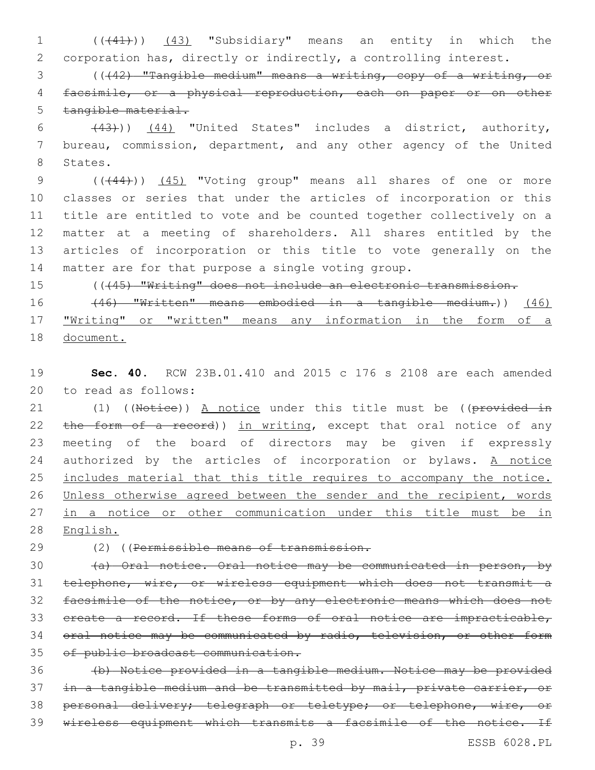((~~(41)~~)) <u>(43)</u> "Subsidiary" means an entity in which the corporation has, directly or indirectly, a controlling interest.

((~~(42) "Tangible medium" means a writing, copy of a writing, or facsimile, or a physical reproduction, each on paper or on other tangible material.~~

~~(43)~~)) <u>(44)</u> "United States" includes a district, authority, bureau, commission, department, and any other agency of the United States.

((~~(44)~~)) <u>(45)</u> "Voting group" means all shares of one or more classes or series that under the articles of incorporation or this title are entitled to vote and be counted together collectively on a matter at a meeting of shareholders. All shares entitled by the articles of incorporation or this title to vote generally on the matter are for that purpose a single voting group.

((~~(45) "Writing" does not include an electronic transmission.~~

~~(46) "Written" means embodied in a tangible medium.~~)) <u>(46) "Writing" or "written" means any information in the form of a document.</u>

**Sec. 40.** RCW 23B.01.410 and 2015 c 176 s 2108 are each amended to read as follows:

(1) ((~~Notice~~)) <u>A notice</u> under this title must be ((~~provided in the form of a record~~)) <u>in writing</u>, except that oral notice of any meeting of the board of directors may be given if expressly authorized by the articles of incorporation or bylaws. <u>A notice includes material that this title requires to accompany the notice. Unless otherwise agreed between the sender and the recipient, words in a notice or other communication under this title must be in English.</u>

(2) ((~~Permissible means of transmission.~~

~~(a) Oral notice. Oral notice may be communicated in person, by telephone, wire, or wireless equipment which does not transmit a facsimile of the notice, or by any electronic means which does not create a record. If these forms of oral notice are impracticable, oral notice may be communicated by radio, television, or other form of public broadcast communication.~~

~~(b) Notice provided in a tangible medium. Notice may be provided in a tangible medium and be transmitted by mail, private carrier, or personal delivery; telegraph or teletype; or telephone, wire, or wireless equipment which transmits a facsimile of the notice. If~~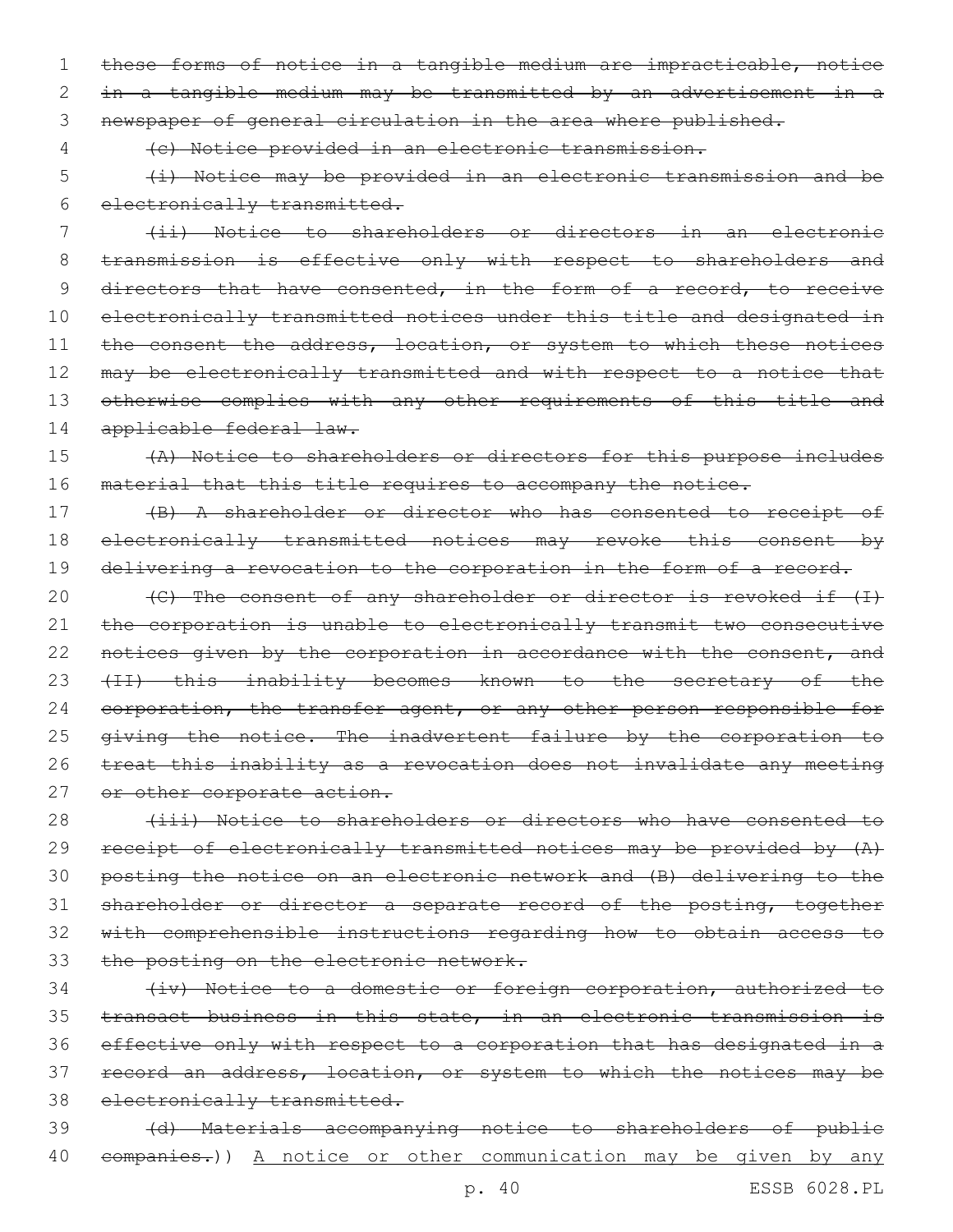these forms of notice in a tangible medium are impracticable, notice in a tangible medium may be transmitted by an advertisement in a newspaper of general circulation in the area where published.

(c) Notice provided in an electronic transmission.

(i) Notice may be provided in an electronic transmission and be electronically transmitted.

(ii) Notice to shareholders or directors in an electronic transmission is effective only with respect to shareholders and directors that have consented, in the form of a record, to receive electronically transmitted notices under this title and designated in the consent the address, location, or system to which these notices may be electronically transmitted and with respect to a notice that otherwise complies with any other requirements of this title and applicable federal law.

(A) Notice to shareholders or directors for this purpose includes material that this title requires to accompany the notice.

(B) A shareholder or director who has consented to receipt of electronically transmitted notices may revoke this consent by delivering a revocation to the corporation in the form of a record.

(C) The consent of any shareholder or director is revoked if (I) the corporation is unable to electronically transmit two consecutive notices given by the corporation in accordance with the consent, and (II) this inability becomes known to the secretary of the corporation, the transfer agent, or any other person responsible for giving the notice. The inadvertent failure by the corporation to treat this inability as a revocation does not invalidate any meeting or other corporate action.

(iii) Notice to shareholders or directors who have consented to receipt of electronically transmitted notices may be provided by (A) posting the notice on an electronic network and (B) delivering to the shareholder or director a separate record of the posting, together with comprehensible instructions regarding how to obtain access to the posting on the electronic network.

(iv) Notice to a domestic or foreign corporation, authorized to transact business in this state, in an electronic transmission is effective only with respect to a corporation that has designated in a record an address, location, or system to which the notices may be electronically transmitted.

(d) Materials accompanying notice to shareholders of public companies.)) A notice or other communication may be given by any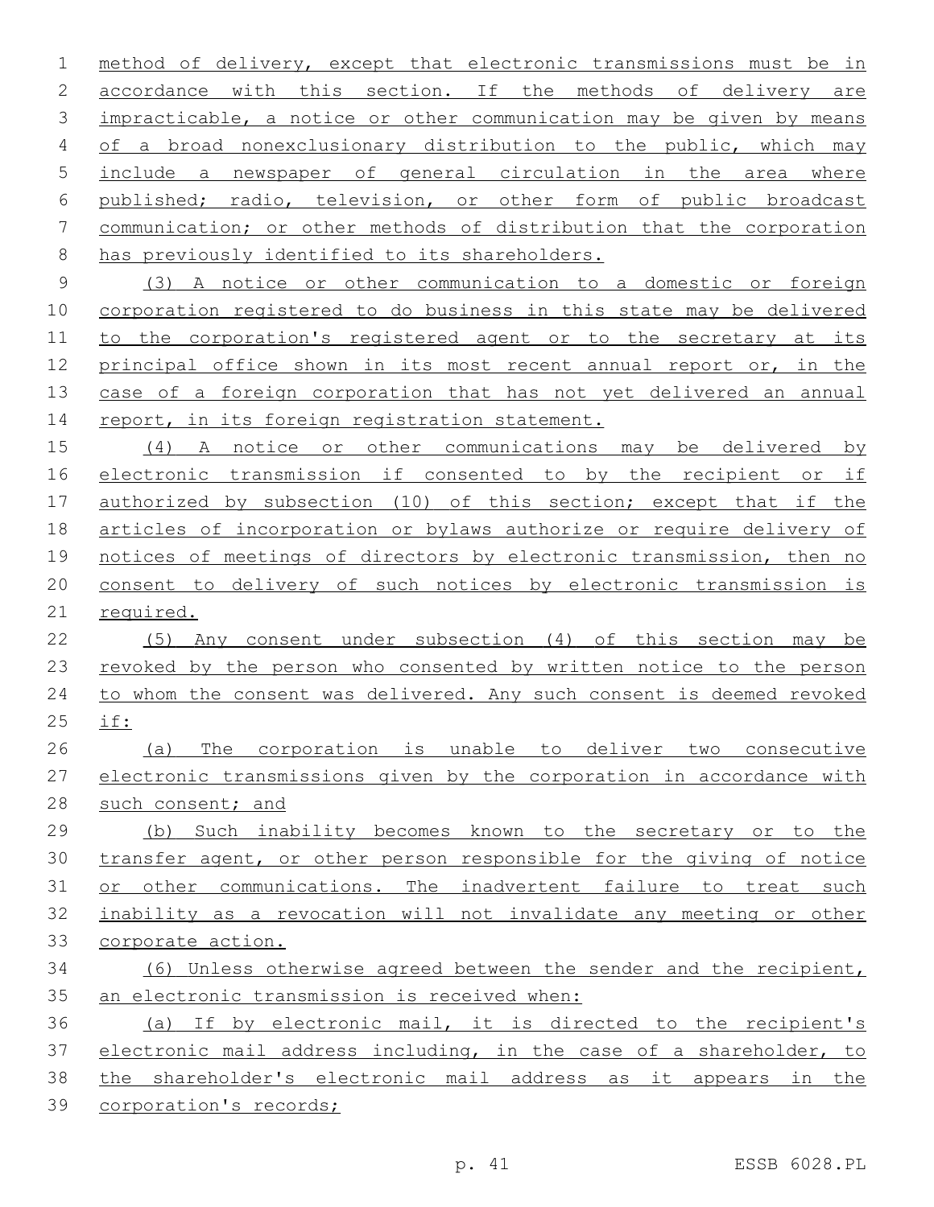method of delivery, except that electronic transmissions must be in accordance with this section. If the methods of delivery are impracticable, a notice or other communication may be given by means of a broad nonexclusionary distribution to the public, which may include a newspaper of general circulation in the area where published; radio, television, or other form of public broadcast communication; or other methods of distribution that the corporation has previously identified to its shareholders.

(3) A notice or other communication to a domestic or foreign corporation registered to do business in this state may be delivered to the corporation's registered agent or to the secretary at its principal office shown in its most recent annual report or, in the case of a foreign corporation that has not yet delivered an annual report, in its foreign registration statement.

(4) A notice or other communications may be delivered by electronic transmission if consented to by the recipient or if authorized by subsection (10) of this section; except that if the articles of incorporation or bylaws authorize or require delivery of notices of meetings of directors by electronic transmission, then no consent to delivery of such notices by electronic transmission is required.

(5) Any consent under subsection (4) of this section may be revoked by the person who consented by written notice to the person to whom the consent was delivered. Any such consent is deemed revoked if:

(a) The corporation is unable to deliver two consecutive electronic transmissions given by the corporation in accordance with such consent; and

(b) Such inability becomes known to the secretary or to the transfer agent, or other person responsible for the giving of notice or other communications. The inadvertent failure to treat such inability as a revocation will not invalidate any meeting or other corporate action.

(6) Unless otherwise agreed between the sender and the recipient, an electronic transmission is received when:

(a) If by electronic mail, it is directed to the recipient's electronic mail address including, in the case of a shareholder, to the shareholder's electronic mail address as it appears in the corporation's records;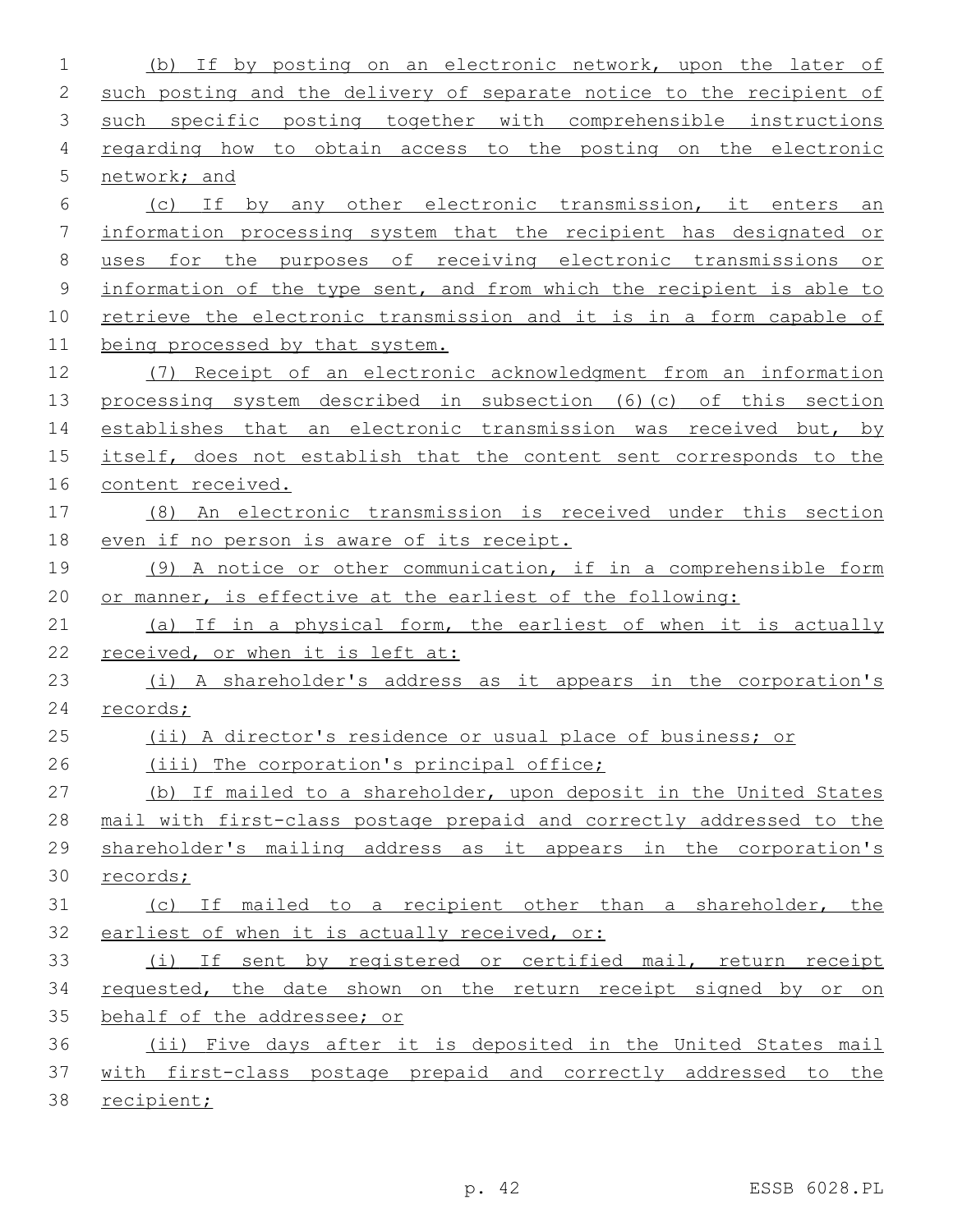(b) If by posting on an electronic network, upon the later of such posting and the delivery of separate notice to the recipient of such specific posting together with comprehensible instructions regarding how to obtain access to the posting on the electronic network; and

(c) If by any other electronic transmission, it enters an information processing system that the recipient has designated or uses for the purposes of receiving electronic transmissions or information of the type sent, and from which the recipient is able to retrieve the electronic transmission and it is in a form capable of being processed by that system.

(7) Receipt of an electronic acknowledgment from an information processing system described in subsection (6)(c) of this section establishes that an electronic transmission was received but, by itself, does not establish that the content sent corresponds to the content received.

(8) An electronic transmission is received under this section even if no person is aware of its receipt.

(9) A notice or other communication, if in a comprehensible form or manner, is effective at the earliest of the following:

(a) If in a physical form, the earliest of when it is actually received, or when it is left at:

(i) A shareholder's address as it appears in the corporation's records;

(ii) A director's residence or usual place of business; or

(iii) The corporation's principal office;

(b) If mailed to a shareholder, upon deposit in the United States mail with first-class postage prepaid and correctly addressed to the shareholder's mailing address as it appears in the corporation's records;

(c) If mailed to a recipient other than a shareholder, the earliest of when it is actually received, or:

(i) If sent by registered or certified mail, return receipt requested, the date shown on the return receipt signed by or on behalf of the addressee; or

(ii) Five days after it is deposited in the United States mail with first-class postage prepaid and correctly addressed to the recipient;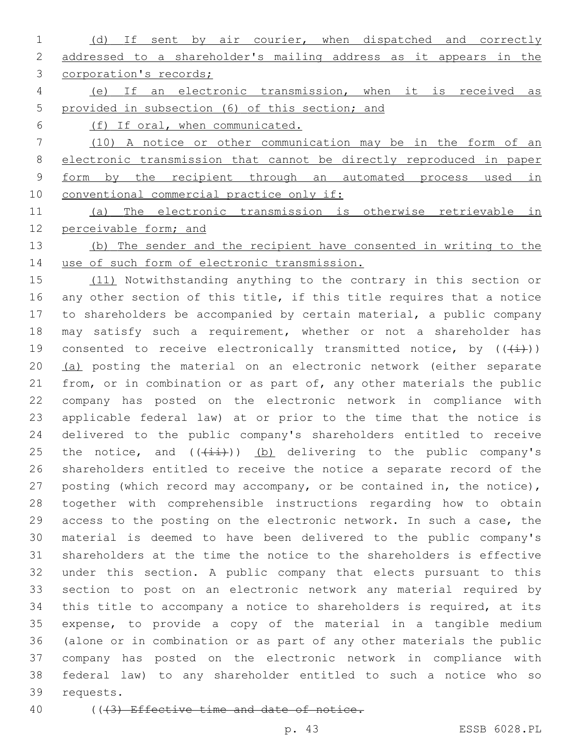(d) If sent by air courier, when dispatched and correctly addressed to a shareholder's mailing address as it appears in the corporation's records;

(e) If an electronic transmission, when it is received as provided in subsection (6) of this section; and

(f) If oral, when communicated.

(10) A notice or other communication may be in the form of an electronic transmission that cannot be directly reproduced in paper form by the recipient through an automated process used in conventional commercial practice only if:

(a) The electronic transmission is otherwise retrievable in perceivable form; and

(b) The sender and the recipient have consented in writing to the use of such form of electronic transmission.

(11) Notwithstanding anything to the contrary in this section or any other section of this title, if this title requires that a notice to shareholders be accompanied by certain material, a public company may satisfy such a requirement, whether or not a shareholder has consented to receive electronically transmitted notice, by ((~~(i)~~)) (a) posting the material on an electronic network (either separate from, or in combination or as part of, any other materials the public company has posted on the electronic network in compliance with applicable federal law) at or prior to the time that the notice is delivered to the public company's shareholders entitled to receive the notice, and ((~~(ii)~~)) (b) delivering to the public company's shareholders entitled to receive the notice a separate record of the posting (which record may accompany, or be contained in, the notice), together with comprehensible instructions regarding how to obtain access to the posting on the electronic network. In such a case, the material is deemed to have been delivered to the public company's shareholders at the time the notice to the shareholders is effective under this section. A public company that elects pursuant to this section to post on an electronic network any material required by this title to accompany a notice to shareholders is required, at its expense, to provide a copy of the material in a tangible medium (alone or in combination or as part of any other materials the public company has posted on the electronic network in compliance with federal law) to any shareholder entitled to such a notice who so requests.

((~~(3) Effective time and date of notice.~~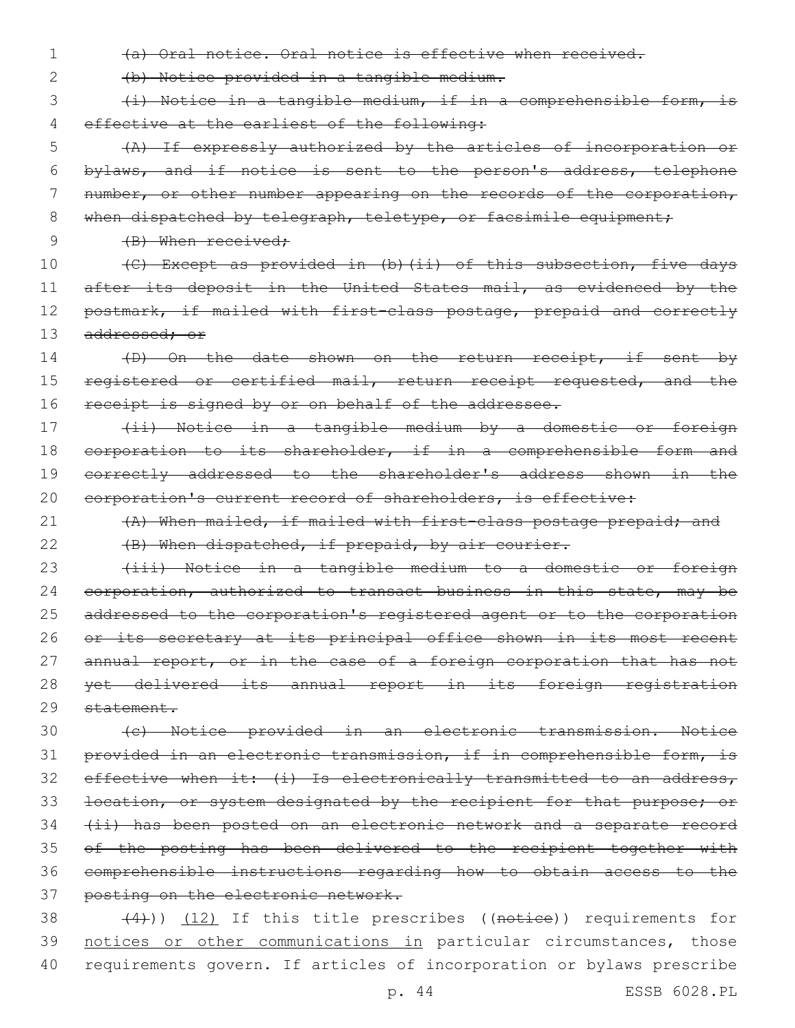~~(a) Oral notice. Oral notice is effective when received.~~

~~(b) Notice provided in a tangible medium.~~

~~(i) Notice in a tangible medium, if in a comprehensible form, is effective at the earliest of the following:~~

~~(A) If expressly authorized by the articles of incorporation or bylaws, and if notice is sent to the person's address, telephone number, or other number appearing on the records of the corporation, when dispatched by telegraph, teletype, or facsimile equipment;~~

~~(B) When received;~~

~~(C) Except as provided in (b)(ii) of this subsection, five days after its deposit in the United States mail, as evidenced by the postmark, if mailed with first-class postage, prepaid and correctly addressed; or~~

~~(D) On the date shown on the return receipt, if sent by registered or certified mail, return receipt requested, and the receipt is signed by or on behalf of the addressee.~~

~~(ii) Notice in a tangible medium by a domestic or foreign corporation to its shareholder, if in a comprehensible form and correctly addressed to the shareholder's address shown in the corporation's current record of shareholders, is effective:~~

~~(A) When mailed, if mailed with first-class postage prepaid; and~~

~~(B) When dispatched, if prepaid, by air courier.~~

~~(iii) Notice in a tangible medium to a domestic or foreign corporation, authorized to transact business in this state, may be addressed to the corporation's registered agent or to the corporation or its secretary at its principal office shown in its most recent annual report, or in the case of a foreign corporation that has not yet delivered its annual report in its foreign registration statement.~~

~~(c) Notice provided in an electronic transmission. Notice provided in an electronic transmission, if in comprehensible form, is effective when it: (i) Is electronically transmitted to an address, location, or system designated by the recipient for that purpose; or (ii) has been posted on an electronic network and a separate record of the posting has been delivered to the recipient together with comprehensible instructions regarding how to obtain access to the posting on the electronic network.~~

~~(4)~~)) (12) If this title prescribes ((~~notice~~)) requirements for notices or other communications in particular circumstances, those requirements govern. If articles of incorporation or bylaws prescribe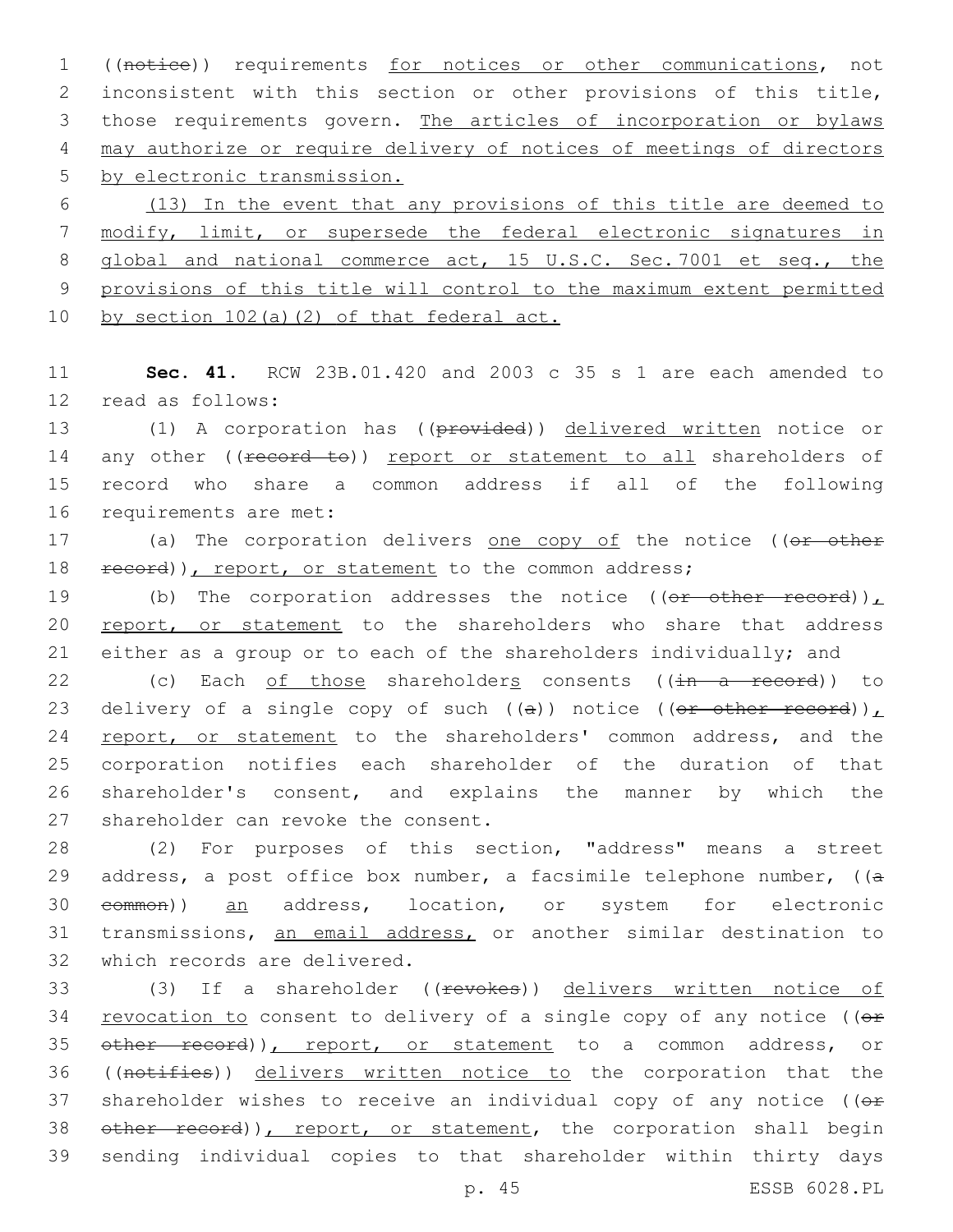((notice)) requirements for notices or other communications, not inconsistent with this section or other provisions of this title, those requirements govern. The articles of incorporation or bylaws may authorize or require delivery of notices of meetings of directors by electronic transmission.

(13) In the event that any provisions of this title are deemed to modify, limit, or supersede the federal electronic signatures in global and national commerce act, 15 U.S.C. Sec. 7001 et seq., the provisions of this title will control to the maximum extent permitted by section 102(a)(2) of that federal act.

**Sec. 41.** RCW 23B.01.420 and 2003 c 35 s 1 are each amended to read as follows:

(1) A corporation has ((provided)) delivered written notice or any other ((record to)) report or statement to all shareholders of record who share a common address if all of the following requirements are met:

(a) The corporation delivers one copy of the notice ((or other record)), report, or statement to the common address;

(b) The corporation addresses the notice ((or other record)), report, or statement to the shareholders who share that address either as a group or to each of the shareholders individually; and

(c) Each of those shareholders consents ((in a record)) to delivery of a single copy of such ((a)) notice ((or other record)), report, or statement to the shareholders' common address, and the corporation notifies each shareholder of the duration of that shareholder's consent, and explains the manner by which the shareholder can revoke the consent.

(2) For purposes of this section, "address" means a street address, a post office box number, a facsimile telephone number, ((a common)) an address, location, or system for electronic transmissions, an email address, or another similar destination to which records are delivered.

(3) If a shareholder ((revokes)) delivers written notice of revocation to consent to delivery of a single copy of any notice ((or other record)), report, or statement to a common address, or ((notifies)) delivers written notice to the corporation that the shareholder wishes to receive an individual copy of any notice ((or other record)), report, or statement, the corporation shall begin sending individual copies to that shareholder within thirty days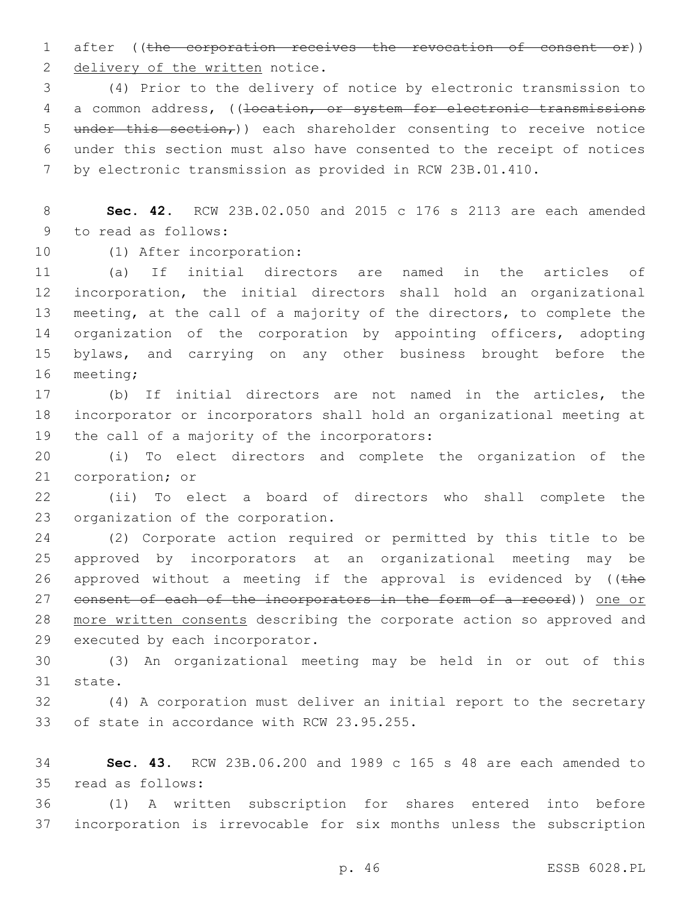after ((~~the corporation receives the revocation of consent or~~)) delivery of the written notice.

(4) Prior to the delivery of notice by electronic transmission to a common address, ((~~location, or system for electronic transmissions under this section,~~)) each shareholder consenting to receive notice under this section must also have consented to the receipt of notices by electronic transmission as provided in RCW 23B.01.410.

**Sec. 42.** RCW 23B.02.050 and 2015 c 176 s 2113 are each amended to read as follows:

(1) After incorporation:

(a) If initial directors are named in the articles of incorporation, the initial directors shall hold an organizational meeting, at the call of a majority of the directors, to complete the organization of the corporation by appointing officers, adopting bylaws, and carrying on any other business brought before the meeting;

(b) If initial directors are not named in the articles, the incorporator or incorporators shall hold an organizational meeting at the call of a majority of the incorporators:

(i) To elect directors and complete the organization of the corporation; or

(ii) To elect a board of directors who shall complete the organization of the corporation.

(2) Corporate action required or permitted by this title to be approved by incorporators at an organizational meeting may be approved without a meeting if the approval is evidenced by ((~~the consent of each of the incorporators in the form of a record~~)) one or more written consents describing the corporate action so approved and executed by each incorporator.

(3) An organizational meeting may be held in or out of this state.

(4) A corporation must deliver an initial report to the secretary of state in accordance with RCW 23.95.255.

**Sec. 43.** RCW 23B.06.200 and 1989 c 165 s 48 are each amended to read as follows:

(1) A written subscription for shares entered into before incorporation is irrevocable for six months unless the subscription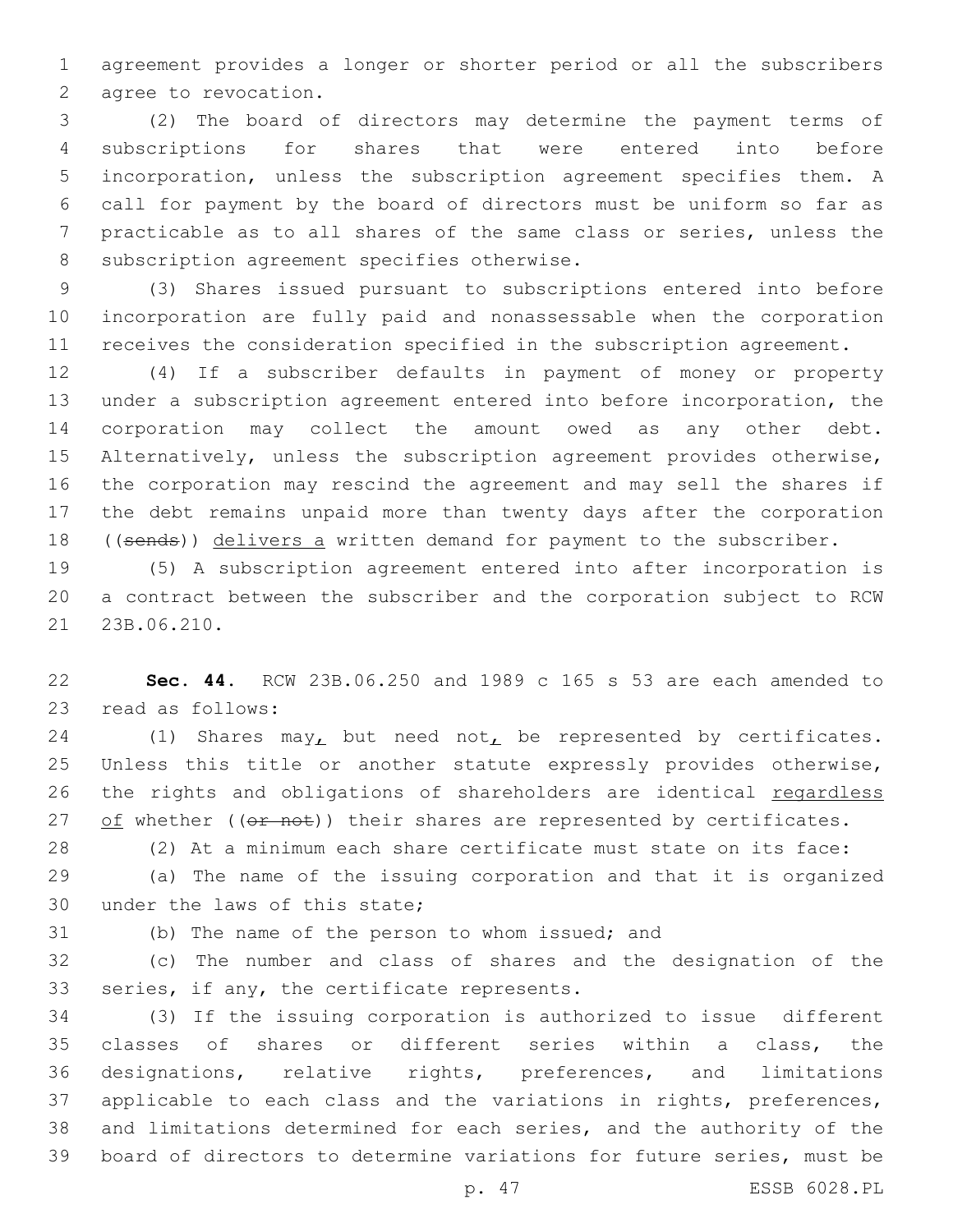agreement provides a longer or shorter period or all the subscribers agree to revocation.

(2) The board of directors may determine the payment terms of subscriptions for shares that were entered into before incorporation, unless the subscription agreement specifies them. A call for payment by the board of directors must be uniform so far as practicable as to all shares of the same class or series, unless the subscription agreement specifies otherwise.

(3) Shares issued pursuant to subscriptions entered into before incorporation are fully paid and nonassessable when the corporation receives the consideration specified in the subscription agreement.

(4) If a subscriber defaults in payment of money or property under a subscription agreement entered into before incorporation, the corporation may collect the amount owed as any other debt. Alternatively, unless the subscription agreement provides otherwise, the corporation may rescind the agreement and may sell the shares if the debt remains unpaid more than twenty days after the corporation ((~~sends~~)) delivers a written demand for payment to the subscriber.

(5) A subscription agreement entered into after incorporation is a contract between the subscriber and the corporation subject to RCW 23B.06.210.

**Sec. 44.** RCW 23B.06.250 and 1989 c 165 s 53 are each amended to read as follows:

(1) Shares may, but need not, be represented by certificates. Unless this title or another statute expressly provides otherwise, the rights and obligations of shareholders are identical regardless of whether ((~~or not~~)) their shares are represented by certificates.

(2) At a minimum each share certificate must state on its face:

(a) The name of the issuing corporation and that it is organized under the laws of this state;

(b) The name of the person to whom issued; and

(c) The number and class of shares and the designation of the series, if any, the certificate represents.

(3) If the issuing corporation is authorized to issue different classes of shares or different series within a class, the designations, relative rights, preferences, and limitations applicable to each class and the variations in rights, preferences, and limitations determined for each series, and the authority of the board of directors to determine variations for future series, must be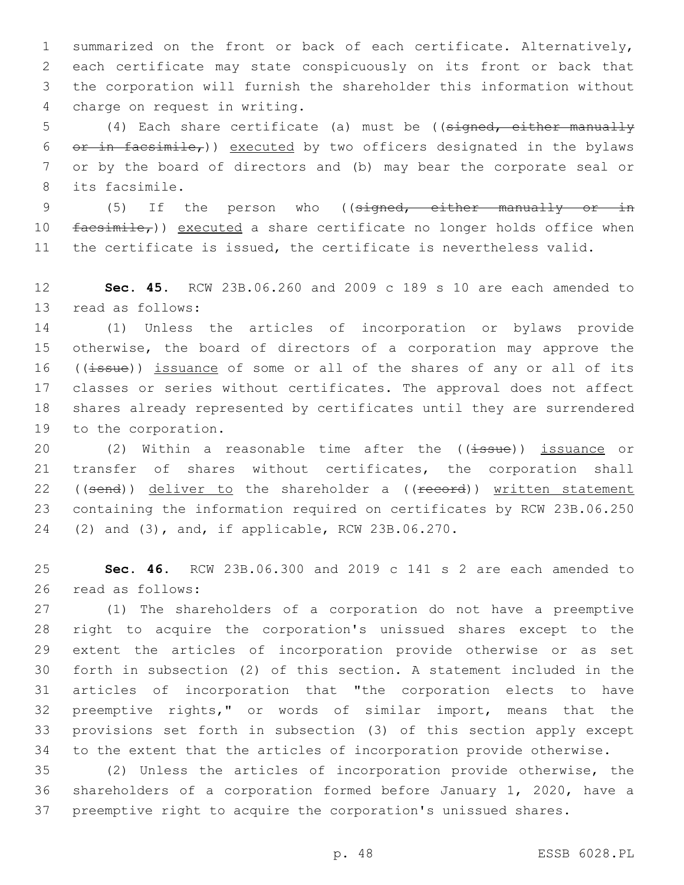summarized on the front or back of each certificate. Alternatively, each certificate may state conspicuously on its front or back that the corporation will furnish the shareholder this information without charge on request in writing.

(4) Each share certificate (a) must be ((~~signed, either manually or in facsimile,~~)) executed by two officers designated in the bylaws or by the board of directors and (b) may bear the corporate seal or its facsimile.

(5) If the person who ((~~signed, either manually or in facsimile,~~)) executed a share certificate no longer holds office when the certificate is issued, the certificate is nevertheless valid.

**Sec. 45.** RCW 23B.06.260 and 2009 c 189 s 10 are each amended to read as follows:

(1) Unless the articles of incorporation or bylaws provide otherwise, the board of directors of a corporation may approve the ((~~issue~~)) issuance of some or all of the shares of any or all of its classes or series without certificates. The approval does not affect shares already represented by certificates until they are surrendered to the corporation.

(2) Within a reasonable time after the ((~~issue~~)) issuance or transfer of shares without certificates, the corporation shall ((~~send~~)) deliver to the shareholder a ((~~record~~)) written statement containing the information required on certificates by RCW 23B.06.250 (2) and (3), and, if applicable, RCW 23B.06.270.

**Sec. 46.** RCW 23B.06.300 and 2019 c 141 s 2 are each amended to read as follows:

(1) The shareholders of a corporation do not have a preemptive right to acquire the corporation's unissued shares except to the extent the articles of incorporation provide otherwise or as set forth in subsection (2) of this section. A statement included in the articles of incorporation that "the corporation elects to have preemptive rights," or words of similar import, means that the provisions set forth in subsection (3) of this section apply except to the extent that the articles of incorporation provide otherwise.

(2) Unless the articles of incorporation provide otherwise, the shareholders of a corporation formed before January 1, 2020, have a preemptive right to acquire the corporation's unissued shares.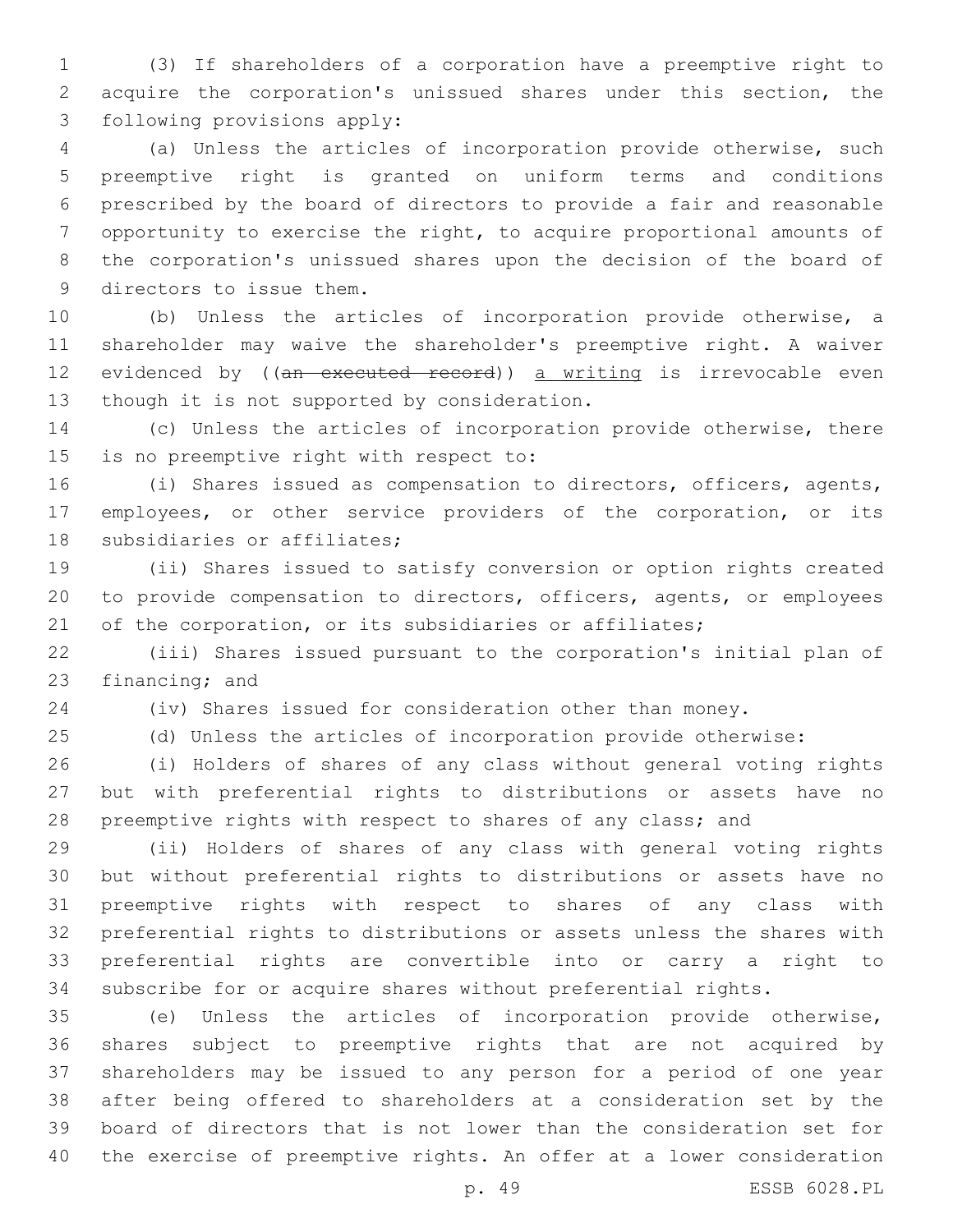(3) If shareholders of a corporation have a preemptive right to acquire the corporation's unissued shares under this section, the following provisions apply:

(a) Unless the articles of incorporation provide otherwise, such preemptive right is granted on uniform terms and conditions prescribed by the board of directors to provide a fair and reasonable opportunity to exercise the right, to acquire proportional amounts of the corporation's unissued shares upon the decision of the board of directors to issue them.

(b) Unless the articles of incorporation provide otherwise, a shareholder may waive the shareholder's preemptive right. A waiver evidenced by ((~~an executed record~~)) <u>a writing</u> is irrevocable even though it is not supported by consideration.

(c) Unless the articles of incorporation provide otherwise, there is no preemptive right with respect to:

(i) Shares issued as compensation to directors, officers, agents, employees, or other service providers of the corporation, or its subsidiaries or affiliates;

(ii) Shares issued to satisfy conversion or option rights created to provide compensation to directors, officers, agents, or employees of the corporation, or its subsidiaries or affiliates;

(iii) Shares issued pursuant to the corporation's initial plan of financing; and

(iv) Shares issued for consideration other than money.

(d) Unless the articles of incorporation provide otherwise:

(i) Holders of shares of any class without general voting rights but with preferential rights to distributions or assets have no preemptive rights with respect to shares of any class; and

(ii) Holders of shares of any class with general voting rights but without preferential rights to distributions or assets have no preemptive rights with respect to shares of any class with preferential rights to distributions or assets unless the shares with preferential rights are convertible into or carry a right to subscribe for or acquire shares without preferential rights.

(e) Unless the articles of incorporation provide otherwise, shares subject to preemptive rights that are not acquired by shareholders may be issued to any person for a period of one year after being offered to shareholders at a consideration set by the board of directors that is not lower than the consideration set for the exercise of preemptive rights. An offer at a lower consideration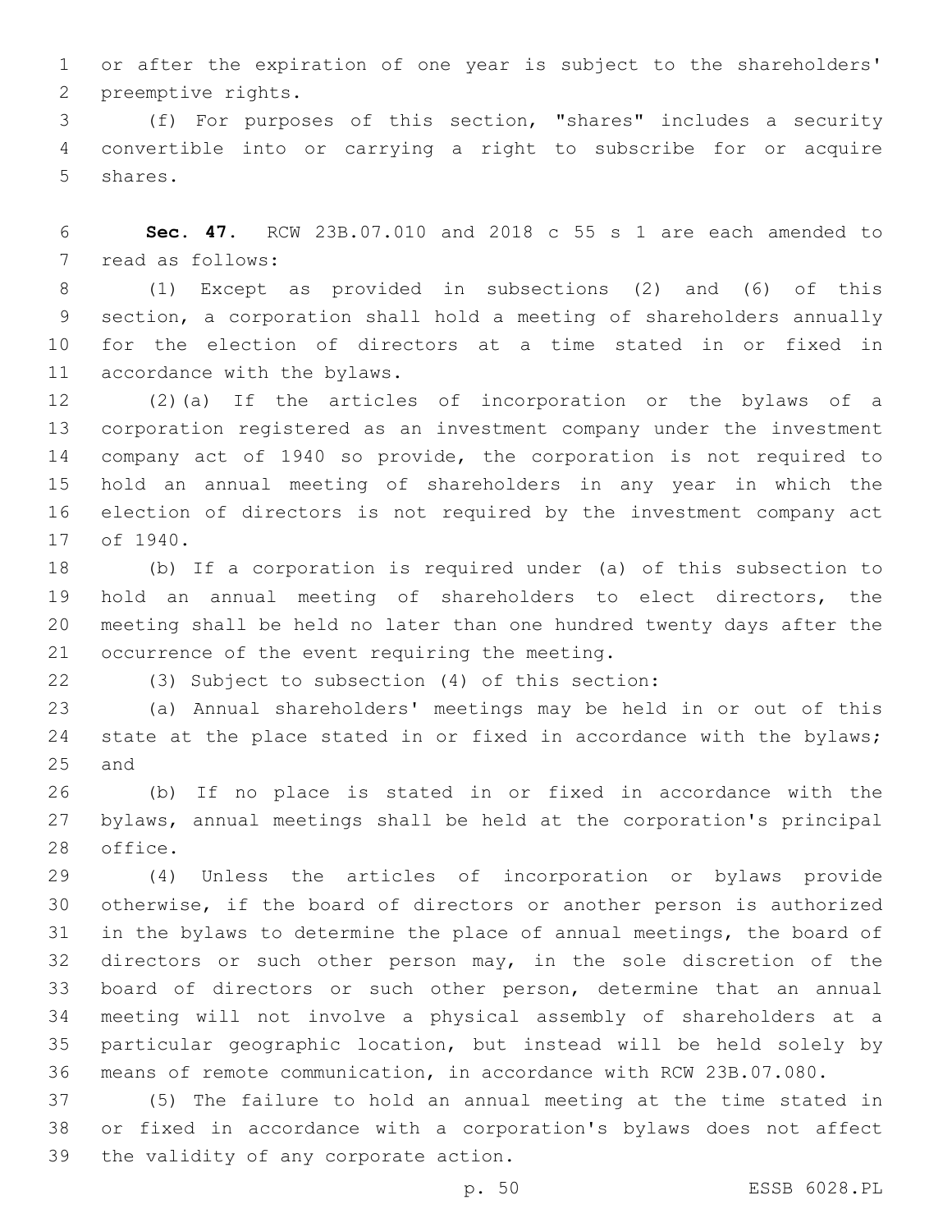or after the expiration of one year is subject to the shareholders' preemptive rights.

(f) For purposes of this section, "shares" includes a security convertible into or carrying a right to subscribe for or acquire shares.

**Sec. 47.** RCW 23B.07.010 and 2018 c 55 s 1 are each amended to read as follows:

(1) Except as provided in subsections (2) and (6) of this section, a corporation shall hold a meeting of shareholders annually for the election of directors at a time stated in or fixed in accordance with the bylaws.

(2)(a) If the articles of incorporation or the bylaws of a corporation registered as an investment company under the investment company act of 1940 so provide, the corporation is not required to hold an annual meeting of shareholders in any year in which the election of directors is not required by the investment company act of 1940.

(b) If a corporation is required under (a) of this subsection to hold an annual meeting of shareholders to elect directors, the meeting shall be held no later than one hundred twenty days after the occurrence of the event requiring the meeting.

(3) Subject to subsection (4) of this section:

(a) Annual shareholders' meetings may be held in or out of this state at the place stated in or fixed in accordance with the bylaws; and

(b) If no place is stated in or fixed in accordance with the bylaws, annual meetings shall be held at the corporation's principal office.

(4) Unless the articles of incorporation or bylaws provide otherwise, if the board of directors or another person is authorized in the bylaws to determine the place of annual meetings, the board of directors or such other person may, in the sole discretion of the board of directors or such other person, determine that an annual meeting will not involve a physical assembly of shareholders at a particular geographic location, but instead will be held solely by means of remote communication, in accordance with RCW 23B.07.080.

(5) The failure to hold an annual meeting at the time stated in or fixed in accordance with a corporation's bylaws does not affect the validity of any corporate action.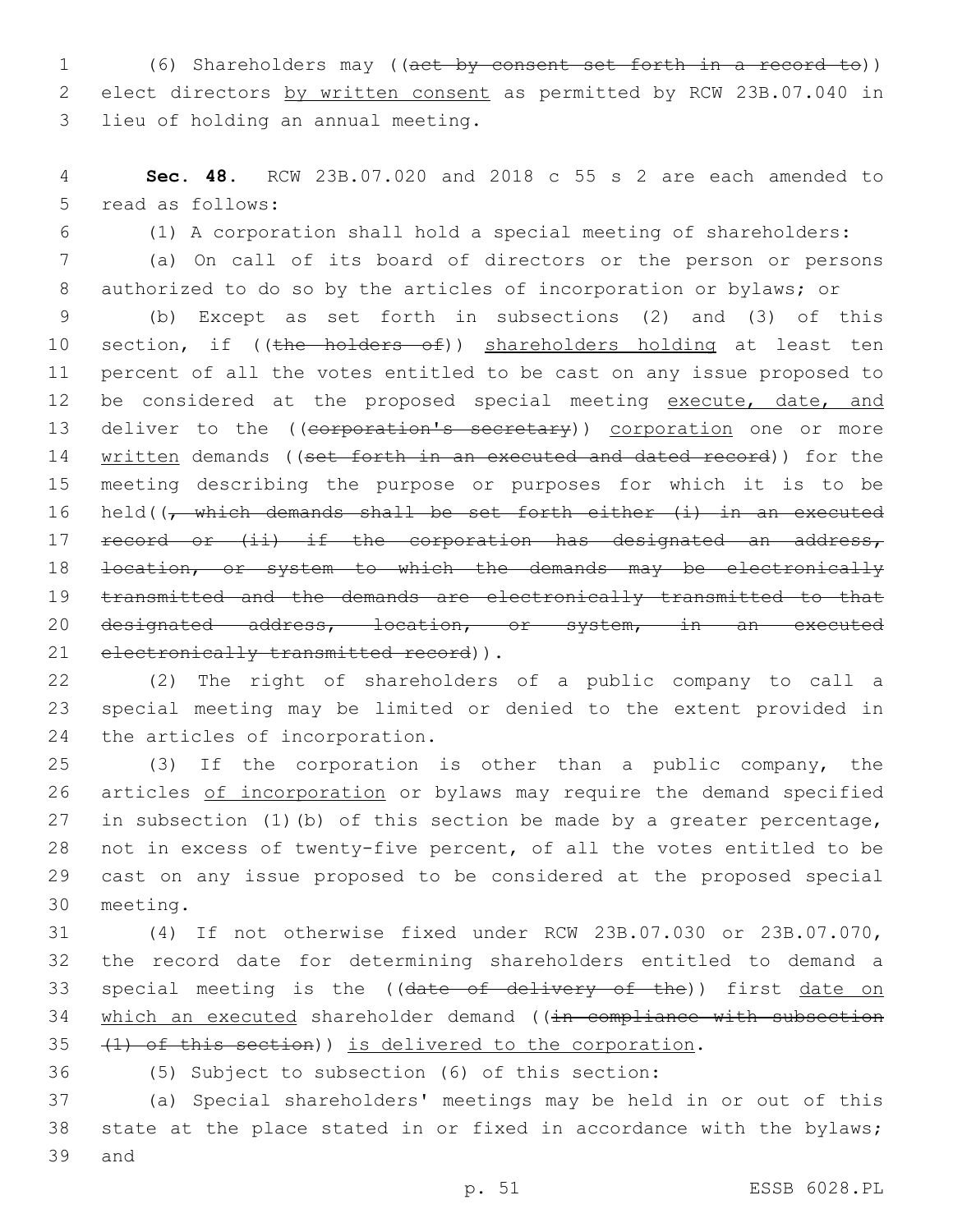(6) Shareholders may ((~~act by consent set forth in a record to~~)) elect directors <u>by written consent</u> as permitted by RCW 23B.07.040 in lieu of holding an annual meeting.

**Sec. 48.** RCW 23B.07.020 and 2018 c 55 s 2 are each amended to read as follows:

(1) A corporation shall hold a special meeting of shareholders:

(a) On call of its board of directors or the person or persons authorized to do so by the articles of incorporation or bylaws; or

(b) Except as set forth in subsections (2) and (3) of this section, if ((~~the holders of~~)) <u>shareholders holding</u> at least ten percent of all the votes entitled to be cast on any issue proposed to be considered at the proposed special meeting <u>execute, date, and</u> deliver to the ((~~corporation's secretary~~)) <u>corporation</u> one or more <u>written</u> demands ((~~set forth in an executed and dated record~~)) for the meeting describing the purpose or purposes for which it is to be held((~~, which demands shall be set forth either (i) in an executed record or (ii) if the corporation has designated an address, location, or system to which the demands may be electronically transmitted and the demands are electronically transmitted to that designated address, location, or system, in an executed electronically transmitted record~~)).

(2) The right of shareholders of a public company to call a special meeting may be limited or denied to the extent provided in the articles of incorporation.

(3) If the corporation is other than a public company, the articles <u>of incorporation</u> or bylaws may require the demand specified in subsection (1)(b) of this section be made by a greater percentage, not in excess of twenty-five percent, of all the votes entitled to be cast on any issue proposed to be considered at the proposed special meeting.

(4) If not otherwise fixed under RCW 23B.07.030 or 23B.07.070, the record date for determining shareholders entitled to demand a special meeting is the ((~~date of delivery of the~~)) first <u>date on which an executed</u> shareholder demand ((~~in compliance with subsection (1) of this section~~)) <u>is delivered to the corporation</u>.

(5) Subject to subsection (6) of this section:

(a) Special shareholders' meetings may be held in or out of this state at the place stated in or fixed in accordance with the bylaws; and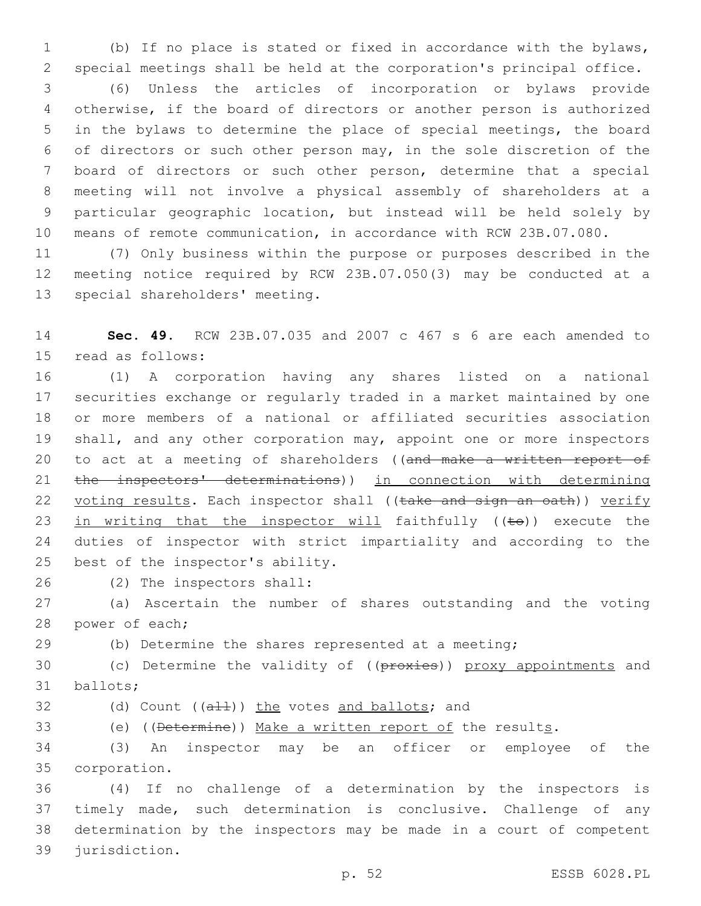(b) If no place is stated or fixed in accordance with the bylaws, special meetings shall be held at the corporation's principal office.

(6) Unless the articles of incorporation or bylaws provide otherwise, if the board of directors or another person is authorized in the bylaws to determine the place of special meetings, the board of directors or such other person may, in the sole discretion of the board of directors or such other person, determine that a special meeting will not involve a physical assembly of shareholders at a particular geographic location, but instead will be held solely by means of remote communication, in accordance with RCW 23B.07.080.

(7) Only business within the purpose or purposes described in the meeting notice required by RCW 23B.07.050(3) may be conducted at a special shareholders' meeting.

**Sec. 49.** RCW 23B.07.035 and 2007 c 467 s 6 are each amended to read as follows:

(1) A corporation having any shares listed on a national securities exchange or regularly traded in a market maintained by one or more members of a national or affiliated securities association shall, and any other corporation may, appoint one or more inspectors to act at a meeting of shareholders ((~~and make a written report of the inspectors' determinations~~)) <u>in connection with determining voting results</u>. Each inspector shall ((~~take and sign an oath~~)) <u>verify in writing that the inspector will</u> faithfully ((~~to~~)) execute the duties of inspector with strict impartiality and according to the best of the inspector's ability.

(2) The inspectors shall:

(a) Ascertain the number of shares outstanding and the voting power of each;

(b) Determine the shares represented at a meeting;

(c) Determine the validity of ((~~proxies~~)) <u>proxy appointments</u> and ballots;

(d) Count ((~~all~~)) <u>the</u> votes <u>and ballots</u>; and

(e) ((~~Determine~~)) <u>Make a written report of</u> the result<u>s</u>.

(3) An inspector may be an officer or employee of the corporation.

(4) If no challenge of a determination by the inspectors is timely made, such determination is conclusive. Challenge of any determination by the inspectors may be made in a court of competent jurisdiction.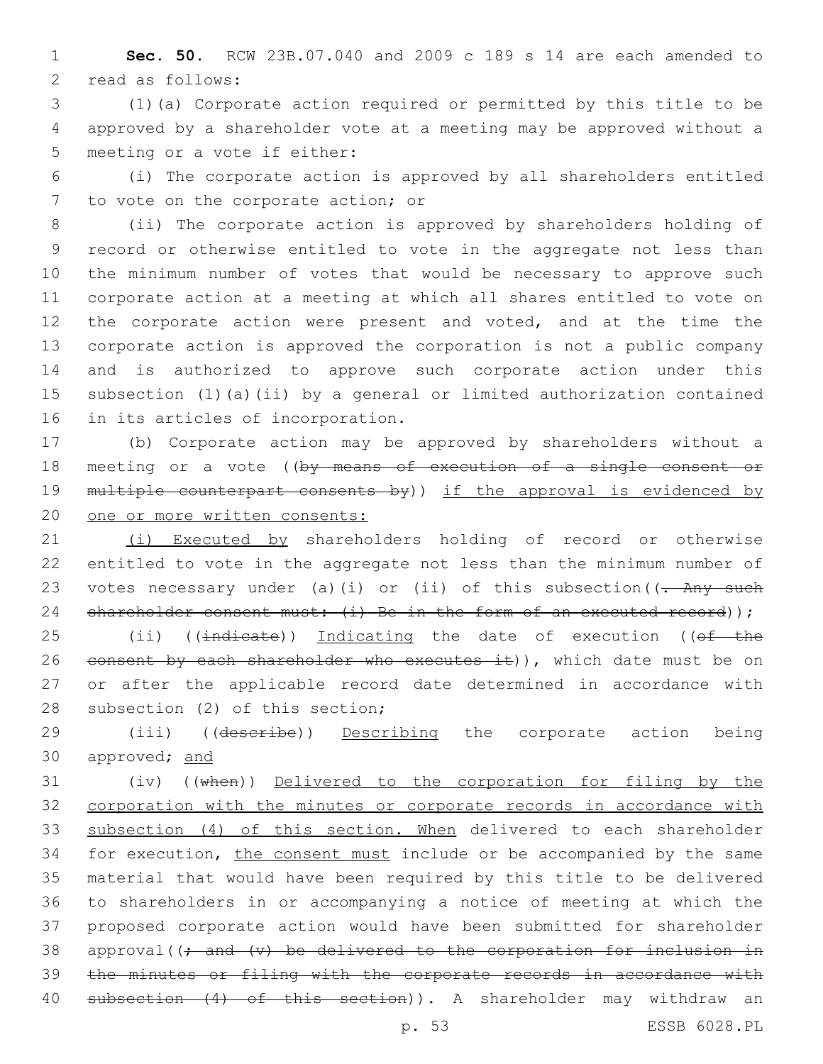**Sec. 50.** RCW 23B.07.040 and 2009 c 189 s 14 are each amended to read as follows:

(1)(a) Corporate action required or permitted by this title to be approved by a shareholder vote at a meeting may be approved without a meeting or a vote if either:

(i) The corporate action is approved by all shareholders entitled to vote on the corporate action; or

(ii) The corporate action is approved by shareholders holding of record or otherwise entitled to vote in the aggregate not less than the minimum number of votes that would be necessary to approve such corporate action at a meeting at which all shares entitled to vote on the corporate action were present and voted, and at the time the corporate action is approved the corporation is not a public company and is authorized to approve such corporate action under this subsection (1)(a)(ii) by a general or limited authorization contained in its articles of incorporation.

(b) Corporate action may be approved by shareholders without a meeting or a vote ((~~by means of execution of a single consent or multiple counterpart consents by~~)) <u>if the approval is evidenced by one or more written consents:</u>

<u>(i) Executed by</u> shareholders holding of record or otherwise entitled to vote in the aggregate not less than the minimum number of votes necessary under (a)(i) or (ii) of this subsection((~~. Any such shareholder consent must: (i) Be in the form of an executed record~~));

(ii) ((~~indicate~~)) <u>Indicating</u> the date of execution ((~~of the consent by each shareholder who executes it~~)), which date must be on or after the applicable record date determined in accordance with subsection (2) of this section;

(iii) ((~~describe~~)) <u>Describing</u> the corporate action being approved; <u>and</u>

(iv) ((~~when~~)) <u>Delivered to the corporation for filing by the corporation with the minutes or corporate records in accordance with subsection (4) of this section. When</u> delivered to each shareholder for execution, <u>the consent must</u> include or be accompanied by the same material that would have been required by this title to be delivered to shareholders in or accompanying a notice of meeting at which the proposed corporate action would have been submitted for shareholder approval((~~; and (v) be delivered to the corporation for inclusion in the minutes or filing with the corporate records in accordance with subsection (4) of this section~~)). A shareholder may withdraw an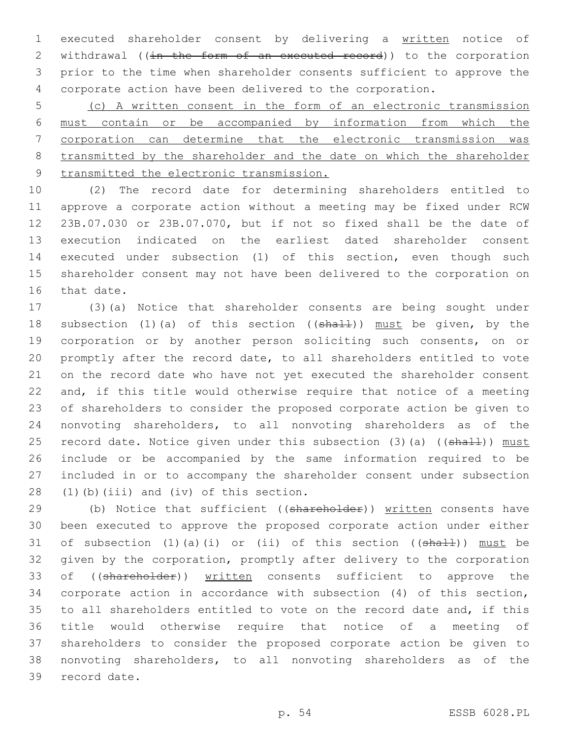executed shareholder consent by delivering a <u>written</u> notice of withdrawal ((~~in the form of an executed record~~)) to the corporation prior to the time when shareholder consents sufficient to approve the corporate action have been delivered to the corporation.

<u>(c) A written consent in the form of an electronic transmission must contain or be accompanied by information from which the corporation can determine that the electronic transmission was transmitted by the shareholder and the date on which the shareholder transmitted the electronic transmission.</u>

(2) The record date for determining shareholders entitled to approve a corporate action without a meeting may be fixed under RCW 23B.07.030 or 23B.07.070, but if not so fixed shall be the date of execution indicated on the earliest dated shareholder consent executed under subsection (1) of this section, even though such shareholder consent may not have been delivered to the corporation on that date.

(3)(a) Notice that shareholder consents are being sought under subsection (1)(a) of this section ((~~shall~~)) <u>must</u> be given, by the corporation or by another person soliciting such consents, on or promptly after the record date, to all shareholders entitled to vote on the record date who have not yet executed the shareholder consent and, if this title would otherwise require that notice of a meeting of shareholders to consider the proposed corporate action be given to nonvoting shareholders, to all nonvoting shareholders as of the record date. Notice given under this subsection (3)(a) ((~~shall~~)) <u>must</u> include or be accompanied by the same information required to be included in or to accompany the shareholder consent under subsection (1)(b)(iii) and (iv) of this section.

(b) Notice that sufficient ((~~shareholder~~)) <u>written</u> consents have been executed to approve the proposed corporate action under either of subsection (1)(a)(i) or (ii) of this section ((~~shall~~)) <u>must</u> be given by the corporation, promptly after delivery to the corporation of ((~~shareholder~~)) <u>written</u> consents sufficient to approve the corporate action in accordance with subsection (4) of this section, to all shareholders entitled to vote on the record date and, if this title would otherwise require that notice of a meeting of shareholders to consider the proposed corporate action be given to nonvoting shareholders, to all nonvoting shareholders as of the record date.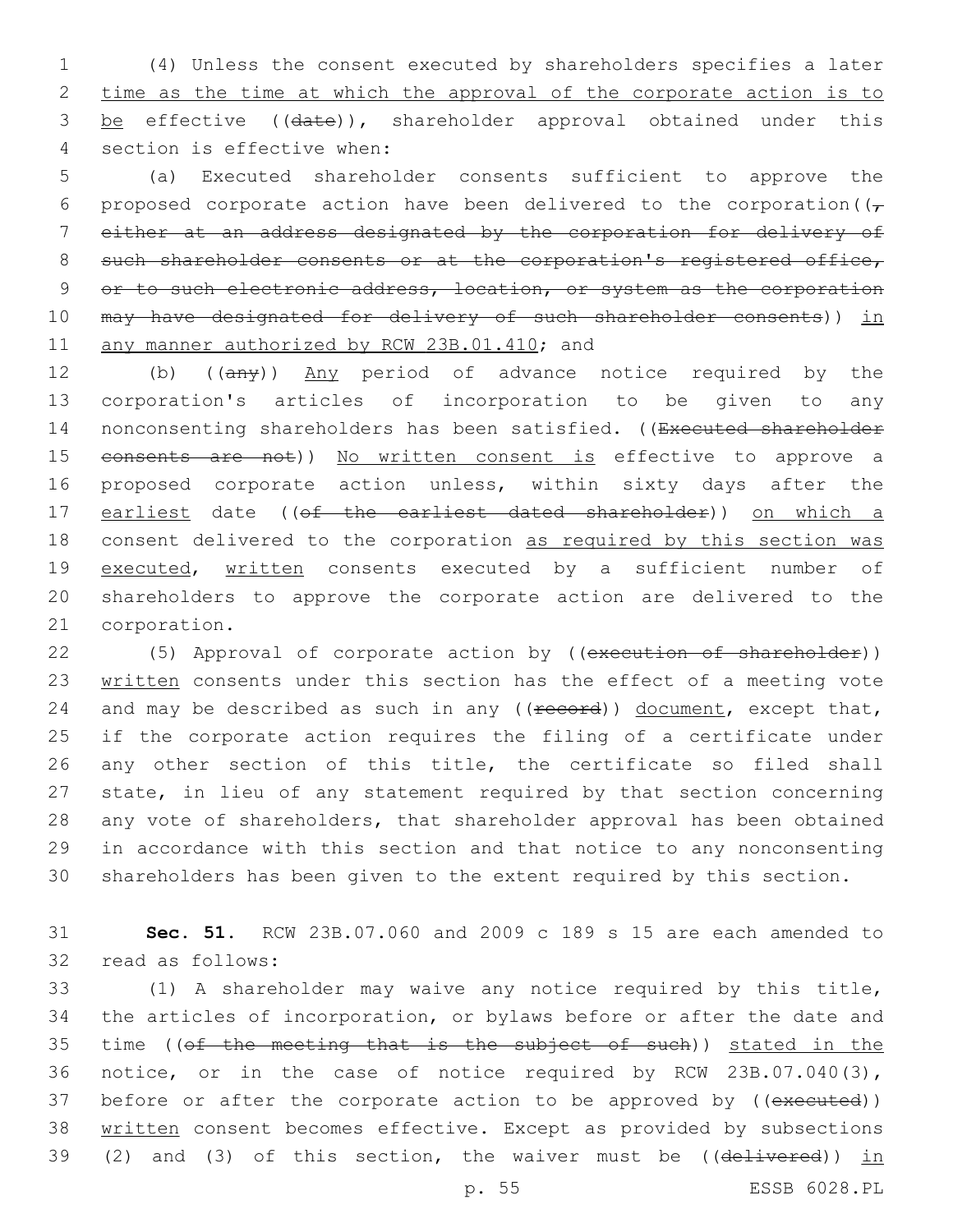(4) Unless the consent executed by shareholders specifies a later time as the time at which the approval of the corporate action is to be effective ((date)), shareholder approval obtained under this section is effective when:

(a) Executed shareholder consents sufficient to approve the proposed corporate action have been delivered to the corporation((, either at an address designated by the corporation for delivery of such shareholder consents or at the corporation's registered office, or to such electronic address, location, or system as the corporation may have designated for delivery of such shareholder consents)) in any manner authorized by RCW 23B.01.410; and

(b) ((any)) Any period of advance notice required by the corporation's articles of incorporation to be given to any nonconsenting shareholders has been satisfied. ((Executed shareholder consents are not)) No written consent is effective to approve a proposed corporate action unless, within sixty days after the earliest date ((of the earliest dated shareholder)) on which a consent delivered to the corporation as required by this section was executed, written consents executed by a sufficient number of shareholders to approve the corporate action are delivered to the corporation.

(5) Approval of corporate action by ((execution of shareholder)) written consents under this section has the effect of a meeting vote and may be described as such in any ((record)) document, except that, if the corporate action requires the filing of a certificate under any other section of this title, the certificate so filed shall state, in lieu of any statement required by that section concerning any vote of shareholders, that shareholder approval has been obtained in accordance with this section and that notice to any nonconsenting shareholders has been given to the extent required by this section.

**Sec. 51.** RCW 23B.07.060 and 2009 c 189 s 15 are each amended to read as follows:

(1) A shareholder may waive any notice required by this title, the articles of incorporation, or bylaws before or after the date and time ((of the meeting that is the subject of such)) stated in the notice, or in the case of notice required by RCW 23B.07.040(3), before or after the corporate action to be approved by ((executed)) written consent becomes effective. Except as provided by subsections (2) and (3) of this section, the waiver must be ((delivered)) in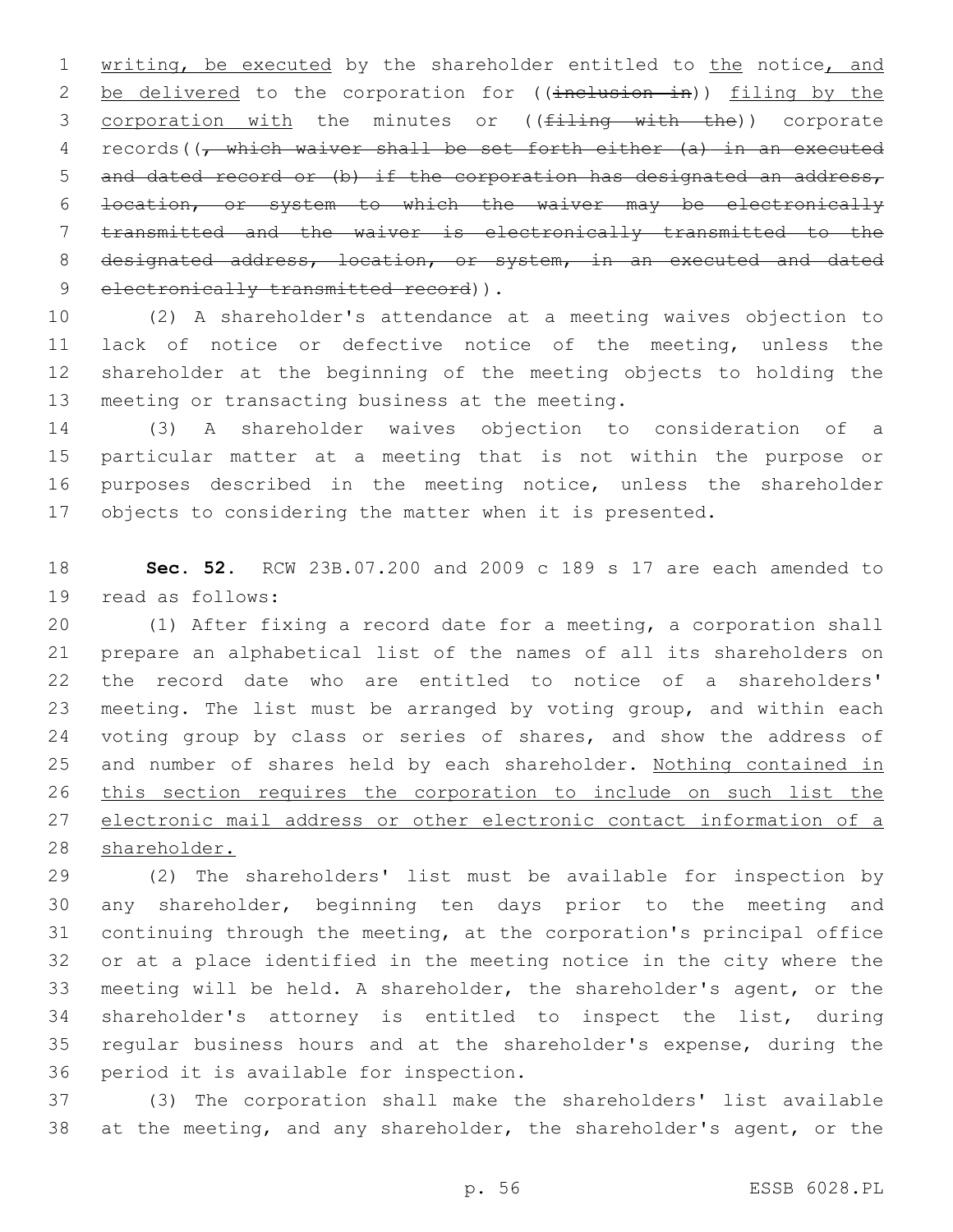writing, be executed by the shareholder entitled to the notice, and be delivered to the corporation for ((~~inclusion in~~)) filing by the corporation with the minutes or ((~~filing with the~~)) corporate records((~~, which waiver shall be set forth either (a) in an executed and dated record or (b) if the corporation has designated an address, location, or system to which the waiver may be electronically transmitted and the waiver is electronically transmitted to the designated address, location, or system, in an executed and dated electronically transmitted record~~)).

(2) A shareholder's attendance at a meeting waives objection to lack of notice or defective notice of the meeting, unless the shareholder at the beginning of the meeting objects to holding the meeting or transacting business at the meeting.

(3) A shareholder waives objection to consideration of a particular matter at a meeting that is not within the purpose or purposes described in the meeting notice, unless the shareholder objects to considering the matter when it is presented.

**Sec. 52.** RCW 23B.07.200 and 2009 c 189 s 17 are each amended to read as follows:

(1) After fixing a record date for a meeting, a corporation shall prepare an alphabetical list of the names of all its shareholders on the record date who are entitled to notice of a shareholders' meeting. The list must be arranged by voting group, and within each voting group by class or series of shares, and show the address of and number of shares held by each shareholder. Nothing contained in this section requires the corporation to include on such list the electronic mail address or other electronic contact information of a shareholder.

(2) The shareholders' list must be available for inspection by any shareholder, beginning ten days prior to the meeting and continuing through the meeting, at the corporation's principal office or at a place identified in the meeting notice in the city where the meeting will be held. A shareholder, the shareholder's agent, or the shareholder's attorney is entitled to inspect the list, during regular business hours and at the shareholder's expense, during the period it is available for inspection.

(3) The corporation shall make the shareholders' list available at the meeting, and any shareholder, the shareholder's agent, or the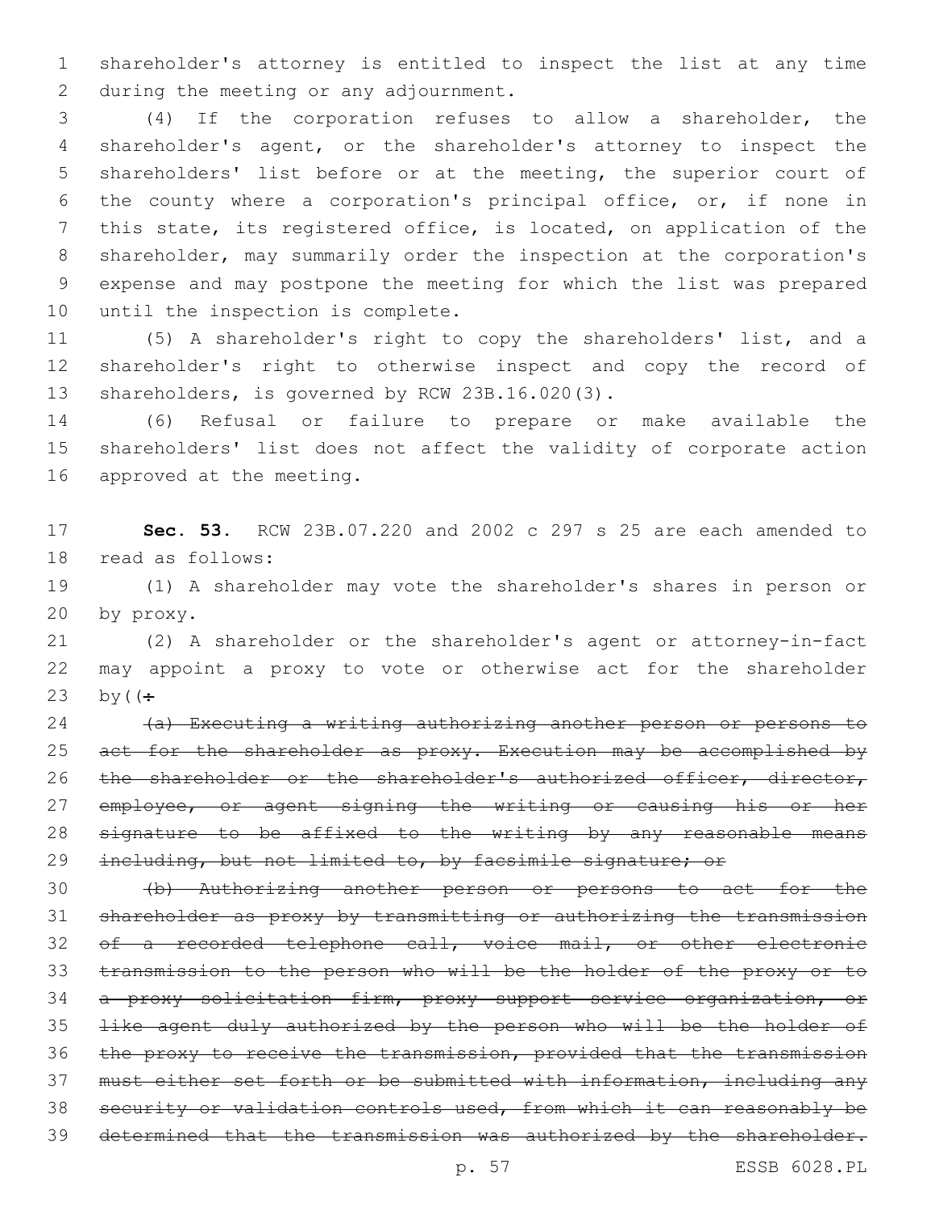shareholder's attorney is entitled to inspect the list at any time during the meeting or any adjournment.

(4) If the corporation refuses to allow a shareholder, the shareholder's agent, or the shareholder's attorney to inspect the shareholders' list before or at the meeting, the superior court of the county where a corporation's principal office, or, if none in this state, its registered office, is located, on application of the shareholder, may summarily order the inspection at the corporation's expense and may postpone the meeting for which the list was prepared until the inspection is complete.

(5) A shareholder's right to copy the shareholders' list, and a shareholder's right to otherwise inspect and copy the record of shareholders, is governed by RCW 23B.16.020(3).

(6) Refusal or failure to prepare or make available the shareholders' list does not affect the validity of corporate action approved at the meeting.

**Sec. 53.** RCW 23B.07.220 and 2002 c 297 s 25 are each amended to read as follows:

(1) A shareholder may vote the shareholder's shares in person or by proxy.

(2) A shareholder or the shareholder's agent or attorney-in-fact may appoint a proxy to vote or otherwise act for the shareholder by((:

~~(a) Executing a writing authorizing another person or persons to act for the shareholder as proxy. Execution may be accomplished by the shareholder or the shareholder's authorized officer, director, employee, or agent signing the writing or causing his or her signature to be affixed to the writing by any reasonable means including, but not limited to, by facsimile signature; or~~

~~(b) Authorizing another person or persons to act for the shareholder as proxy by transmitting or authorizing the transmission of a recorded telephone call, voice mail, or other electronic transmission to the person who will be the holder of the proxy or to a proxy solicitation firm, proxy support service organization, or like agent duly authorized by the person who will be the holder of the proxy to receive the transmission, provided that the transmission must either set forth or be submitted with information, including any security or validation controls used, from which it can reasonably be determined that the transmission was authorized by the shareholder.~~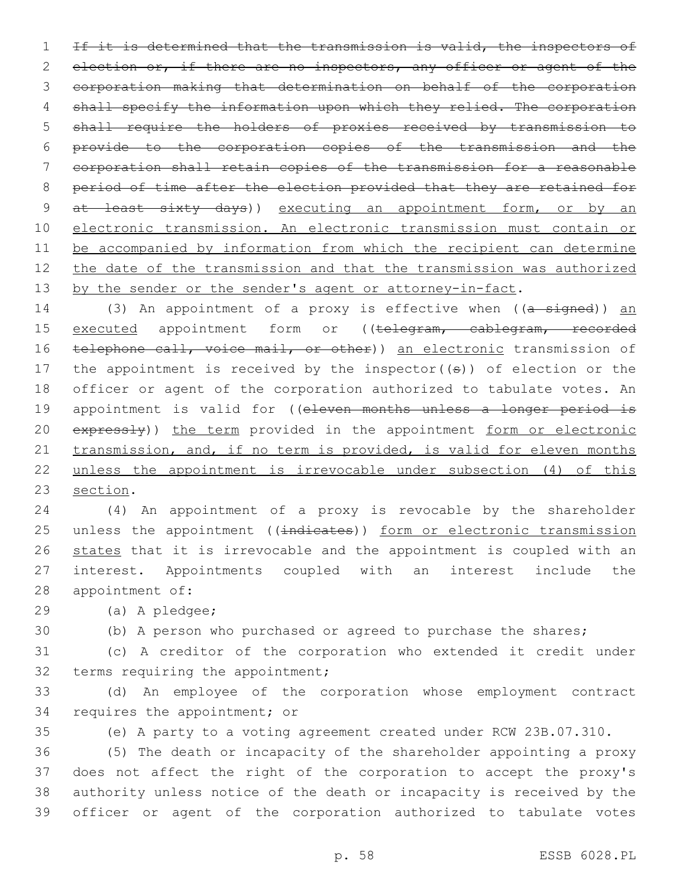~~If it is determined that the transmission is valid, the inspectors of election or, if there are no inspectors, any officer or agent of the corporation making that determination on behalf of the corporation shall specify the information upon which they relied. The corporation shall require the holders of proxies received by transmission to provide to the corporation copies of the transmission and the corporation shall retain copies of the transmission for a reasonable period of time after the election provided that they are retained for at least sixty days~~)) <u>executing an appointment form, or by an electronic transmission. An electronic transmission must contain or be accompanied by information from which the recipient can determine the date of the transmission and that the transmission was authorized by the sender or the sender's agent or attorney-in-fact</u>.

(3) An appointment of a proxy is effective when ((~~a signed~~)) <u>an executed</u> appointment form or ((~~telegram, cablegram, recorded telephone call, voice mail, or other~~)) <u>an electronic</u> transmission of the appointment is received by the inspector((~~s~~)) of election or the officer or agent of the corporation authorized to tabulate votes. An appointment is valid for ((~~eleven months unless a longer period is expressly~~)) <u>the term</u> provided in the appointment <u>form or electronic transmission, and, if no term is provided, is valid for eleven months unless the appointment is irrevocable under subsection (4) of this section</u>.

(4) An appointment of a proxy is revocable by the shareholder unless the appointment ((~~indicates~~)) <u>form or electronic transmission states</u> that it is irrevocable and the appointment is coupled with an interest. Appointments coupled with an interest include the appointment of:

(a) A pledgee;

(b) A person who purchased or agreed to purchase the shares;

(c) A creditor of the corporation who extended it credit under terms requiring the appointment;

(d) An employee of the corporation whose employment contract requires the appointment; or

(e) A party to a voting agreement created under RCW 23B.07.310.

(5) The death or incapacity of the shareholder appointing a proxy does not affect the right of the corporation to accept the proxy's authority unless notice of the death or incapacity is received by the officer or agent of the corporation authorized to tabulate votes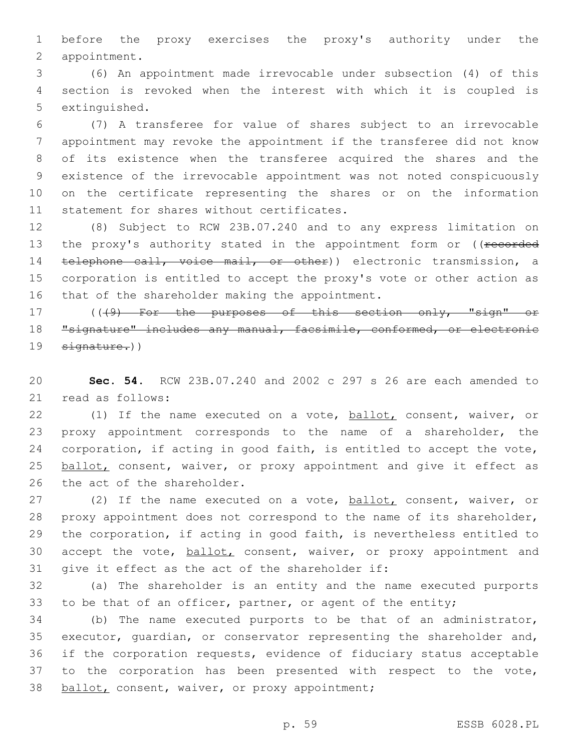before the proxy exercises the proxy's authority under the appointment.

(6) An appointment made irrevocable under subsection (4) of this section is revoked when the interest with which it is coupled is extinguished.

(7) A transferee for value of shares subject to an irrevocable appointment may revoke the appointment if the transferee did not know of its existence when the transferee acquired the shares and the existence of the irrevocable appointment was not noted conspicuously on the certificate representing the shares or on the information statement for shares without certificates.

(8) Subject to RCW 23B.07.240 and to any express limitation on the proxy's authority stated in the appointment form or ((~~recorded telephone call, voice mail, or other~~)) electronic transmission, a corporation is entitled to accept the proxy's vote or other action as that of the shareholder making the appointment.

((~~(9) For the purposes of this section only, "sign" or "signature" includes any manual, facsimile, conformed, or electronic signature.~~))

**Sec. 54.** RCW 23B.07.240 and 2002 c 297 s 26 are each amended to read as follows:

(1) If the name executed on a vote, ballot, consent, waiver, or proxy appointment corresponds to the name of a shareholder, the corporation, if acting in good faith, is entitled to accept the vote, ballot, consent, waiver, or proxy appointment and give it effect as the act of the shareholder.

(2) If the name executed on a vote, ballot, consent, waiver, or proxy appointment does not correspond to the name of its shareholder, the corporation, if acting in good faith, is nevertheless entitled to accept the vote, ballot, consent, waiver, or proxy appointment and give it effect as the act of the shareholder if:

(a) The shareholder is an entity and the name executed purports to be that of an officer, partner, or agent of the entity;

(b) The name executed purports to be that of an administrator, executor, guardian, or conservator representing the shareholder and, if the corporation requests, evidence of fiduciary status acceptable to the corporation has been presented with respect to the vote, ballot, consent, waiver, or proxy appointment;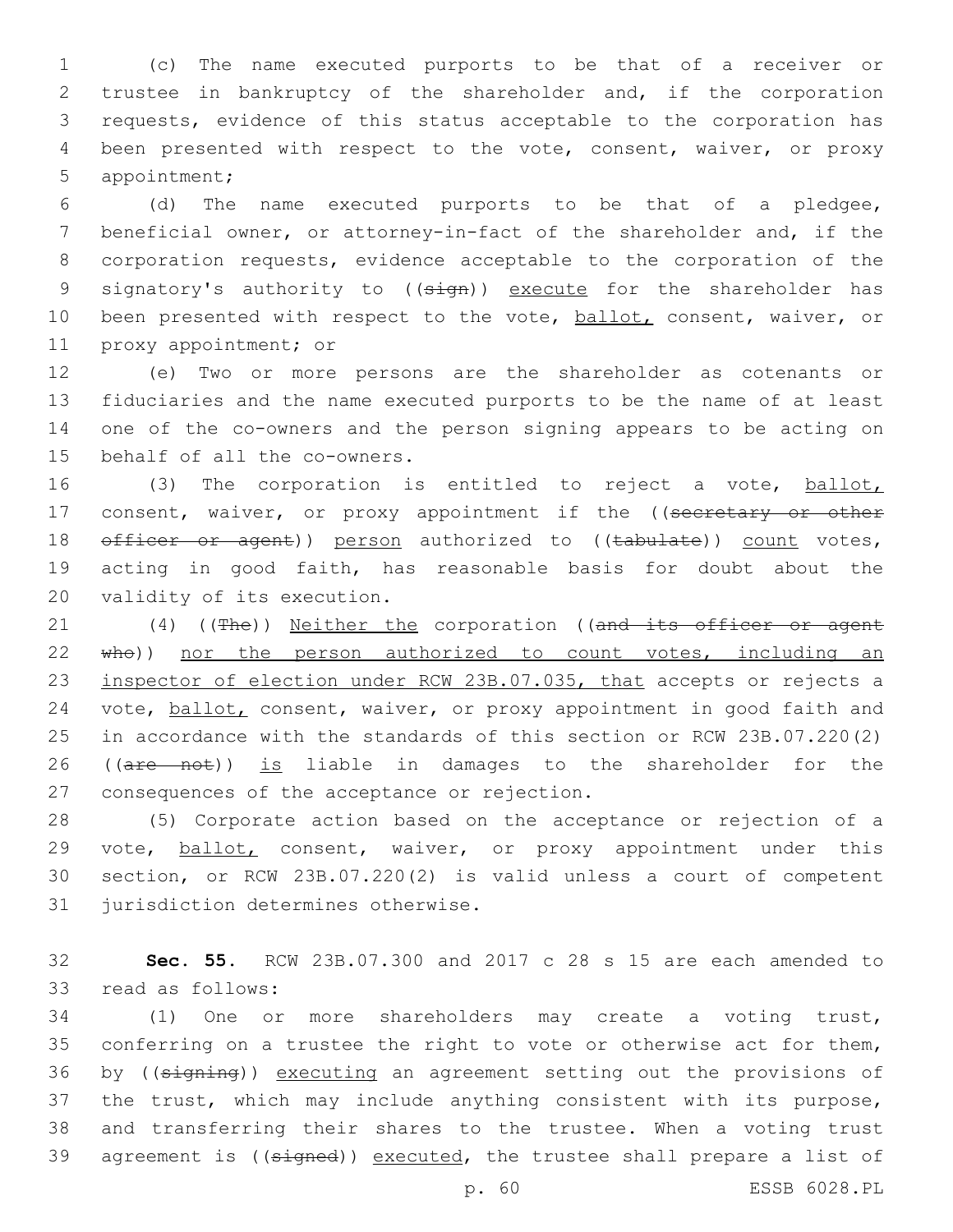(c) The name executed purports to be that of a receiver or trustee in bankruptcy of the shareholder and, if the corporation requests, evidence of this status acceptable to the corporation has been presented with respect to the vote, consent, waiver, or proxy appointment;

(d) The name executed purports to be that of a pledgee, beneficial owner, or attorney-in-fact of the shareholder and, if the corporation requests, evidence acceptable to the corporation of the signatory's authority to ((~~sign~~)) <u>execute</u> for the shareholder has been presented with respect to the vote, <u>ballot,</u> consent, waiver, or proxy appointment; or

(e) Two or more persons are the shareholder as cotenants or fiduciaries and the name executed purports to be the name of at least one of the co-owners and the person signing appears to be acting on behalf of all the co-owners.

(3) The corporation is entitled to reject a vote, <u>ballot,</u> consent, waiver, or proxy appointment if the ((~~secretary or other officer or agent~~)) <u>person</u> authorized to ((~~tabulate~~)) <u>count</u> votes, acting in good faith, has reasonable basis for doubt about the validity of its execution.

(4) ((~~The~~)) <u>Neither the</u> corporation ((~~and its officer or agent who~~)) <u>nor the person authorized to count votes, including an inspector of election under RCW 23B.07.035, that</u> accepts or rejects a vote, <u>ballot,</u> consent, waiver, or proxy appointment in good faith and in accordance with the standards of this section or RCW 23B.07.220(2) ((~~are not~~)) <u>is</u> liable in damages to the shareholder for the consequences of the acceptance or rejection.

(5) Corporate action based on the acceptance or rejection of a vote, <u>ballot,</u> consent, waiver, or proxy appointment under this section, or RCW 23B.07.220(2) is valid unless a court of competent jurisdiction determines otherwise.

**Sec. 55.** RCW 23B.07.300 and 2017 c 28 s 15 are each amended to read as follows:

(1) One or more shareholders may create a voting trust, conferring on a trustee the right to vote or otherwise act for them, by ((~~signing~~)) <u>executing</u> an agreement setting out the provisions of the trust, which may include anything consistent with its purpose, and transferring their shares to the trustee. When a voting trust agreement is ((~~signed~~)) <u>executed</u>, the trustee shall prepare a list of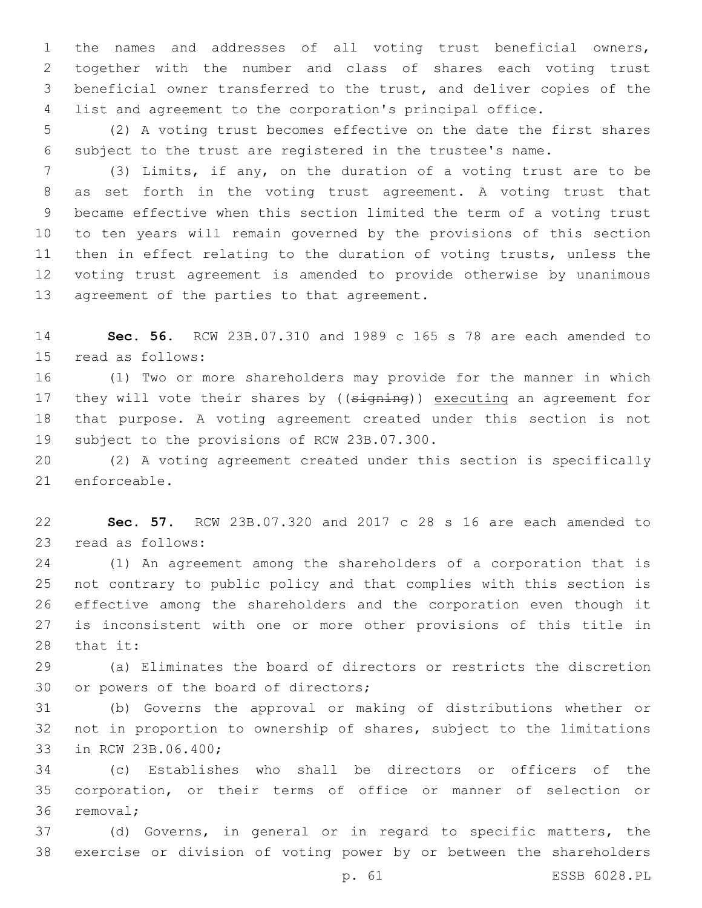the names and addresses of all voting trust beneficial owners, together with the number and class of shares each voting trust beneficial owner transferred to the trust, and deliver copies of the list and agreement to the corporation's principal office.

(2) A voting trust becomes effective on the date the first shares subject to the trust are registered in the trustee's name.

(3) Limits, if any, on the duration of a voting trust are to be as set forth in the voting trust agreement. A voting trust that became effective when this section limited the term of a voting trust to ten years will remain governed by the provisions of this section then in effect relating to the duration of voting trusts, unless the voting trust agreement is amended to provide otherwise by unanimous agreement of the parties to that agreement.

**Sec. 56.** RCW 23B.07.310 and 1989 c 165 s 78 are each amended to read as follows:

(1) Two or more shareholders may provide for the manner in which they will vote their shares by ((~~signing~~)) executing an agreement for that purpose. A voting agreement created under this section is not subject to the provisions of RCW 23B.07.300.

(2) A voting agreement created under this section is specifically enforceable.

**Sec. 57.** RCW 23B.07.320 and 2017 c 28 s 16 are each amended to read as follows:

(1) An agreement among the shareholders of a corporation that is not contrary to public policy and that complies with this section is effective among the shareholders and the corporation even though it is inconsistent with one or more other provisions of this title in that it:

(a) Eliminates the board of directors or restricts the discretion or powers of the board of directors;

(b) Governs the approval or making of distributions whether or not in proportion to ownership of shares, subject to the limitations in RCW 23B.06.400;

(c) Establishes who shall be directors or officers of the corporation, or their terms of office or manner of selection or removal;

(d) Governs, in general or in regard to specific matters, the exercise or division of voting power by or between the shareholders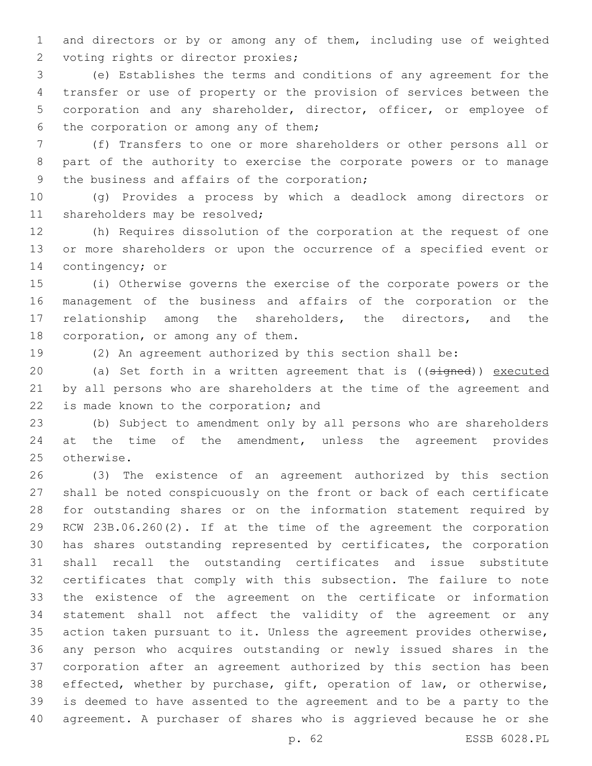and directors or by or among any of them, including use of weighted voting rights or director proxies;

(e) Establishes the terms and conditions of any agreement for the transfer or use of property or the provision of services between the corporation and any shareholder, director, officer, or employee of the corporation or among any of them;

(f) Transfers to one or more shareholders or other persons all or part of the authority to exercise the corporate powers or to manage the business and affairs of the corporation;

(g) Provides a process by which a deadlock among directors or shareholders may be resolved;

(h) Requires dissolution of the corporation at the request of one or more shareholders or upon the occurrence of a specified event or contingency; or

(i) Otherwise governs the exercise of the corporate powers or the management of the business and affairs of the corporation or the relationship among the shareholders, the directors, and the corporation, or among any of them.

(2) An agreement authorized by this section shall be:

(a) Set forth in a written agreement that is ((~~signed~~)) executed by all persons who are shareholders at the time of the agreement and is made known to the corporation; and

(b) Subject to amendment only by all persons who are shareholders at the time of the amendment, unless the agreement provides otherwise.

(3) The existence of an agreement authorized by this section shall be noted conspicuously on the front or back of each certificate for outstanding shares or on the information statement required by RCW 23B.06.260(2). If at the time of the agreement the corporation has shares outstanding represented by certificates, the corporation shall recall the outstanding certificates and issue substitute certificates that comply with this subsection. The failure to note the existence of the agreement on the certificate or information statement shall not affect the validity of the agreement or any action taken pursuant to it. Unless the agreement provides otherwise, any person who acquires outstanding or newly issued shares in the corporation after an agreement authorized by this section has been effected, whether by purchase, gift, operation of law, or otherwise, is deemed to have assented to the agreement and to be a party to the agreement. A purchaser of shares who is aggrieved because he or she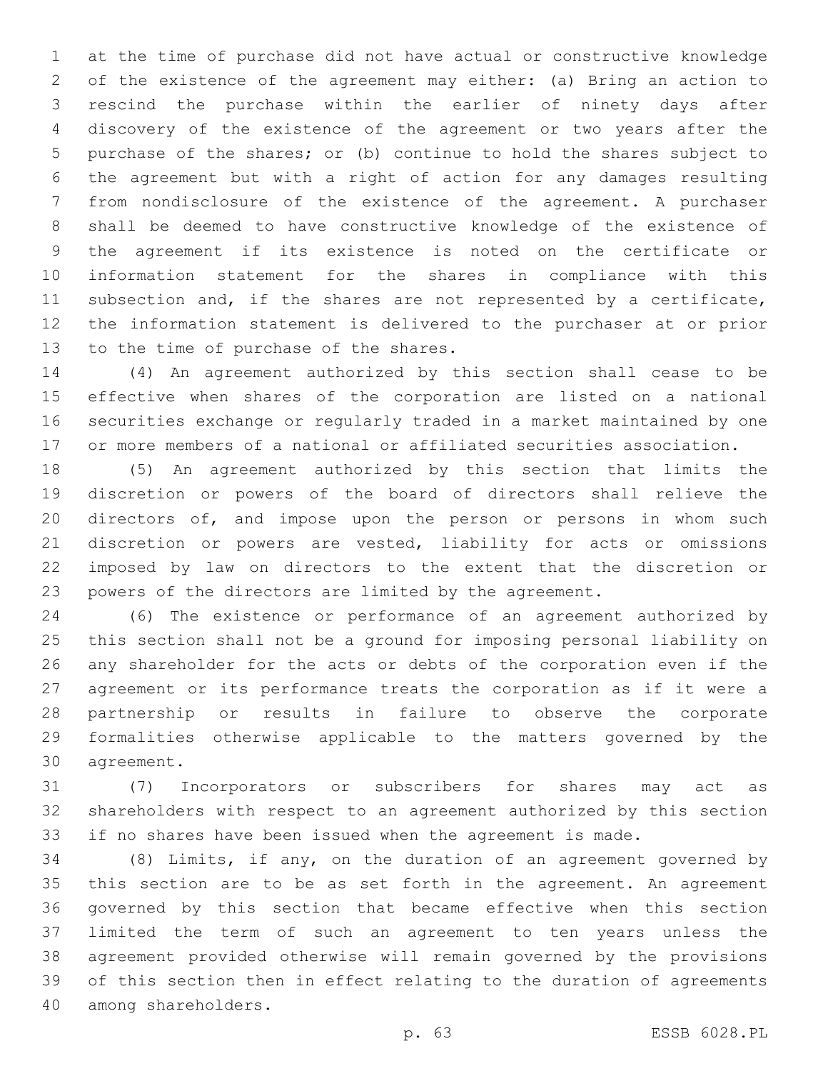at the time of purchase did not have actual or constructive knowledge of the existence of the agreement may either: (a) Bring an action to rescind the purchase within the earlier of ninety days after discovery of the existence of the agreement or two years after the purchase of the shares; or (b) continue to hold the shares subject to the agreement but with a right of action for any damages resulting from nondisclosure of the existence of the agreement. A purchaser shall be deemed to have constructive knowledge of the existence of the agreement if its existence is noted on the certificate or information statement for the shares in compliance with this subsection and, if the shares are not represented by a certificate, the information statement is delivered to the purchaser at or prior to the time of purchase of the shares.

(4) An agreement authorized by this section shall cease to be effective when shares of the corporation are listed on a national securities exchange or regularly traded in a market maintained by one or more members of a national or affiliated securities association.

(5) An agreement authorized by this section that limits the discretion or powers of the board of directors shall relieve the directors of, and impose upon the person or persons in whom such discretion or powers are vested, liability for acts or omissions imposed by law on directors to the extent that the discretion or powers of the directors are limited by the agreement.

(6) The existence or performance of an agreement authorized by this section shall not be a ground for imposing personal liability on any shareholder for the acts or debts of the corporation even if the agreement or its performance treats the corporation as if it were a partnership or results in failure to observe the corporate formalities otherwise applicable to the matters governed by the agreement.

(7) Incorporators or subscribers for shares may act as shareholders with respect to an agreement authorized by this section if no shares have been issued when the agreement is made.

(8) Limits, if any, on the duration of an agreement governed by this section are to be as set forth in the agreement. An agreement governed by this section that became effective when this section limited the term of such an agreement to ten years unless the agreement provided otherwise will remain governed by the provisions of this section then in effect relating to the duration of agreements among shareholders.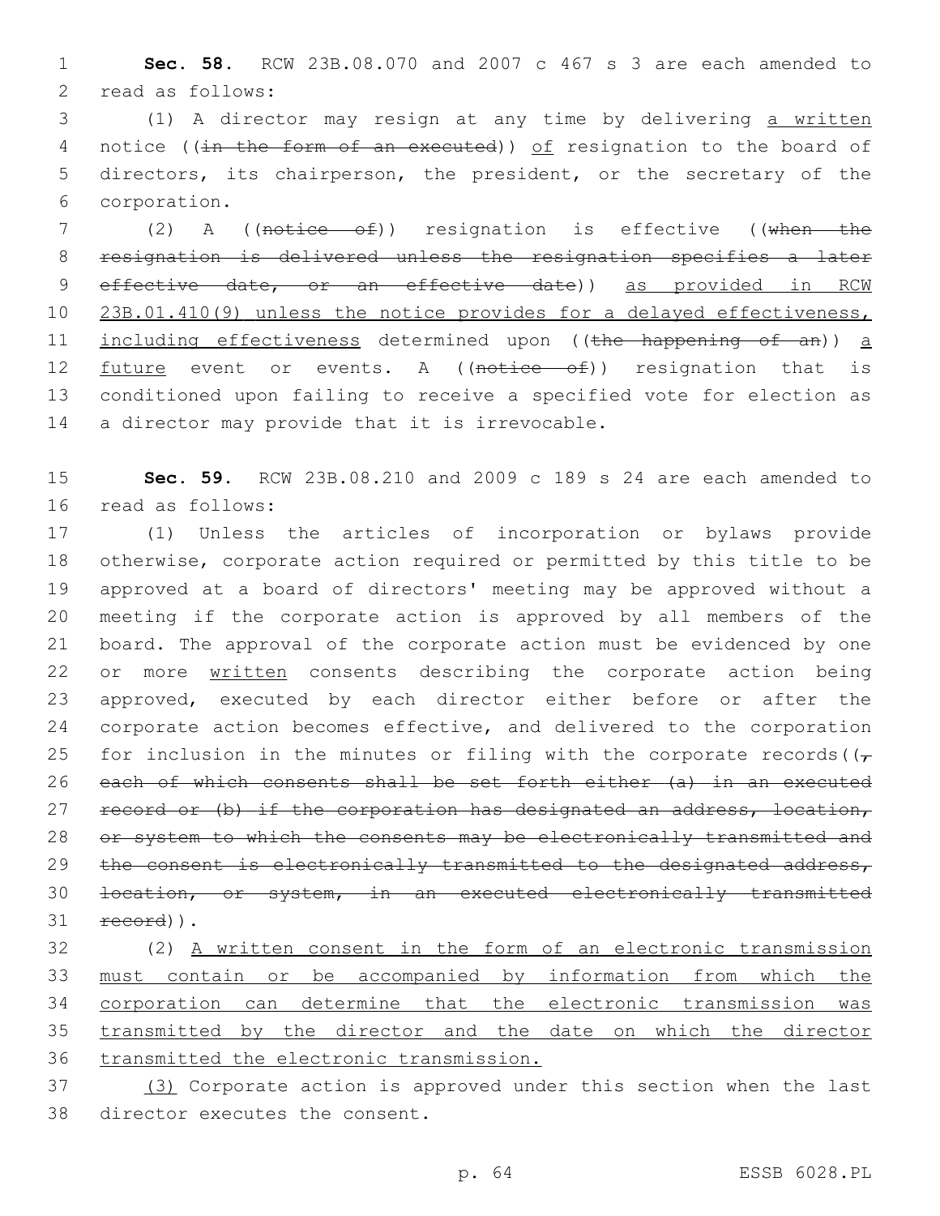**Sec. 58.** RCW 23B.08.070 and 2007 c 467 s 3 are each amended to read as follows:

(1) A director may resign at any time by delivering <u>a written</u> notice ((~~in the form of an executed~~)) <u>of</u> resignation to the board of directors, its chairperson, the president, or the secretary of the corporation.

(2) A ((~~notice of~~)) resignation is effective ((~~when the resignation is delivered unless the resignation specifies a later effective date, or an effective date~~)) <u>as provided in RCW 23B.01.410(9) unless the notice provides for a delayed effectiveness, including effectiveness</u> determined upon ((~~the happening of an~~)) <u>a future</u> event or events. A ((~~notice of~~)) resignation that is conditioned upon failing to receive a specified vote for election as a director may provide that it is irrevocable.

**Sec. 59.** RCW 23B.08.210 and 2009 c 189 s 24 are each amended to read as follows:

(1) Unless the articles of incorporation or bylaws provide otherwise, corporate action required or permitted by this title to be approved at a board of directors' meeting may be approved without a meeting if the corporate action is approved by all members of the board. The approval of the corporate action must be evidenced by one or more <u>written</u> consents describing the corporate action being approved, executed by each director either before or after the corporate action becomes effective, and delivered to the corporation for inclusion in the minutes or filing with the corporate records((~~, each of which consents shall be set forth either (a) in an executed record or (b) if the corporation has designated an address, location, or system to which the consents may be electronically transmitted and the consent is electronically transmitted to the designated address, location, or system, in an executed electronically transmitted record~~)).

(2) <u>A written consent in the form of an electronic transmission must contain or be accompanied by information from which the corporation can determine that the electronic transmission was transmitted by the director and the date on which the director transmitted the electronic transmission.</u>

<u>(3)</u> Corporate action is approved under this section when the last director executes the consent.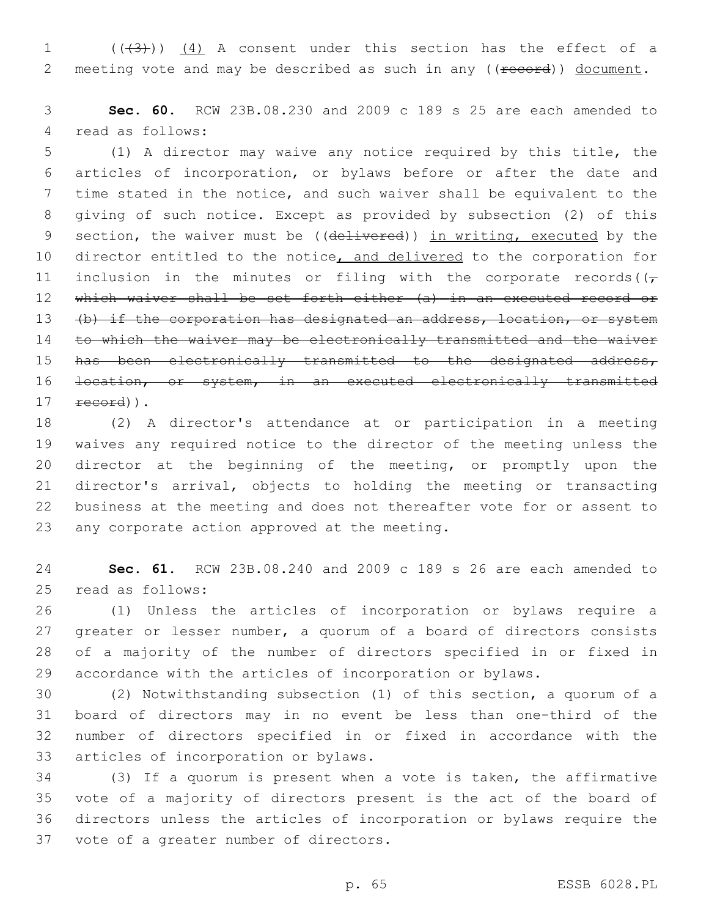(((3))) <u>(4)</u> A consent under this section has the effect of a meeting vote and may be described as such in any ((~~record~~)) <u>document</u>.

**Sec. 60.** RCW 23B.08.230 and 2009 c 189 s 25 are each amended to read as follows:

(1) A director may waive any notice required by this title, the articles of incorporation, or bylaws before or after the date and time stated in the notice, and such waiver shall be equivalent to the giving of such notice. Except as provided by subsection (2) of this section, the waiver must be ((~~delivered~~)) <u>in writing, executed</u> by the director entitled to the notice<u>, and delivered</u> to the corporation for inclusion in the minutes or filing with the corporate records((~~, which waiver shall be set forth either (a) in an executed record or (b) if the corporation has designated an address, location, or system to which the waiver may be electronically transmitted and the waiver has been electronically transmitted to the designated address, location, or system, in an executed electronically transmitted record~~)).

(2) A director's attendance at or participation in a meeting waives any required notice to the director of the meeting unless the director at the beginning of the meeting, or promptly upon the director's arrival, objects to holding the meeting or transacting business at the meeting and does not thereafter vote for or assent to any corporate action approved at the meeting.

**Sec. 61.** RCW 23B.08.240 and 2009 c 189 s 26 are each amended to read as follows:

(1) Unless the articles of incorporation or bylaws require a greater or lesser number, a quorum of a board of directors consists of a majority of the number of directors specified in or fixed in accordance with the articles of incorporation or bylaws.

(2) Notwithstanding subsection (1) of this section, a quorum of a board of directors may in no event be less than one-third of the number of directors specified in or fixed in accordance with the articles of incorporation or bylaws.

(3) If a quorum is present when a vote is taken, the affirmative vote of a majority of directors present is the act of the board of directors unless the articles of incorporation or bylaws require the vote of a greater number of directors.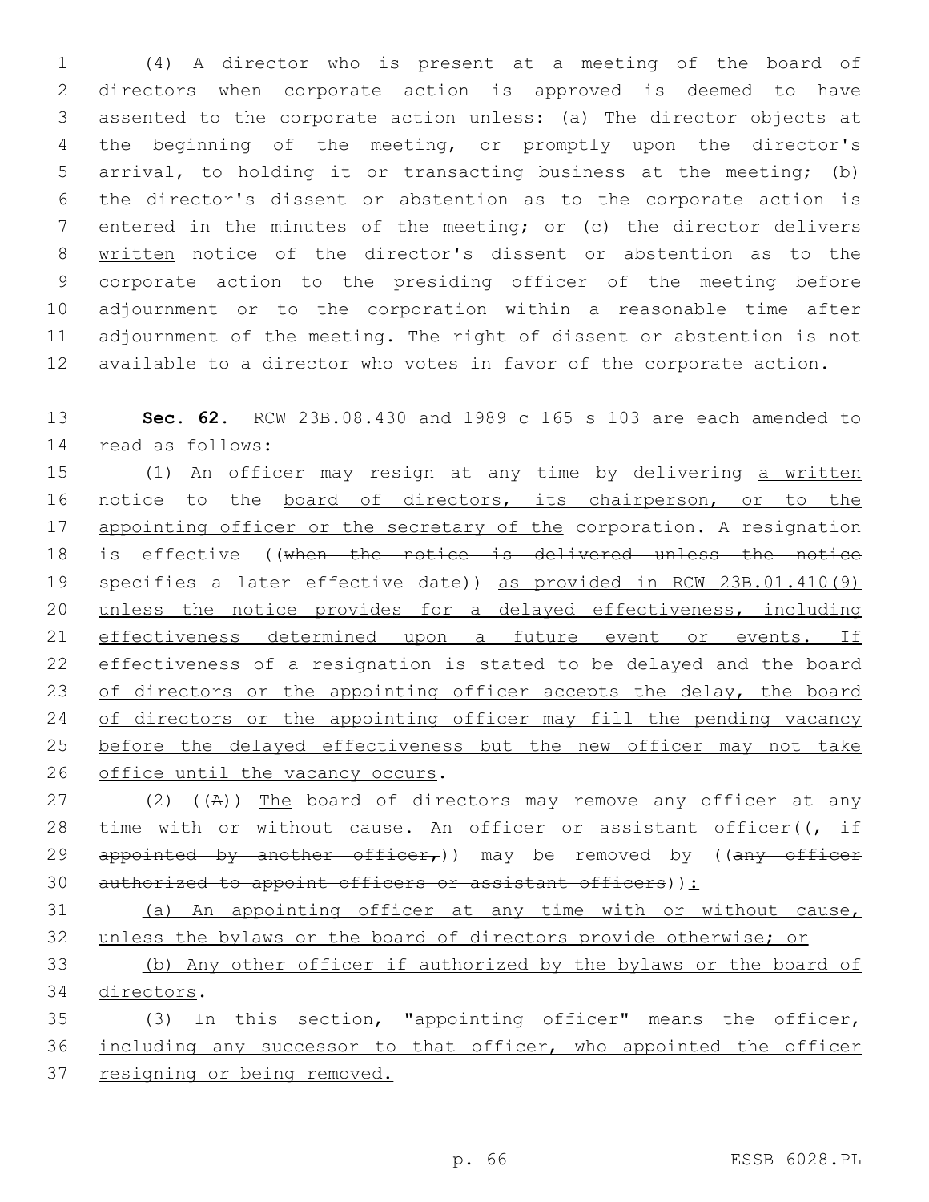(4) A director who is present at a meeting of the board of directors when corporate action is approved is deemed to have assented to the corporate action unless: (a) The director objects at the beginning of the meeting, or promptly upon the director's arrival, to holding it or transacting business at the meeting; (b) the director's dissent or abstention as to the corporate action is entered in the minutes of the meeting; or (c) the director delivers written notice of the director's dissent or abstention as to the corporate action to the presiding officer of the meeting before adjournment or to the corporation within a reasonable time after adjournment of the meeting. The right of dissent or abstention is not available to a director who votes in favor of the corporate action.

**Sec. 62.** RCW 23B.08.430 and 1989 c 165 s 103 are each amended to read as follows:

(1) An officer may resign at any time by delivering a written notice to the board of directors, its chairperson, or to the appointing officer or the secretary of the corporation. A resignation is effective ((~~when the notice is delivered unless the notice specifies a later effective date~~)) as provided in RCW 23B.01.410(9) unless the notice provides for a delayed effectiveness, including effectiveness determined upon a future event or events. If effectiveness of a resignation is stated to be delayed and the board of directors or the appointing officer accepts the delay, the board of directors or the appointing officer may fill the pending vacancy before the delayed effectiveness but the new officer may not take office until the vacancy occurs.

(2) ((~~A~~)) The board of directors may remove any officer at any time with or without cause. An officer or assistant officer((~~, if appointed by another officer,~~)) may be removed by ((~~any officer authorized to appoint officers or assistant officers~~)):

(a) An appointing officer at any time with or without cause, unless the bylaws or the board of directors provide otherwise; or

(b) Any other officer if authorized by the bylaws or the board of directors.

(3) In this section, "appointing officer" means the officer, including any successor to that officer, who appointed the officer resigning or being removed.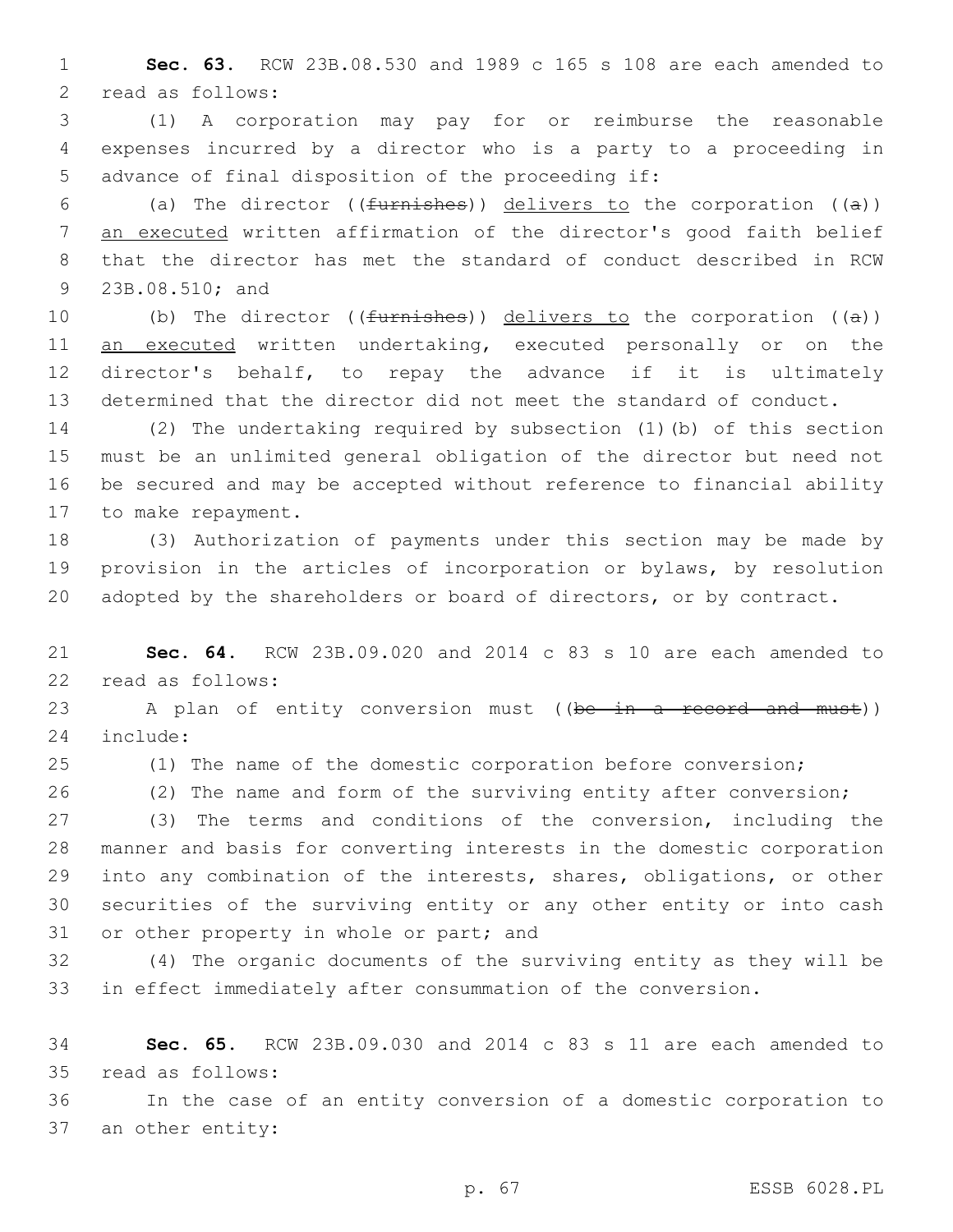**Sec. 63.** RCW 23B.08.530 and 1989 c 165 s 108 are each amended to read as follows:

(1) A corporation may pay for or reimburse the reasonable expenses incurred by a director who is a party to a proceeding in advance of final disposition of the proceeding if:

(a) The director ((~~furnishes~~)) <u>delivers to</u> the corporation ((~~a~~)) <u>an executed</u> written affirmation of the director's good faith belief that the director has met the standard of conduct described in RCW 23B.08.510; and

(b) The director ((~~furnishes~~)) <u>delivers to</u> the corporation ((~~a~~)) <u>an executed</u> written undertaking, executed personally or on the director's behalf, to repay the advance if it is ultimately determined that the director did not meet the standard of conduct.

(2) The undertaking required by subsection (1)(b) of this section must be an unlimited general obligation of the director but need not be secured and may be accepted without reference to financial ability to make repayment.

(3) Authorization of payments under this section may be made by provision in the articles of incorporation or bylaws, by resolution adopted by the shareholders or board of directors, or by contract.

**Sec. 64.** RCW 23B.09.020 and 2014 c 83 s 10 are each amended to read as follows:

A plan of entity conversion must ((~~be in a record and must~~)) include:

(1) The name of the domestic corporation before conversion;

(2) The name and form of the surviving entity after conversion;

(3) The terms and conditions of the conversion, including the manner and basis for converting interests in the domestic corporation into any combination of the interests, shares, obligations, or other securities of the surviving entity or any other entity or into cash or other property in whole or part; and

(4) The organic documents of the surviving entity as they will be in effect immediately after consummation of the conversion.

**Sec. 65.** RCW 23B.09.030 and 2014 c 83 s 11 are each amended to read as follows:

In the case of an entity conversion of a domestic corporation to an other entity: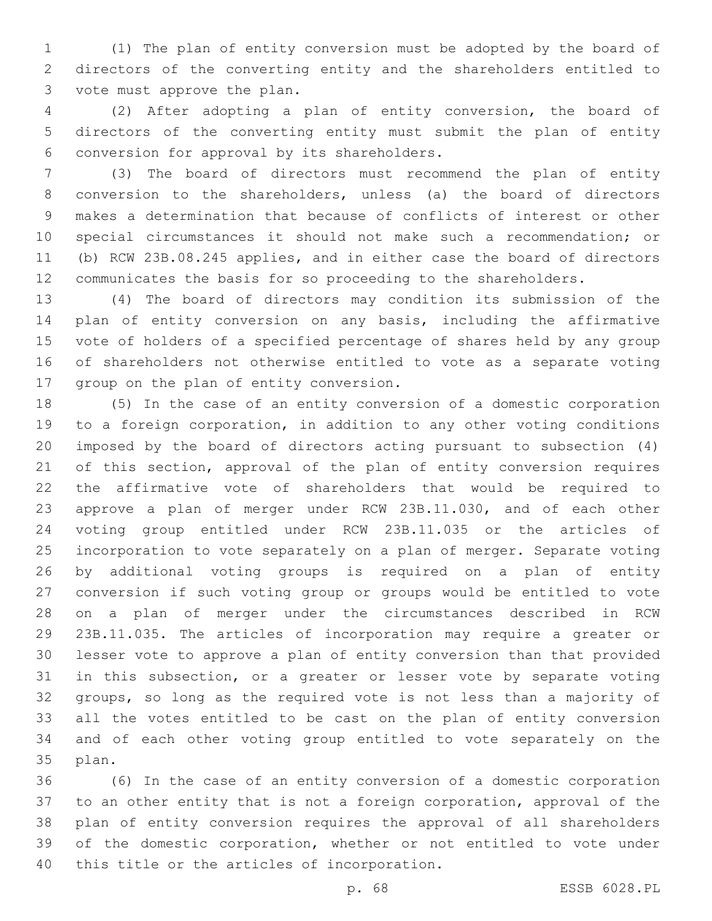(1) The plan of entity conversion must be adopted by the board of directors of the converting entity and the shareholders entitled to vote must approve the plan.

(2) After adopting a plan of entity conversion, the board of directors of the converting entity must submit the plan of entity conversion for approval by its shareholders.

(3) The board of directors must recommend the plan of entity conversion to the shareholders, unless (a) the board of directors makes a determination that because of conflicts of interest or other special circumstances it should not make such a recommendation; or (b) RCW 23B.08.245 applies, and in either case the board of directors communicates the basis for so proceeding to the shareholders.

(4) The board of directors may condition its submission of the plan of entity conversion on any basis, including the affirmative vote of holders of a specified percentage of shares held by any group of shareholders not otherwise entitled to vote as a separate voting group on the plan of entity conversion.

(5) In the case of an entity conversion of a domestic corporation to a foreign corporation, in addition to any other voting conditions imposed by the board of directors acting pursuant to subsection (4) of this section, approval of the plan of entity conversion requires the affirmative vote of shareholders that would be required to approve a plan of merger under RCW 23B.11.030, and of each other voting group entitled under RCW 23B.11.035 or the articles of incorporation to vote separately on a plan of merger. Separate voting by additional voting groups is required on a plan of entity conversion if such voting group or groups would be entitled to vote on a plan of merger under the circumstances described in RCW 23B.11.035. The articles of incorporation may require a greater or lesser vote to approve a plan of entity conversion than that provided in this subsection, or a greater or lesser vote by separate voting groups, so long as the required vote is not less than a majority of all the votes entitled to be cast on the plan of entity conversion and of each other voting group entitled to vote separately on the plan.

(6) In the case of an entity conversion of a domestic corporation to an other entity that is not a foreign corporation, approval of the plan of entity conversion requires the approval of all shareholders of the domestic corporation, whether or not entitled to vote under this title or the articles of incorporation.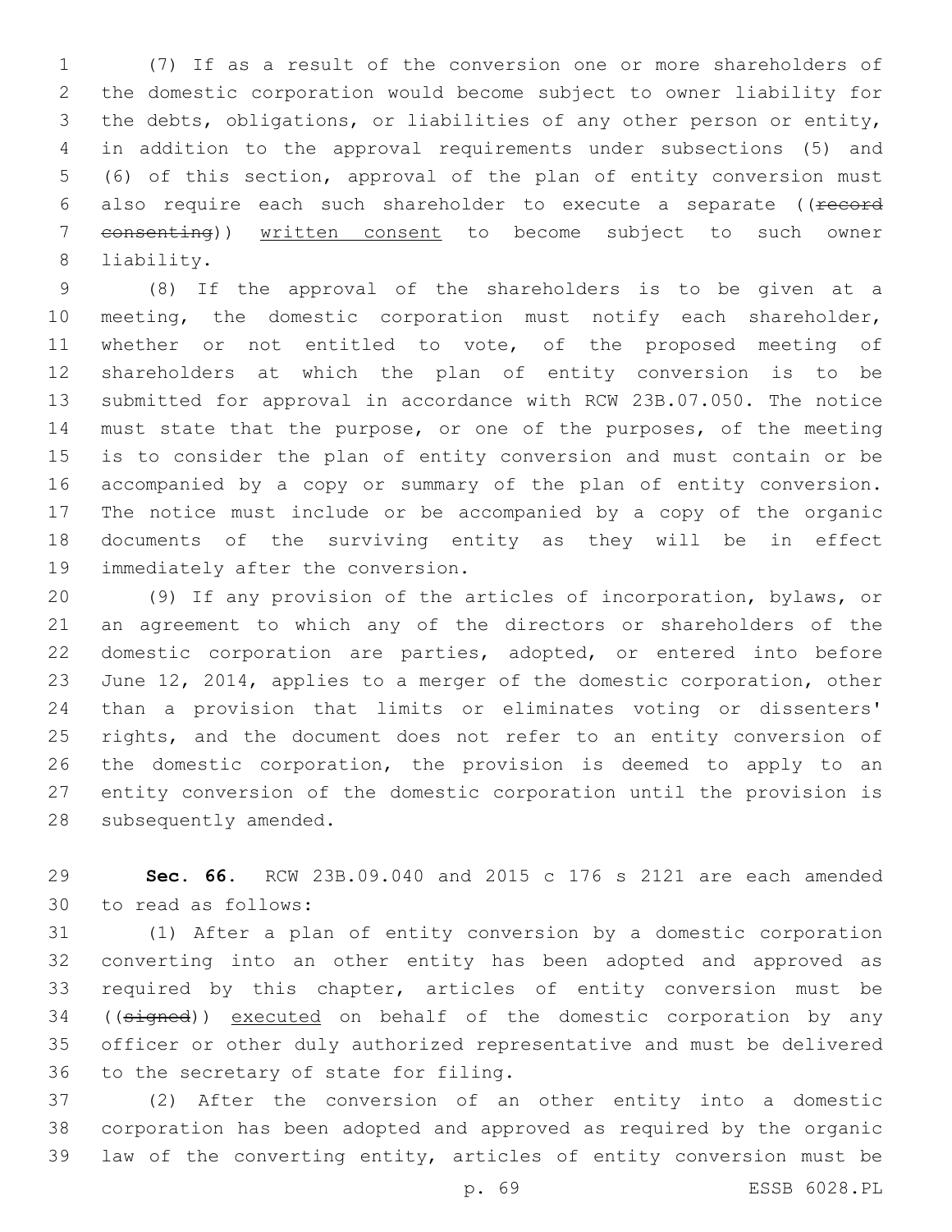(7) If as a result of the conversion one or more shareholders of the domestic corporation would become subject to owner liability for the debts, obligations, or liabilities of any other person or entity, in addition to the approval requirements under subsections (5) and (6) of this section, approval of the plan of entity conversion must also require each such shareholder to execute a separate ((~~record consenting~~)) <u>written consent</u> to become subject to such owner liability.

(8) If the approval of the shareholders is to be given at a meeting, the domestic corporation must notify each shareholder, whether or not entitled to vote, of the proposed meeting of shareholders at which the plan of entity conversion is to be submitted for approval in accordance with RCW 23B.07.050. The notice must state that the purpose, or one of the purposes, of the meeting is to consider the plan of entity conversion and must contain or be accompanied by a copy or summary of the plan of entity conversion. The notice must include or be accompanied by a copy of the organic documents of the surviving entity as they will be in effect immediately after the conversion.

(9) If any provision of the articles of incorporation, bylaws, or an agreement to which any of the directors or shareholders of the domestic corporation are parties, adopted, or entered into before June 12, 2014, applies to a merger of the domestic corporation, other than a provision that limits or eliminates voting or dissenters' rights, and the document does not refer to an entity conversion of the domestic corporation, the provision is deemed to apply to an entity conversion of the domestic corporation until the provision is subsequently amended.

**Sec. 66.** RCW 23B.09.040 and 2015 c 176 s 2121 are each amended to read as follows:

(1) After a plan of entity conversion by a domestic corporation converting into an other entity has been adopted and approved as required by this chapter, articles of entity conversion must be ((~~signed~~)) <u>executed</u> on behalf of the domestic corporation by any officer or other duly authorized representative and must be delivered to the secretary of state for filing.

(2) After the conversion of an other entity into a domestic corporation has been adopted and approved as required by the organic law of the converting entity, articles of entity conversion must be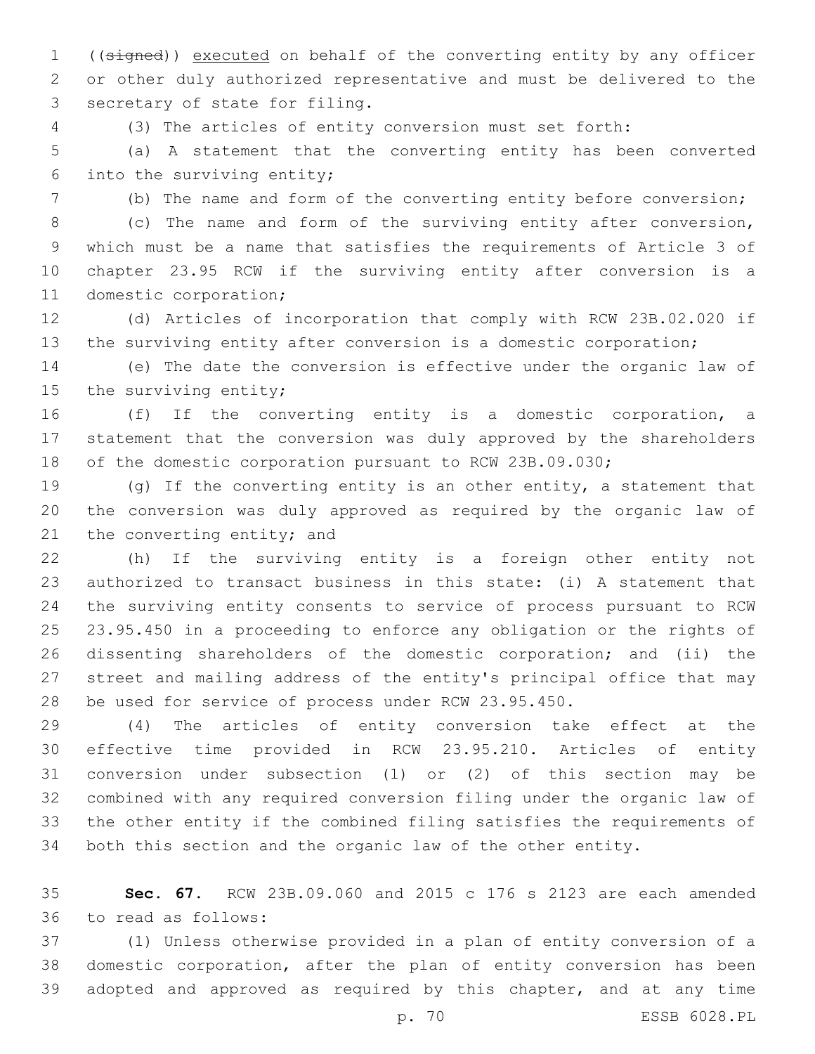((~~signed~~)) <u>executed</u> on behalf of the converting entity by any officer or other duly authorized representative and must be delivered to the secretary of state for filing.

(3) The articles of entity conversion must set forth:

(a) A statement that the converting entity has been converted into the surviving entity;

(b) The name and form of the converting entity before conversion;

(c) The name and form of the surviving entity after conversion, which must be a name that satisfies the requirements of Article 3 of chapter 23.95 RCW if the surviving entity after conversion is a domestic corporation;

(d) Articles of incorporation that comply with RCW 23B.02.020 if the surviving entity after conversion is a domestic corporation;

(e) The date the conversion is effective under the organic law of the surviving entity;

(f) If the converting entity is a domestic corporation, a statement that the conversion was duly approved by the shareholders of the domestic corporation pursuant to RCW 23B.09.030;

(g) If the converting entity is an other entity, a statement that the conversion was duly approved as required by the organic law of the converting entity; and

(h) If the surviving entity is a foreign other entity not authorized to transact business in this state: (i) A statement that the surviving entity consents to service of process pursuant to RCW 23.95.450 in a proceeding to enforce any obligation or the rights of dissenting shareholders of the domestic corporation; and (ii) the street and mailing address of the entity's principal office that may be used for service of process under RCW 23.95.450.

(4) The articles of entity conversion take effect at the effective time provided in RCW 23.95.210. Articles of entity conversion under subsection (1) or (2) of this section may be combined with any required conversion filing under the organic law of the other entity if the combined filing satisfies the requirements of both this section and the organic law of the other entity.

**Sec. 67.** RCW 23B.09.060 and 2015 c 176 s 2123 are each amended to read as follows:

(1) Unless otherwise provided in a plan of entity conversion of a domestic corporation, after the plan of entity conversion has been adopted and approved as required by this chapter, and at any time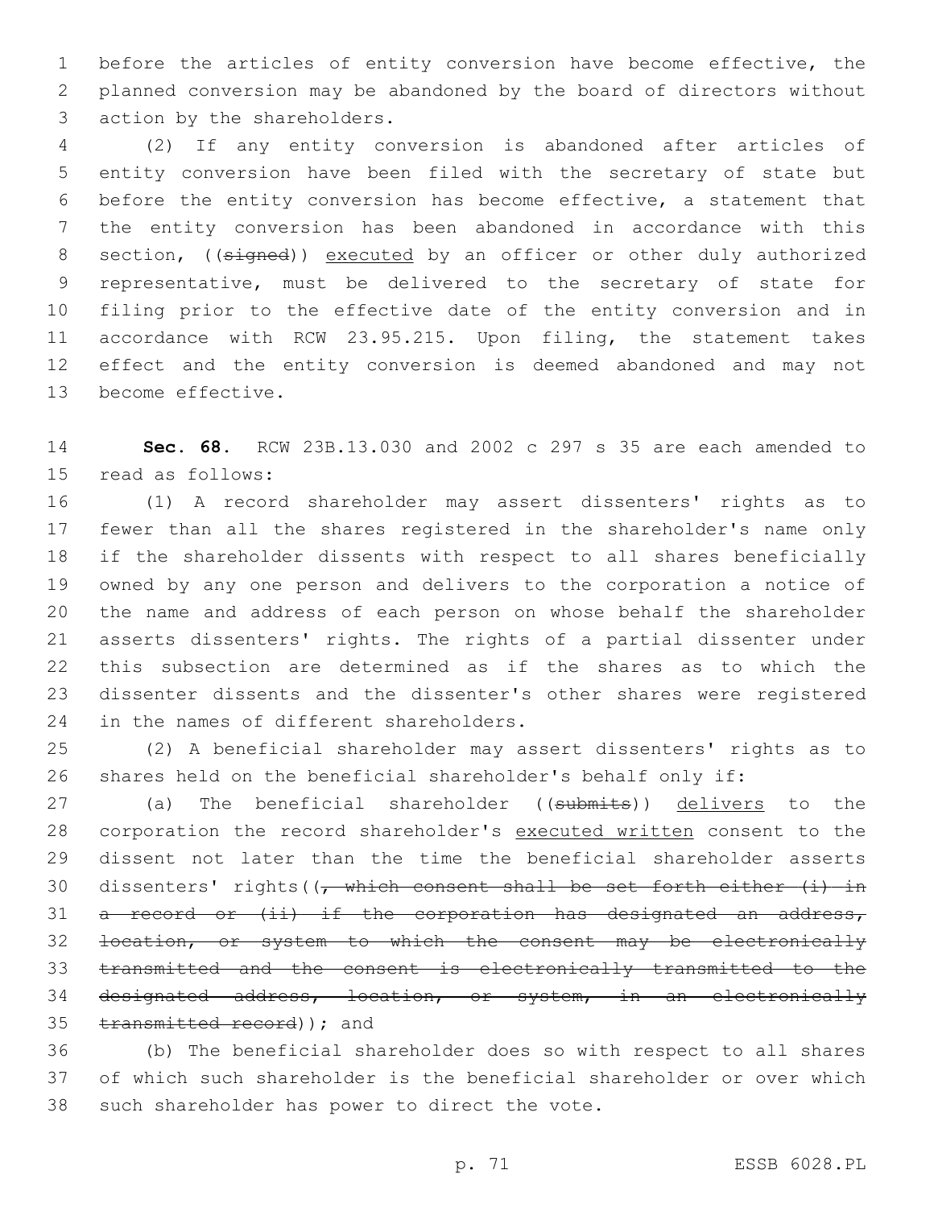before the articles of entity conversion have become effective, the planned conversion may be abandoned by the board of directors without action by the shareholders.

(2) If any entity conversion is abandoned after articles of entity conversion have been filed with the secretary of state but before the entity conversion has become effective, a statement that the entity conversion has been abandoned in accordance with this section, ((~~signed~~)) <u>executed</u> by an officer or other duly authorized representative, must be delivered to the secretary of state for filing prior to the effective date of the entity conversion and in accordance with RCW 23.95.215. Upon filing, the statement takes effect and the entity conversion is deemed abandoned and may not become effective.

**Sec. 68.** RCW 23B.13.030 and 2002 c 297 s 35 are each amended to read as follows:

(1) A record shareholder may assert dissenters' rights as to fewer than all the shares registered in the shareholder's name only if the shareholder dissents with respect to all shares beneficially owned by any one person and delivers to the corporation a notice of the name and address of each person on whose behalf the shareholder asserts dissenters' rights. The rights of a partial dissenter under this subsection are determined as if the shares as to which the dissenter dissents and the dissenter's other shares were registered in the names of different shareholders.

(2) A beneficial shareholder may assert dissenters' rights as to shares held on the beneficial shareholder's behalf only if:

(a) The beneficial shareholder ((~~submits~~)) <u>delivers</u> to the corporation the record shareholder's <u>executed written</u> consent to the dissent not later than the time the beneficial shareholder asserts dissenters' rights((~~, which consent shall be set forth either (i) in a record or (ii) if the corporation has designated an address, location, or system to which the consent may be electronically transmitted and the consent is electronically transmitted to the designated address, location, or system, in an electronically transmitted record~~)); and

(b) The beneficial shareholder does so with respect to all shares of which such shareholder is the beneficial shareholder or over which such shareholder has power to direct the vote.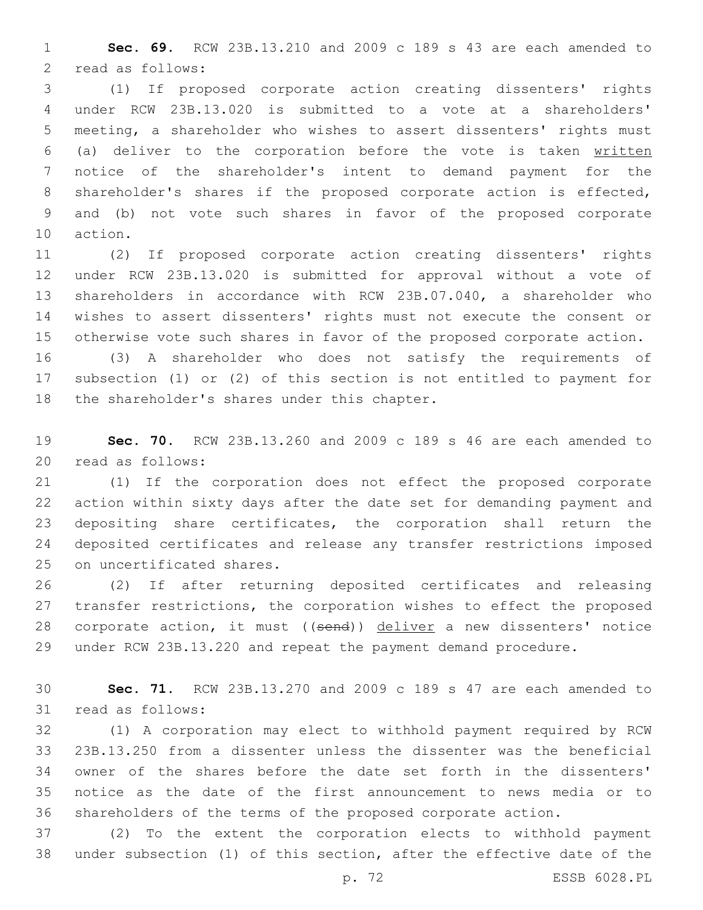**Sec. 69.** RCW 23B.13.210 and 2009 c 189 s 43 are each amended to read as follows:

(1) If proposed corporate action creating dissenters' rights under RCW 23B.13.020 is submitted to a vote at a shareholders' meeting, a shareholder who wishes to assert dissenters' rights must (a) deliver to the corporation before the vote is taken <u>written</u> notice of the shareholder's intent to demand payment for the shareholder's shares if the proposed corporate action is effected, and (b) not vote such shares in favor of the proposed corporate action.

(2) If proposed corporate action creating dissenters' rights under RCW 23B.13.020 is submitted for approval without a vote of shareholders in accordance with RCW 23B.07.040, a shareholder who wishes to assert dissenters' rights must not execute the consent or otherwise vote such shares in favor of the proposed corporate action.

(3) A shareholder who does not satisfy the requirements of subsection (1) or (2) of this section is not entitled to payment for the shareholder's shares under this chapter.

**Sec. 70.** RCW 23B.13.260 and 2009 c 189 s 46 are each amended to read as follows:

(1) If the corporation does not effect the proposed corporate action within sixty days after the date set for demanding payment and depositing share certificates, the corporation shall return the deposited certificates and release any transfer restrictions imposed on uncertificated shares.

(2) If after returning deposited certificates and releasing transfer restrictions, the corporation wishes to effect the proposed corporate action, it must ((~~send~~)) <u>deliver</u> a new dissenters' notice under RCW 23B.13.220 and repeat the payment demand procedure.

**Sec. 71.** RCW 23B.13.270 and 2009 c 189 s 47 are each amended to read as follows:

(1) A corporation may elect to withhold payment required by RCW 23B.13.250 from a dissenter unless the dissenter was the beneficial owner of the shares before the date set forth in the dissenters' notice as the date of the first announcement to news media or to shareholders of the terms of the proposed corporate action.

(2) To the extent the corporation elects to withhold payment under subsection (1) of this section, after the effective date of the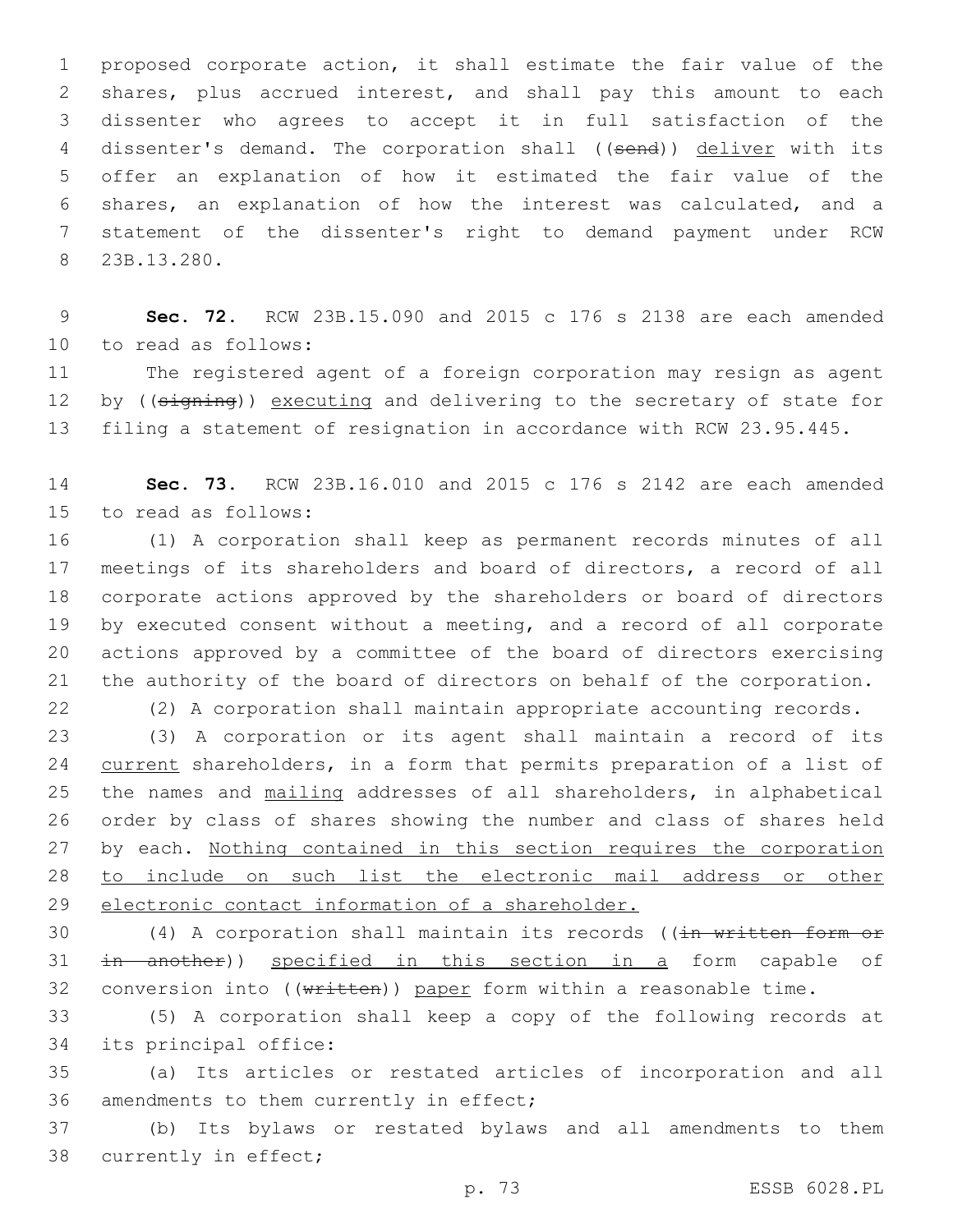proposed corporate action, it shall estimate the fair value of the shares, plus accrued interest, and shall pay this amount to each dissenter who agrees to accept it in full satisfaction of the dissenter's demand. The corporation shall ((~~send~~)) <u>deliver</u> with its offer an explanation of how it estimated the fair value of the shares, an explanation of how the interest was calculated, and a statement of the dissenter's right to demand payment under RCW 23B.13.280.

**Sec. 72.** RCW 23B.15.090 and 2015 c 176 s 2138 are each amended to read as follows:

The registered agent of a foreign corporation may resign as agent by ((~~signing~~)) <u>executing</u> and delivering to the secretary of state for filing a statement of resignation in accordance with RCW 23.95.445.

**Sec. 73.** RCW 23B.16.010 and 2015 c 176 s 2142 are each amended to read as follows:

(1) A corporation shall keep as permanent records minutes of all meetings of its shareholders and board of directors, a record of all corporate actions approved by the shareholders or board of directors by executed consent without a meeting, and a record of all corporate actions approved by a committee of the board of directors exercising the authority of the board of directors on behalf of the corporation.

(2) A corporation shall maintain appropriate accounting records.

(3) A corporation or its agent shall maintain a record of its <u>current</u> shareholders, in a form that permits preparation of a list of the names and <u>mailing</u> addresses of all shareholders, in alphabetical order by class of shares showing the number and class of shares held by each. <u>Nothing contained in this section requires the corporation to include on such list the electronic mail address or other electronic contact information of a shareholder.</u>

(4) A corporation shall maintain its records ((~~in written form or in another~~)) <u>specified in this section in a</u> form capable of conversion into ((~~written~~)) <u>paper</u> form within a reasonable time.

(5) A corporation shall keep a copy of the following records at its principal office:

(a) Its articles or restated articles of incorporation and all amendments to them currently in effect;

(b) Its bylaws or restated bylaws and all amendments to them currently in effect;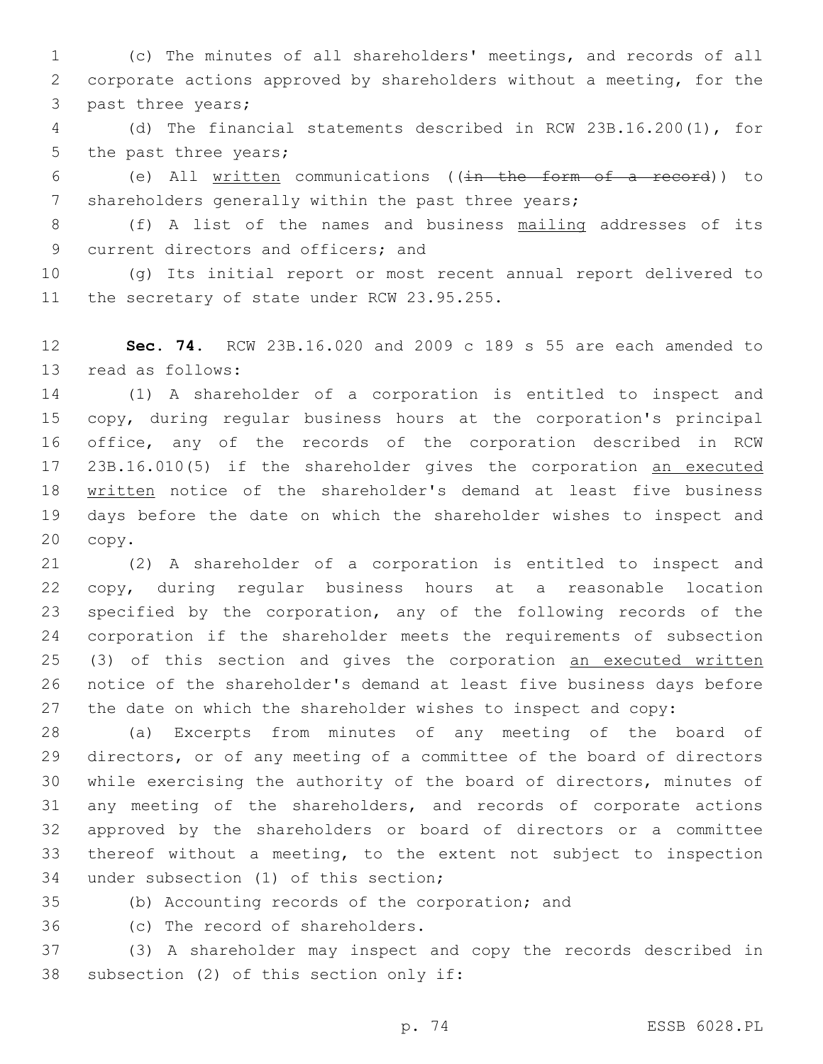(c) The minutes of all shareholders' meetings, and records of all corporate actions approved by shareholders without a meeting, for the past three years;

(d) The financial statements described in RCW 23B.16.200(1), for the past three years;

(e) All written communications ((~~in the form of a record~~)) to shareholders generally within the past three years;

(f) A list of the names and business mailing addresses of its current directors and officers; and

(g) Its initial report or most recent annual report delivered to the secretary of state under RCW 23.95.255.

**Sec. 74.** RCW 23B.16.020 and 2009 c 189 s 55 are each amended to read as follows:

(1) A shareholder of a corporation is entitled to inspect and copy, during regular business hours at the corporation's principal office, any of the records of the corporation described in RCW 23B.16.010(5) if the shareholder gives the corporation an executed written notice of the shareholder's demand at least five business days before the date on which the shareholder wishes to inspect and copy.

(2) A shareholder of a corporation is entitled to inspect and copy, during regular business hours at a reasonable location specified by the corporation, any of the following records of the corporation if the shareholder meets the requirements of subsection (3) of this section and gives the corporation an executed written notice of the shareholder's demand at least five business days before the date on which the shareholder wishes to inspect and copy:

(a) Excerpts from minutes of any meeting of the board of directors, or of any meeting of a committee of the board of directors while exercising the authority of the board of directors, minutes of any meeting of the shareholders, and records of corporate actions approved by the shareholders or board of directors or a committee thereof without a meeting, to the extent not subject to inspection under subsection (1) of this section;

(b) Accounting records of the corporation; and

(c) The record of shareholders.

(3) A shareholder may inspect and copy the records described in subsection (2) of this section only if: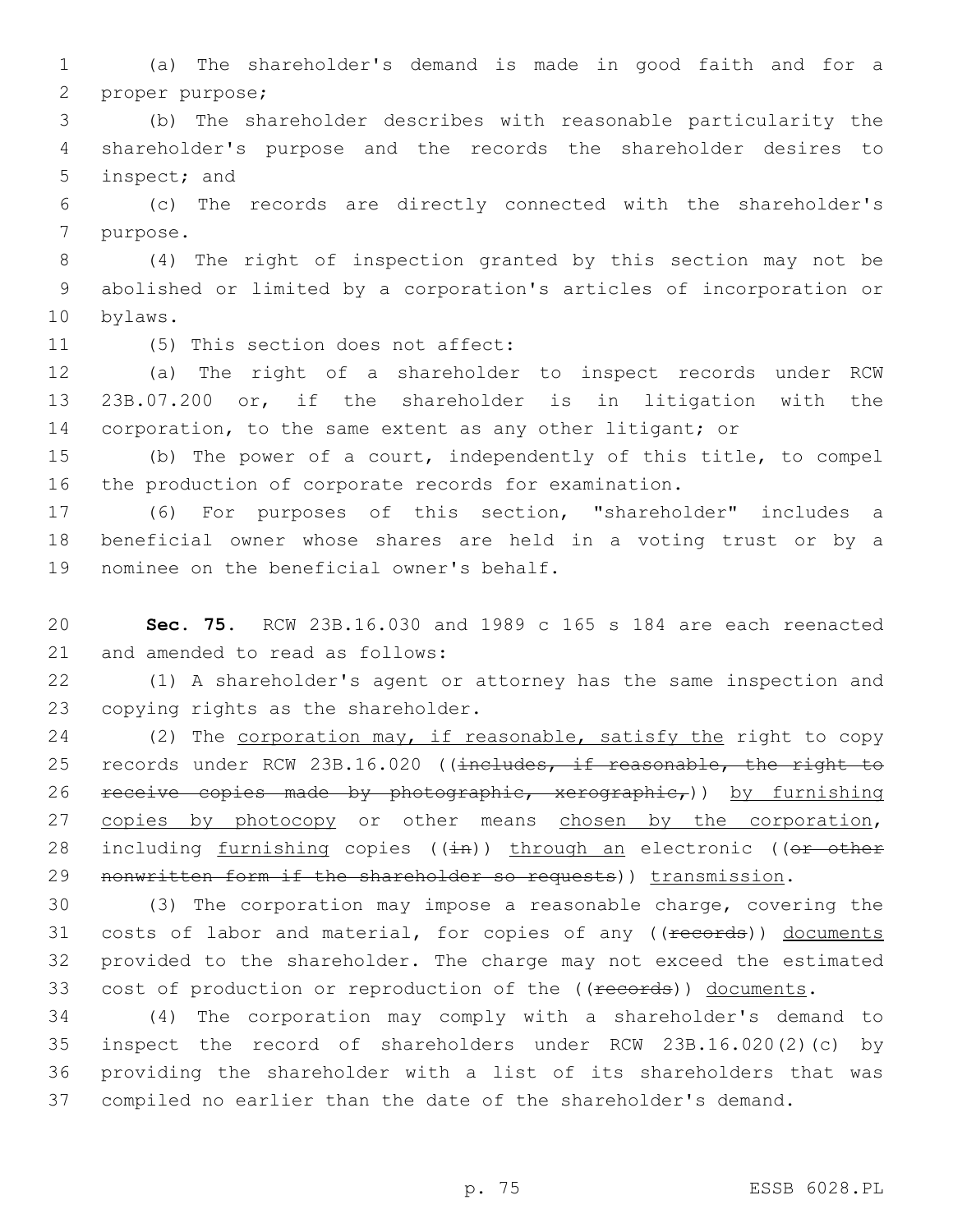(a) The shareholder's demand is made in good faith and for a proper purpose;

(b) The shareholder describes with reasonable particularity the shareholder's purpose and the records the shareholder desires to inspect; and

(c) The records are directly connected with the shareholder's purpose.

(4) The right of inspection granted by this section may not be abolished or limited by a corporation's articles of incorporation or bylaws.

(5) This section does not affect:

(a) The right of a shareholder to inspect records under RCW 23B.07.200 or, if the shareholder is in litigation with the corporation, to the same extent as any other litigant; or

(b) The power of a court, independently of this title, to compel the production of corporate records for examination.

(6) For purposes of this section, "shareholder" includes a beneficial owner whose shares are held in a voting trust or by a nominee on the beneficial owner's behalf.

**Sec. 75.** RCW 23B.16.030 and 1989 c 165 s 184 are each reenacted and amended to read as follows:

(1) A shareholder's agent or attorney has the same inspection and copying rights as the shareholder.

(2) The corporation may, if reasonable, satisfy the right to copy records under RCW 23B.16.020 ((~~includes, if reasonable, the right to receive copies made by photographic, xerographic,~~)) by furnishing copies by photocopy or other means chosen by the corporation, including furnishing copies ((~~in~~)) through an electronic ((~~or other nonwritten form if the shareholder so requests~~)) transmission.

(3) The corporation may impose a reasonable charge, covering the costs of labor and material, for copies of any ((~~records~~)) documents provided to the shareholder. The charge may not exceed the estimated cost of production or reproduction of the ((~~records~~)) documents.

(4) The corporation may comply with a shareholder's demand to inspect the record of shareholders under RCW 23B.16.020(2)(c) by providing the shareholder with a list of its shareholders that was compiled no earlier than the date of the shareholder's demand.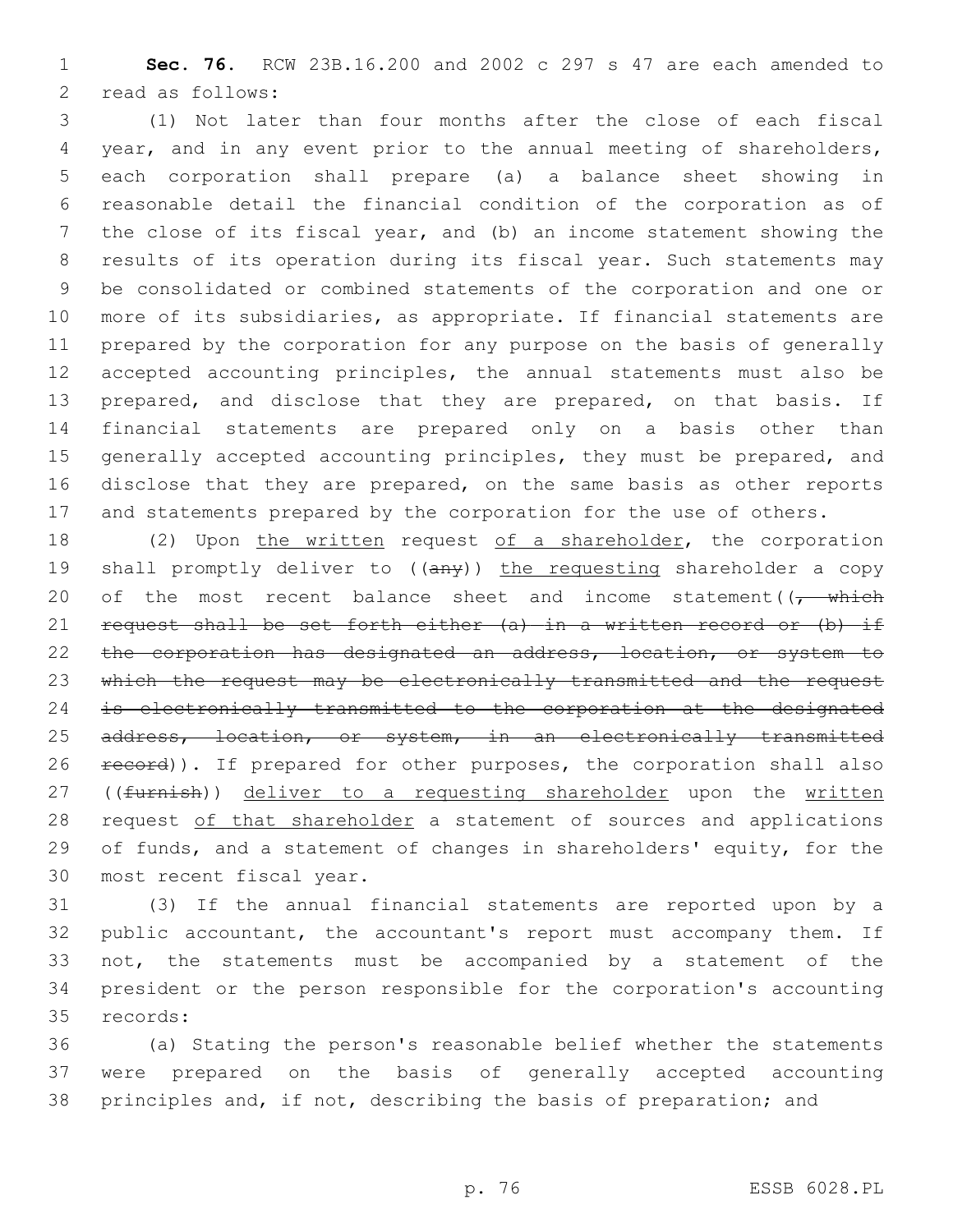**Sec. 76.** RCW 23B.16.200 and 2002 c 297 s 47 are each amended to read as follows:

(1) Not later than four months after the close of each fiscal year, and in any event prior to the annual meeting of shareholders, each corporation shall prepare (a) a balance sheet showing in reasonable detail the financial condition of the corporation as of the close of its fiscal year, and (b) an income statement showing the results of its operation during its fiscal year. Such statements may be consolidated or combined statements of the corporation and one or more of its subsidiaries, as appropriate. If financial statements are prepared by the corporation for any purpose on the basis of generally accepted accounting principles, the annual statements must also be prepared, and disclose that they are prepared, on that basis. If financial statements are prepared only on a basis other than generally accepted accounting principles, they must be prepared, and disclose that they are prepared, on the same basis as other reports and statements prepared by the corporation for the use of others.

(2) Upon <u>the written</u> request <u>of a shareholder</u>, the corporation shall promptly deliver to ((~~any~~)) <u>the requesting</u> shareholder a copy of the most recent balance sheet and income statement((~~, which request shall be set forth either (a) in a written record or (b) if the corporation has designated an address, location, or system to which the request may be electronically transmitted and the request is electronically transmitted to the corporation at the designated address, location, or system, in an electronically transmitted record~~)). If prepared for other purposes, the corporation shall also ((~~furnish~~)) <u>deliver to a requesting shareholder</u> upon the <u>written</u> request <u>of that shareholder</u> a statement of sources and applications of funds, and a statement of changes in shareholders' equity, for the most recent fiscal year.

(3) If the annual financial statements are reported upon by a public accountant, the accountant's report must accompany them. If not, the statements must be accompanied by a statement of the president or the person responsible for the corporation's accounting records:

(a) Stating the person's reasonable belief whether the statements were prepared on the basis of generally accepted accounting principles and, if not, describing the basis of preparation; and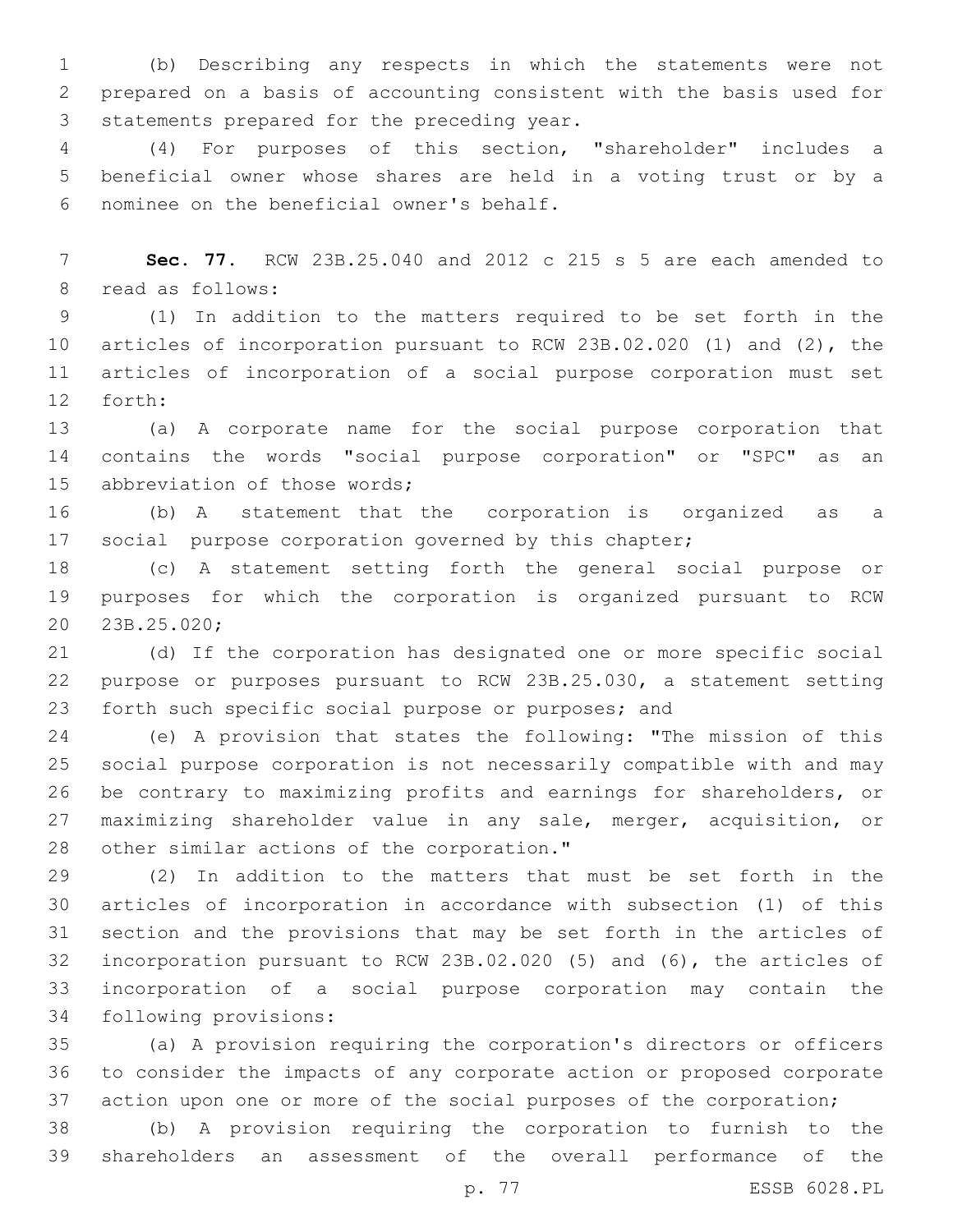(b) Describing any respects in which the statements were not prepared on a basis of accounting consistent with the basis used for statements prepared for the preceding year.

(4) For purposes of this section, "shareholder" includes a beneficial owner whose shares are held in a voting trust or by a nominee on the beneficial owner's behalf.

**Sec. 77.** RCW 23B.25.040 and 2012 c 215 s 5 are each amended to read as follows:

(1) In addition to the matters required to be set forth in the articles of incorporation pursuant to RCW 23B.02.020 (1) and (2), the articles of incorporation of a social purpose corporation must set forth:

(a) A corporate name for the social purpose corporation that contains the words "social purpose corporation" or "SPC" as an abbreviation of those words;

(b) A statement that the corporation is organized as a social purpose corporation governed by this chapter;

(c) A statement setting forth the general social purpose or purposes for which the corporation is organized pursuant to RCW 23B.25.020;

(d) If the corporation has designated one or more specific social purpose or purposes pursuant to RCW 23B.25.030, a statement setting forth such specific social purpose or purposes; and

(e) A provision that states the following: "The mission of this social purpose corporation is not necessarily compatible with and may be contrary to maximizing profits and earnings for shareholders, or maximizing shareholder value in any sale, merger, acquisition, or other similar actions of the corporation."

(2) In addition to the matters that must be set forth in the articles of incorporation in accordance with subsection (1) of this section and the provisions that may be set forth in the articles of incorporation pursuant to RCW 23B.02.020 (5) and (6), the articles of incorporation of a social purpose corporation may contain the following provisions:

(a) A provision requiring the corporation's directors or officers to consider the impacts of any corporate action or proposed corporate action upon one or more of the social purposes of the corporation;

(b) A provision requiring the corporation to furnish to the shareholders an assessment of the overall performance of the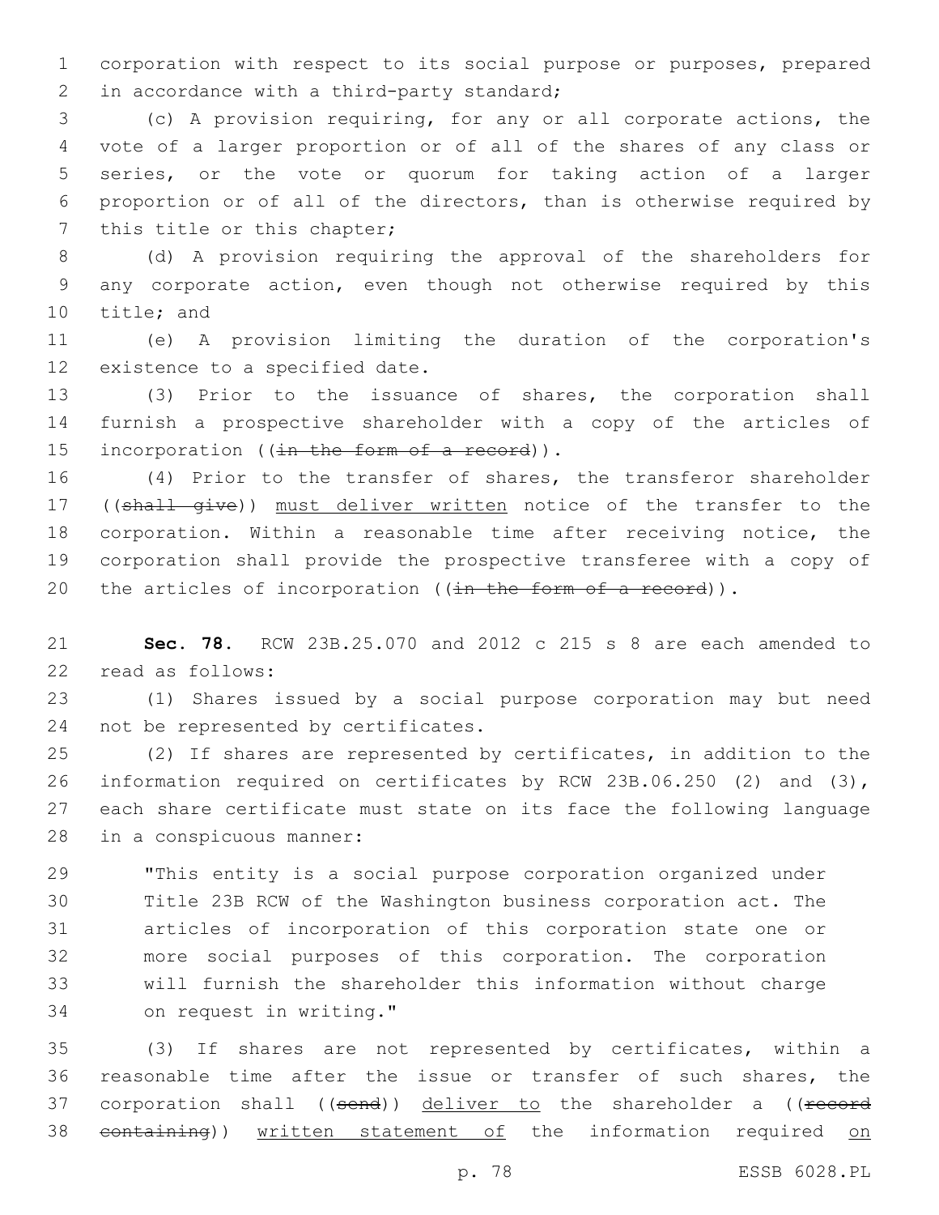corporation with respect to its social purpose or purposes, prepared in accordance with a third-party standard;

(c) A provision requiring, for any or all corporate actions, the vote of a larger proportion or of all of the shares of any class or series, or the vote or quorum for taking action of a larger proportion or of all of the directors, than is otherwise required by this title or this chapter;

(d) A provision requiring the approval of the shareholders for any corporate action, even though not otherwise required by this title; and

(e) A provision limiting the duration of the corporation's existence to a specified date.

(3) Prior to the issuance of shares, the corporation shall furnish a prospective shareholder with a copy of the articles of incorporation ((~~in the form of a record~~)).

(4) Prior to the transfer of shares, the transferor shareholder ((~~shall give~~)) <u>must deliver written</u> notice of the transfer to the corporation. Within a reasonable time after receiving notice, the corporation shall provide the prospective transferee with a copy of the articles of incorporation ((~~in the form of a record~~)).

**Sec. 78.** RCW 23B.25.070 and 2012 c 215 s 8 are each amended to read as follows:

(1) Shares issued by a social purpose corporation may but need not be represented by certificates.

(2) If shares are represented by certificates, in addition to the information required on certificates by RCW 23B.06.250 (2) and (3), each share certificate must state on its face the following language in a conspicuous manner:

> "This entity is a social purpose corporation organized under Title 23B RCW of the Washington business corporation act. The articles of incorporation of this corporation state one or more social purposes of this corporation. The corporation will furnish the shareholder this information without charge on request in writing."

(3) If shares are not represented by certificates, within a reasonable time after the issue or transfer of such shares, the corporation shall ((~~send~~)) <u>deliver to</u> the shareholder a ((~~record containing~~)) <u>written statement of</u> the information required <u>on</u>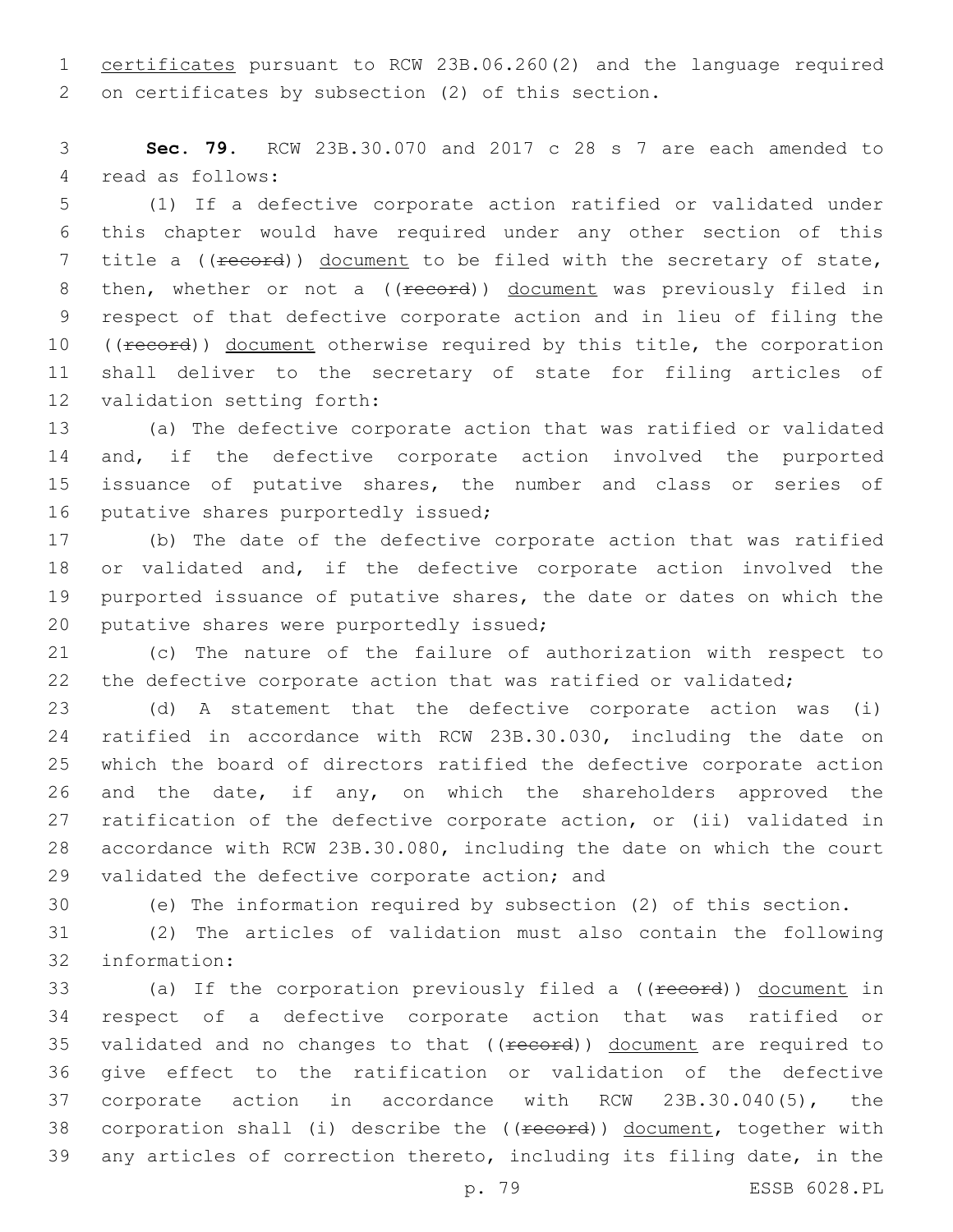certificates pursuant to RCW 23B.06.260(2) and the language required on certificates by subsection (2) of this section.

**Sec. 79.** RCW 23B.30.070 and 2017 c 28 s 7 are each amended to read as follows:

(1) If a defective corporate action ratified or validated under this chapter would have required under any other section of this title a ((~~record~~)) document to be filed with the secretary of state, then, whether or not a ((~~record~~)) document was previously filed in respect of that defective corporate action and in lieu of filing the ((~~record~~)) document otherwise required by this title, the corporation shall deliver to the secretary of state for filing articles of validation setting forth:

(a) The defective corporate action that was ratified or validated and, if the defective corporate action involved the purported issuance of putative shares, the number and class or series of putative shares purportedly issued;

(b) The date of the defective corporate action that was ratified or validated and, if the defective corporate action involved the purported issuance of putative shares, the date or dates on which the putative shares were purportedly issued;

(c) The nature of the failure of authorization with respect to the defective corporate action that was ratified or validated;

(d) A statement that the defective corporate action was (i) ratified in accordance with RCW 23B.30.030, including the date on which the board of directors ratified the defective corporate action and the date, if any, on which the shareholders approved the ratification of the defective corporate action, or (ii) validated in accordance with RCW 23B.30.080, including the date on which the court validated the defective corporate action; and

(e) The information required by subsection (2) of this section.

(2) The articles of validation must also contain the following information:

(a) If the corporation previously filed a ((~~record~~)) document in respect of a defective corporate action that was ratified or validated and no changes to that ((~~record~~)) document are required to give effect to the ratification or validation of the defective corporate action in accordance with RCW 23B.30.040(5), the corporation shall (i) describe the ((~~record~~)) document, together with any articles of correction thereto, including its filing date, in the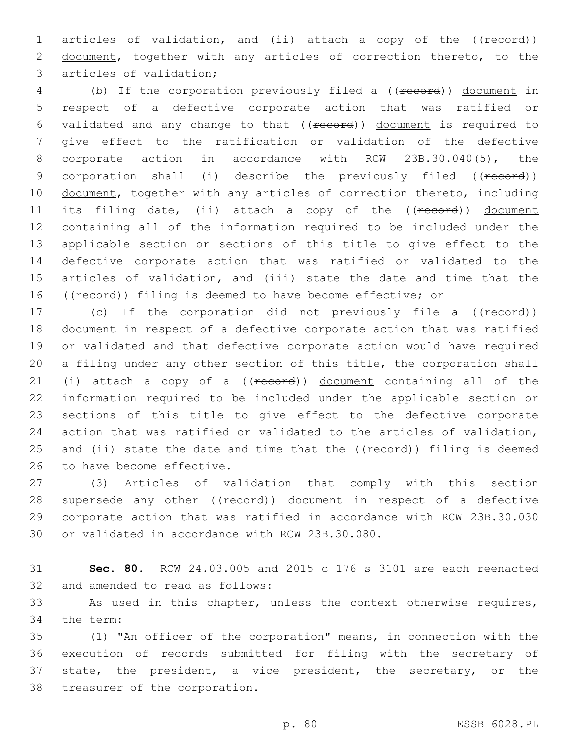articles of validation, and (ii) attach a copy of the ((~~record~~)) <u>document</u>, together with any articles of correction thereto, to the articles of validation;

(b) If the corporation previously filed a ((~~record~~)) <u>document</u> in respect of a defective corporate action that was ratified or validated and any change to that ((~~record~~)) <u>document</u> is required to give effect to the ratification or validation of the defective corporate action in accordance with RCW 23B.30.040(5), the corporation shall (i) describe the previously filed ((~~record~~)) <u>document</u>, together with any articles of correction thereto, including its filing date, (ii) attach a copy of the ((~~record~~)) <u>document</u> containing all of the information required to be included under the applicable section or sections of this title to give effect to the defective corporate action that was ratified or validated to the articles of validation, and (iii) state the date and time that the ((~~record~~)) <u>filing</u> is deemed to have become effective; or

(c) If the corporation did not previously file a ((~~record~~)) <u>document</u> in respect of a defective corporate action that was ratified or validated and that defective corporate action would have required a filing under any other section of this title, the corporation shall (i) attach a copy of a ((~~record~~)) <u>document</u> containing all of the information required to be included under the applicable section or sections of this title to give effect to the defective corporate action that was ratified or validated to the articles of validation, and (ii) state the date and time that the ((~~record~~)) <u>filing</u> is deemed to have become effective.

(3) Articles of validation that comply with this section supersede any other ((~~record~~)) <u>document</u> in respect of a defective corporate action that was ratified in accordance with RCW 23B.30.030 or validated in accordance with RCW 23B.30.080.

**Sec. 80.** RCW 24.03.005 and 2015 c 176 s 3101 are each reenacted and amended to read as follows:

As used in this chapter, unless the context otherwise requires, the term:

(1) "An officer of the corporation" means, in connection with the execution of records submitted for filing with the secretary of state, the president, a vice president, the secretary, or the treasurer of the corporation.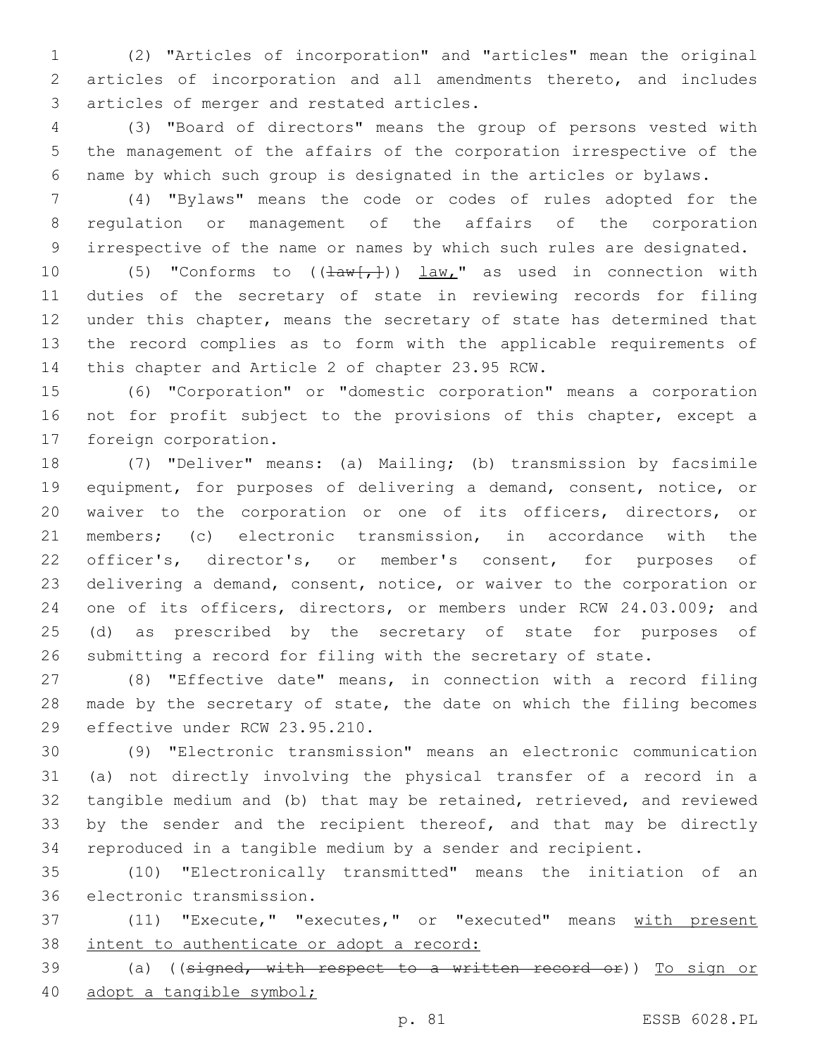(2) "Articles of incorporation" and "articles" mean the original articles of incorporation and all amendments thereto, and includes articles of merger and restated articles.

(3) "Board of directors" means the group of persons vested with the management of the affairs of the corporation irrespective of the name by which such group is designated in the articles or bylaws.

(4) "Bylaws" means the code or codes of rules adopted for the regulation or management of the affairs of the corporation irrespective of the name or names by which such rules are designated.

(5) "Conforms to ((~~law[,]~~)) law," as used in connection with duties of the secretary of state in reviewing records for filing under this chapter, means the secretary of state has determined that the record complies as to form with the applicable requirements of this chapter and Article 2 of chapter 23.95 RCW.

(6) "Corporation" or "domestic corporation" means a corporation not for profit subject to the provisions of this chapter, except a foreign corporation.

(7) "Deliver" means: (a) Mailing; (b) transmission by facsimile equipment, for purposes of delivering a demand, consent, notice, or waiver to the corporation or one of its officers, directors, or members; (c) electronic transmission, in accordance with the officer's, director's, or member's consent, for purposes of delivering a demand, consent, notice, or waiver to the corporation or one of its officers, directors, or members under RCW 24.03.009; and (d) as prescribed by the secretary of state for purposes of submitting a record for filing with the secretary of state.

(8) "Effective date" means, in connection with a record filing made by the secretary of state, the date on which the filing becomes effective under RCW 23.95.210.

(9) "Electronic transmission" means an electronic communication (a) not directly involving the physical transfer of a record in a tangible medium and (b) that may be retained, retrieved, and reviewed by the sender and the recipient thereof, and that may be directly reproduced in a tangible medium by a sender and recipient.

(10) "Electronically transmitted" means the initiation of an electronic transmission.

(11) "Execute," "executes," or "executed" means with present intent to authenticate or adopt a record:

(a) ((~~signed, with respect to a written record or~~)) To sign or adopt a tangible symbol;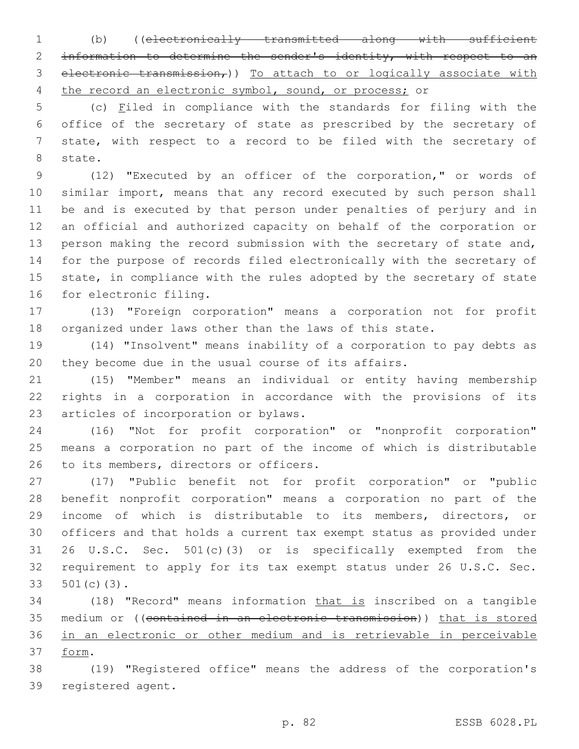(b) ((~~electronically transmitted along with sufficient information to determine the sender's identity, with respect to an electronic transmission,~~)) To attach to or logically associate with the record an electronic symbol, sound, or process; or

(c) Filed in compliance with the standards for filing with the office of the secretary of state as prescribed by the secretary of state, with respect to a record to be filed with the secretary of state.

(12) "Executed by an officer of the corporation," or words of similar import, means that any record executed by such person shall be and is executed by that person under penalties of perjury and in an official and authorized capacity on behalf of the corporation or person making the record submission with the secretary of state and, for the purpose of records filed electronically with the secretary of state, in compliance with the rules adopted by the secretary of state for electronic filing.

(13) "Foreign corporation" means a corporation not for profit organized under laws other than the laws of this state.

(14) "Insolvent" means inability of a corporation to pay debts as they become due in the usual course of its affairs.

(15) "Member" means an individual or entity having membership rights in a corporation in accordance with the provisions of its articles of incorporation or bylaws.

(16) "Not for profit corporation" or "nonprofit corporation" means a corporation no part of the income of which is distributable to its members, directors or officers.

(17) "Public benefit not for profit corporation" or "public benefit nonprofit corporation" means a corporation no part of the income of which is distributable to its members, directors, or officers and that holds a current tax exempt status as provided under 26 U.S.C. Sec. 501(c)(3) or is specifically exempted from the requirement to apply for its tax exempt status under 26 U.S.C. Sec. 501(c)(3).

(18) "Record" means information that is inscribed on a tangible medium or ((~~contained in an electronic transmission~~)) that is stored in an electronic or other medium and is retrievable in perceivable form.

(19) "Registered office" means the address of the corporation's registered agent.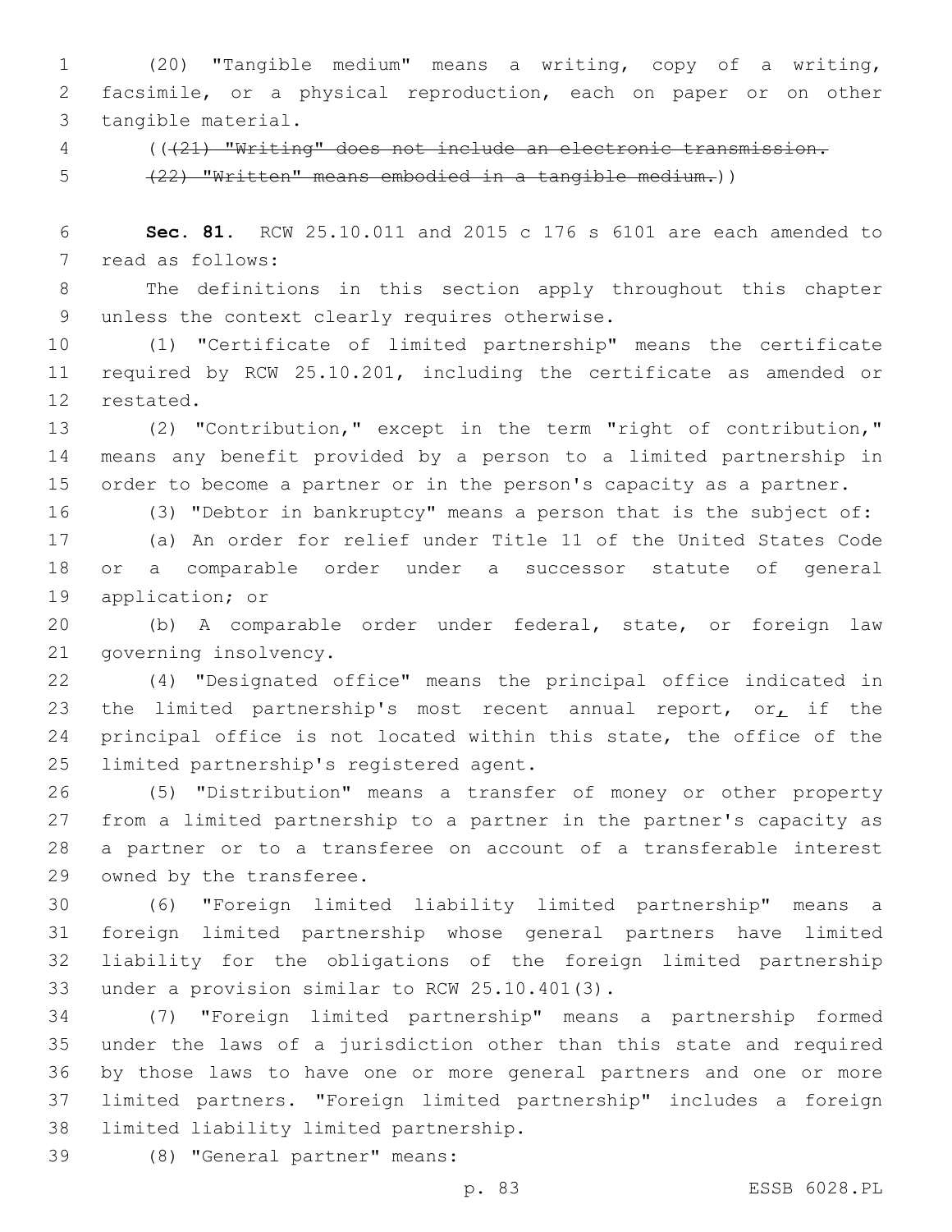(20) "Tangible medium" means a writing, copy of a writing, facsimile, or a physical reproduction, each on paper or on other tangible material.

((~~(21) "Writing" does not include an electronic transmission.~~

~~(22) "Written" means embodied in a tangible medium.~~))

**Sec. 81.** RCW 25.10.011 and 2015 c 176 s 6101 are each amended to read as follows:

The definitions in this section apply throughout this chapter unless the context clearly requires otherwise.

(1) "Certificate of limited partnership" means the certificate required by RCW 25.10.201, including the certificate as amended or restated.

(2) "Contribution," except in the term "right of contribution," means any benefit provided by a person to a limited partnership in order to become a partner or in the person's capacity as a partner.

(3) "Debtor in bankruptcy" means a person that is the subject of:

(a) An order for relief under Title 11 of the United States Code or a comparable order under a successor statute of general application; or

(b) A comparable order under federal, state, or foreign law governing insolvency.

(4) "Designated office" means the principal office indicated in the limited partnership's most recent annual report, or, if the principal office is not located within this state, the office of the limited partnership's registered agent.

(5) "Distribution" means a transfer of money or other property from a limited partnership to a partner in the partner's capacity as a partner or to a transferee on account of a transferable interest owned by the transferee.

(6) "Foreign limited liability limited partnership" means a foreign limited partnership whose general partners have limited liability for the obligations of the foreign limited partnership under a provision similar to RCW 25.10.401(3).

(7) "Foreign limited partnership" means a partnership formed under the laws of a jurisdiction other than this state and required by those laws to have one or more general partners and one or more limited partners. "Foreign limited partnership" includes a foreign limited liability limited partnership.

(8) "General partner" means: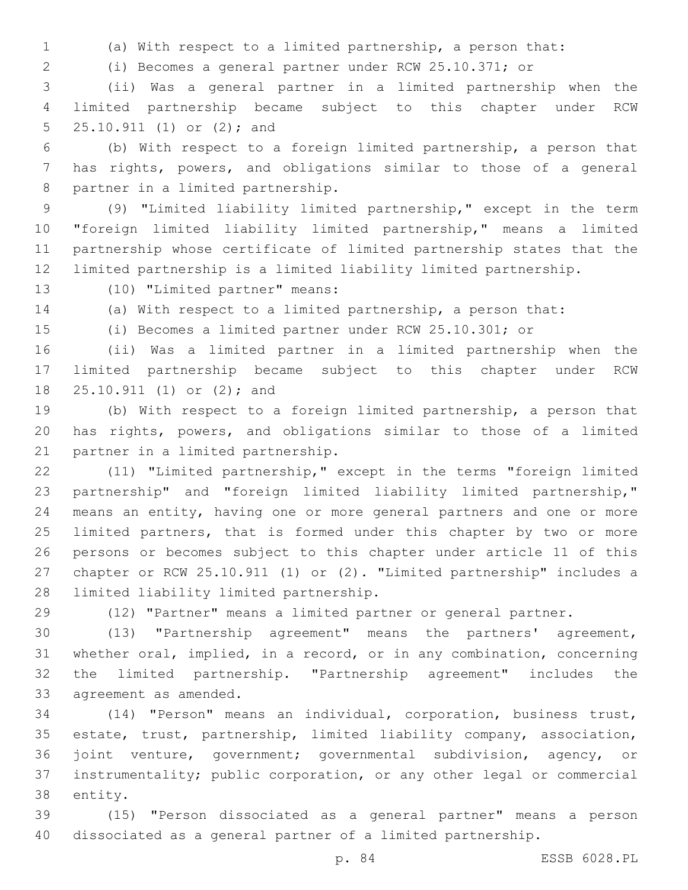(a) With respect to a limited partnership, a person that:

(i) Becomes a general partner under RCW 25.10.371; or

(ii) Was a general partner in a limited partnership when the limited partnership became subject to this chapter under RCW 25.10.911 (1) or (2); and

(b) With respect to a foreign limited partnership, a person that has rights, powers, and obligations similar to those of a general partner in a limited partnership.

(9) "Limited liability limited partnership," except in the term "foreign limited liability limited partnership," means a limited partnership whose certificate of limited partnership states that the limited partnership is a limited liability limited partnership.

(10) "Limited partner" means:

(a) With respect to a limited partnership, a person that:

(i) Becomes a limited partner under RCW 25.10.301; or

(ii) Was a limited partner in a limited partnership when the limited partnership became subject to this chapter under RCW 25.10.911 (1) or (2); and

(b) With respect to a foreign limited partnership, a person that has rights, powers, and obligations similar to those of a limited partner in a limited partnership.

(11) "Limited partnership," except in the terms "foreign limited partnership" and "foreign limited liability limited partnership," means an entity, having one or more general partners and one or more limited partners, that is formed under this chapter by two or more persons or becomes subject to this chapter under article 11 of this chapter or RCW 25.10.911 (1) or (2). "Limited partnership" includes a limited liability limited partnership.

(12) "Partner" means a limited partner or general partner.

(13) "Partnership agreement" means the partners' agreement, whether oral, implied, in a record, or in any combination, concerning the limited partnership. "Partnership agreement" includes the agreement as amended.

(14) "Person" means an individual, corporation, business trust, estate, trust, partnership, limited liability company, association, joint venture, government; governmental subdivision, agency, or instrumentality; public corporation, or any other legal or commercial entity.

(15) "Person dissociated as a general partner" means a person dissociated as a general partner of a limited partnership.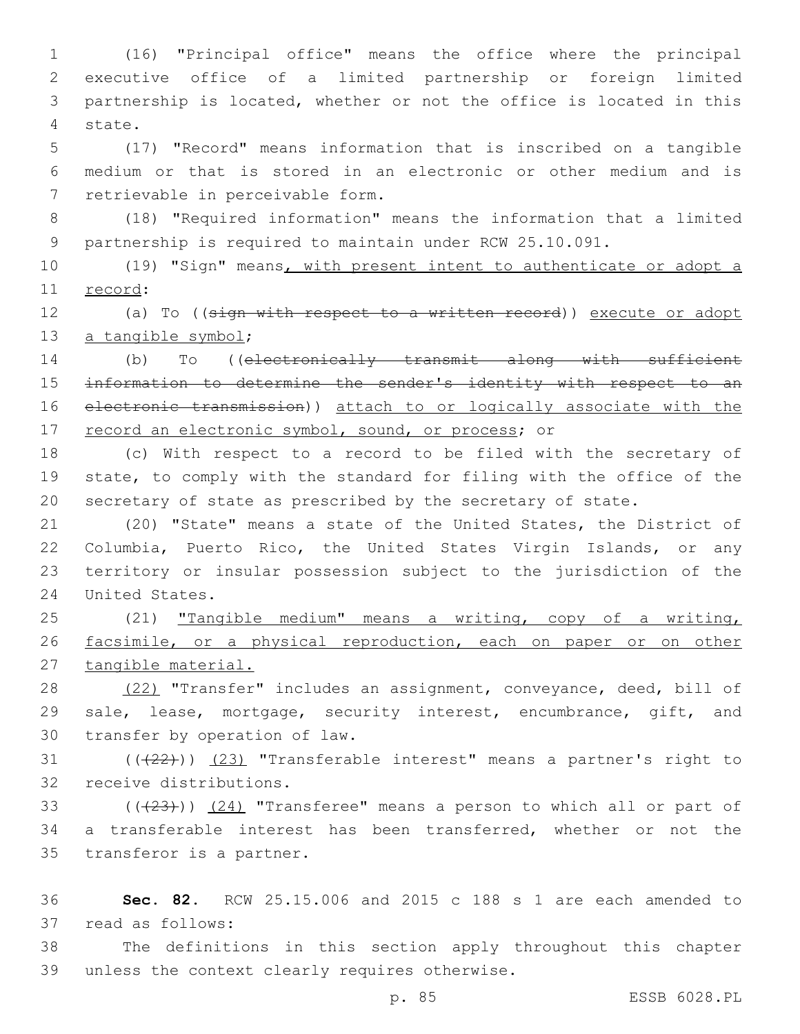(16) "Principal office" means the office where the principal executive office of a limited partnership or foreign limited partnership is located, whether or not the office is located in this state.

(17) "Record" means information that is inscribed on a tangible medium or that is stored in an electronic or other medium and is retrievable in perceivable form.

(18) "Required information" means the information that a limited partnership is required to maintain under RCW 25.10.091.

(19) "Sign" means, with present intent to authenticate or adopt a record:

(a) To ((sign with respect to a written record)) execute or adopt a tangible symbol;

(b) To ((electronically transmit along with sufficient information to determine the sender's identity with respect to an electronic transmission)) attach to or logically associate with the record an electronic symbol, sound, or process; or

(c) With respect to a record to be filed with the secretary of state, to comply with the standard for filing with the office of the secretary of state as prescribed by the secretary of state.

(20) "State" means a state of the United States, the District of Columbia, Puerto Rico, the United States Virgin Islands, or any territory or insular possession subject to the jurisdiction of the United States.

(21) "Tangible medium" means a writing, copy of a writing, facsimile, or a physical reproduction, each on paper or on other tangible material.

(22) "Transfer" includes an assignment, conveyance, deed, bill of sale, lease, mortgage, security interest, encumbrance, gift, and transfer by operation of law.

(((22))) (23) "Transferable interest" means a partner's right to receive distributions.

(((23))) (24) "Transferee" means a person to which all or part of a transferable interest has been transferred, whether or not the transferor is a partner.

**Sec. 82.** RCW 25.15.006 and 2015 c 188 s 1 are each amended to read as follows:

The definitions in this section apply throughout this chapter unless the context clearly requires otherwise.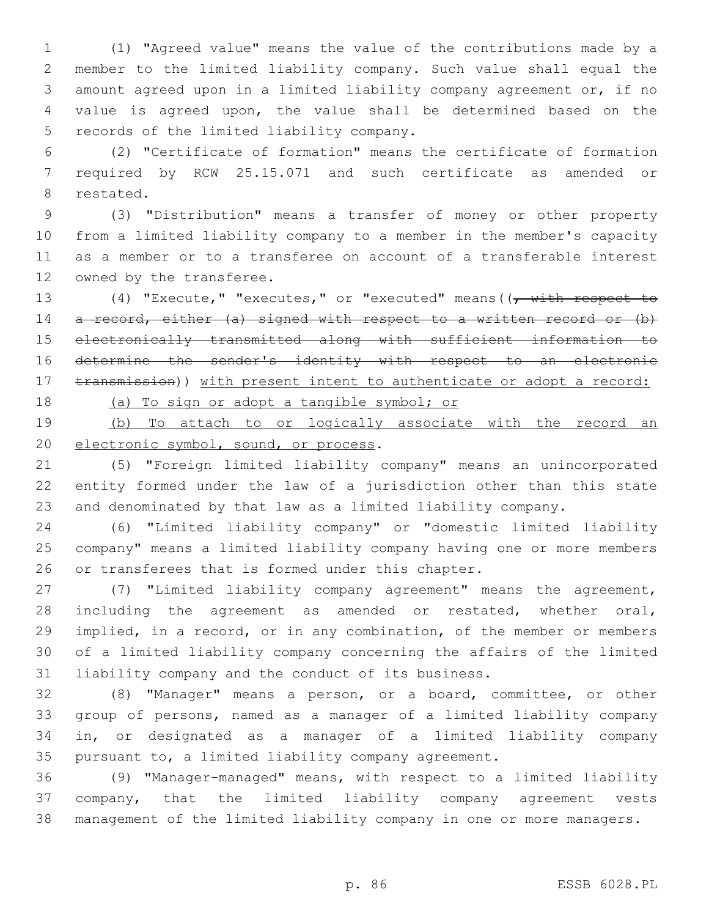(1) "Agreed value" means the value of the contributions made by a member to the limited liability company. Such value shall equal the amount agreed upon in a limited liability company agreement or, if no value is agreed upon, the value shall be determined based on the records of the limited liability company.

(2) "Certificate of formation" means the certificate of formation required by RCW 25.15.071 and such certificate as amended or restated.

(3) "Distribution" means a transfer of money or other property from a limited liability company to a member in the member's capacity as a member or to a transferee on account of a transferable interest owned by the transferee.

(4) "Execute," "executes," or "executed" means ((~~, with respect to a record, either (a) signed with respect to a written record or (b) electronically transmitted along with sufficient information to determine the sender's identity with respect to an electronic transmission~~)) <u>with present intent to authenticate or adopt a record:</u>

<u>(a) To sign or adopt a tangible symbol; or</u>

<u>(b) To attach to or logically associate with the record an electronic symbol, sound, or process</u>.

(5) "Foreign limited liability company" means an unincorporated entity formed under the law of a jurisdiction other than this state and denominated by that law as a limited liability company.

(6) "Limited liability company" or "domestic limited liability company" means a limited liability company having one or more members or transferees that is formed under this chapter.

(7) "Limited liability company agreement" means the agreement, including the agreement as amended or restated, whether oral, implied, in a record, or in any combination, of the member or members of a limited liability company concerning the affairs of the limited liability company and the conduct of its business.

(8) "Manager" means a person, or a board, committee, or other group of persons, named as a manager of a limited liability company in, or designated as a manager of a limited liability company pursuant to, a limited liability company agreement.

(9) "Manager-managed" means, with respect to a limited liability company, that the limited liability company agreement vests management of the limited liability company in one or more managers.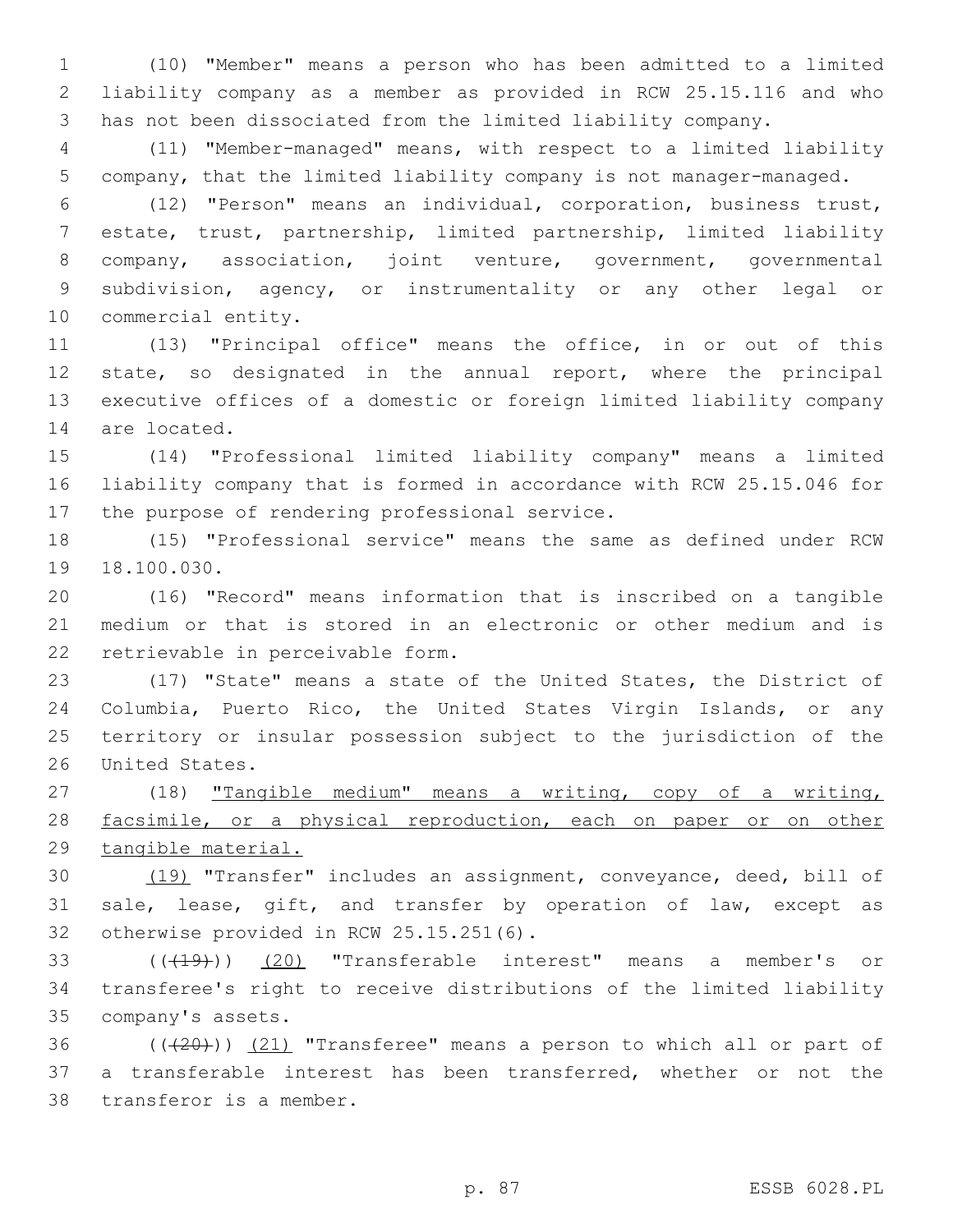(10) "Member" means a person who has been admitted to a limited liability company as a member as provided in RCW 25.15.116 and who has not been dissociated from the limited liability company.

(11) "Member-managed" means, with respect to a limited liability company, that the limited liability company is not manager-managed.

(12) "Person" means an individual, corporation, business trust, estate, trust, partnership, limited partnership, limited liability company, association, joint venture, government, governmental subdivision, agency, or instrumentality or any other legal or commercial entity.

(13) "Principal office" means the office, in or out of this state, so designated in the annual report, where the principal executive offices of a domestic or foreign limited liability company are located.

(14) "Professional limited liability company" means a limited liability company that is formed in accordance with RCW 25.15.046 for the purpose of rendering professional service.

(15) "Professional service" means the same as defined under RCW 18.100.030.

(16) "Record" means information that is inscribed on a tangible medium or that is stored in an electronic or other medium and is retrievable in perceivable form.

(17) "State" means a state of the United States, the District of Columbia, Puerto Rico, the United States Virgin Islands, or any territory or insular possession subject to the jurisdiction of the United States.

(18) "Tangible medium" means a writing, copy of a writing, facsimile, or a physical reproduction, each on paper or on other tangible material.

(19) "Transfer" includes an assignment, conveyance, deed, bill of sale, lease, gift, and transfer by operation of law, except as otherwise provided in RCW 25.15.251(6).

(((19))) (20) "Transferable interest" means a member's or transferee's right to receive distributions of the limited liability company's assets.

(((20))) (21) "Transferee" means a person to which all or part of a transferable interest has been transferred, whether or not the transferor is a member.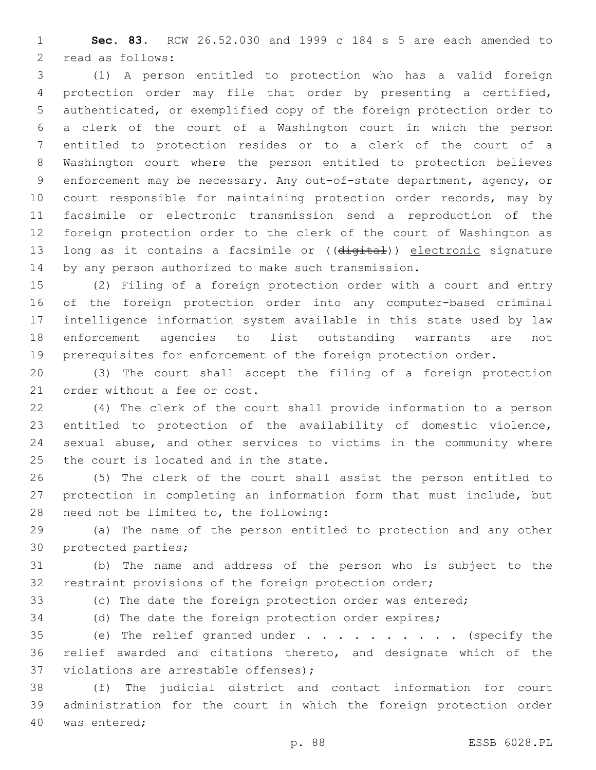**Sec. 83.** RCW 26.52.030 and 1999 c 184 s 5 are each amended to read as follows:

(1) A person entitled to protection who has a valid foreign protection order may file that order by presenting a certified, authenticated, or exemplified copy of the foreign protection order to a clerk of the court of a Washington court in which the person entitled to protection resides or to a clerk of the court of a Washington court where the person entitled to protection believes enforcement may be necessary. Any out-of-state department, agency, or court responsible for maintaining protection order records, may by facsimile or electronic transmission send a reproduction of the foreign protection order to the clerk of the court of Washington as long as it contains a facsimile or ((~~digital~~)) <u>electronic</u> signature by any person authorized to make such transmission.

(2) Filing of a foreign protection order with a court and entry of the foreign protection order into any computer-based criminal intelligence information system available in this state used by law enforcement agencies to list outstanding warrants are not prerequisites for enforcement of the foreign protection order.

(3) The court shall accept the filing of a foreign protection order without a fee or cost.

(4) The clerk of the court shall provide information to a person entitled to protection of the availability of domestic violence, sexual abuse, and other services to victims in the community where the court is located and in the state.

(5) The clerk of the court shall assist the person entitled to protection in completing an information form that must include, but need not be limited to, the following:

(a) The name of the person entitled to protection and any other protected parties;

(b) The name and address of the person who is subject to the restraint provisions of the foreign protection order;

(c) The date the foreign protection order was entered;

(d) The date the foreign protection order expires;

(e) The relief granted under . . . . . . . . . . . (specify the relief awarded and citations thereto, and designate which of the violations are arrestable offenses);

(f) The judicial district and contact information for court administration for the court in which the foreign protection order was entered;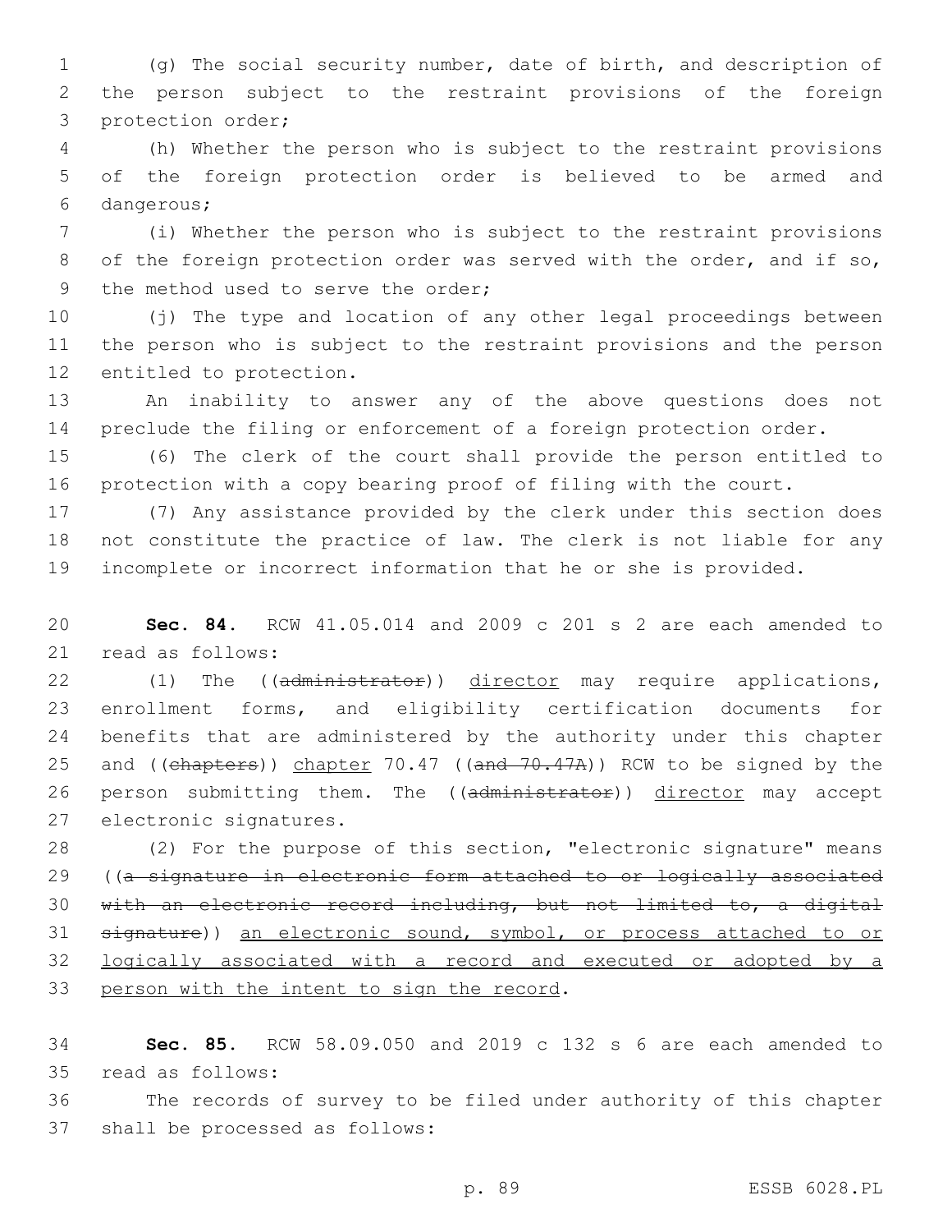(g) The social security number, date of birth, and description of the person subject to the restraint provisions of the foreign protection order;

(h) Whether the person who is subject to the restraint provisions of the foreign protection order is believed to be armed and dangerous;

(i) Whether the person who is subject to the restraint provisions of the foreign protection order was served with the order, and if so, the method used to serve the order;

(j) The type and location of any other legal proceedings between the person who is subject to the restraint provisions and the person entitled to protection.

An inability to answer any of the above questions does not preclude the filing or enforcement of a foreign protection order.

(6) The clerk of the court shall provide the person entitled to protection with a copy bearing proof of filing with the court.

(7) Any assistance provided by the clerk under this section does not constitute the practice of law. The clerk is not liable for any incomplete or incorrect information that he or she is provided.

**Sec. 84.** RCW 41.05.014 and 2009 c 201 s 2 are each amended to read as follows:

(1) The ((~~administrator~~)) <u>director</u> may require applications, enrollment forms, and eligibility certification documents for benefits that are administered by the authority under this chapter and ((~~chapters~~)) <u>chapter</u> 70.47 ((~~and 70.47A~~)) RCW to be signed by the person submitting them. The ((~~administrator~~)) <u>director</u> may accept electronic signatures.

(2) For the purpose of this section, "electronic signature" means ((~~a signature in electronic form attached to or logically associated with an electronic record including, but not limited to, a digital signature~~)) <u>an electronic sound, symbol, or process attached to or logically associated with a record and executed or adopted by a person with the intent to sign the record</u>.

**Sec. 85.** RCW 58.09.050 and 2019 c 132 s 6 are each amended to read as follows:

The records of survey to be filed under authority of this chapter shall be processed as follows: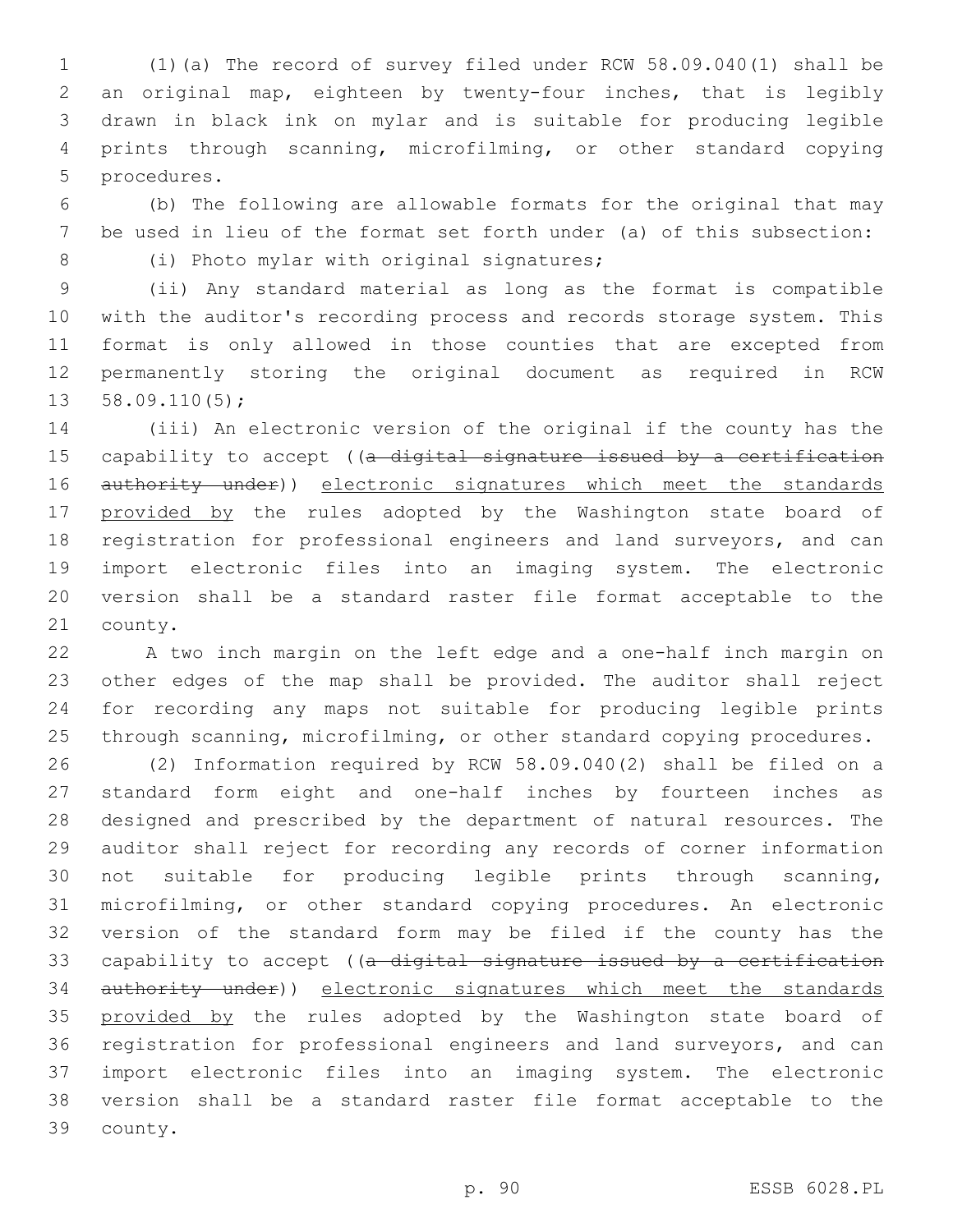(1)(a) The record of survey filed under RCW 58.09.040(1) shall be an original map, eighteen by twenty-four inches, that is legibly drawn in black ink on mylar and is suitable for producing legible prints through scanning, microfilming, or other standard copying procedures.

(b) The following are allowable formats for the original that may be used in lieu of the format set forth under (a) of this subsection:

(i) Photo mylar with original signatures;

(ii) Any standard material as long as the format is compatible with the auditor's recording process and records storage system. This format is only allowed in those counties that are excepted from permanently storing the original document as required in RCW 58.09.110(5);

(iii) An electronic version of the original if the county has the capability to accept ((~~a digital signature issued by a certification authority under~~)) <u>electronic signatures which meet the standards provided by</u> the rules adopted by the Washington state board of registration for professional engineers and land surveyors, and can import electronic files into an imaging system. The electronic version shall be a standard raster file format acceptable to the county.

A two inch margin on the left edge and a one-half inch margin on other edges of the map shall be provided. The auditor shall reject for recording any maps not suitable for producing legible prints through scanning, microfilming, or other standard copying procedures.

(2) Information required by RCW 58.09.040(2) shall be filed on a standard form eight and one-half inches by fourteen inches as designed and prescribed by the department of natural resources. The auditor shall reject for recording any records of corner information not suitable for producing legible prints through scanning, microfilming, or other standard copying procedures. An electronic version of the standard form may be filed if the county has the capability to accept ((~~a digital signature issued by a certification authority under~~)) <u>electronic signatures which meet the standards provided by</u> the rules adopted by the Washington state board of registration for professional engineers and land surveyors, and can import electronic files into an imaging system. The electronic version shall be a standard raster file format acceptable to the county.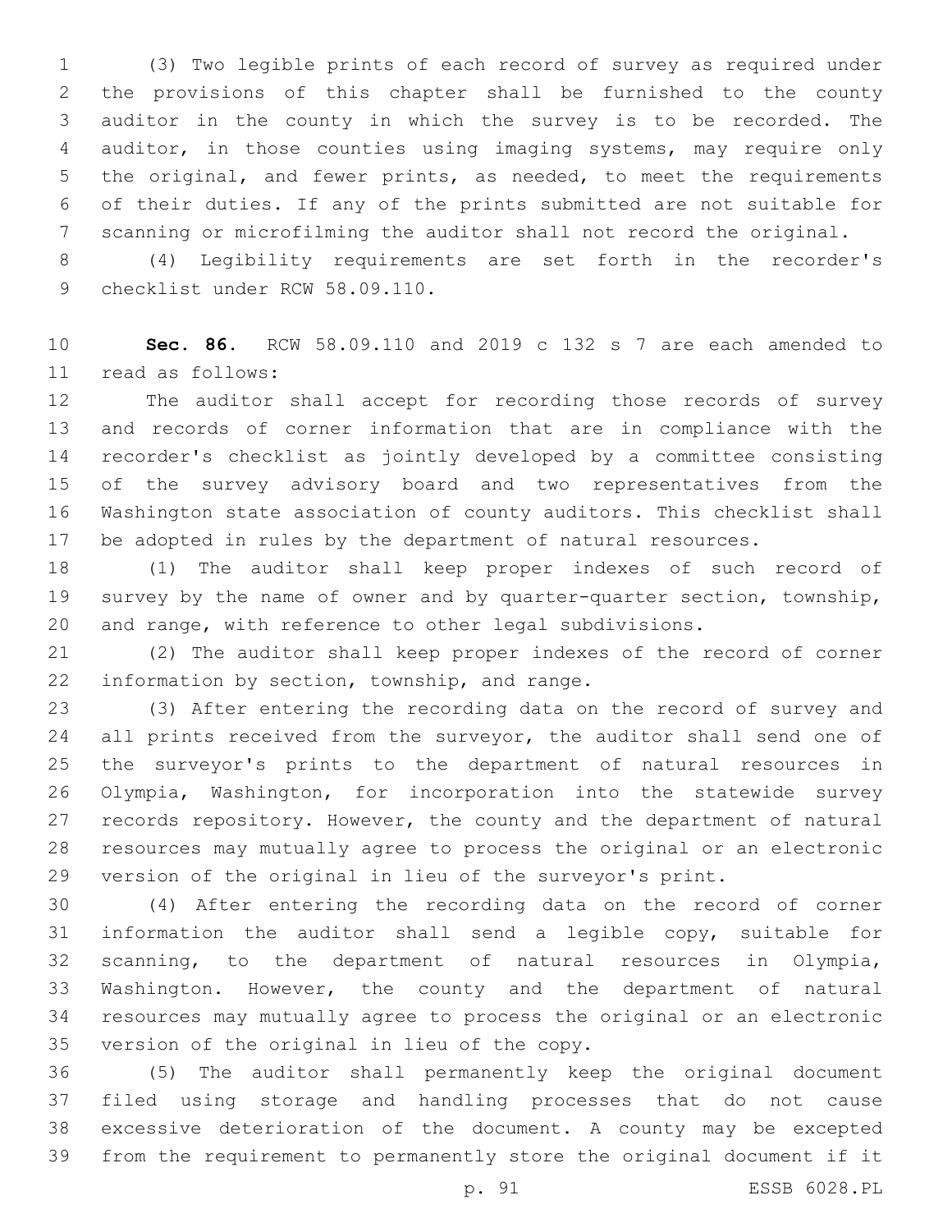(3) Two legible prints of each record of survey as required under the provisions of this chapter shall be furnished to the county auditor in the county in which the survey is to be recorded. The auditor, in those counties using imaging systems, may require only the original, and fewer prints, as needed, to meet the requirements of their duties. If any of the prints submitted are not suitable for scanning or microfilming the auditor shall not record the original.

(4) Legibility requirements are set forth in the recorder's checklist under RCW 58.09.110.

**Sec. 86.** RCW 58.09.110 and 2019 c 132 s 7 are each amended to read as follows:

The auditor shall accept for recording those records of survey and records of corner information that are in compliance with the recorder's checklist as jointly developed by a committee consisting of the survey advisory board and two representatives from the Washington state association of county auditors. This checklist shall be adopted in rules by the department of natural resources.

(1) The auditor shall keep proper indexes of such record of survey by the name of owner and by quarter-quarter section, township, and range, with reference to other legal subdivisions.

(2) The auditor shall keep proper indexes of the record of corner information by section, township, and range.

(3) After entering the recording data on the record of survey and all prints received from the surveyor, the auditor shall send one of the surveyor's prints to the department of natural resources in Olympia, Washington, for incorporation into the statewide survey records repository. However, the county and the department of natural resources may mutually agree to process the original or an electronic version of the original in lieu of the surveyor's print.

(4) After entering the recording data on the record of corner information the auditor shall send a legible copy, suitable for scanning, to the department of natural resources in Olympia, Washington. However, the county and the department of natural resources may mutually agree to process the original or an electronic version of the original in lieu of the copy.

(5) The auditor shall permanently keep the original document filed using storage and handling processes that do not cause excessive deterioration of the document. A county may be excepted from the requirement to permanently store the original document if it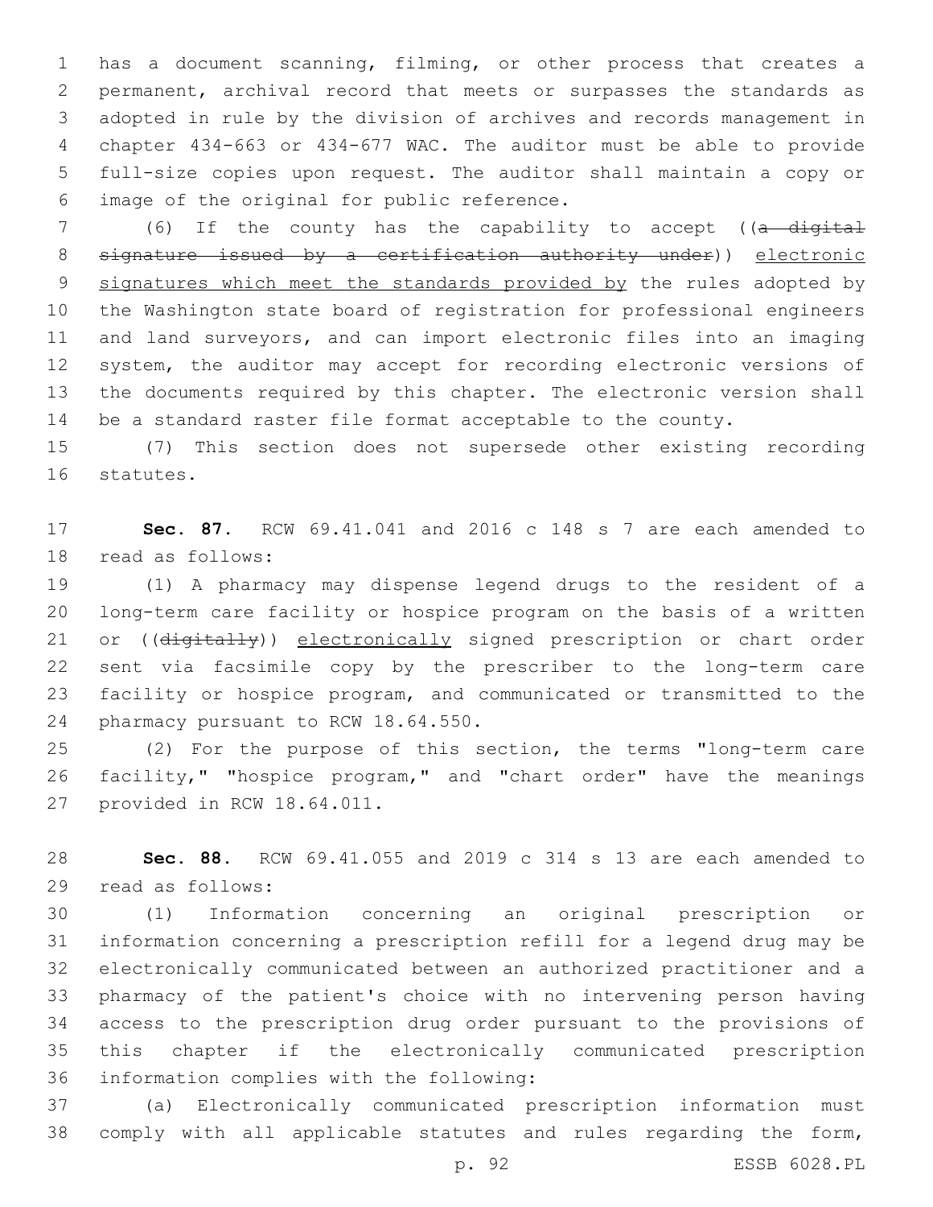has a document scanning, filming, or other process that creates a permanent, archival record that meets or surpasses the standards as adopted in rule by the division of archives and records management in chapter 434-663 or 434-677 WAC. The auditor must be able to provide full-size copies upon request. The auditor shall maintain a copy or image of the original for public reference.

(6) If the county has the capability to accept ((~~a digital signature issued by a certification authority under~~)) electronic signatures which meet the standards provided by the rules adopted by the Washington state board of registration for professional engineers and land surveyors, and can import electronic files into an imaging system, the auditor may accept for recording electronic versions of the documents required by this chapter. The electronic version shall be a standard raster file format acceptable to the county.

(7) This section does not supersede other existing recording statutes.

**Sec. 87.** RCW 69.41.041 and 2016 c 148 s 7 are each amended to read as follows:

(1) A pharmacy may dispense legend drugs to the resident of a long-term care facility or hospice program on the basis of a written or ((~~digitally~~)) electronically signed prescription or chart order sent via facsimile copy by the prescriber to the long-term care facility or hospice program, and communicated or transmitted to the pharmacy pursuant to RCW 18.64.550.

(2) For the purpose of this section, the terms "long-term care facility," "hospice program," and "chart order" have the meanings provided in RCW 18.64.011.

**Sec. 88.** RCW 69.41.055 and 2019 c 314 s 13 are each amended to read as follows:

(1) Information concerning an original prescription or information concerning a prescription refill for a legend drug may be electronically communicated between an authorized practitioner and a pharmacy of the patient's choice with no intervening person having access to the prescription drug order pursuant to the provisions of this chapter if the electronically communicated prescription information complies with the following:

(a) Electronically communicated prescription information must comply with all applicable statutes and rules regarding the form,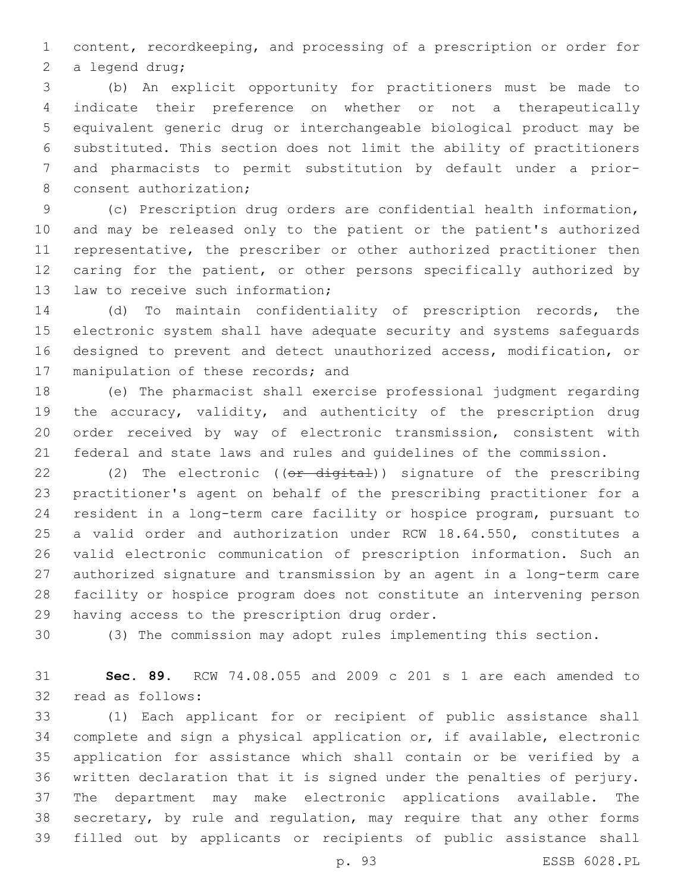content, recordkeeping, and processing of a prescription or order for a legend drug;

(b) An explicit opportunity for practitioners must be made to indicate their preference on whether or not a therapeutically equivalent generic drug or interchangeable biological product may be substituted. This section does not limit the ability of practitioners and pharmacists to permit substitution by default under a prior-consent authorization;

(c) Prescription drug orders are confidential health information, and may be released only to the patient or the patient's authorized representative, the prescriber or other authorized practitioner then caring for the patient, or other persons specifically authorized by law to receive such information;

(d) To maintain confidentiality of prescription records, the electronic system shall have adequate security and systems safeguards designed to prevent and detect unauthorized access, modification, or manipulation of these records; and

(e) The pharmacist shall exercise professional judgment regarding the accuracy, validity, and authenticity of the prescription drug order received by way of electronic transmission, consistent with federal and state laws and rules and guidelines of the commission.

(2) The electronic ((~~or digital~~)) signature of the prescribing practitioner's agent on behalf of the prescribing practitioner for a resident in a long-term care facility or hospice program, pursuant to a valid order and authorization under RCW 18.64.550, constitutes a valid electronic communication of prescription information. Such an authorized signature and transmission by an agent in a long-term care facility or hospice program does not constitute an intervening person having access to the prescription drug order.

(3) The commission may adopt rules implementing this section.

**Sec. 89.** RCW 74.08.055 and 2009 c 201 s 1 are each amended to read as follows:

(1) Each applicant for or recipient of public assistance shall complete and sign a physical application or, if available, electronic application for assistance which shall contain or be verified by a written declaration that it is signed under the penalties of perjury. The department may make electronic applications available. The secretary, by rule and regulation, may require that any other forms filled out by applicants or recipients of public assistance shall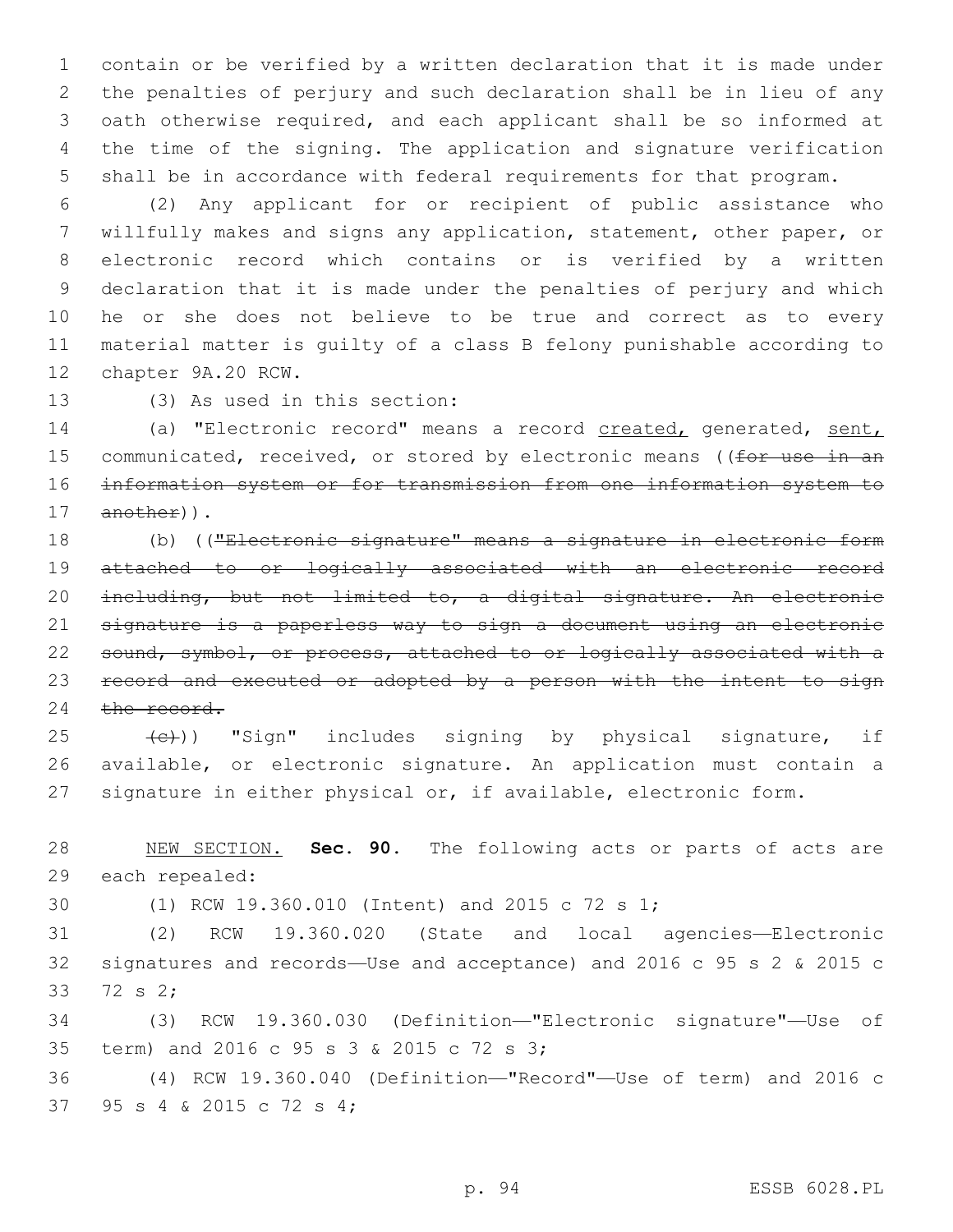contain or be verified by a written declaration that it is made under the penalties of perjury and such declaration shall be in lieu of any oath otherwise required, and each applicant shall be so informed at the time of the signing. The application and signature verification shall be in accordance with federal requirements for that program.

(2) Any applicant for or recipient of public assistance who willfully makes and signs any application, statement, other paper, or electronic record which contains or is verified by a written declaration that it is made under the penalties of perjury and which he or she does not believe to be true and correct as to every material matter is guilty of a class B felony punishable according to chapter 9A.20 RCW.

(3) As used in this section:

(a) "Electronic record" means a record created, generated, sent, communicated, received, or stored by electronic means ((~~for use in an information system or for transmission from one information system to another~~)).

(b) ((~~"Electronic signature" means a signature in electronic form attached to or logically associated with an electronic record including, but not limited to, a digital signature. An electronic signature is a paperless way to sign a document using an electronic sound, symbol, or process, attached to or logically associated with a record and executed or adopted by a person with the intent to sign the record.~~

~~(c)~~)) "Sign" includes signing by physical signature, if available, or electronic signature. An application must contain a signature in either physical or, if available, electronic form.

NEW SECTION. **Sec. 90.** The following acts or parts of acts are each repealed:

(1) RCW 19.360.010 (Intent) and 2015 c 72 s 1;

(2) RCW 19.360.020 (State and local agencies—Electronic signatures and records—Use and acceptance) and 2016 c 95 s 2 & 2015 c 72 s 2;

(3) RCW 19.360.030 (Definition—"Electronic signature"—Use of term) and 2016 c 95 s 3 & 2015 c 72 s 3;

(4) RCW 19.360.040 (Definition—"Record"—Use of term) and 2016 c 95 s 4 & 2015 c 72 s 4;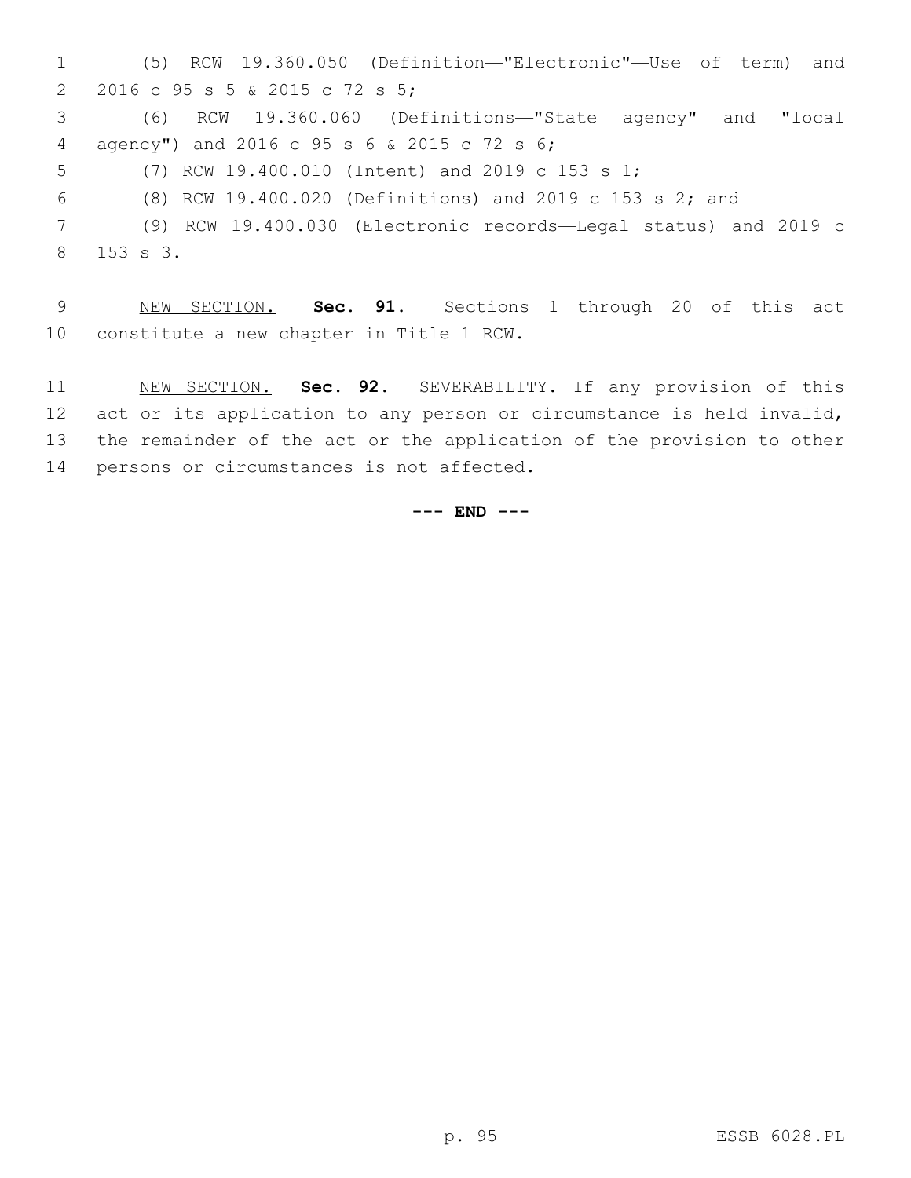(5) RCW 19.360.050 (Definition—"Electronic"—Use of term) and 2016 c 95 s 5 & 2015 c 72 s 5;

(6) RCW 19.360.060 (Definitions—"State agency" and "local agency") and 2016 c 95 s 6 & 2015 c 72 s 6;

(7) RCW 19.400.010 (Intent) and 2019 c 153 s 1;

(8) RCW 19.400.020 (Definitions) and 2019 c 153 s 2; and

(9) RCW 19.400.030 (Electronic records—Legal status) and 2019 c 153 s 3.

NEW SECTION. **Sec. 91.** Sections 1 through 20 of this act constitute a new chapter in Title 1 RCW.

NEW SECTION. **Sec. 92.** SEVERABILITY. If any provision of this act or its application to any person or circumstance is held invalid, the remainder of the act or the application of the provision to other persons or circumstances is not affected.

**--- END ---**